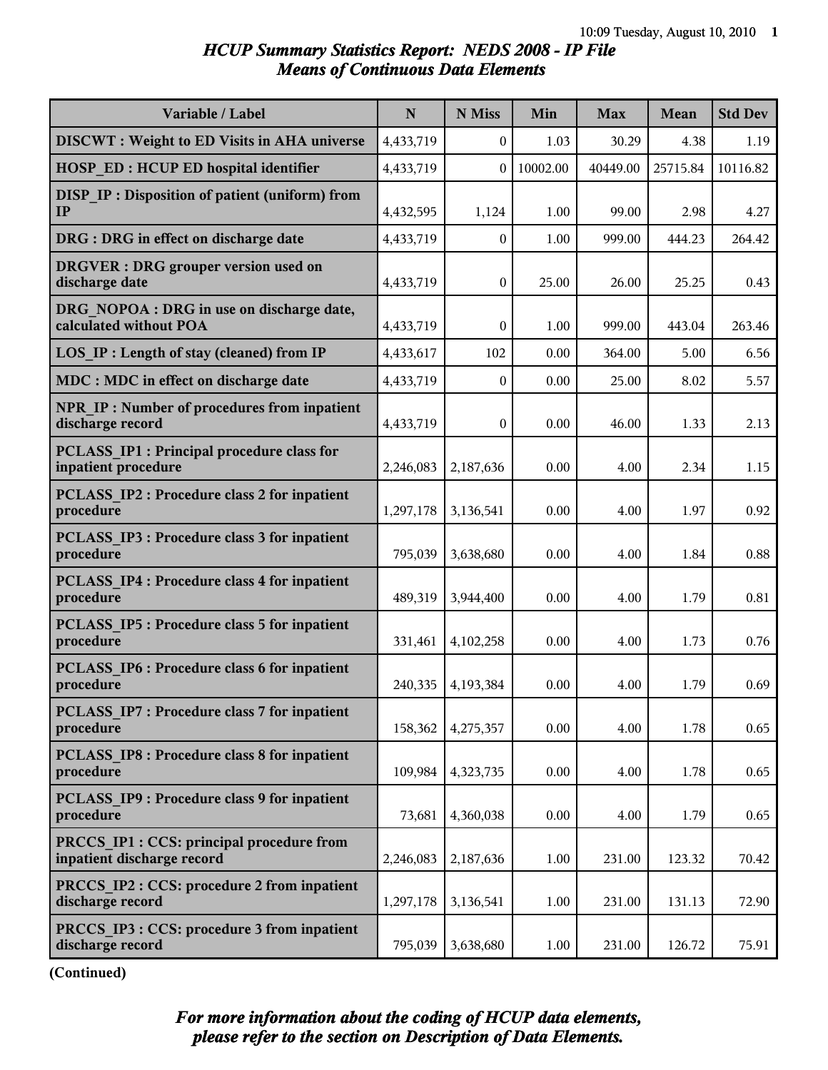# *HCUP Summary Statistics Report: NEDS 2008 - IP File*
## *Means of Continuous Data Elements*

| Variable / Label | N | N Miss | Min | Max | Mean | Std Dev |
|---|---|---|---|---|---|---|
| **DISCWT : Weight to ED Visits in AHA universe** | 4,433,719 | 0 | 1.03 | 30.29 | 4.38 | 1.19 |
| **HOSP_ED : HCUP ED hospital identifier** | 4,433,719 | 0 | 10002.00 | 40449.00 | 25715.84 | 10116.82 |
| **DISP_IP : Disposition of patient (uniform) from IP** | 4,432,595 | 1,124 | 1.00 | 99.00 | 2.98 | 4.27 |
| **DRG : DRG in effect on discharge date** | 4,433,719 | 0 | 1.00 | 999.00 | 444.23 | 264.42 |
| **DRGVER : DRG grouper version used on discharge date** | 4,433,719 | 0 | 25.00 | 26.00 | 25.25 | 0.43 |
| **DRG_NOPOA : DRG in use on discharge date, calculated without POA** | 4,433,719 | 0 | 1.00 | 999.00 | 443.04 | 263.46 |
| **LOS_IP : Length of stay (cleaned) from IP** | 4,433,617 | 102 | 0.00 | 364.00 | 5.00 | 6.56 |
| **MDC : MDC in effect on discharge date** | 4,433,719 | 0 | 0.00 | 25.00 | 8.02 | 5.57 |
| **NPR_IP : Number of procedures from inpatient discharge record** | 4,433,719 | 0 | 0.00 | 46.00 | 1.33 | 2.13 |
| **PCLASS_IP1 : Principal procedure class for inpatient procedure** | 2,246,083 | 2,187,636 | 0.00 | 4.00 | 2.34 | 1.15 |
| **PCLASS_IP2 : Procedure class 2 for inpatient procedure** | 1,297,178 | 3,136,541 | 0.00 | 4.00 | 1.97 | 0.92 |
| **PCLASS_IP3 : Procedure class 3 for inpatient procedure** | 795,039 | 3,638,680 | 0.00 | 4.00 | 1.84 | 0.88 |
| **PCLASS_IP4 : Procedure class 4 for inpatient procedure** | 489,319 | 3,944,400 | 0.00 | 4.00 | 1.79 | 0.81 |
| **PCLASS_IP5 : Procedure class 5 for inpatient procedure** | 331,461 | 4,102,258 | 0.00 | 4.00 | 1.73 | 0.76 |
| **PCLASS_IP6 : Procedure class 6 for inpatient procedure** | 240,335 | 4,193,384 | 0.00 | 4.00 | 1.79 | 0.69 |
| **PCLASS_IP7 : Procedure class 7 for inpatient procedure** | 158,362 | 4,275,357 | 0.00 | 4.00 | 1.78 | 0.65 |
| **PCLASS_IP8 : Procedure class 8 for inpatient procedure** | 109,984 | 4,323,735 | 0.00 | 4.00 | 1.78 | 0.65 |
| **PCLASS_IP9 : Procedure class 9 for inpatient procedure** | 73,681 | 4,360,038 | 0.00 | 4.00 | 1.79 | 0.65 |
| **PRCCS_IP1 : CCS: principal procedure from inpatient discharge record** | 2,246,083 | 2,187,636 | 1.00 | 231.00 | 123.32 | 70.42 |
| **PRCCS_IP2 : CCS: procedure 2 from inpatient discharge record** | 1,297,178 | 3,136,541 | 1.00 | 231.00 | 131.13 | 72.90 |
| **PRCCS_IP3 : CCS: procedure 3 from inpatient discharge record** | 795,039 | 3,638,680 | 1.00 | 231.00 | 126.72 | 75.91 |

**(Continued)**

***For more information about the coding of HCUP data elements, please refer to the section on Description of Data Elements.***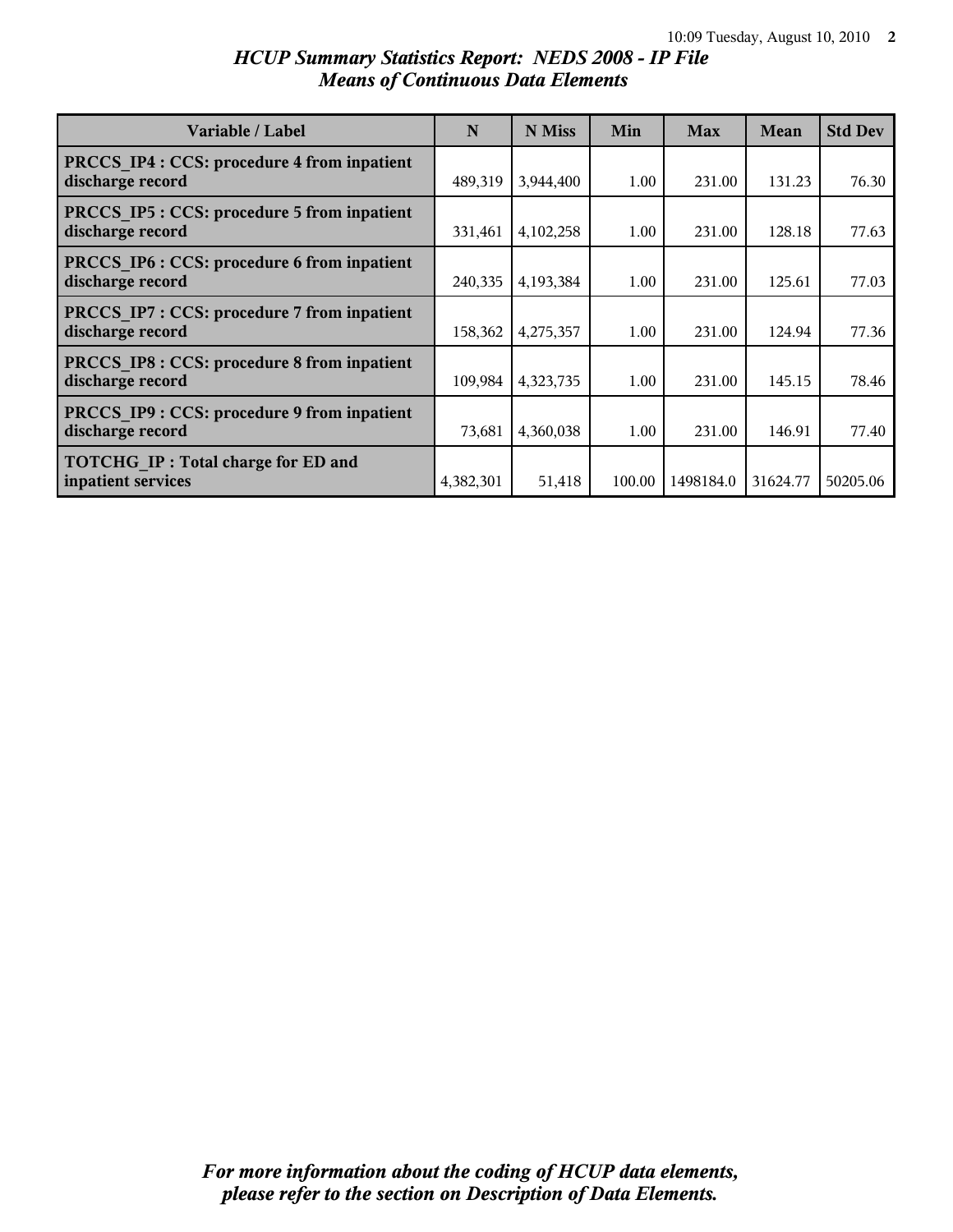# *HCUP Summary Statistics Report: NEDS 2008 - IP File*
## *Means of Continuous Data Elements*

| Variable / Label | N | N Miss | Min | Max | Mean | Std Dev |
|---|---|---|---|---|---|---|
| **PRCCS_IP4 : CCS: procedure 4 from inpatient discharge record** | 489,319 | 3,944,400 | 1.00 | 231.00 | 131.23 | 76.30 |
| **PRCCS_IP5 : CCS: procedure 5 from inpatient discharge record** | 331,461 | 4,102,258 | 1.00 | 231.00 | 128.18 | 77.63 |
| **PRCCS_IP6 : CCS: procedure 6 from inpatient discharge record** | 240,335 | 4,193,384 | 1.00 | 231.00 | 125.61 | 77.03 |
| **PRCCS_IP7 : CCS: procedure 7 from inpatient discharge record** | 158,362 | 4,275,357 | 1.00 | 231.00 | 124.94 | 77.36 |
| **PRCCS_IP8 : CCS: procedure 8 from inpatient discharge record** | 109,984 | 4,323,735 | 1.00 | 231.00 | 145.15 | 78.46 |
| **PRCCS_IP9 : CCS: procedure 9 from inpatient discharge record** | 73,681 | 4,360,038 | 1.00 | 231.00 | 146.91 | 77.40 |
| **TOTCHG_IP : Total charge for ED and inpatient services** | 4,382,301 | 51,418 | 100.00 | 1498184.0 | 31624.77 | 50205.06 |

***For more information about the coding of HCUP data elements, please refer to the section on Description of Data Elements.***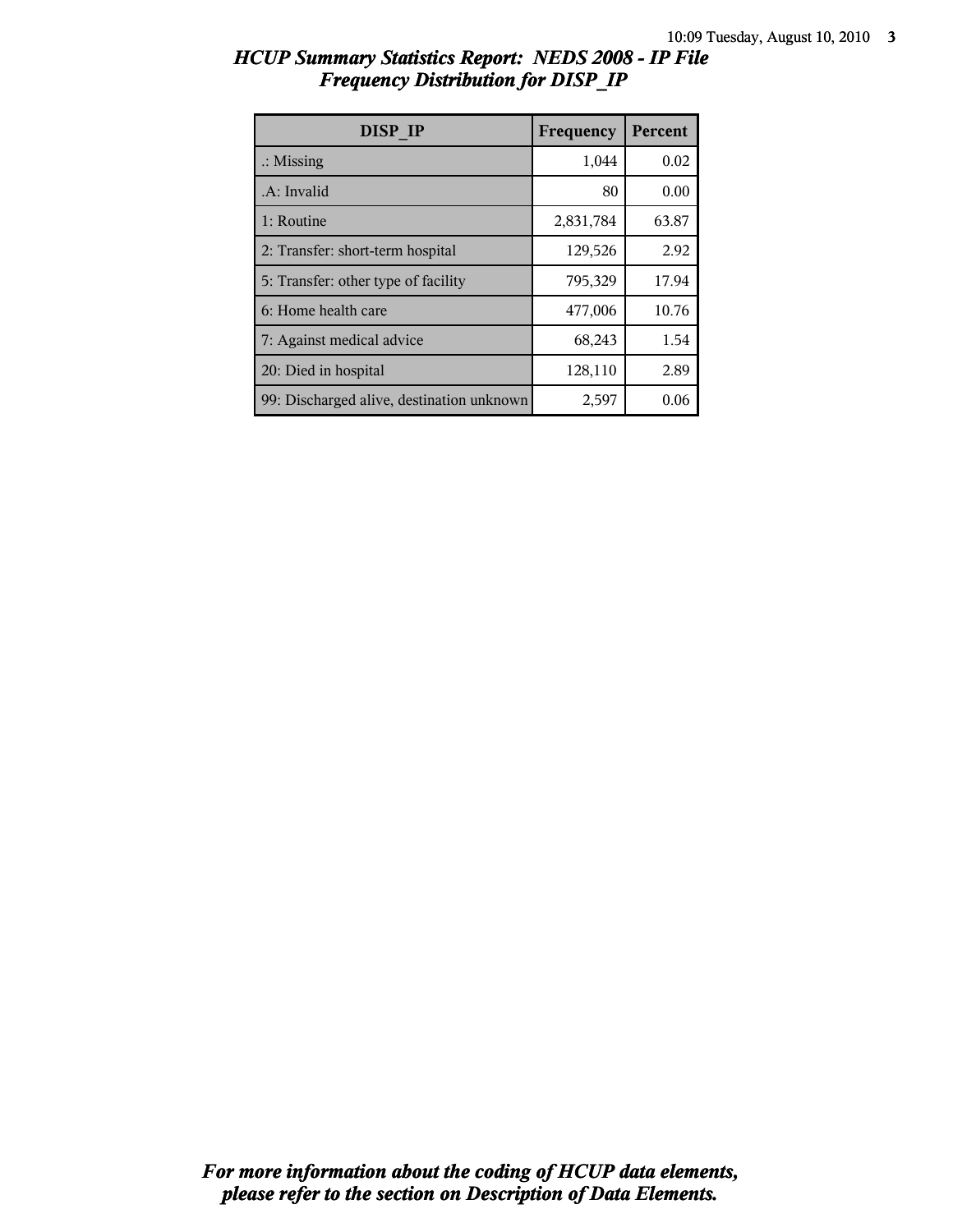# HCUP Summary Statistics Report: NEDS 2008 - IP File

## Frequency Distribution for DISP_IP

| DISP_IP | Frequency | Percent |
|---|---|---|
| .: Missing | 1,044 | 0.02 |
| .A: Invalid | 80 | 0.00 |
| 1: Routine | 2,831,784 | 63.87 |
| 2: Transfer: short-term hospital | 129,526 | 2.92 |
| 5: Transfer: other type of facility | 795,329 | 17.94 |
| 6: Home health care | 477,006 | 10.76 |
| 7: Against medical advice | 68,243 | 1.54 |
| 20: Died in hospital | 128,110 | 2.89 |
| 99: Discharged alive, destination unknown | 2,597 | 0.06 |

*For more information about the coding of HCUP data elements, please refer to the section on Description of Data Elements.*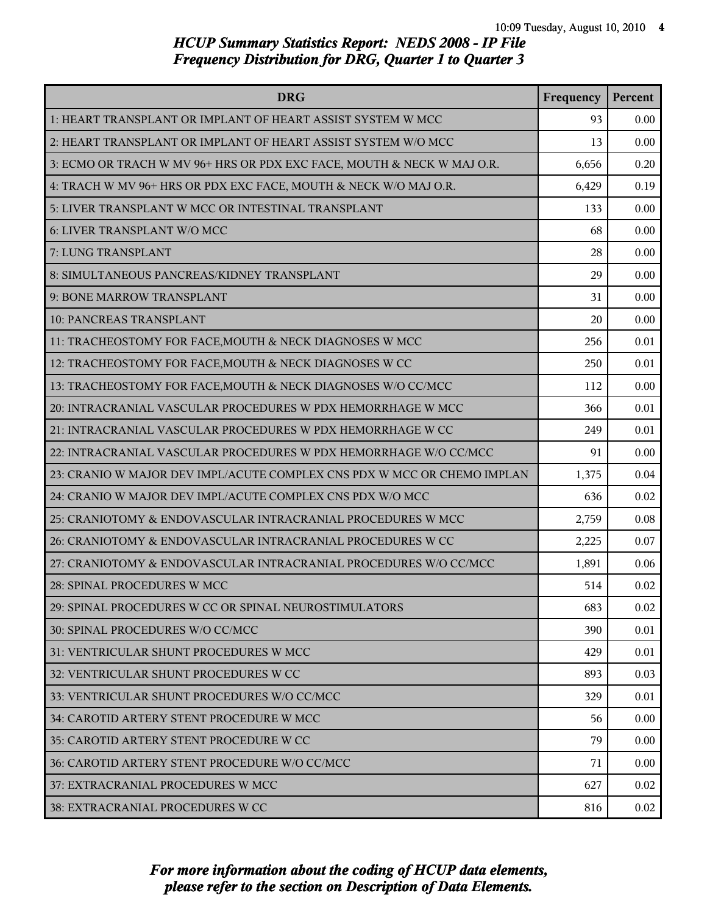# HCUP Summary Statistics Report: NEDS 2008 - IP File
## Frequency Distribution for DRG, Quarter 1 to Quarter 3

| DRG | Frequency | Percent |
|---|---|---|
| 1: HEART TRANSPLANT OR IMPLANT OF HEART ASSIST SYSTEM W MCC | 93 | 0.00 |
| 2: HEART TRANSPLANT OR IMPLANT OF HEART ASSIST SYSTEM W/O MCC | 13 | 0.00 |
| 3: ECMO OR TRACH W MV 96+ HRS OR PDX EXC FACE, MOUTH & NECK W MAJ O.R. | 6,656 | 0.20 |
| 4: TRACH W MV 96+ HRS OR PDX EXC FACE, MOUTH & NECK W/O MAJ O.R. | 6,429 | 0.19 |
| 5: LIVER TRANSPLANT W MCC OR INTESTINAL TRANSPLANT | 133 | 0.00 |
| 6: LIVER TRANSPLANT W/O MCC | 68 | 0.00 |
| 7: LUNG TRANSPLANT | 28 | 0.00 |
| 8: SIMULTANEOUS PANCREAS/KIDNEY TRANSPLANT | 29 | 0.00 |
| 9: BONE MARROW TRANSPLANT | 31 | 0.00 |
| 10: PANCREAS TRANSPLANT | 20 | 0.00 |
| 11: TRACHEOSTOMY FOR FACE,MOUTH & NECK DIAGNOSES W MCC | 256 | 0.01 |
| 12: TRACHEOSTOMY FOR FACE,MOUTH & NECK DIAGNOSES W CC | 250 | 0.01 |
| 13: TRACHEOSTOMY FOR FACE,MOUTH & NECK DIAGNOSES W/O CC/MCC | 112 | 0.00 |
| 20: INTRACRANIAL VASCULAR PROCEDURES W PDX HEMORRHAGE W MCC | 366 | 0.01 |
| 21: INTRACRANIAL VASCULAR PROCEDURES W PDX HEMORRHAGE W CC | 249 | 0.01 |
| 22: INTRACRANIAL VASCULAR PROCEDURES W PDX HEMORRHAGE W/O CC/MCC | 91 | 0.00 |
| 23: CRANIO W MAJOR DEV IMPL/ACUTE COMPLEX CNS PDX W MCC OR CHEMO IMPLAN | 1,375 | 0.04 |
| 24: CRANIO W MAJOR DEV IMPL/ACUTE COMPLEX CNS PDX W/O MCC | 636 | 0.02 |
| 25: CRANIOTOMY & ENDOVASCULAR INTRACRANIAL PROCEDURES W MCC | 2,759 | 0.08 |
| 26: CRANIOTOMY & ENDOVASCULAR INTRACRANIAL PROCEDURES W CC | 2,225 | 0.07 |
| 27: CRANIOTOMY & ENDOVASCULAR INTRACRANIAL PROCEDURES W/O CC/MCC | 1,891 | 0.06 |
| 28: SPINAL PROCEDURES W MCC | 514 | 0.02 |
| 29: SPINAL PROCEDURES W CC OR SPINAL NEUROSTIMULATORS | 683 | 0.02 |
| 30: SPINAL PROCEDURES W/O CC/MCC | 390 | 0.01 |
| 31: VENTRICULAR SHUNT PROCEDURES W MCC | 429 | 0.01 |
| 32: VENTRICULAR SHUNT PROCEDURES W CC | 893 | 0.03 |
| 33: VENTRICULAR SHUNT PROCEDURES W/O CC/MCC | 329 | 0.01 |
| 34: CAROTID ARTERY STENT PROCEDURE W MCC | 56 | 0.00 |
| 35: CAROTID ARTERY STENT PROCEDURE W CC | 79 | 0.00 |
| 36: CAROTID ARTERY STENT PROCEDURE W/O CC/MCC | 71 | 0.00 |
| 37: EXTRACRANIAL PROCEDURES W MCC | 627 | 0.02 |
| 38: EXTRACRANIAL PROCEDURES W CC | 816 | 0.02 |

*For more information about the coding of HCUP data elements, please refer to the section on Description of Data Elements.*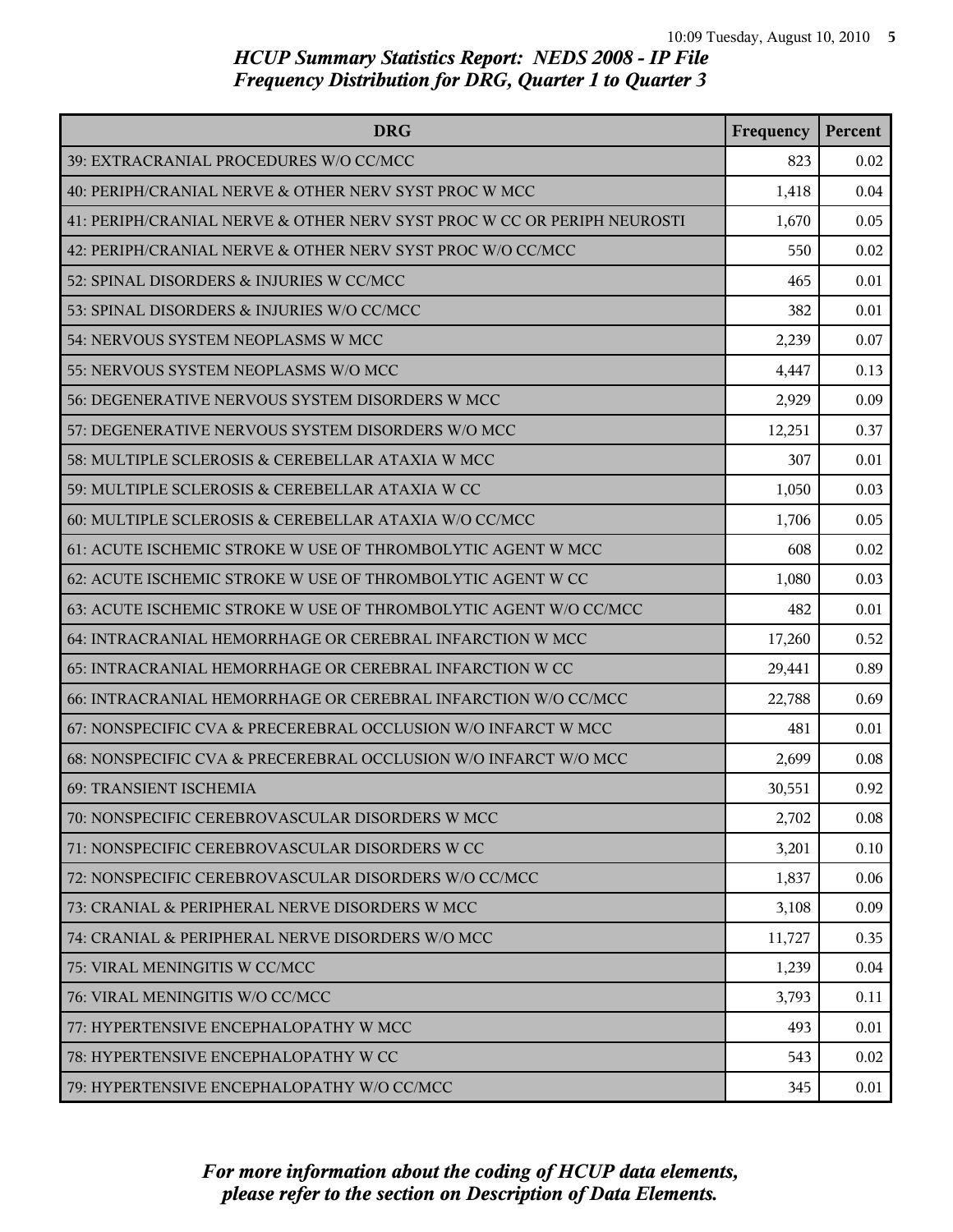## HCUP Summary Statistics Report: NEDS 2008 - IP File
## Frequency Distribution for DRG, Quarter 1 to Quarter 3

| DRG | Frequency | Percent |
|---|---|---|
| 39: EXTRACRANIAL PROCEDURES W/O CC/MCC | 823 | 0.02 |
| 40: PERIPH/CRANIAL NERVE & OTHER NERV SYST PROC W MCC | 1,418 | 0.04 |
| 41: PERIPH/CRANIAL NERVE & OTHER NERV SYST PROC W CC OR PERIPH NEUROSTI | 1,670 | 0.05 |
| 42: PERIPH/CRANIAL NERVE & OTHER NERV SYST PROC W/O CC/MCC | 550 | 0.02 |
| 52: SPINAL DISORDERS & INJURIES W CC/MCC | 465 | 0.01 |
| 53: SPINAL DISORDERS & INJURIES W/O CC/MCC | 382 | 0.01 |
| 54: NERVOUS SYSTEM NEOPLASMS W MCC | 2,239 | 0.07 |
| 55: NERVOUS SYSTEM NEOPLASMS W/O MCC | 4,447 | 0.13 |
| 56: DEGENERATIVE NERVOUS SYSTEM DISORDERS W MCC | 2,929 | 0.09 |
| 57: DEGENERATIVE NERVOUS SYSTEM DISORDERS W/O MCC | 12,251 | 0.37 |
| 58: MULTIPLE SCLEROSIS & CEREBELLAR ATAXIA W MCC | 307 | 0.01 |
| 59: MULTIPLE SCLEROSIS & CEREBELLAR ATAXIA W CC | 1,050 | 0.03 |
| 60: MULTIPLE SCLEROSIS & CEREBELLAR ATAXIA W/O CC/MCC | 1,706 | 0.05 |
| 61: ACUTE ISCHEMIC STROKE W USE OF THROMBOLYTIC AGENT W MCC | 608 | 0.02 |
| 62: ACUTE ISCHEMIC STROKE W USE OF THROMBOLYTIC AGENT W CC | 1,080 | 0.03 |
| 63: ACUTE ISCHEMIC STROKE W USE OF THROMBOLYTIC AGENT W/O CC/MCC | 482 | 0.01 |
| 64: INTRACRANIAL HEMORRHAGE OR CEREBRAL INFARCTION W MCC | 17,260 | 0.52 |
| 65: INTRACRANIAL HEMORRHAGE OR CEREBRAL INFARCTION W CC | 29,441 | 0.89 |
| 66: INTRACRANIAL HEMORRHAGE OR CEREBRAL INFARCTION W/O CC/MCC | 22,788 | 0.69 |
| 67: NONSPECIFIC CVA & PRECEREBRAL OCCLUSION W/O INFARCT W MCC | 481 | 0.01 |
| 68: NONSPECIFIC CVA & PRECEREBRAL OCCLUSION W/O INFARCT W/O MCC | 2,699 | 0.08 |
| 69: TRANSIENT ISCHEMIA | 30,551 | 0.92 |
| 70: NONSPECIFIC CEREBROVASCULAR DISORDERS W MCC | 2,702 | 0.08 |
| 71: NONSPECIFIC CEREBROVASCULAR DISORDERS W CC | 3,201 | 0.10 |
| 72: NONSPECIFIC CEREBROVASCULAR DISORDERS W/O CC/MCC | 1,837 | 0.06 |
| 73: CRANIAL & PERIPHERAL NERVE DISORDERS W MCC | 3,108 | 0.09 |
| 74: CRANIAL & PERIPHERAL NERVE DISORDERS W/O MCC | 11,727 | 0.35 |
| 75: VIRAL MENINGITIS W CC/MCC | 1,239 | 0.04 |
| 76: VIRAL MENINGITIS W/O CC/MCC | 3,793 | 0.11 |
| 77: HYPERTENSIVE ENCEPHALOPATHY W MCC | 493 | 0.01 |
| 78: HYPERTENSIVE ENCEPHALOPATHY W CC | 543 | 0.02 |
| 79: HYPERTENSIVE ENCEPHALOPATHY W/O CC/MCC | 345 | 0.01 |

*For more information about the coding of HCUP data elements, please refer to the section on Description of Data Elements.*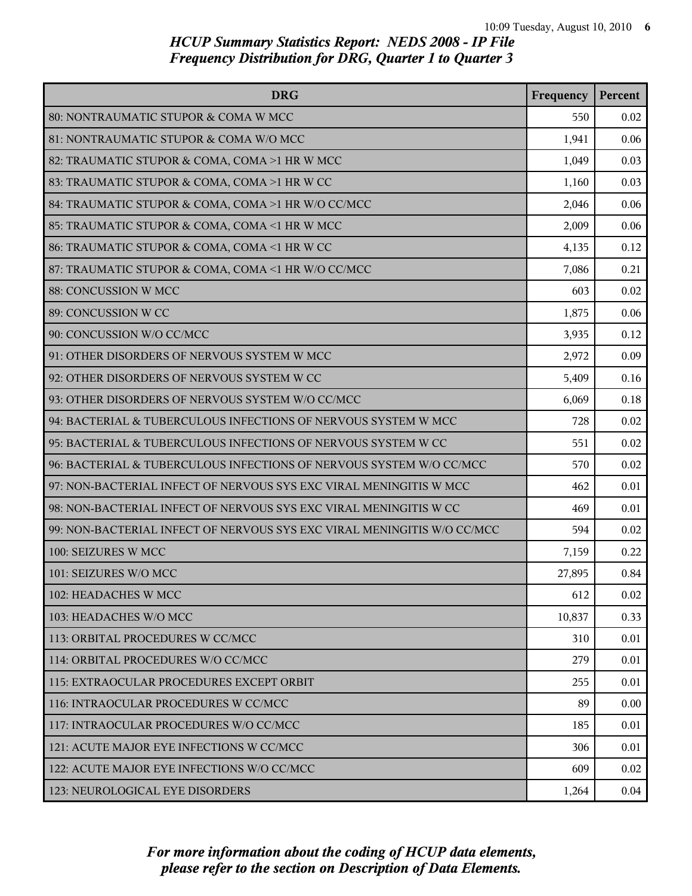# HCUP Summary Statistics Report: NEDS 2008 - IP File
## Frequency Distribution for DRG, Quarter 1 to Quarter 3

| DRG | Frequency | Percent |
|---|---|---|
| 80: NONTRAUMATIC STUPOR & COMA W MCC | 550 | 0.02 |
| 81: NONTRAUMATIC STUPOR & COMA W/O MCC | 1,941 | 0.06 |
| 82: TRAUMATIC STUPOR & COMA, COMA >1 HR W MCC | 1,049 | 0.03 |
| 83: TRAUMATIC STUPOR & COMA, COMA >1 HR W CC | 1,160 | 0.03 |
| 84: TRAUMATIC STUPOR & COMA, COMA >1 HR W/O CC/MCC | 2,046 | 0.06 |
| 85: TRAUMATIC STUPOR & COMA, COMA <1 HR W MCC | 2,009 | 0.06 |
| 86: TRAUMATIC STUPOR & COMA, COMA <1 HR W CC | 4,135 | 0.12 |
| 87: TRAUMATIC STUPOR & COMA, COMA <1 HR W/O CC/MCC | 7,086 | 0.21 |
| 88: CONCUSSION W MCC | 603 | 0.02 |
| 89: CONCUSSION W CC | 1,875 | 0.06 |
| 90: CONCUSSION W/O CC/MCC | 3,935 | 0.12 |
| 91: OTHER DISORDERS OF NERVOUS SYSTEM W MCC | 2,972 | 0.09 |
| 92: OTHER DISORDERS OF NERVOUS SYSTEM W CC | 5,409 | 0.16 |
| 93: OTHER DISORDERS OF NERVOUS SYSTEM W/O CC/MCC | 6,069 | 0.18 |
| 94: BACTERIAL & TUBERCULOUS INFECTIONS OF NERVOUS SYSTEM W MCC | 728 | 0.02 |
| 95: BACTERIAL & TUBERCULOUS INFECTIONS OF NERVOUS SYSTEM W CC | 551 | 0.02 |
| 96: BACTERIAL & TUBERCULOUS INFECTIONS OF NERVOUS SYSTEM W/O CC/MCC | 570 | 0.02 |
| 97: NON-BACTERIAL INFECT OF NERVOUS SYS EXC VIRAL MENINGITIS W MCC | 462 | 0.01 |
| 98: NON-BACTERIAL INFECT OF NERVOUS SYS EXC VIRAL MENINGITIS W CC | 469 | 0.01 |
| 99: NON-BACTERIAL INFECT OF NERVOUS SYS EXC VIRAL MENINGITIS W/O CC/MCC | 594 | 0.02 |
| 100: SEIZURES W MCC | 7,159 | 0.22 |
| 101: SEIZURES W/O MCC | 27,895 | 0.84 |
| 102: HEADACHES W MCC | 612 | 0.02 |
| 103: HEADACHES W/O MCC | 10,837 | 0.33 |
| 113: ORBITAL PROCEDURES W CC/MCC | 310 | 0.01 |
| 114: ORBITAL PROCEDURES W/O CC/MCC | 279 | 0.01 |
| 115: EXTRAOCULAR PROCEDURES EXCEPT ORBIT | 255 | 0.01 |
| 116: INTRAOCULAR PROCEDURES W CC/MCC | 89 | 0.00 |
| 117: INTRAOCULAR PROCEDURES W/O CC/MCC | 185 | 0.01 |
| 121: ACUTE MAJOR EYE INFECTIONS W CC/MCC | 306 | 0.01 |
| 122: ACUTE MAJOR EYE INFECTIONS W/O CC/MCC | 609 | 0.02 |
| 123: NEUROLOGICAL EYE DISORDERS | 1,264 | 0.04 |

*For more information about the coding of HCUP data elements, please refer to the section on Description of Data Elements.*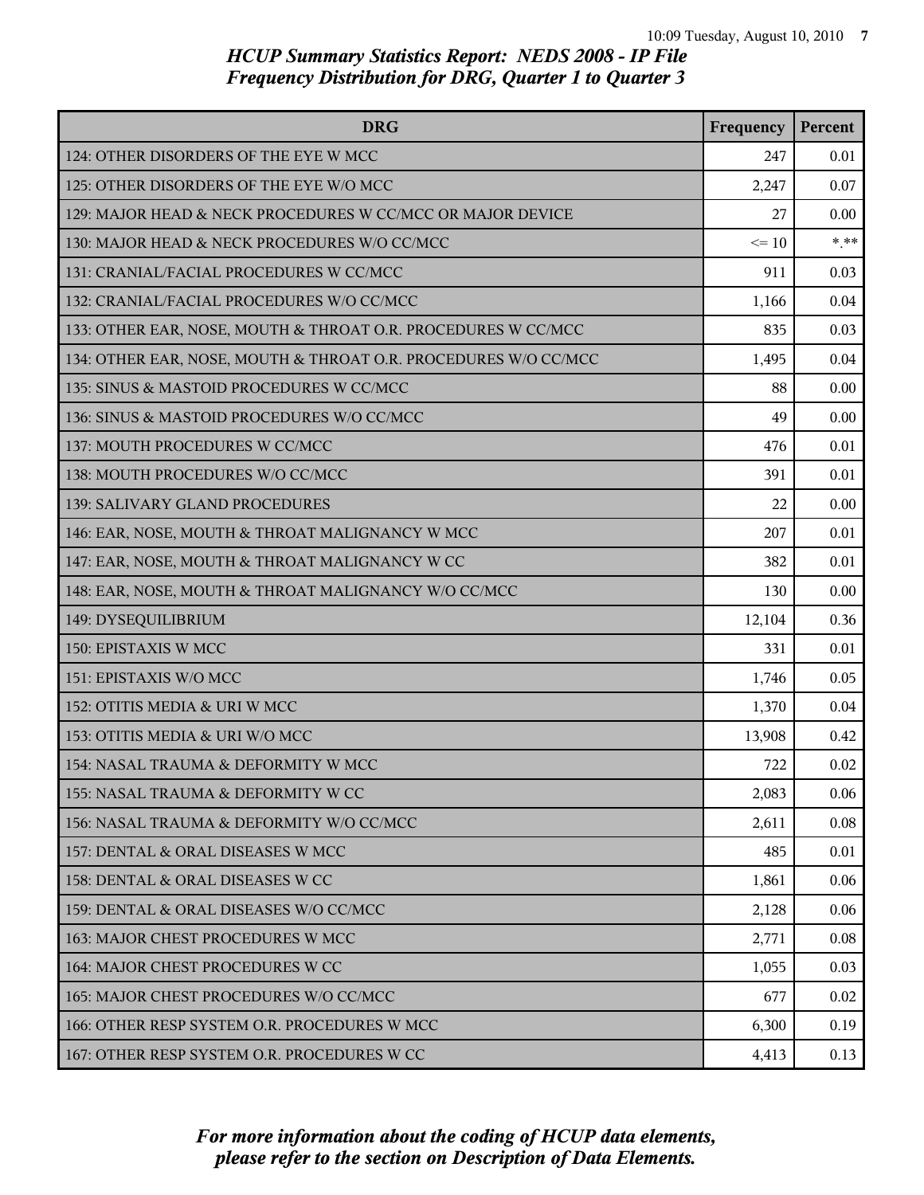*HCUP Summary Statistics Report: NEDS 2008 - IP File*
*Frequency Distribution for DRG, Quarter 1 to Quarter 3*

| DRG | Frequency | Percent |
|---|---|---|
| 124: OTHER DISORDERS OF THE EYE W MCC | 247 | 0.01 |
| 125: OTHER DISORDERS OF THE EYE W/O MCC | 2,247 | 0.07 |
| 129: MAJOR HEAD & NECK PROCEDURES W CC/MCC OR MAJOR DEVICE | 27 | 0.00 |
| 130: MAJOR HEAD & NECK PROCEDURES W/O CC/MCC | <= 10 | *.** |
| 131: CRANIAL/FACIAL PROCEDURES W CC/MCC | 911 | 0.03 |
| 132: CRANIAL/FACIAL PROCEDURES W/O CC/MCC | 1,166 | 0.04 |
| 133: OTHER EAR, NOSE, MOUTH & THROAT O.R. PROCEDURES W CC/MCC | 835 | 0.03 |
| 134: OTHER EAR, NOSE, MOUTH & THROAT O.R. PROCEDURES W/O CC/MCC | 1,495 | 0.04 |
| 135: SINUS & MASTOID PROCEDURES W CC/MCC | 88 | 0.00 |
| 136: SINUS & MASTOID PROCEDURES W/O CC/MCC | 49 | 0.00 |
| 137: MOUTH PROCEDURES W CC/MCC | 476 | 0.01 |
| 138: MOUTH PROCEDURES W/O CC/MCC | 391 | 0.01 |
| 139: SALIVARY GLAND PROCEDURES | 22 | 0.00 |
| 146: EAR, NOSE, MOUTH & THROAT MALIGNANCY W MCC | 207 | 0.01 |
| 147: EAR, NOSE, MOUTH & THROAT MALIGNANCY W CC | 382 | 0.01 |
| 148: EAR, NOSE, MOUTH & THROAT MALIGNANCY W/O CC/MCC | 130 | 0.00 |
| 149: DYSEQUILIBRIUM | 12,104 | 0.36 |
| 150: EPISTAXIS W MCC | 331 | 0.01 |
| 151: EPISTAXIS W/O MCC | 1,746 | 0.05 |
| 152: OTITIS MEDIA & URI W MCC | 1,370 | 0.04 |
| 153: OTITIS MEDIA & URI W/O MCC | 13,908 | 0.42 |
| 154: NASAL TRAUMA & DEFORMITY W MCC | 722 | 0.02 |
| 155: NASAL TRAUMA & DEFORMITY W CC | 2,083 | 0.06 |
| 156: NASAL TRAUMA & DEFORMITY W/O CC/MCC | 2,611 | 0.08 |
| 157: DENTAL & ORAL DISEASES W MCC | 485 | 0.01 |
| 158: DENTAL & ORAL DISEASES W CC | 1,861 | 0.06 |
| 159: DENTAL & ORAL DISEASES W/O CC/MCC | 2,128 | 0.06 |
| 163: MAJOR CHEST PROCEDURES W MCC | 2,771 | 0.08 |
| 164: MAJOR CHEST PROCEDURES W CC | 1,055 | 0.03 |
| 165: MAJOR CHEST PROCEDURES W/O CC/MCC | 677 | 0.02 |
| 166: OTHER RESP SYSTEM O.R. PROCEDURES W MCC | 6,300 | 0.19 |
| 167: OTHER RESP SYSTEM O.R. PROCEDURES W CC | 4,413 | 0.13 |

*For more information about the coding of HCUP data elements, please refer to the section on Description of Data Elements.*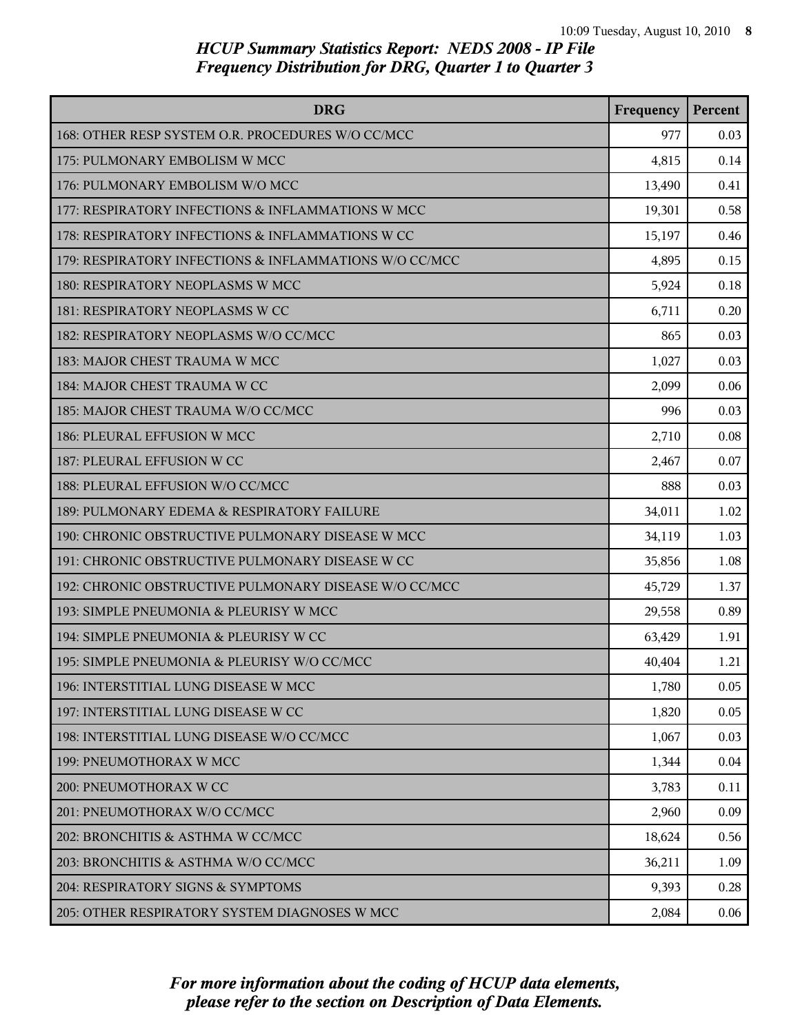# HCUP Summary Statistics Report: NEDS 2008 - IP File
## Frequency Distribution for DRG, Quarter 1 to Quarter 3

| DRG | Frequency | Percent |
|---|---|---|
| 168: OTHER RESP SYSTEM O.R. PROCEDURES W/O CC/MCC | 977 | 0.03 |
| 175: PULMONARY EMBOLISM W MCC | 4,815 | 0.14 |
| 176: PULMONARY EMBOLISM W/O MCC | 13,490 | 0.41 |
| 177: RESPIRATORY INFECTIONS & INFLAMMATIONS W MCC | 19,301 | 0.58 |
| 178: RESPIRATORY INFECTIONS & INFLAMMATIONS W CC | 15,197 | 0.46 |
| 179: RESPIRATORY INFECTIONS & INFLAMMATIONS W/O CC/MCC | 4,895 | 0.15 |
| 180: RESPIRATORY NEOPLASMS W MCC | 5,924 | 0.18 |
| 181: RESPIRATORY NEOPLASMS W CC | 6,711 | 0.20 |
| 182: RESPIRATORY NEOPLASMS W/O CC/MCC | 865 | 0.03 |
| 183: MAJOR CHEST TRAUMA W MCC | 1,027 | 0.03 |
| 184: MAJOR CHEST TRAUMA W CC | 2,099 | 0.06 |
| 185: MAJOR CHEST TRAUMA W/O CC/MCC | 996 | 0.03 |
| 186: PLEURAL EFFUSION W MCC | 2,710 | 0.08 |
| 187: PLEURAL EFFUSION W CC | 2,467 | 0.07 |
| 188: PLEURAL EFFUSION W/O CC/MCC | 888 | 0.03 |
| 189: PULMONARY EDEMA & RESPIRATORY FAILURE | 34,011 | 1.02 |
| 190: CHRONIC OBSTRUCTIVE PULMONARY DISEASE W MCC | 34,119 | 1.03 |
| 191: CHRONIC OBSTRUCTIVE PULMONARY DISEASE W CC | 35,856 | 1.08 |
| 192: CHRONIC OBSTRUCTIVE PULMONARY DISEASE W/O CC/MCC | 45,729 | 1.37 |
| 193: SIMPLE PNEUMONIA & PLEURISY W MCC | 29,558 | 0.89 |
| 194: SIMPLE PNEUMONIA & PLEURISY W CC | 63,429 | 1.91 |
| 195: SIMPLE PNEUMONIA & PLEURISY W/O CC/MCC | 40,404 | 1.21 |
| 196: INTERSTITIAL LUNG DISEASE W MCC | 1,780 | 0.05 |
| 197: INTERSTITIAL LUNG DISEASE W CC | 1,820 | 0.05 |
| 198: INTERSTITIAL LUNG DISEASE W/O CC/MCC | 1,067 | 0.03 |
| 199: PNEUMOTHORAX W MCC | 1,344 | 0.04 |
| 200: PNEUMOTHORAX W CC | 3,783 | 0.11 |
| 201: PNEUMOTHORAX W/O CC/MCC | 2,960 | 0.09 |
| 202: BRONCHITIS & ASTHMA W CC/MCC | 18,624 | 0.56 |
| 203: BRONCHITIS & ASTHMA W/O CC/MCC | 36,211 | 1.09 |
| 204: RESPIRATORY SIGNS & SYMPTOMS | 9,393 | 0.28 |
| 205: OTHER RESPIRATORY SYSTEM DIAGNOSES W MCC | 2,084 | 0.06 |

*For more information about the coding of HCUP data elements, please refer to the section on Description of Data Elements.*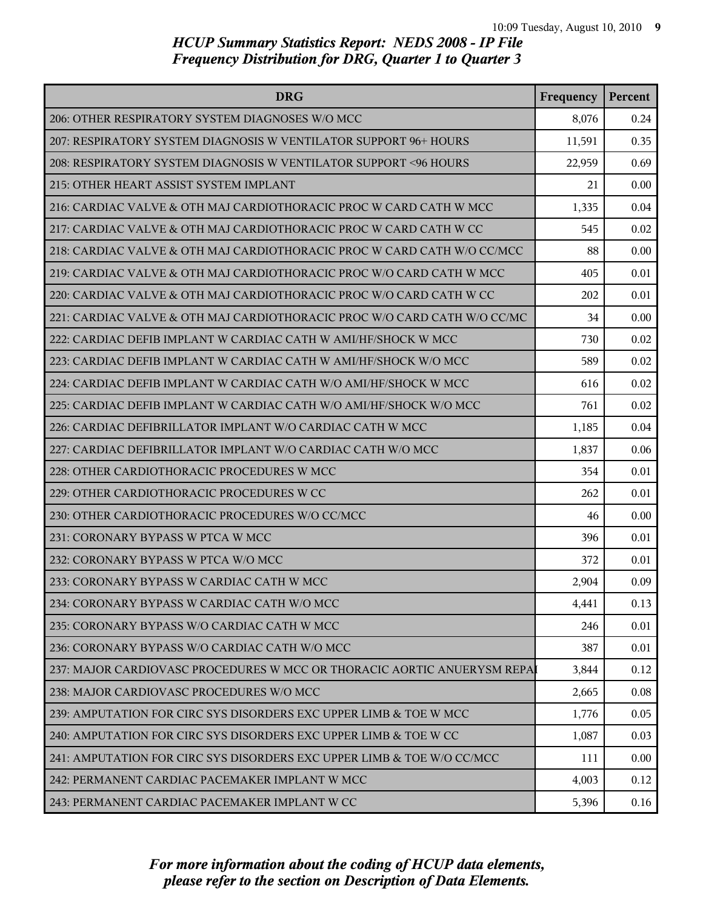# HCUP Summary Statistics Report: NEDS 2008 - IP File
## Frequency Distribution for DRG, Quarter 1 to Quarter 3

| DRG | Frequency | Percent |
|---|---|---|
| 206: OTHER RESPIRATORY SYSTEM DIAGNOSES W/O MCC | 8,076 | 0.24 |
| 207: RESPIRATORY SYSTEM DIAGNOSIS W VENTILATOR SUPPORT 96+ HOURS | 11,591 | 0.35 |
| 208: RESPIRATORY SYSTEM DIAGNOSIS W VENTILATOR SUPPORT <96 HOURS | 22,959 | 0.69 |
| 215: OTHER HEART ASSIST SYSTEM IMPLANT | 21 | 0.00 |
| 216: CARDIAC VALVE & OTH MAJ CARDIOTHORACIC PROC W CARD CATH W MCC | 1,335 | 0.04 |
| 217: CARDIAC VALVE & OTH MAJ CARDIOTHORACIC PROC W CARD CATH W CC | 545 | 0.02 |
| 218: CARDIAC VALVE & OTH MAJ CARDIOTHORACIC PROC W CARD CATH W/O CC/MCC | 88 | 0.00 |
| 219: CARDIAC VALVE & OTH MAJ CARDIOTHORACIC PROC W/O CARD CATH W MCC | 405 | 0.01 |
| 220: CARDIAC VALVE & OTH MAJ CARDIOTHORACIC PROC W/O CARD CATH W CC | 202 | 0.01 |
| 221: CARDIAC VALVE & OTH MAJ CARDIOTHORACIC PROC W/O CARD CATH W/O CC/MC | 34 | 0.00 |
| 222: CARDIAC DEFIB IMPLANT W CARDIAC CATH W AMI/HF/SHOCK W MCC | 730 | 0.02 |
| 223: CARDIAC DEFIB IMPLANT W CARDIAC CATH W AMI/HF/SHOCK W/O MCC | 589 | 0.02 |
| 224: CARDIAC DEFIB IMPLANT W CARDIAC CATH W/O AMI/HF/SHOCK W MCC | 616 | 0.02 |
| 225: CARDIAC DEFIB IMPLANT W CARDIAC CATH W/O AMI/HF/SHOCK W/O MCC | 761 | 0.02 |
| 226: CARDIAC DEFIBRILLATOR IMPLANT W/O CARDIAC CATH W MCC | 1,185 | 0.04 |
| 227: CARDIAC DEFIBRILLATOR IMPLANT W/O CARDIAC CATH W/O MCC | 1,837 | 0.06 |
| 228: OTHER CARDIOTHORACIC PROCEDURES W MCC | 354 | 0.01 |
| 229: OTHER CARDIOTHORACIC PROCEDURES W CC | 262 | 0.01 |
| 230: OTHER CARDIOTHORACIC PROCEDURES W/O CC/MCC | 46 | 0.00 |
| 231: CORONARY BYPASS W PTCA W MCC | 396 | 0.01 |
| 232: CORONARY BYPASS W PTCA W/O MCC | 372 | 0.01 |
| 233: CORONARY BYPASS W CARDIAC CATH W MCC | 2,904 | 0.09 |
| 234: CORONARY BYPASS W CARDIAC CATH W/O MCC | 4,441 | 0.13 |
| 235: CORONARY BYPASS W/O CARDIAC CATH W MCC | 246 | 0.01 |
| 236: CORONARY BYPASS W/O CARDIAC CATH W/O MCC | 387 | 0.01 |
| 237: MAJOR CARDIOVASC PROCEDURES W MCC OR THORACIC AORTIC ANUERYSM REPAI | 3,844 | 0.12 |
| 238: MAJOR CARDIOVASC PROCEDURES W/O MCC | 2,665 | 0.08 |
| 239: AMPUTATION FOR CIRC SYS DISORDERS EXC UPPER LIMB & TOE W MCC | 1,776 | 0.05 |
| 240: AMPUTATION FOR CIRC SYS DISORDERS EXC UPPER LIMB & TOE W CC | 1,087 | 0.03 |
| 241: AMPUTATION FOR CIRC SYS DISORDERS EXC UPPER LIMB & TOE W/O CC/MCC | 111 | 0.00 |
| 242: PERMANENT CARDIAC PACEMAKER IMPLANT W MCC | 4,003 | 0.12 |
| 243: PERMANENT CARDIAC PACEMAKER IMPLANT W CC | 5,396 | 0.16 |

*For more information about the coding of HCUP data elements, please refer to the section on Description of Data Elements.*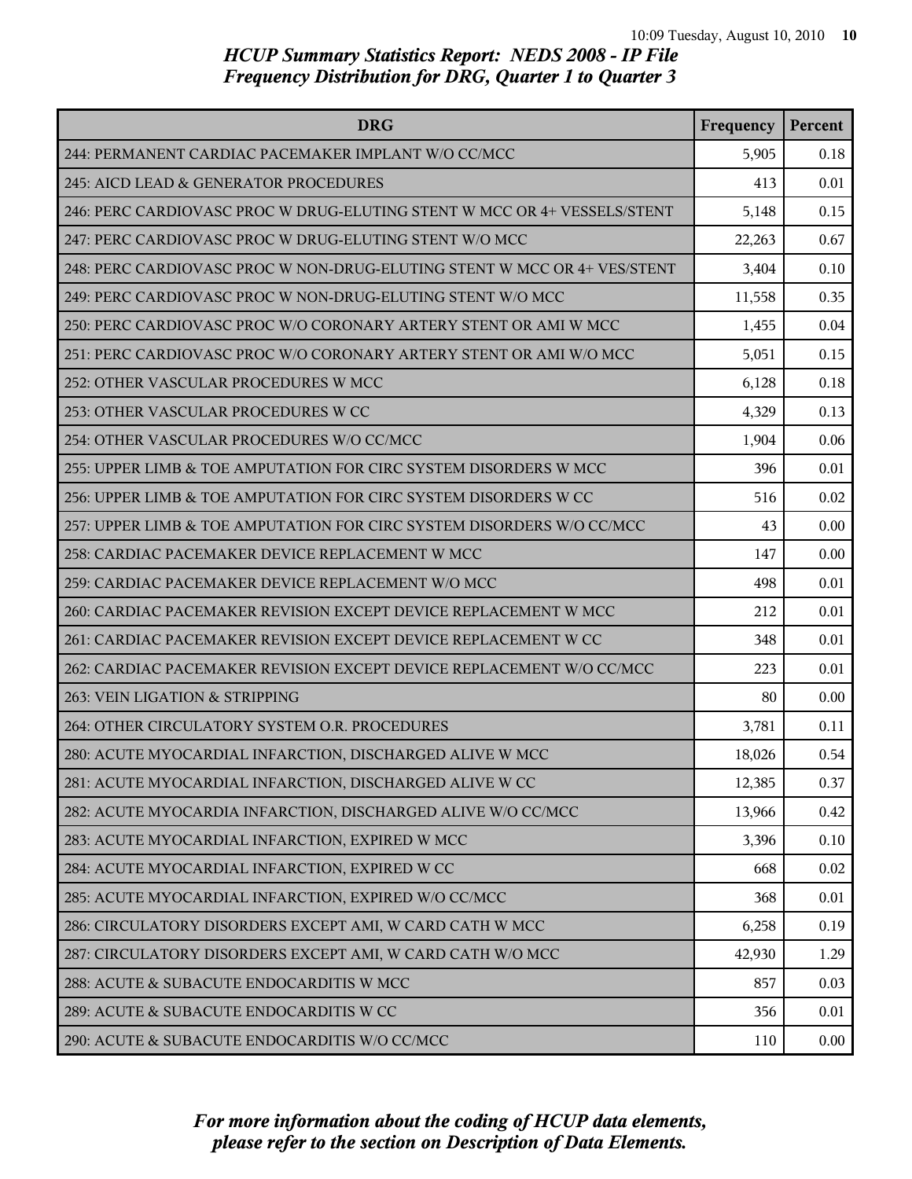## HCUP Summary Statistics Report: NEDS 2008 - IP File
## Frequency Distribution for DRG, Quarter 1 to Quarter 3

| DRG | Frequency | Percent |
|---|---|---|
| 244: PERMANENT CARDIAC PACEMAKER IMPLANT W/O CC/MCC | 5,905 | 0.18 |
| 245: AICD LEAD & GENERATOR PROCEDURES | 413 | 0.01 |
| 246: PERC CARDIOVASC PROC W DRUG-ELUTING STENT W MCC OR 4+ VESSELS/STENT | 5,148 | 0.15 |
| 247: PERC CARDIOVASC PROC W DRUG-ELUTING STENT W/O MCC | 22,263 | 0.67 |
| 248: PERC CARDIOVASC PROC W NON-DRUG-ELUTING STENT W MCC OR 4+ VES/STENT | 3,404 | 0.10 |
| 249: PERC CARDIOVASC PROC W NON-DRUG-ELUTING STENT W/O MCC | 11,558 | 0.35 |
| 250: PERC CARDIOVASC PROC W/O CORONARY ARTERY STENT OR AMI W MCC | 1,455 | 0.04 |
| 251: PERC CARDIOVASC PROC W/O CORONARY ARTERY STENT OR AMI W/O MCC | 5,051 | 0.15 |
| 252: OTHER VASCULAR PROCEDURES W MCC | 6,128 | 0.18 |
| 253: OTHER VASCULAR PROCEDURES W CC | 4,329 | 0.13 |
| 254: OTHER VASCULAR PROCEDURES W/O CC/MCC | 1,904 | 0.06 |
| 255: UPPER LIMB & TOE AMPUTATION FOR CIRC SYSTEM DISORDERS W MCC | 396 | 0.01 |
| 256: UPPER LIMB & TOE AMPUTATION FOR CIRC SYSTEM DISORDERS W CC | 516 | 0.02 |
| 257: UPPER LIMB & TOE AMPUTATION FOR CIRC SYSTEM DISORDERS W/O CC/MCC | 43 | 0.00 |
| 258: CARDIAC PACEMAKER DEVICE REPLACEMENT W MCC | 147 | 0.00 |
| 259: CARDIAC PACEMAKER DEVICE REPLACEMENT W/O MCC | 498 | 0.01 |
| 260: CARDIAC PACEMAKER REVISION EXCEPT DEVICE REPLACEMENT W MCC | 212 | 0.01 |
| 261: CARDIAC PACEMAKER REVISION EXCEPT DEVICE REPLACEMENT W CC | 348 | 0.01 |
| 262: CARDIAC PACEMAKER REVISION EXCEPT DEVICE REPLACEMENT W/O CC/MCC | 223 | 0.01 |
| 263: VEIN LIGATION & STRIPPING | 80 | 0.00 |
| 264: OTHER CIRCULATORY SYSTEM O.R. PROCEDURES | 3,781 | 0.11 |
| 280: ACUTE MYOCARDIAL INFARCTION, DISCHARGED ALIVE W MCC | 18,026 | 0.54 |
| 281: ACUTE MYOCARDIAL INFARCTION, DISCHARGED ALIVE W CC | 12,385 | 0.37 |
| 282: ACUTE MYOCARDIA INFARCTION, DISCHARGED ALIVE W/O CC/MCC | 13,966 | 0.42 |
| 283: ACUTE MYOCARDIAL INFARCTION, EXPIRED W MCC | 3,396 | 0.10 |
| 284: ACUTE MYOCARDIAL INFARCTION, EXPIRED W CC | 668 | 0.02 |
| 285: ACUTE MYOCARDIAL INFARCTION, EXPIRED W/O CC/MCC | 368 | 0.01 |
| 286: CIRCULATORY DISORDERS EXCEPT AMI, W CARD CATH W MCC | 6,258 | 0.19 |
| 287: CIRCULATORY DISORDERS EXCEPT AMI, W CARD CATH W/O MCC | 42,930 | 1.29 |
| 288: ACUTE & SUBACUTE ENDOCARDITIS W MCC | 857 | 0.03 |
| 289: ACUTE & SUBACUTE ENDOCARDITIS W CC | 356 | 0.01 |
| 290: ACUTE & SUBACUTE ENDOCARDITIS W/O CC/MCC | 110 | 0.00 |

*For more information about the coding of HCUP data elements, please refer to the section on Description of Data Elements.*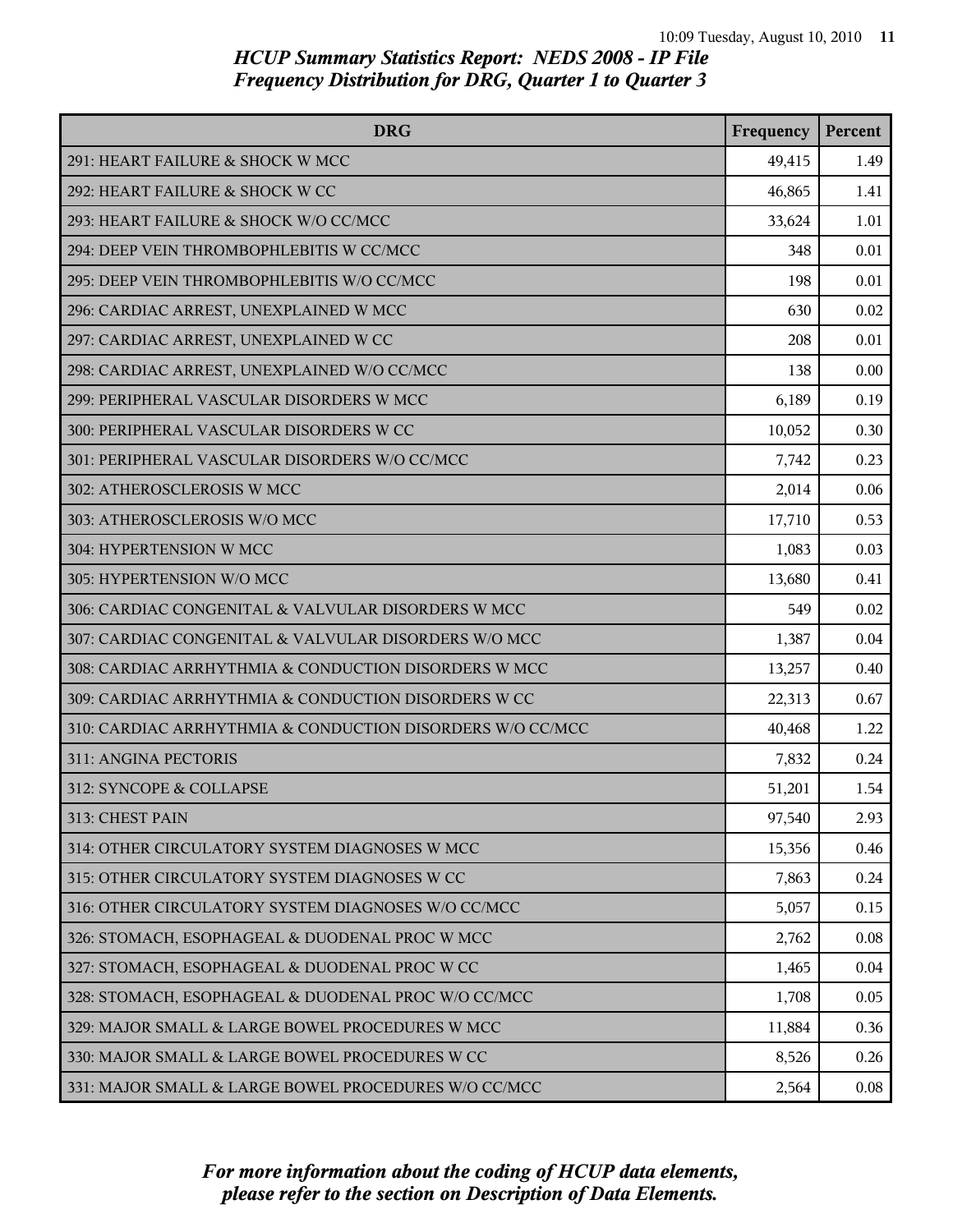# HCUP Summary Statistics Report: NEDS 2008 - IP File
## Frequency Distribution for DRG, Quarter 1 to Quarter 3

| DRG | Frequency | Percent |
|---|---|---|
| 291: HEART FAILURE & SHOCK W MCC | 49,415 | 1.49 |
| 292: HEART FAILURE & SHOCK W CC | 46,865 | 1.41 |
| 293: HEART FAILURE & SHOCK W/O CC/MCC | 33,624 | 1.01 |
| 294: DEEP VEIN THROMBOPHLEBITIS W CC/MCC | 348 | 0.01 |
| 295: DEEP VEIN THROMBOPHLEBITIS W/O CC/MCC | 198 | 0.01 |
| 296: CARDIAC ARREST, UNEXPLAINED W MCC | 630 | 0.02 |
| 297: CARDIAC ARREST, UNEXPLAINED W CC | 208 | 0.01 |
| 298: CARDIAC ARREST, UNEXPLAINED W/O CC/MCC | 138 | 0.00 |
| 299: PERIPHERAL VASCULAR DISORDERS W MCC | 6,189 | 0.19 |
| 300: PERIPHERAL VASCULAR DISORDERS W CC | 10,052 | 0.30 |
| 301: PERIPHERAL VASCULAR DISORDERS W/O CC/MCC | 7,742 | 0.23 |
| 302: ATHEROSCLEROSIS W MCC | 2,014 | 0.06 |
| 303: ATHEROSCLEROSIS W/O MCC | 17,710 | 0.53 |
| 304: HYPERTENSION W MCC | 1,083 | 0.03 |
| 305: HYPERTENSION W/O MCC | 13,680 | 0.41 |
| 306: CARDIAC CONGENITAL & VALVULAR DISORDERS W MCC | 549 | 0.02 |
| 307: CARDIAC CONGENITAL & VALVULAR DISORDERS W/O MCC | 1,387 | 0.04 |
| 308: CARDIAC ARRHYTHMIA & CONDUCTION DISORDERS W MCC | 13,257 | 0.40 |
| 309: CARDIAC ARRHYTHMIA & CONDUCTION DISORDERS W CC | 22,313 | 0.67 |
| 310: CARDIAC ARRHYTHMIA & CONDUCTION DISORDERS W/O CC/MCC | 40,468 | 1.22 |
| 311: ANGINA PECTORIS | 7,832 | 0.24 |
| 312: SYNCOPE & COLLAPSE | 51,201 | 1.54 |
| 313: CHEST PAIN | 97,540 | 2.93 |
| 314: OTHER CIRCULATORY SYSTEM DIAGNOSES W MCC | 15,356 | 0.46 |
| 315: OTHER CIRCULATORY SYSTEM DIAGNOSES W CC | 7,863 | 0.24 |
| 316: OTHER CIRCULATORY SYSTEM DIAGNOSES W/O CC/MCC | 5,057 | 0.15 |
| 326: STOMACH, ESOPHAGEAL & DUODENAL PROC W MCC | 2,762 | 0.08 |
| 327: STOMACH, ESOPHAGEAL & DUODENAL PROC W CC | 1,465 | 0.04 |
| 328: STOMACH, ESOPHAGEAL & DUODENAL PROC W/O CC/MCC | 1,708 | 0.05 |
| 329: MAJOR SMALL & LARGE BOWEL PROCEDURES W MCC | 11,884 | 0.36 |
| 330: MAJOR SMALL & LARGE BOWEL PROCEDURES W CC | 8,526 | 0.26 |
| 331: MAJOR SMALL & LARGE BOWEL PROCEDURES W/O CC/MCC | 2,564 | 0.08 |

*For more information about the coding of HCUP data elements, please refer to the section on Description of Data Elements.*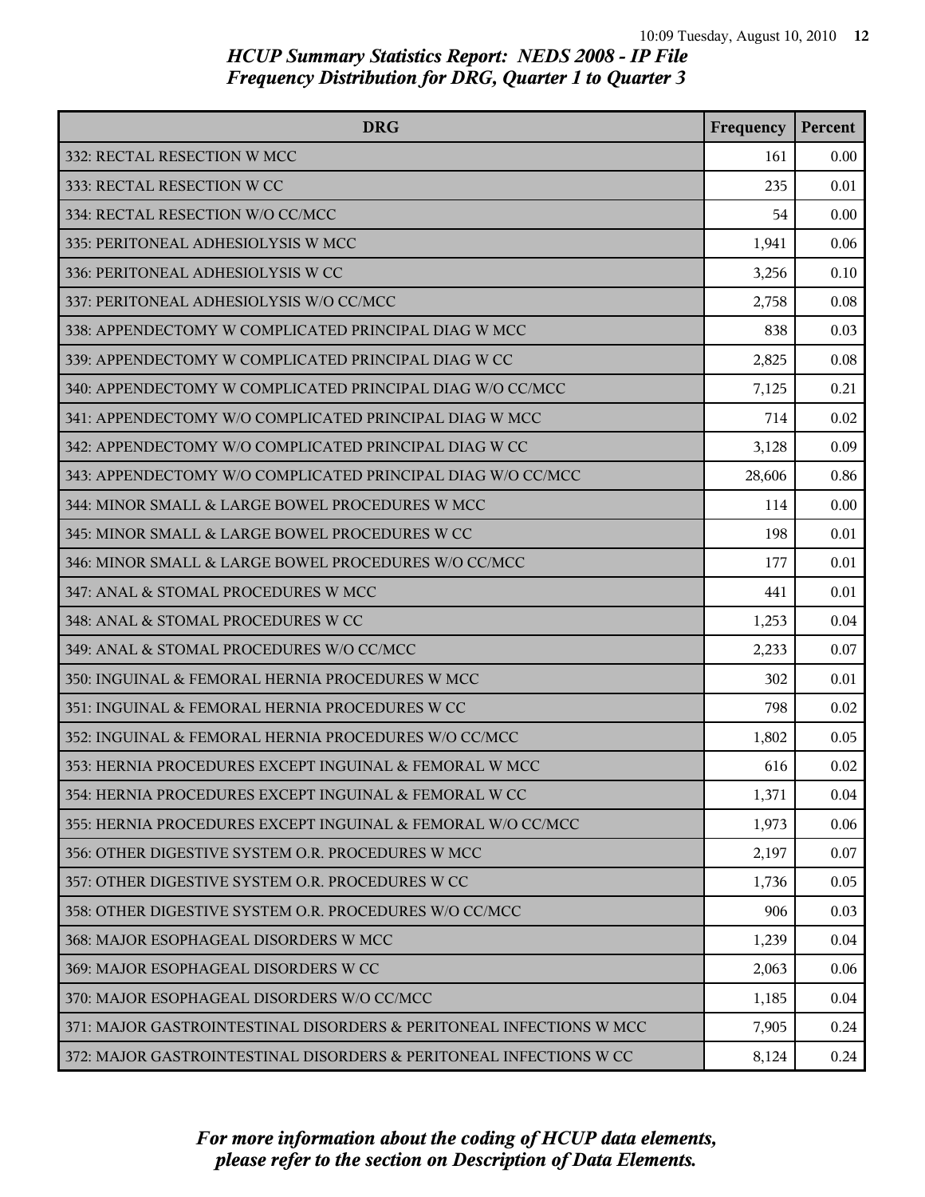*HCUP Summary Statistics Report: NEDS 2008 - IP File*
*Frequency Distribution for DRG, Quarter 1 to Quarter 3*

| DRG | Frequency | Percent |
|---|---|---|
| 332: RECTAL RESECTION W MCC | 161 | 0.00 |
| 333: RECTAL RESECTION W CC | 235 | 0.01 |
| 334: RECTAL RESECTION W/O CC/MCC | 54 | 0.00 |
| 335: PERITONEAL ADHESIOLYSIS W MCC | 1,941 | 0.06 |
| 336: PERITONEAL ADHESIOLYSIS W CC | 3,256 | 0.10 |
| 337: PERITONEAL ADHESIOLYSIS W/O CC/MCC | 2,758 | 0.08 |
| 338: APPENDECTOMY W COMPLICATED PRINCIPAL DIAG W MCC | 838 | 0.03 |
| 339: APPENDECTOMY W COMPLICATED PRINCIPAL DIAG W CC | 2,825 | 0.08 |
| 340: APPENDECTOMY W COMPLICATED PRINCIPAL DIAG W/O CC/MCC | 7,125 | 0.21 |
| 341: APPENDECTOMY W/O COMPLICATED PRINCIPAL DIAG W MCC | 714 | 0.02 |
| 342: APPENDECTOMY W/O COMPLICATED PRINCIPAL DIAG W CC | 3,128 | 0.09 |
| 343: APPENDECTOMY W/O COMPLICATED PRINCIPAL DIAG W/O CC/MCC | 28,606 | 0.86 |
| 344: MINOR SMALL & LARGE BOWEL PROCEDURES W MCC | 114 | 0.00 |
| 345: MINOR SMALL & LARGE BOWEL PROCEDURES W CC | 198 | 0.01 |
| 346: MINOR SMALL & LARGE BOWEL PROCEDURES W/O CC/MCC | 177 | 0.01 |
| 347: ANAL & STOMAL PROCEDURES W MCC | 441 | 0.01 |
| 348: ANAL & STOMAL PROCEDURES W CC | 1,253 | 0.04 |
| 349: ANAL & STOMAL PROCEDURES W/O CC/MCC | 2,233 | 0.07 |
| 350: INGUINAL & FEMORAL HERNIA PROCEDURES W MCC | 302 | 0.01 |
| 351: INGUINAL & FEMORAL HERNIA PROCEDURES W CC | 798 | 0.02 |
| 352: INGUINAL & FEMORAL HERNIA PROCEDURES W/O CC/MCC | 1,802 | 0.05 |
| 353: HERNIA PROCEDURES EXCEPT INGUINAL & FEMORAL W MCC | 616 | 0.02 |
| 354: HERNIA PROCEDURES EXCEPT INGUINAL & FEMORAL W CC | 1,371 | 0.04 |
| 355: HERNIA PROCEDURES EXCEPT INGUINAL & FEMORAL W/O CC/MCC | 1,973 | 0.06 |
| 356: OTHER DIGESTIVE SYSTEM O.R. PROCEDURES W MCC | 2,197 | 0.07 |
| 357: OTHER DIGESTIVE SYSTEM O.R. PROCEDURES W CC | 1,736 | 0.05 |
| 358: OTHER DIGESTIVE SYSTEM O.R. PROCEDURES W/O CC/MCC | 906 | 0.03 |
| 368: MAJOR ESOPHAGEAL DISORDERS W MCC | 1,239 | 0.04 |
| 369: MAJOR ESOPHAGEAL DISORDERS W CC | 2,063 | 0.06 |
| 370: MAJOR ESOPHAGEAL DISORDERS W/O CC/MCC | 1,185 | 0.04 |
| 371: MAJOR GASTROINTESTINAL DISORDERS & PERITONEAL INFECTIONS W MCC | 7,905 | 0.24 |
| 372: MAJOR GASTROINTESTINAL DISORDERS & PERITONEAL INFECTIONS W CC | 8,124 | 0.24 |

*For more information about the coding of HCUP data elements, please refer to the section on Description of Data Elements.*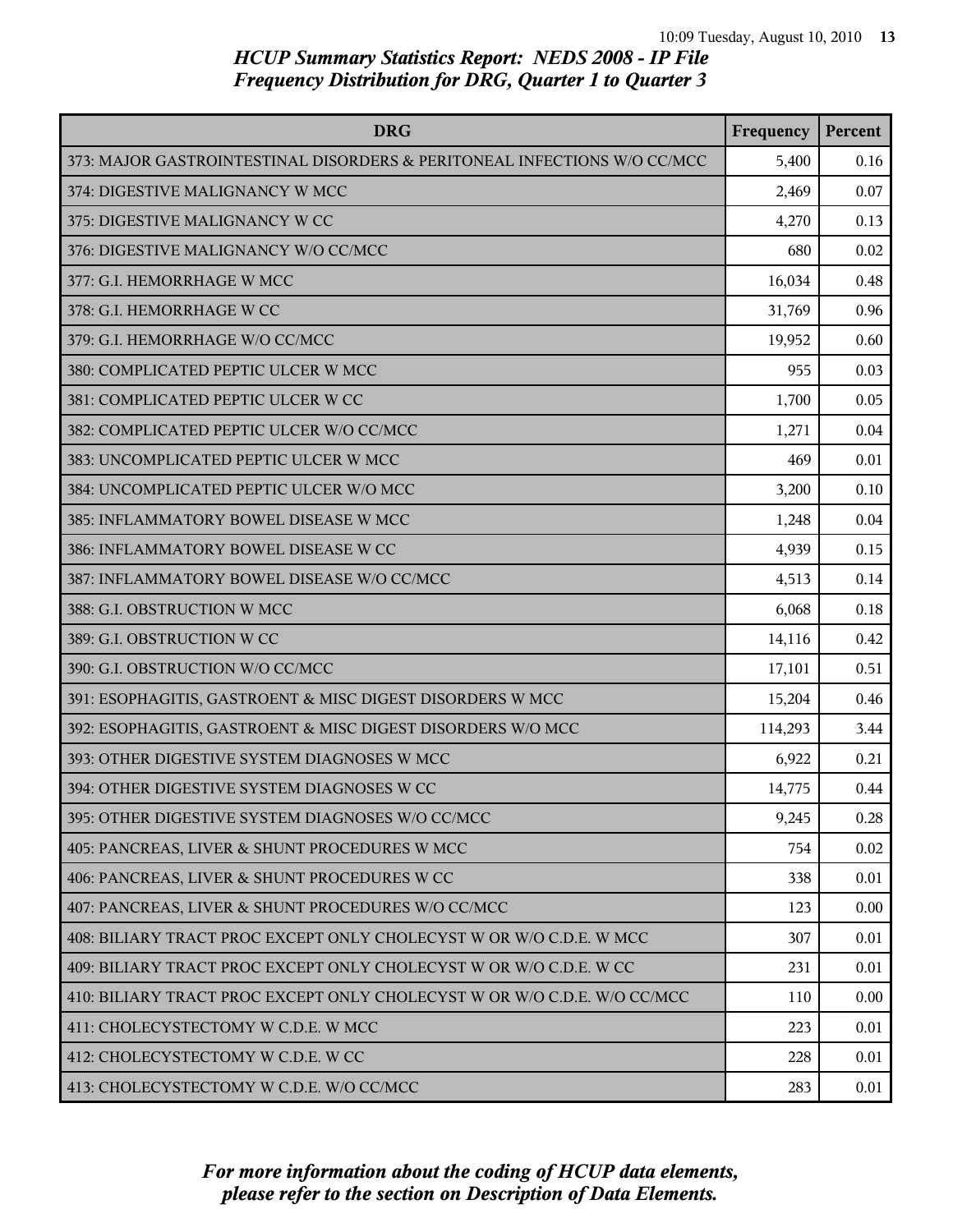## HCUP Summary Statistics Report: NEDS 2008 - IP File
## Frequency Distribution for DRG, Quarter 1 to Quarter 3

| DRG | Frequency | Percent |
|---|---|---|
| 373: MAJOR GASTROINTESTINAL DISORDERS & PERITONEAL INFECTIONS W/O CC/MCC | 5,400 | 0.16 |
| 374: DIGESTIVE MALIGNANCY W MCC | 2,469 | 0.07 |
| 375: DIGESTIVE MALIGNANCY W CC | 4,270 | 0.13 |
| 376: DIGESTIVE MALIGNANCY W/O CC/MCC | 680 | 0.02 |
| 377: G.I. HEMORRHAGE W MCC | 16,034 | 0.48 |
| 378: G.I. HEMORRHAGE W CC | 31,769 | 0.96 |
| 379: G.I. HEMORRHAGE W/O CC/MCC | 19,952 | 0.60 |
| 380: COMPLICATED PEPTIC ULCER W MCC | 955 | 0.03 |
| 381: COMPLICATED PEPTIC ULCER W CC | 1,700 | 0.05 |
| 382: COMPLICATED PEPTIC ULCER W/O CC/MCC | 1,271 | 0.04 |
| 383: UNCOMPLICATED PEPTIC ULCER W MCC | 469 | 0.01 |
| 384: UNCOMPLICATED PEPTIC ULCER W/O MCC | 3,200 | 0.10 |
| 385: INFLAMMATORY BOWEL DISEASE W MCC | 1,248 | 0.04 |
| 386: INFLAMMATORY BOWEL DISEASE W CC | 4,939 | 0.15 |
| 387: INFLAMMATORY BOWEL DISEASE W/O CC/MCC | 4,513 | 0.14 |
| 388: G.I. OBSTRUCTION W MCC | 6,068 | 0.18 |
| 389: G.I. OBSTRUCTION W CC | 14,116 | 0.42 |
| 390: G.I. OBSTRUCTION W/O CC/MCC | 17,101 | 0.51 |
| 391: ESOPHAGITIS, GASTROENT & MISC DIGEST DISORDERS W MCC | 15,204 | 0.46 |
| 392: ESOPHAGITIS, GASTROENT & MISC DIGEST DISORDERS W/O MCC | 114,293 | 3.44 |
| 393: OTHER DIGESTIVE SYSTEM DIAGNOSES W MCC | 6,922 | 0.21 |
| 394: OTHER DIGESTIVE SYSTEM DIAGNOSES W CC | 14,775 | 0.44 |
| 395: OTHER DIGESTIVE SYSTEM DIAGNOSES W/O CC/MCC | 9,245 | 0.28 |
| 405: PANCREAS, LIVER & SHUNT PROCEDURES W MCC | 754 | 0.02 |
| 406: PANCREAS, LIVER & SHUNT PROCEDURES W CC | 338 | 0.01 |
| 407: PANCREAS, LIVER & SHUNT PROCEDURES W/O CC/MCC | 123 | 0.00 |
| 408: BILIARY TRACT PROC EXCEPT ONLY CHOLECYST W OR W/O C.D.E. W MCC | 307 | 0.01 |
| 409: BILIARY TRACT PROC EXCEPT ONLY CHOLECYST W OR W/O C.D.E. W CC | 231 | 0.01 |
| 410: BILIARY TRACT PROC EXCEPT ONLY CHOLECYST W OR W/O C.D.E. W/O CC/MCC | 110 | 0.00 |
| 411: CHOLECYSTECTOMY W C.D.E. W MCC | 223 | 0.01 |
| 412: CHOLECYSTECTOMY W C.D.E. W CC | 228 | 0.01 |
| 413: CHOLECYSTECTOMY W C.D.E. W/O CC/MCC | 283 | 0.01 |

*For more information about the coding of HCUP data elements, please refer to the section on Description of Data Elements.*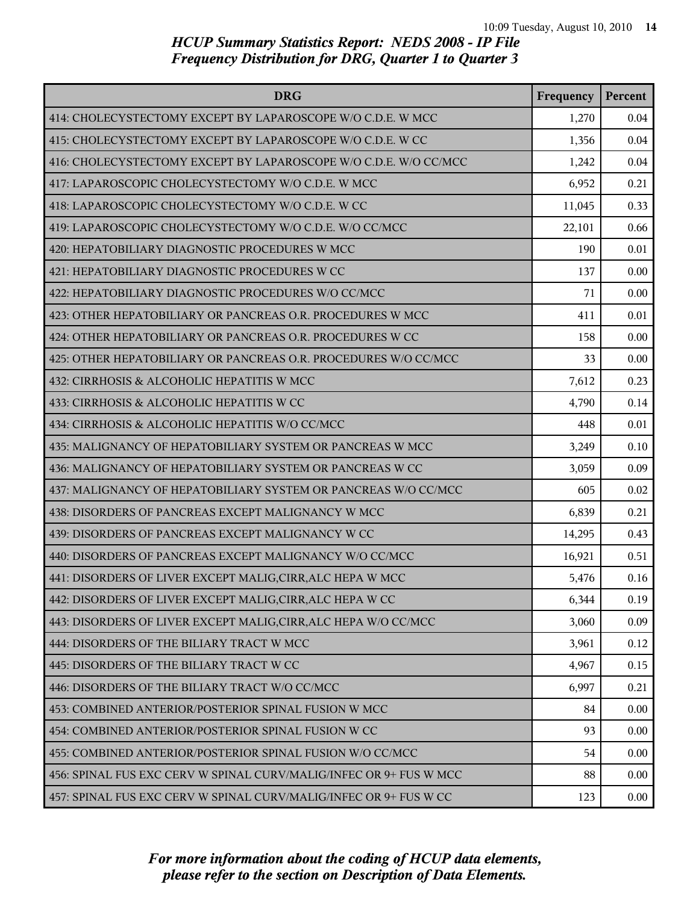*HCUP Summary Statistics Report: NEDS 2008 - IP File*
*Frequency Distribution for DRG, Quarter 1 to Quarter 3*

| DRG | Frequency | Percent |
|---|---|---|
| 414: CHOLECYSTECTOMY EXCEPT BY LAPAROSCOPE W/O C.D.E. W MCC | 1,270 | 0.04 |
| 415: CHOLECYSTECTOMY EXCEPT BY LAPAROSCOPE W/O C.D.E. W CC | 1,356 | 0.04 |
| 416: CHOLECYSTECTOMY EXCEPT BY LAPAROSCOPE W/O C.D.E. W/O CC/MCC | 1,242 | 0.04 |
| 417: LAPAROSCOPIC CHOLECYSTECTOMY W/O C.D.E. W MCC | 6,952 | 0.21 |
| 418: LAPAROSCOPIC CHOLECYSTECTOMY W/O C.D.E. W CC | 11,045 | 0.33 |
| 419: LAPAROSCOPIC CHOLECYSTECTOMY W/O C.D.E. W/O CC/MCC | 22,101 | 0.66 |
| 420: HEPATOBILIARY DIAGNOSTIC PROCEDURES W MCC | 190 | 0.01 |
| 421: HEPATOBILIARY DIAGNOSTIC PROCEDURES W CC | 137 | 0.00 |
| 422: HEPATOBILIARY DIAGNOSTIC PROCEDURES W/O CC/MCC | 71 | 0.00 |
| 423: OTHER HEPATOBILIARY OR PANCREAS O.R. PROCEDURES W MCC | 411 | 0.01 |
| 424: OTHER HEPATOBILIARY OR PANCREAS O.R. PROCEDURES W CC | 158 | 0.00 |
| 425: OTHER HEPATOBILIARY OR PANCREAS O.R. PROCEDURES W/O CC/MCC | 33 | 0.00 |
| 432: CIRRHOSIS & ALCOHOLIC HEPATITIS W MCC | 7,612 | 0.23 |
| 433: CIRRHOSIS & ALCOHOLIC HEPATITIS W CC | 4,790 | 0.14 |
| 434: CIRRHOSIS & ALCOHOLIC HEPATITIS W/O CC/MCC | 448 | 0.01 |
| 435: MALIGNANCY OF HEPATOBILIARY SYSTEM OR PANCREAS W MCC | 3,249 | 0.10 |
| 436: MALIGNANCY OF HEPATOBILIARY SYSTEM OR PANCREAS W CC | 3,059 | 0.09 |
| 437: MALIGNANCY OF HEPATOBILIARY SYSTEM OR PANCREAS W/O CC/MCC | 605 | 0.02 |
| 438: DISORDERS OF PANCREAS EXCEPT MALIGNANCY W MCC | 6,839 | 0.21 |
| 439: DISORDERS OF PANCREAS EXCEPT MALIGNANCY W CC | 14,295 | 0.43 |
| 440: DISORDERS OF PANCREAS EXCEPT MALIGNANCY W/O CC/MCC | 16,921 | 0.51 |
| 441: DISORDERS OF LIVER EXCEPT MALIG,CIRR,ALC HEPA W MCC | 5,476 | 0.16 |
| 442: DISORDERS OF LIVER EXCEPT MALIG,CIRR,ALC HEPA W CC | 6,344 | 0.19 |
| 443: DISORDERS OF LIVER EXCEPT MALIG,CIRR,ALC HEPA W/O CC/MCC | 3,060 | 0.09 |
| 444: DISORDERS OF THE BILIARY TRACT W MCC | 3,961 | 0.12 |
| 445: DISORDERS OF THE BILIARY TRACT W CC | 4,967 | 0.15 |
| 446: DISORDERS OF THE BILIARY TRACT W/O CC/MCC | 6,997 | 0.21 |
| 453: COMBINED ANTERIOR/POSTERIOR SPINAL FUSION W MCC | 84 | 0.00 |
| 454: COMBINED ANTERIOR/POSTERIOR SPINAL FUSION W CC | 93 | 0.00 |
| 455: COMBINED ANTERIOR/POSTERIOR SPINAL FUSION W/O CC/MCC | 54 | 0.00 |
| 456: SPINAL FUS EXC CERV W SPINAL CURV/MALIG/INFEC OR 9+ FUS W MCC | 88 | 0.00 |
| 457: SPINAL FUS EXC CERV W SPINAL CURV/MALIG/INFEC OR 9+ FUS W CC | 123 | 0.00 |

*For more information about the coding of HCUP data elements, please refer to the section on Description of Data Elements.*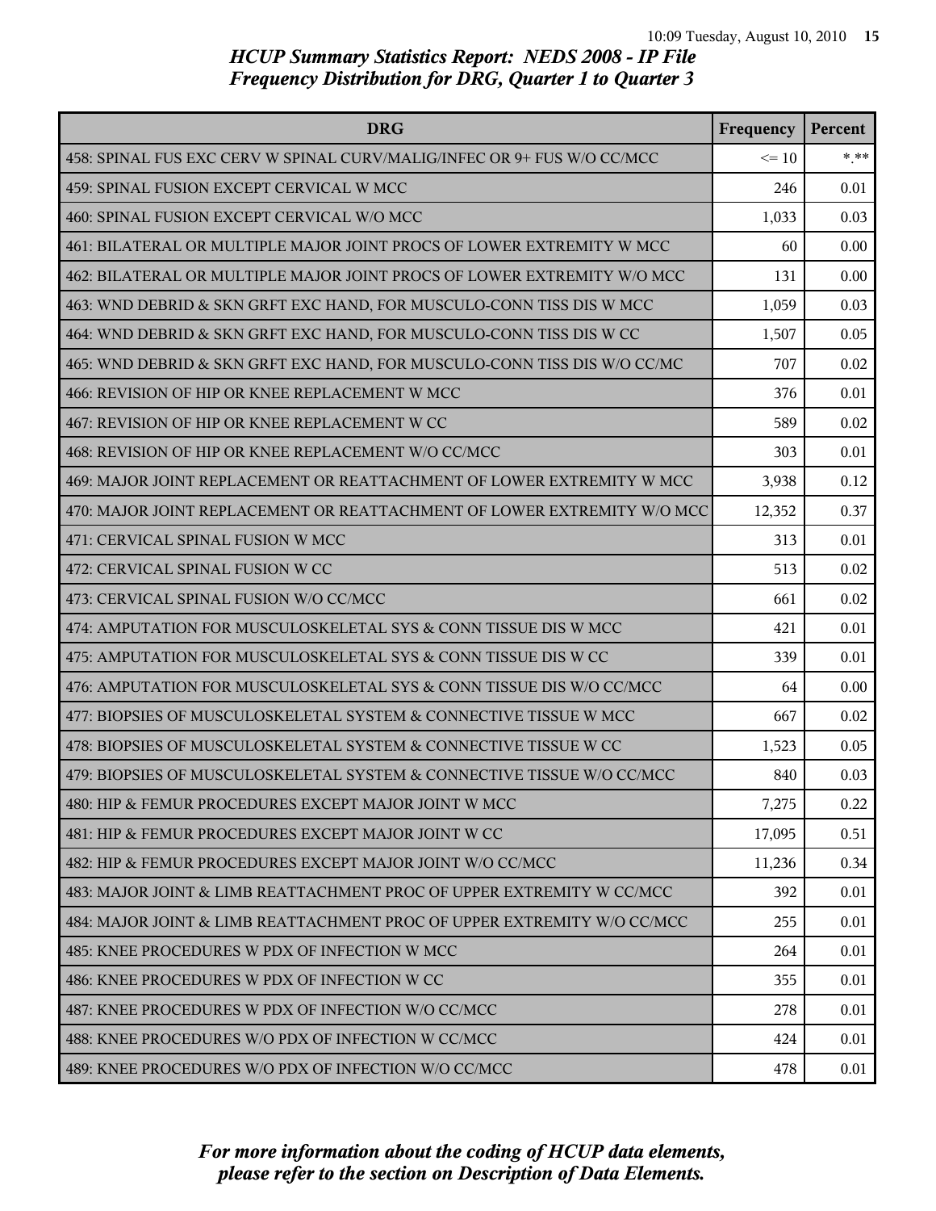## HCUP Summary Statistics Report: NEDS 2008 - IP File
### Frequency Distribution for DRG, Quarter 1 to Quarter 3

| DRG | Frequency | Percent |
|---|---|---|
| 458: SPINAL FUS EXC CERV W SPINAL CURV/MALIG/INFEC OR 9+ FUS W/O CC/MCC | <= 10 | *.** |
| 459: SPINAL FUSION EXCEPT CERVICAL W MCC | 246 | 0.01 |
| 460: SPINAL FUSION EXCEPT CERVICAL W/O MCC | 1,033 | 0.03 |
| 461: BILATERAL OR MULTIPLE MAJOR JOINT PROCS OF LOWER EXTREMITY W MCC | 60 | 0.00 |
| 462: BILATERAL OR MULTIPLE MAJOR JOINT PROCS OF LOWER EXTREMITY W/O MCC | 131 | 0.00 |
| 463: WND DEBRID & SKN GRFT EXC HAND, FOR MUSCULO-CONN TISS DIS W MCC | 1,059 | 0.03 |
| 464: WND DEBRID & SKN GRFT EXC HAND, FOR MUSCULO-CONN TISS DIS W CC | 1,507 | 0.05 |
| 465: WND DEBRID & SKN GRFT EXC HAND, FOR MUSCULO-CONN TISS DIS W/O CC/MC | 707 | 0.02 |
| 466: REVISION OF HIP OR KNEE REPLACEMENT W MCC | 376 | 0.01 |
| 467: REVISION OF HIP OR KNEE REPLACEMENT W CC | 589 | 0.02 |
| 468: REVISION OF HIP OR KNEE REPLACEMENT W/O CC/MCC | 303 | 0.01 |
| 469: MAJOR JOINT REPLACEMENT OR REATTACHMENT OF LOWER EXTREMITY W MCC | 3,938 | 0.12 |
| 470: MAJOR JOINT REPLACEMENT OR REATTACHMENT OF LOWER EXTREMITY W/O MCC | 12,352 | 0.37 |
| 471: CERVICAL SPINAL FUSION W MCC | 313 | 0.01 |
| 472: CERVICAL SPINAL FUSION W CC | 513 | 0.02 |
| 473: CERVICAL SPINAL FUSION W/O CC/MCC | 661 | 0.02 |
| 474: AMPUTATION FOR MUSCULOSKELETAL SYS & CONN TISSUE DIS W MCC | 421 | 0.01 |
| 475: AMPUTATION FOR MUSCULOSKELETAL SYS & CONN TISSUE DIS W CC | 339 | 0.01 |
| 476: AMPUTATION FOR MUSCULOSKELETAL SYS & CONN TISSUE DIS W/O CC/MCC | 64 | 0.00 |
| 477: BIOPSIES OF MUSCULOSKELETAL SYSTEM & CONNECTIVE TISSUE W MCC | 667 | 0.02 |
| 478: BIOPSIES OF MUSCULOSKELETAL SYSTEM & CONNECTIVE TISSUE W CC | 1,523 | 0.05 |
| 479: BIOPSIES OF MUSCULOSKELETAL SYSTEM & CONNECTIVE TISSUE W/O CC/MCC | 840 | 0.03 |
| 480: HIP & FEMUR PROCEDURES EXCEPT MAJOR JOINT W MCC | 7,275 | 0.22 |
| 481: HIP & FEMUR PROCEDURES EXCEPT MAJOR JOINT W CC | 17,095 | 0.51 |
| 482: HIP & FEMUR PROCEDURES EXCEPT MAJOR JOINT W/O CC/MCC | 11,236 | 0.34 |
| 483: MAJOR JOINT & LIMB REATTACHMENT PROC OF UPPER EXTREMITY W CC/MCC | 392 | 0.01 |
| 484: MAJOR JOINT & LIMB REATTACHMENT PROC OF UPPER EXTREMITY W/O CC/MCC | 255 | 0.01 |
| 485: KNEE PROCEDURES W PDX OF INFECTION W MCC | 264 | 0.01 |
| 486: KNEE PROCEDURES W PDX OF INFECTION W CC | 355 | 0.01 |
| 487: KNEE PROCEDURES W PDX OF INFECTION W/O CC/MCC | 278 | 0.01 |
| 488: KNEE PROCEDURES W/O PDX OF INFECTION W CC/MCC | 424 | 0.01 |
| 489: KNEE PROCEDURES W/O PDX OF INFECTION W/O CC/MCC | 478 | 0.01 |

*For more information about the coding of HCUP data elements, please refer to the section on Description of Data Elements.*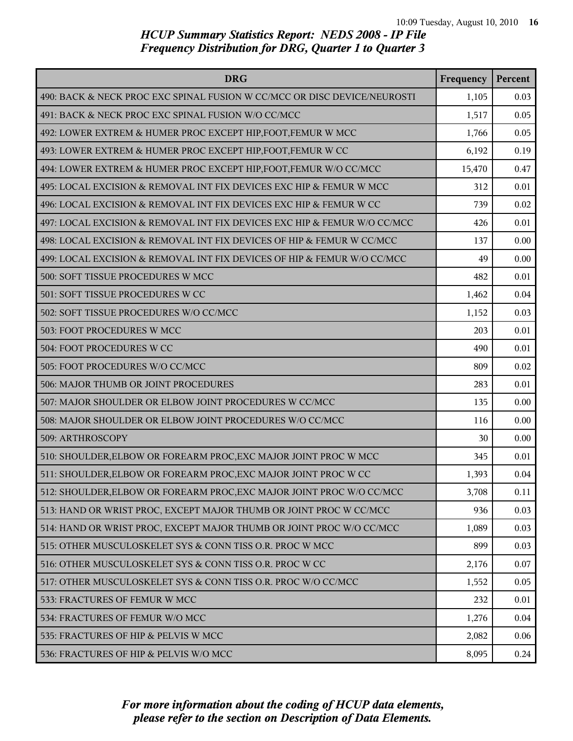*HCUP Summary Statistics Report: NEDS 2008 - IP File*
*Frequency Distribution for DRG, Quarter 1 to Quarter 3*

| DRG | Frequency | Percent |
|---|---|---|
| 490: BACK & NECK PROC EXC SPINAL FUSION W CC/MCC OR DISC DEVICE/NEUROSTI | 1,105 | 0.03 |
| 491: BACK & NECK PROC EXC SPINAL FUSION W/O CC/MCC | 1,517 | 0.05 |
| 492: LOWER EXTREM & HUMER PROC EXCEPT HIP,FOOT,FEMUR W MCC | 1,766 | 0.05 |
| 493: LOWER EXTREM & HUMER PROC EXCEPT HIP,FOOT,FEMUR W CC | 6,192 | 0.19 |
| 494: LOWER EXTREM & HUMER PROC EXCEPT HIP,FOOT,FEMUR W/O CC/MCC | 15,470 | 0.47 |
| 495: LOCAL EXCISION & REMOVAL INT FIX DEVICES EXC HIP & FEMUR W MCC | 312 | 0.01 |
| 496: LOCAL EXCISION & REMOVAL INT FIX DEVICES EXC HIP & FEMUR W CC | 739 | 0.02 |
| 497: LOCAL EXCISION & REMOVAL INT FIX DEVICES EXC HIP & FEMUR W/O CC/MCC | 426 | 0.01 |
| 498: LOCAL EXCISION & REMOVAL INT FIX DEVICES OF HIP & FEMUR W CC/MCC | 137 | 0.00 |
| 499: LOCAL EXCISION & REMOVAL INT FIX DEVICES OF HIP & FEMUR W/O CC/MCC | 49 | 0.00 |
| 500: SOFT TISSUE PROCEDURES W MCC | 482 | 0.01 |
| 501: SOFT TISSUE PROCEDURES W CC | 1,462 | 0.04 |
| 502: SOFT TISSUE PROCEDURES W/O CC/MCC | 1,152 | 0.03 |
| 503: FOOT PROCEDURES W MCC | 203 | 0.01 |
| 504: FOOT PROCEDURES W CC | 490 | 0.01 |
| 505: FOOT PROCEDURES W/O CC/MCC | 809 | 0.02 |
| 506: MAJOR THUMB OR JOINT PROCEDURES | 283 | 0.01 |
| 507: MAJOR SHOULDER OR ELBOW JOINT PROCEDURES W CC/MCC | 135 | 0.00 |
| 508: MAJOR SHOULDER OR ELBOW JOINT PROCEDURES W/O CC/MCC | 116 | 0.00 |
| 509: ARTHROSCOPY | 30 | 0.00 |
| 510: SHOULDER,ELBOW OR FOREARM PROC,EXC MAJOR JOINT PROC W MCC | 345 | 0.01 |
| 511: SHOULDER,ELBOW OR FOREARM PROC,EXC MAJOR JOINT PROC W CC | 1,393 | 0.04 |
| 512: SHOULDER,ELBOW OR FOREARM PROC,EXC MAJOR JOINT PROC W/O CC/MCC | 3,708 | 0.11 |
| 513: HAND OR WRIST PROC, EXCEPT MAJOR THUMB OR JOINT PROC W CC/MCC | 936 | 0.03 |
| 514: HAND OR WRIST PROC, EXCEPT MAJOR THUMB OR JOINT PROC W/O CC/MCC | 1,089 | 0.03 |
| 515: OTHER MUSCULOSKELET SYS & CONN TISS O.R. PROC W MCC | 899 | 0.03 |
| 516: OTHER MUSCULOSKELET SYS & CONN TISS O.R. PROC W CC | 2,176 | 0.07 |
| 517: OTHER MUSCULOSKELET SYS & CONN TISS O.R. PROC W/O CC/MCC | 1,552 | 0.05 |
| 533: FRACTURES OF FEMUR W MCC | 232 | 0.01 |
| 534: FRACTURES OF FEMUR W/O MCC | 1,276 | 0.04 |
| 535: FRACTURES OF HIP & PELVIS W MCC | 2,082 | 0.06 |
| 536: FRACTURES OF HIP & PELVIS W/O MCC | 8,095 | 0.24 |

*For more information about the coding of HCUP data elements, please refer to the section on Description of Data Elements.*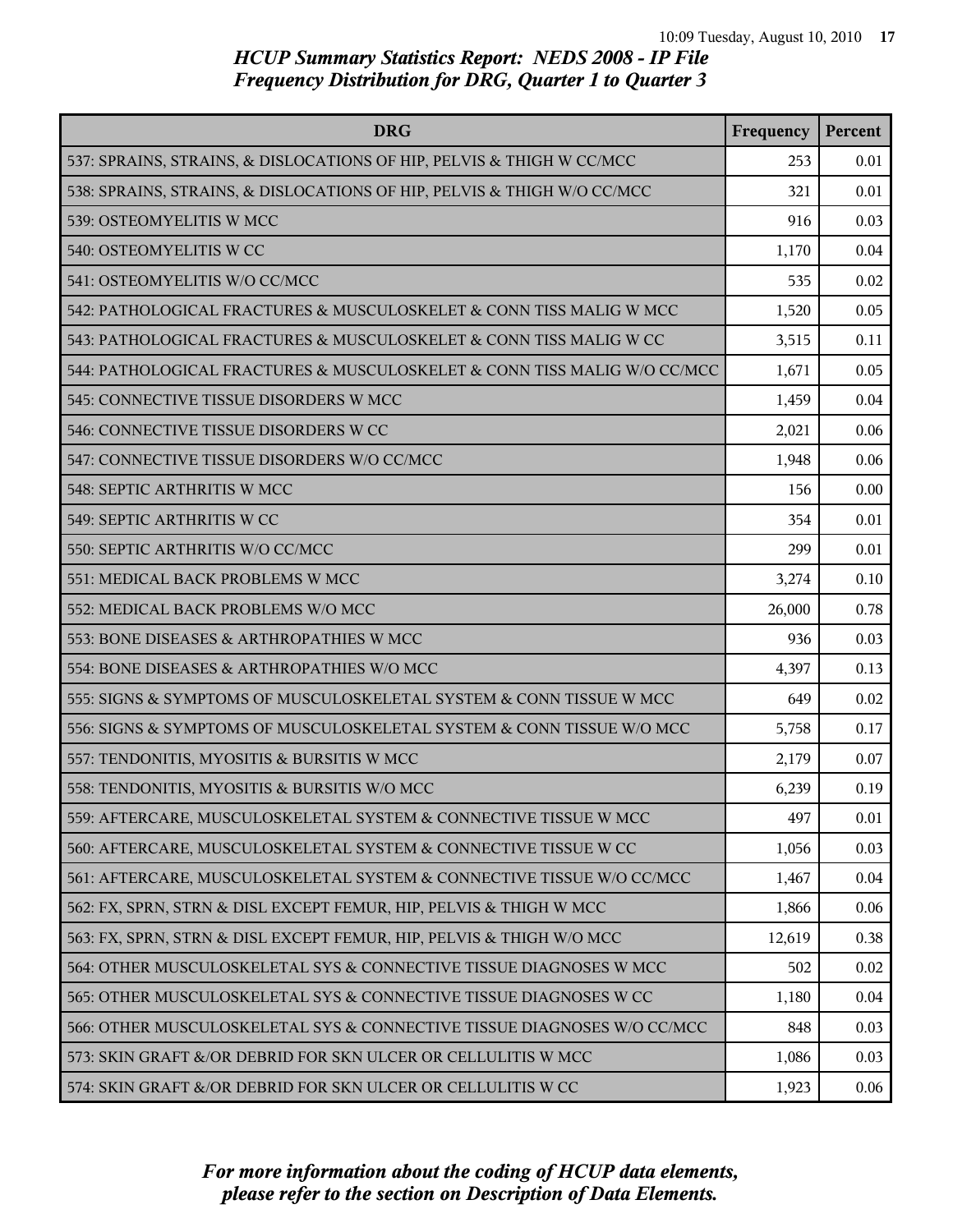## HCUP Summary Statistics Report: NEDS 2008 - IP File
## Frequency Distribution for DRG, Quarter 1 to Quarter 3

| DRG | Frequency | Percent |
|---|---|---|
| 537: SPRAINS, STRAINS, & DISLOCATIONS OF HIP, PELVIS & THIGH W CC/MCC | 253 | 0.01 |
| 538: SPRAINS, STRAINS, & DISLOCATIONS OF HIP, PELVIS & THIGH W/O CC/MCC | 321 | 0.01 |
| 539: OSTEOMYELITIS W MCC | 916 | 0.03 |
| 540: OSTEOMYELITIS W CC | 1,170 | 0.04 |
| 541: OSTEOMYELITIS W/O CC/MCC | 535 | 0.02 |
| 542: PATHOLOGICAL FRACTURES & MUSCULOSKELET & CONN TISS MALIG W MCC | 1,520 | 0.05 |
| 543: PATHOLOGICAL FRACTURES & MUSCULOSKELET & CONN TISS MALIG W CC | 3,515 | 0.11 |
| 544: PATHOLOGICAL FRACTURES & MUSCULOSKELET & CONN TISS MALIG W/O CC/MCC | 1,671 | 0.05 |
| 545: CONNECTIVE TISSUE DISORDERS W MCC | 1,459 | 0.04 |
| 546: CONNECTIVE TISSUE DISORDERS W CC | 2,021 | 0.06 |
| 547: CONNECTIVE TISSUE DISORDERS W/O CC/MCC | 1,948 | 0.06 |
| 548: SEPTIC ARTHRITIS W MCC | 156 | 0.00 |
| 549: SEPTIC ARTHRITIS W CC | 354 | 0.01 |
| 550: SEPTIC ARTHRITIS W/O CC/MCC | 299 | 0.01 |
| 551: MEDICAL BACK PROBLEMS W MCC | 3,274 | 0.10 |
| 552: MEDICAL BACK PROBLEMS W/O MCC | 26,000 | 0.78 |
| 553: BONE DISEASES & ARTHROPATHIES W MCC | 936 | 0.03 |
| 554: BONE DISEASES & ARTHROPATHIES W/O MCC | 4,397 | 0.13 |
| 555: SIGNS & SYMPTOMS OF MUSCULOSKELETAL SYSTEM & CONN TISSUE W MCC | 649 | 0.02 |
| 556: SIGNS & SYMPTOMS OF MUSCULOSKELETAL SYSTEM & CONN TISSUE W/O MCC | 5,758 | 0.17 |
| 557: TENDONITIS, MYOSITIS & BURSITIS W MCC | 2,179 | 0.07 |
| 558: TENDONITIS, MYOSITIS & BURSITIS W/O MCC | 6,239 | 0.19 |
| 559: AFTERCARE, MUSCULOSKELETAL SYSTEM & CONNECTIVE TISSUE W MCC | 497 | 0.01 |
| 560: AFTERCARE, MUSCULOSKELETAL SYSTEM & CONNECTIVE TISSUE W CC | 1,056 | 0.03 |
| 561: AFTERCARE, MUSCULOSKELETAL SYSTEM & CONNECTIVE TISSUE W/O CC/MCC | 1,467 | 0.04 |
| 562: FX, SPRN, STRN & DISL EXCEPT FEMUR, HIP, PELVIS & THIGH W MCC | 1,866 | 0.06 |
| 563: FX, SPRN, STRN & DISL EXCEPT FEMUR, HIP, PELVIS & THIGH W/O MCC | 12,619 | 0.38 |
| 564: OTHER MUSCULOSKELETAL SYS & CONNECTIVE TISSUE DIAGNOSES W MCC | 502 | 0.02 |
| 565: OTHER MUSCULOSKELETAL SYS & CONNECTIVE TISSUE DIAGNOSES W CC | 1,180 | 0.04 |
| 566: OTHER MUSCULOSKELETAL SYS & CONNECTIVE TISSUE DIAGNOSES W/O CC/MCC | 848 | 0.03 |
| 573: SKIN GRAFT &/OR DEBRID FOR SKN ULCER OR CELLULITIS W MCC | 1,086 | 0.03 |
| 574: SKIN GRAFT &/OR DEBRID FOR SKN ULCER OR CELLULITIS W CC | 1,923 | 0.06 |

*For more information about the coding of HCUP data elements, please refer to the section on Description of Data Elements.*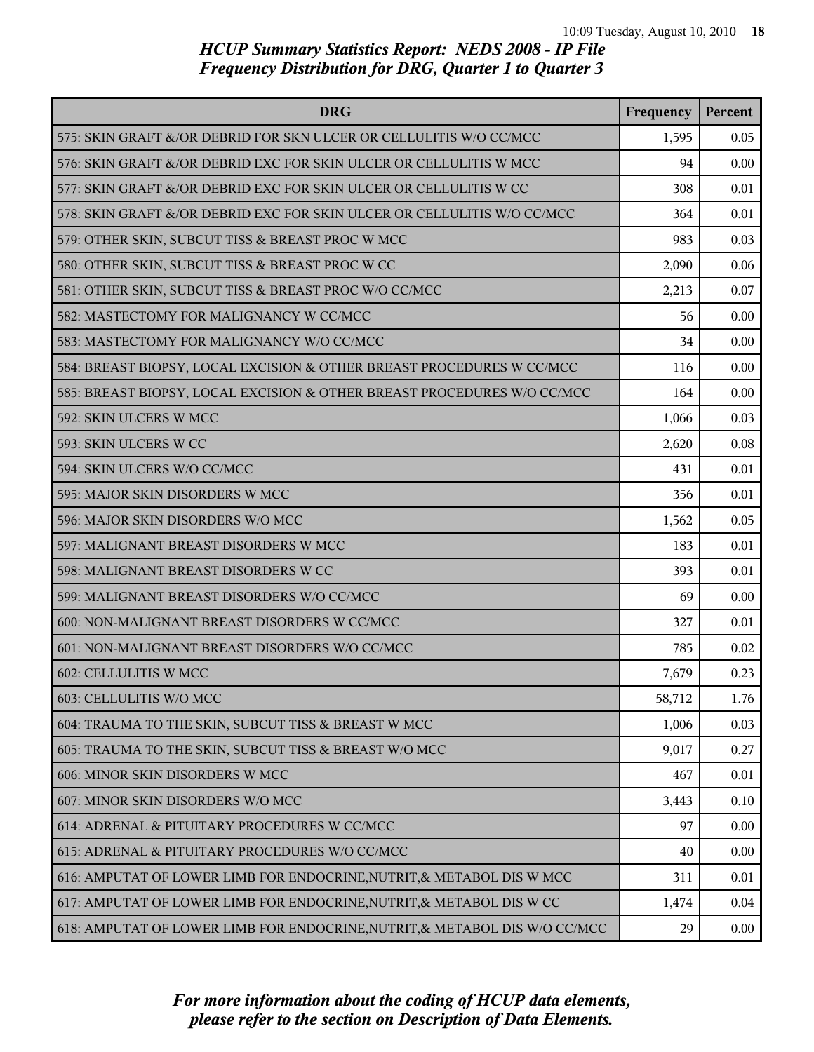*HCUP Summary Statistics Report: NEDS 2008 - IP File*
*Frequency Distribution for DRG, Quarter 1 to Quarter 3*

| DRG | Frequency | Percent |
|---|---|---|
| 575: SKIN GRAFT &/OR DEBRID FOR SKN ULCER OR CELLULITIS W/O CC/MCC | 1,595 | 0.05 |
| 576: SKIN GRAFT &/OR DEBRID EXC FOR SKIN ULCER OR CELLULITIS W MCC | 94 | 0.00 |
| 577: SKIN GRAFT &/OR DEBRID EXC FOR SKIN ULCER OR CELLULITIS W CC | 308 | 0.01 |
| 578: SKIN GRAFT &/OR DEBRID EXC FOR SKIN ULCER OR CELLULITIS W/O CC/MCC | 364 | 0.01 |
| 579: OTHER SKIN, SUBCUT TISS & BREAST PROC W MCC | 983 | 0.03 |
| 580: OTHER SKIN, SUBCUT TISS & BREAST PROC W CC | 2,090 | 0.06 |
| 581: OTHER SKIN, SUBCUT TISS & BREAST PROC W/O CC/MCC | 2,213 | 0.07 |
| 582: MASTECTOMY FOR MALIGNANCY W CC/MCC | 56 | 0.00 |
| 583: MASTECTOMY FOR MALIGNANCY W/O CC/MCC | 34 | 0.00 |
| 584: BREAST BIOPSY, LOCAL EXCISION & OTHER BREAST PROCEDURES W CC/MCC | 116 | 0.00 |
| 585: BREAST BIOPSY, LOCAL EXCISION & OTHER BREAST PROCEDURES W/O CC/MCC | 164 | 0.00 |
| 592: SKIN ULCERS W MCC | 1,066 | 0.03 |
| 593: SKIN ULCERS W CC | 2,620 | 0.08 |
| 594: SKIN ULCERS W/O CC/MCC | 431 | 0.01 |
| 595: MAJOR SKIN DISORDERS W MCC | 356 | 0.01 |
| 596: MAJOR SKIN DISORDERS W/O MCC | 1,562 | 0.05 |
| 597: MALIGNANT BREAST DISORDERS W MCC | 183 | 0.01 |
| 598: MALIGNANT BREAST DISORDERS W CC | 393 | 0.01 |
| 599: MALIGNANT BREAST DISORDERS W/O CC/MCC | 69 | 0.00 |
| 600: NON-MALIGNANT BREAST DISORDERS W CC/MCC | 327 | 0.01 |
| 601: NON-MALIGNANT BREAST DISORDERS W/O CC/MCC | 785 | 0.02 |
| 602: CELLULITIS W MCC | 7,679 | 0.23 |
| 603: CELLULITIS W/O MCC | 58,712 | 1.76 |
| 604: TRAUMA TO THE SKIN, SUBCUT TISS & BREAST W MCC | 1,006 | 0.03 |
| 605: TRAUMA TO THE SKIN, SUBCUT TISS & BREAST W/O MCC | 9,017 | 0.27 |
| 606: MINOR SKIN DISORDERS W MCC | 467 | 0.01 |
| 607: MINOR SKIN DISORDERS W/O MCC | 3,443 | 0.10 |
| 614: ADRENAL & PITUITARY PROCEDURES W CC/MCC | 97 | 0.00 |
| 615: ADRENAL & PITUITARY PROCEDURES W/O CC/MCC | 40 | 0.00 |
| 616: AMPUTAT OF LOWER LIMB FOR ENDOCRINE,NUTRIT,& METABOL DIS W MCC | 311 | 0.01 |
| 617: AMPUTAT OF LOWER LIMB FOR ENDOCRINE,NUTRIT,& METABOL DIS W CC | 1,474 | 0.04 |
| 618: AMPUTAT OF LOWER LIMB FOR ENDOCRINE,NUTRIT,& METABOL DIS W/O CC/MCC | 29 | 0.00 |

*For more information about the coding of HCUP data elements, please refer to the section on Description of Data Elements.*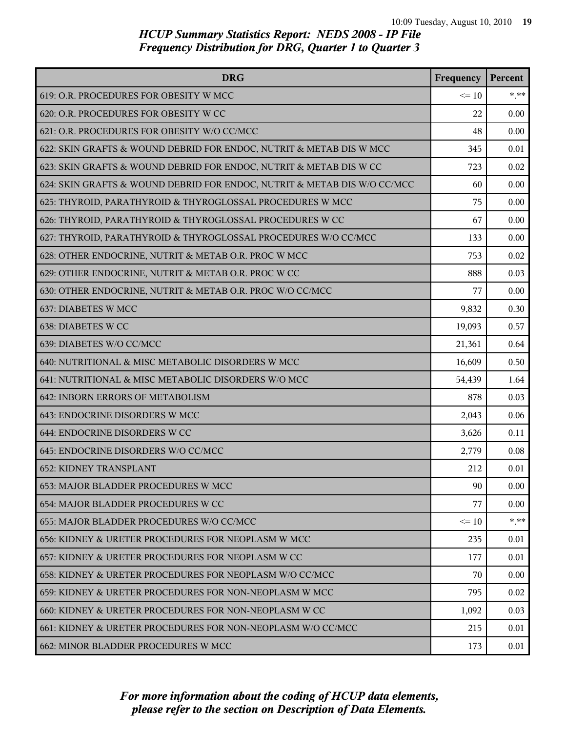*HCUP Summary Statistics Report: NEDS 2008 - IP File*
*Frequency Distribution for DRG, Quarter 1 to Quarter 3*

| DRG | Frequency | Percent |
|---|---|---|
| 619: O.R. PROCEDURES FOR OBESITY W MCC | <= 10 | *.** |
| 620: O.R. PROCEDURES FOR OBESITY W CC | 22 | 0.00 |
| 621: O.R. PROCEDURES FOR OBESITY W/O CC/MCC | 48 | 0.00 |
| 622: SKIN GRAFTS & WOUND DEBRID FOR ENDOC, NUTRIT & METAB DIS W MCC | 345 | 0.01 |
| 623: SKIN GRAFTS & WOUND DEBRID FOR ENDOC, NUTRIT & METAB DIS W CC | 723 | 0.02 |
| 624: SKIN GRAFTS & WOUND DEBRID FOR ENDOC, NUTRIT & METAB DIS W/O CC/MCC | 60 | 0.00 |
| 625: THYROID, PARATHYROID & THYROGLOSSAL PROCEDURES W MCC | 75 | 0.00 |
| 626: THYROID, PARATHYROID & THYROGLOSSAL PROCEDURES W CC | 67 | 0.00 |
| 627: THYROID, PARATHYROID & THYROGLOSSAL PROCEDURES W/O CC/MCC | 133 | 0.00 |
| 628: OTHER ENDOCRINE, NUTRIT & METAB O.R. PROC W MCC | 753 | 0.02 |
| 629: OTHER ENDOCRINE, NUTRIT & METAB O.R. PROC W CC | 888 | 0.03 |
| 630: OTHER ENDOCRINE, NUTRIT & METAB O.R. PROC W/O CC/MCC | 77 | 0.00 |
| 637: DIABETES W MCC | 9,832 | 0.30 |
| 638: DIABETES W CC | 19,093 | 0.57 |
| 639: DIABETES W/O CC/MCC | 21,361 | 0.64 |
| 640: NUTRITIONAL & MISC METABOLIC DISORDERS W MCC | 16,609 | 0.50 |
| 641: NUTRITIONAL & MISC METABOLIC DISORDERS W/O MCC | 54,439 | 1.64 |
| 642: INBORN ERRORS OF METABOLISM | 878 | 0.03 |
| 643: ENDOCRINE DISORDERS W MCC | 2,043 | 0.06 |
| 644: ENDOCRINE DISORDERS W CC | 3,626 | 0.11 |
| 645: ENDOCRINE DISORDERS W/O CC/MCC | 2,779 | 0.08 |
| 652: KIDNEY TRANSPLANT | 212 | 0.01 |
| 653: MAJOR BLADDER PROCEDURES W MCC | 90 | 0.00 |
| 654: MAJOR BLADDER PROCEDURES W CC | 77 | 0.00 |
| 655: MAJOR BLADDER PROCEDURES W/O CC/MCC | <= 10 | *.** |
| 656: KIDNEY & URETER PROCEDURES FOR NEOPLASM W MCC | 235 | 0.01 |
| 657: KIDNEY & URETER PROCEDURES FOR NEOPLASM W CC | 177 | 0.01 |
| 658: KIDNEY & URETER PROCEDURES FOR NEOPLASM W/O CC/MCC | 70 | 0.00 |
| 659: KIDNEY & URETER PROCEDURES FOR NON-NEOPLASM W MCC | 795 | 0.02 |
| 660: KIDNEY & URETER PROCEDURES FOR NON-NEOPLASM W CC | 1,092 | 0.03 |
| 661: KIDNEY & URETER PROCEDURES FOR NON-NEOPLASM W/O CC/MCC | 215 | 0.01 |
| 662: MINOR BLADDER PROCEDURES W MCC | 173 | 0.01 |

*For more information about the coding of HCUP data elements, please refer to the section on Description of Data Elements.*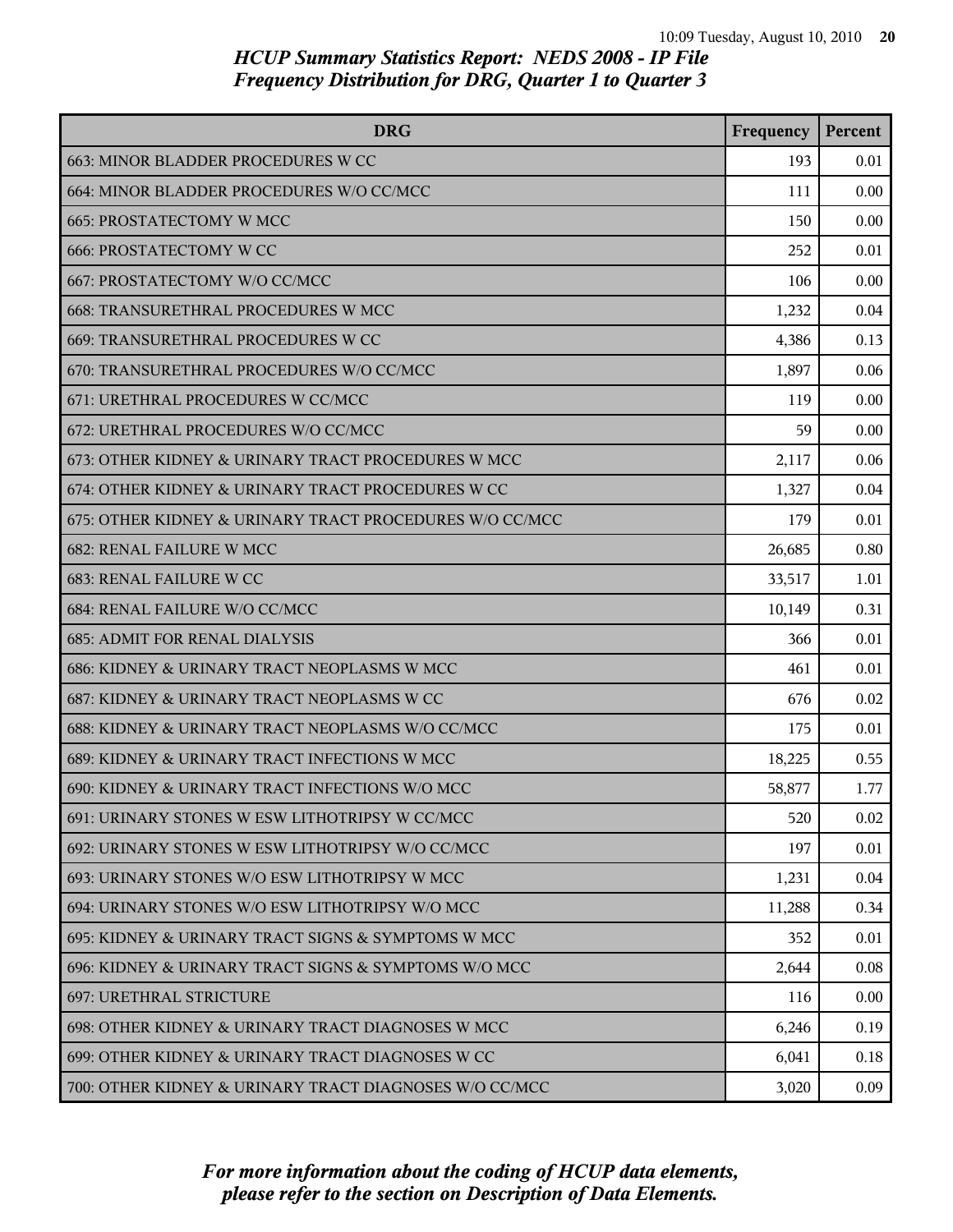## HCUP Summary Statistics Report: NEDS 2008 - IP File
## Frequency Distribution for DRG, Quarter 1 to Quarter 3

| DRG | Frequency | Percent |
|---|---|---|
| 663: MINOR BLADDER PROCEDURES W CC | 193 | 0.01 |
| 664: MINOR BLADDER PROCEDURES W/O CC/MCC | 111 | 0.00 |
| 665: PROSTATECTOMY W MCC | 150 | 0.00 |
| 666: PROSTATECTOMY W CC | 252 | 0.01 |
| 667: PROSTATECTOMY W/O CC/MCC | 106 | 0.00 |
| 668: TRANSURETHRAL PROCEDURES W MCC | 1,232 | 0.04 |
| 669: TRANSURETHRAL PROCEDURES W CC | 4,386 | 0.13 |
| 670: TRANSURETHRAL PROCEDURES W/O CC/MCC | 1,897 | 0.06 |
| 671: URETHRAL PROCEDURES W CC/MCC | 119 | 0.00 |
| 672: URETHRAL PROCEDURES W/O CC/MCC | 59 | 0.00 |
| 673: OTHER KIDNEY & URINARY TRACT PROCEDURES W MCC | 2,117 | 0.06 |
| 674: OTHER KIDNEY & URINARY TRACT PROCEDURES W CC | 1,327 | 0.04 |
| 675: OTHER KIDNEY & URINARY TRACT PROCEDURES W/O CC/MCC | 179 | 0.01 |
| 682: RENAL FAILURE W MCC | 26,685 | 0.80 |
| 683: RENAL FAILURE W CC | 33,517 | 1.01 |
| 684: RENAL FAILURE W/O CC/MCC | 10,149 | 0.31 |
| 685: ADMIT FOR RENAL DIALYSIS | 366 | 0.01 |
| 686: KIDNEY & URINARY TRACT NEOPLASMS W MCC | 461 | 0.01 |
| 687: KIDNEY & URINARY TRACT NEOPLASMS W CC | 676 | 0.02 |
| 688: KIDNEY & URINARY TRACT NEOPLASMS W/O CC/MCC | 175 | 0.01 |
| 689: KIDNEY & URINARY TRACT INFECTIONS W MCC | 18,225 | 0.55 |
| 690: KIDNEY & URINARY TRACT INFECTIONS W/O MCC | 58,877 | 1.77 |
| 691: URINARY STONES W ESW LITHOTRIPSY W CC/MCC | 520 | 0.02 |
| 692: URINARY STONES W ESW LITHOTRIPSY W/O CC/MCC | 197 | 0.01 |
| 693: URINARY STONES W/O ESW LITHOTRIPSY W MCC | 1,231 | 0.04 |
| 694: URINARY STONES W/O ESW LITHOTRIPSY W/O MCC | 11,288 | 0.34 |
| 695: KIDNEY & URINARY TRACT SIGNS & SYMPTOMS W MCC | 352 | 0.01 |
| 696: KIDNEY & URINARY TRACT SIGNS & SYMPTOMS W/O MCC | 2,644 | 0.08 |
| 697: URETHRAL STRICTURE | 116 | 0.00 |
| 698: OTHER KIDNEY & URINARY TRACT DIAGNOSES W MCC | 6,246 | 0.19 |
| 699: OTHER KIDNEY & URINARY TRACT DIAGNOSES W CC | 6,041 | 0.18 |
| 700: OTHER KIDNEY & URINARY TRACT DIAGNOSES W/O CC/MCC | 3,020 | 0.09 |

*For more information about the coding of HCUP data elements, please refer to the section on Description of Data Elements.*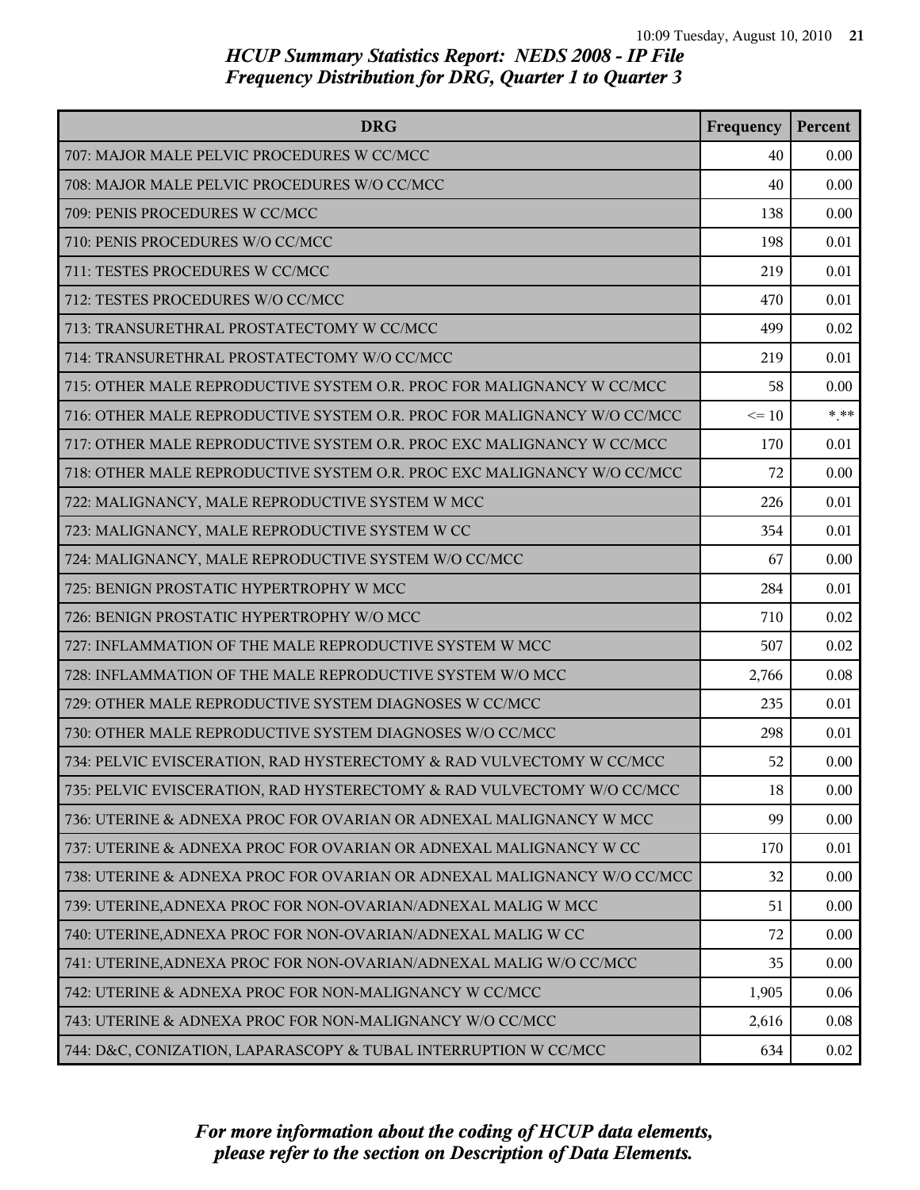## HCUP Summary Statistics Report: NEDS 2008 - IP File
## Frequency Distribution for DRG, Quarter 1 to Quarter 3

| DRG | Frequency | Percent |
|---|---|---|
| 707: MAJOR MALE PELVIC PROCEDURES W CC/MCC | 40 | 0.00 |
| 708: MAJOR MALE PELVIC PROCEDURES W/O CC/MCC | 40 | 0.00 |
| 709: PENIS PROCEDURES W CC/MCC | 138 | 0.00 |
| 710: PENIS PROCEDURES W/O CC/MCC | 198 | 0.01 |
| 711: TESTES PROCEDURES W CC/MCC | 219 | 0.01 |
| 712: TESTES PROCEDURES W/O CC/MCC | 470 | 0.01 |
| 713: TRANSURETHRAL PROSTATECTOMY W CC/MCC | 499 | 0.02 |
| 714: TRANSURETHRAL PROSTATECTOMY W/O CC/MCC | 219 | 0.01 |
| 715: OTHER MALE REPRODUCTIVE SYSTEM O.R. PROC FOR MALIGNANCY W CC/MCC | 58 | 0.00 |
| 716: OTHER MALE REPRODUCTIVE SYSTEM O.R. PROC FOR MALIGNANCY W/O CC/MCC | <= 10 | *.** |
| 717: OTHER MALE REPRODUCTIVE SYSTEM O.R. PROC EXC MALIGNANCY W CC/MCC | 170 | 0.01 |
| 718: OTHER MALE REPRODUCTIVE SYSTEM O.R. PROC EXC MALIGNANCY W/O CC/MCC | 72 | 0.00 |
| 722: MALIGNANCY, MALE REPRODUCTIVE SYSTEM W MCC | 226 | 0.01 |
| 723: MALIGNANCY, MALE REPRODUCTIVE SYSTEM W CC | 354 | 0.01 |
| 724: MALIGNANCY, MALE REPRODUCTIVE SYSTEM W/O CC/MCC | 67 | 0.00 |
| 725: BENIGN PROSTATIC HYPERTROPHY W MCC | 284 | 0.01 |
| 726: BENIGN PROSTATIC HYPERTROPHY W/O MCC | 710 | 0.02 |
| 727: INFLAMMATION OF THE MALE REPRODUCTIVE SYSTEM W MCC | 507 | 0.02 |
| 728: INFLAMMATION OF THE MALE REPRODUCTIVE SYSTEM W/O MCC | 2,766 | 0.08 |
| 729: OTHER MALE REPRODUCTIVE SYSTEM DIAGNOSES W CC/MCC | 235 | 0.01 |
| 730: OTHER MALE REPRODUCTIVE SYSTEM DIAGNOSES W/O CC/MCC | 298 | 0.01 |
| 734: PELVIC EVISCERATION, RAD HYSTERECTOMY & RAD VULVECTOMY W CC/MCC | 52 | 0.00 |
| 735: PELVIC EVISCERATION, RAD HYSTERECTOMY & RAD VULVECTOMY W/O CC/MCC | 18 | 0.00 |
| 736: UTERINE & ADNEXA PROC FOR OVARIAN OR ADNEXAL MALIGNANCY W MCC | 99 | 0.00 |
| 737: UTERINE & ADNEXA PROC FOR OVARIAN OR ADNEXAL MALIGNANCY W CC | 170 | 0.01 |
| 738: UTERINE & ADNEXA PROC FOR OVARIAN OR ADNEXAL MALIGNANCY W/O CC/MCC | 32 | 0.00 |
| 739: UTERINE,ADNEXA PROC FOR NON-OVARIAN/ADNEXAL MALIG W MCC | 51 | 0.00 |
| 740: UTERINE,ADNEXA PROC FOR NON-OVARIAN/ADNEXAL MALIG W CC | 72 | 0.00 |
| 741: UTERINE,ADNEXA PROC FOR NON-OVARIAN/ADNEXAL MALIG W/O CC/MCC | 35 | 0.00 |
| 742: UTERINE & ADNEXA PROC FOR NON-MALIGNANCY W CC/MCC | 1,905 | 0.06 |
| 743: UTERINE & ADNEXA PROC FOR NON-MALIGNANCY W/O CC/MCC | 2,616 | 0.08 |
| 744: D&C, CONIZATION, LAPARASCOPY & TUBAL INTERRUPTION W CC/MCC | 634 | 0.02 |

*For more information about the coding of HCUP data elements, please refer to the section on Description of Data Elements.*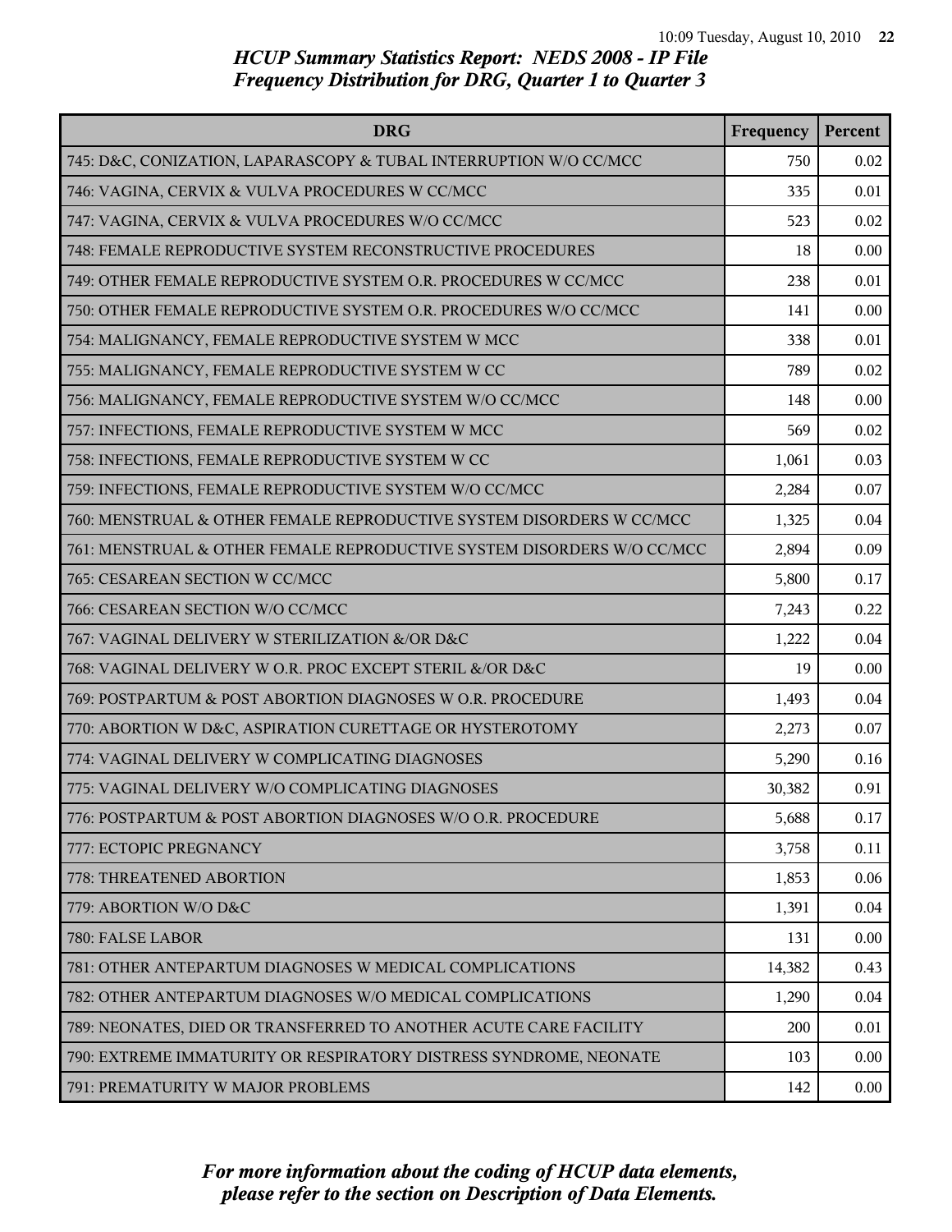# HCUP Summary Statistics Report: NEDS 2008 - IP File
# Frequency Distribution for DRG, Quarter 1 to Quarter 3

| DRG | Frequency | Percent |
|---|---|---|
| 745: D&C, CONIZATION, LAPARASCOPY & TUBAL INTERRUPTION W/O CC/MCC | 750 | 0.02 |
| 746: VAGINA, CERVIX & VULVA PROCEDURES W CC/MCC | 335 | 0.01 |
| 747: VAGINA, CERVIX & VULVA PROCEDURES W/O CC/MCC | 523 | 0.02 |
| 748: FEMALE REPRODUCTIVE SYSTEM RECONSTRUCTIVE PROCEDURES | 18 | 0.00 |
| 749: OTHER FEMALE REPRODUCTIVE SYSTEM O.R. PROCEDURES W CC/MCC | 238 | 0.01 |
| 750: OTHER FEMALE REPRODUCTIVE SYSTEM O.R. PROCEDURES W/O CC/MCC | 141 | 0.00 |
| 754: MALIGNANCY, FEMALE REPRODUCTIVE SYSTEM W MCC | 338 | 0.01 |
| 755: MALIGNANCY, FEMALE REPRODUCTIVE SYSTEM W CC | 789 | 0.02 |
| 756: MALIGNANCY, FEMALE REPRODUCTIVE SYSTEM W/O CC/MCC | 148 | 0.00 |
| 757: INFECTIONS, FEMALE REPRODUCTIVE SYSTEM W MCC | 569 | 0.02 |
| 758: INFECTIONS, FEMALE REPRODUCTIVE SYSTEM W CC | 1,061 | 0.03 |
| 759: INFECTIONS, FEMALE REPRODUCTIVE SYSTEM W/O CC/MCC | 2,284 | 0.07 |
| 760: MENSTRUAL & OTHER FEMALE REPRODUCTIVE SYSTEM DISORDERS W CC/MCC | 1,325 | 0.04 |
| 761: MENSTRUAL & OTHER FEMALE REPRODUCTIVE SYSTEM DISORDERS W/O CC/MCC | 2,894 | 0.09 |
| 765: CESAREAN SECTION W CC/MCC | 5,800 | 0.17 |
| 766: CESAREAN SECTION W/O CC/MCC | 7,243 | 0.22 |
| 767: VAGINAL DELIVERY W STERILIZATION &/OR D&C | 1,222 | 0.04 |
| 768: VAGINAL DELIVERY W O.R. PROC EXCEPT STERIL &/OR D&C | 19 | 0.00 |
| 769: POSTPARTUM & POST ABORTION DIAGNOSES W O.R. PROCEDURE | 1,493 | 0.04 |
| 770: ABORTION W D&C, ASPIRATION CURETTAGE OR HYSTEROTOMY | 2,273 | 0.07 |
| 774: VAGINAL DELIVERY W COMPLICATING DIAGNOSES | 5,290 | 0.16 |
| 775: VAGINAL DELIVERY W/O COMPLICATING DIAGNOSES | 30,382 | 0.91 |
| 776: POSTPARTUM & POST ABORTION DIAGNOSES W/O O.R. PROCEDURE | 5,688 | 0.17 |
| 777: ECTOPIC PREGNANCY | 3,758 | 0.11 |
| 778: THREATENED ABORTION | 1,853 | 0.06 |
| 779: ABORTION W/O D&C | 1,391 | 0.04 |
| 780: FALSE LABOR | 131 | 0.00 |
| 781: OTHER ANTEPARTUM DIAGNOSES W MEDICAL COMPLICATIONS | 14,382 | 0.43 |
| 782: OTHER ANTEPARTUM DIAGNOSES W/O MEDICAL COMPLICATIONS | 1,290 | 0.04 |
| 789: NEONATES, DIED OR TRANSFERRED TO ANOTHER ACUTE CARE FACILITY | 200 | 0.01 |
| 790: EXTREME IMMATURITY OR RESPIRATORY DISTRESS SYNDROME, NEONATE | 103 | 0.00 |
| 791: PREMATURITY W MAJOR PROBLEMS | 142 | 0.00 |

*For more information about the coding of HCUP data elements, please refer to the section on Description of Data Elements.*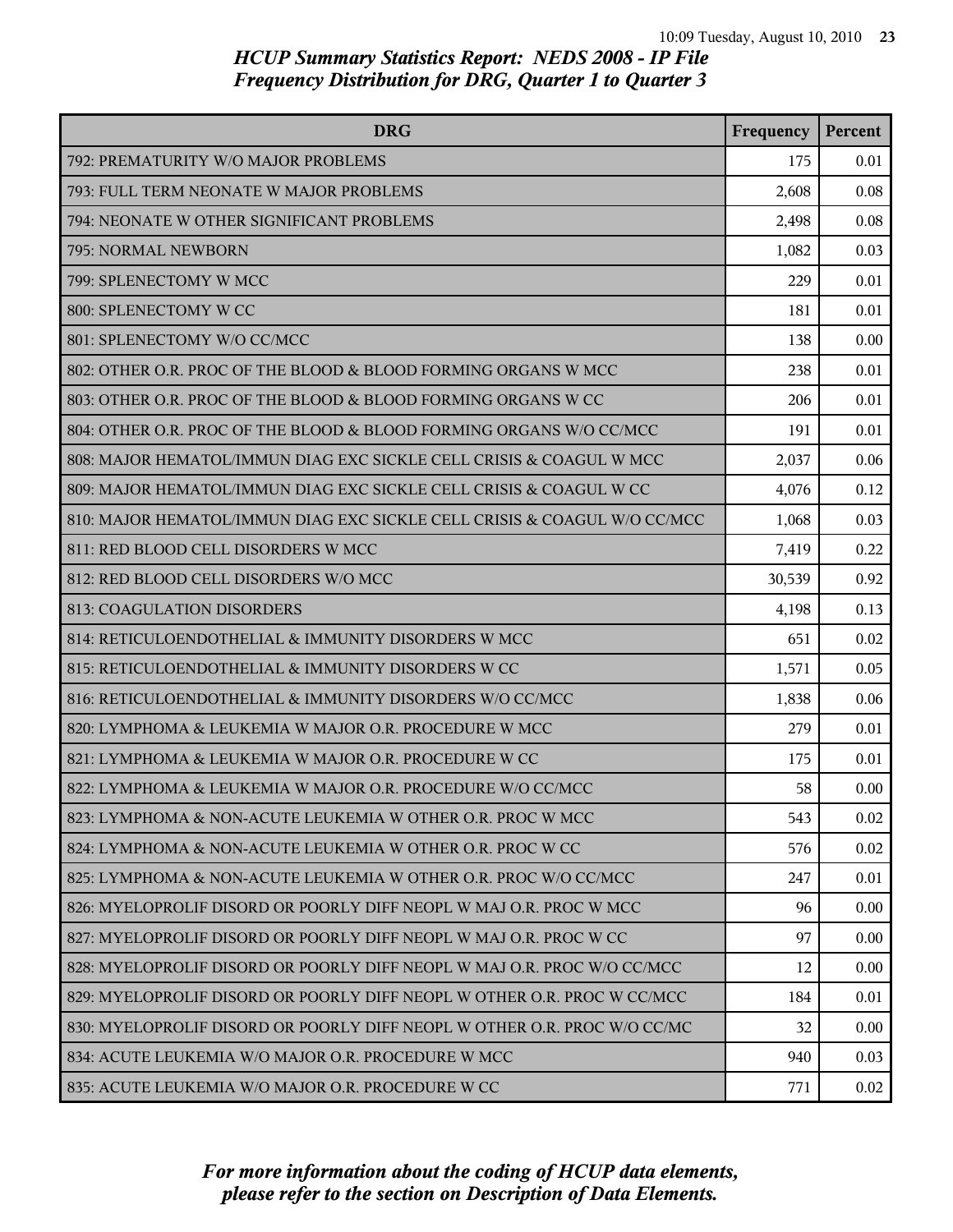## HCUP Summary Statistics Report: NEDS 2008 - IP File
## Frequency Distribution for DRG, Quarter 1 to Quarter 3

| DRG | Frequency | Percent |
|---|---|---|
| 792: PREMATURITY W/O MAJOR PROBLEMS | 175 | 0.01 |
| 793: FULL TERM NEONATE W MAJOR PROBLEMS | 2,608 | 0.08 |
| 794: NEONATE W OTHER SIGNIFICANT PROBLEMS | 2,498 | 0.08 |
| 795: NORMAL NEWBORN | 1,082 | 0.03 |
| 799: SPLENECTOMY W MCC | 229 | 0.01 |
| 800: SPLENECTOMY W CC | 181 | 0.01 |
| 801: SPLENECTOMY W/O CC/MCC | 138 | 0.00 |
| 802: OTHER O.R. PROC OF THE BLOOD & BLOOD FORMING ORGANS W MCC | 238 | 0.01 |
| 803: OTHER O.R. PROC OF THE BLOOD & BLOOD FORMING ORGANS W CC | 206 | 0.01 |
| 804: OTHER O.R. PROC OF THE BLOOD & BLOOD FORMING ORGANS W/O CC/MCC | 191 | 0.01 |
| 808: MAJOR HEMATOL/IMMUN DIAG EXC SICKLE CELL CRISIS & COAGUL W MCC | 2,037 | 0.06 |
| 809: MAJOR HEMATOL/IMMUN DIAG EXC SICKLE CELL CRISIS & COAGUL W CC | 4,076 | 0.12 |
| 810: MAJOR HEMATOL/IMMUN DIAG EXC SICKLE CELL CRISIS & COAGUL W/O CC/MCC | 1,068 | 0.03 |
| 811: RED BLOOD CELL DISORDERS W MCC | 7,419 | 0.22 |
| 812: RED BLOOD CELL DISORDERS W/O MCC | 30,539 | 0.92 |
| 813: COAGULATION DISORDERS | 4,198 | 0.13 |
| 814: RETICULOENDOTHELIAL & IMMUNITY DISORDERS W MCC | 651 | 0.02 |
| 815: RETICULOENDOTHELIAL & IMMUNITY DISORDERS W CC | 1,571 | 0.05 |
| 816: RETICULOENDOTHELIAL & IMMUNITY DISORDERS W/O CC/MCC | 1,838 | 0.06 |
| 820: LYMPHOMA & LEUKEMIA W MAJOR O.R. PROCEDURE W MCC | 279 | 0.01 |
| 821: LYMPHOMA & LEUKEMIA W MAJOR O.R. PROCEDURE W CC | 175 | 0.01 |
| 822: LYMPHOMA & LEUKEMIA W MAJOR O.R. PROCEDURE W/O CC/MCC | 58 | 0.00 |
| 823: LYMPHOMA & NON-ACUTE LEUKEMIA W OTHER O.R. PROC W MCC | 543 | 0.02 |
| 824: LYMPHOMA & NON-ACUTE LEUKEMIA W OTHER O.R. PROC W CC | 576 | 0.02 |
| 825: LYMPHOMA & NON-ACUTE LEUKEMIA W OTHER O.R. PROC W/O CC/MCC | 247 | 0.01 |
| 826: MYELOPROLIF DISORD OR POORLY DIFF NEOPL W MAJ O.R. PROC W MCC | 96 | 0.00 |
| 827: MYELOPROLIF DISORD OR POORLY DIFF NEOPL W MAJ O.R. PROC W CC | 97 | 0.00 |
| 828: MYELOPROLIF DISORD OR POORLY DIFF NEOPL W MAJ O.R. PROC W/O CC/MCC | 12 | 0.00 |
| 829: MYELOPROLIF DISORD OR POORLY DIFF NEOPL W OTHER O.R. PROC W CC/MCC | 184 | 0.01 |
| 830: MYELOPROLIF DISORD OR POORLY DIFF NEOPL W OTHER O.R. PROC W/O CC/MC | 32 | 0.00 |
| 834: ACUTE LEUKEMIA W/O MAJOR O.R. PROCEDURE W MCC | 940 | 0.03 |
| 835: ACUTE LEUKEMIA W/O MAJOR O.R. PROCEDURE W CC | 771 | 0.02 |

*For more information about the coding of HCUP data elements, please refer to the section on Description of Data Elements.*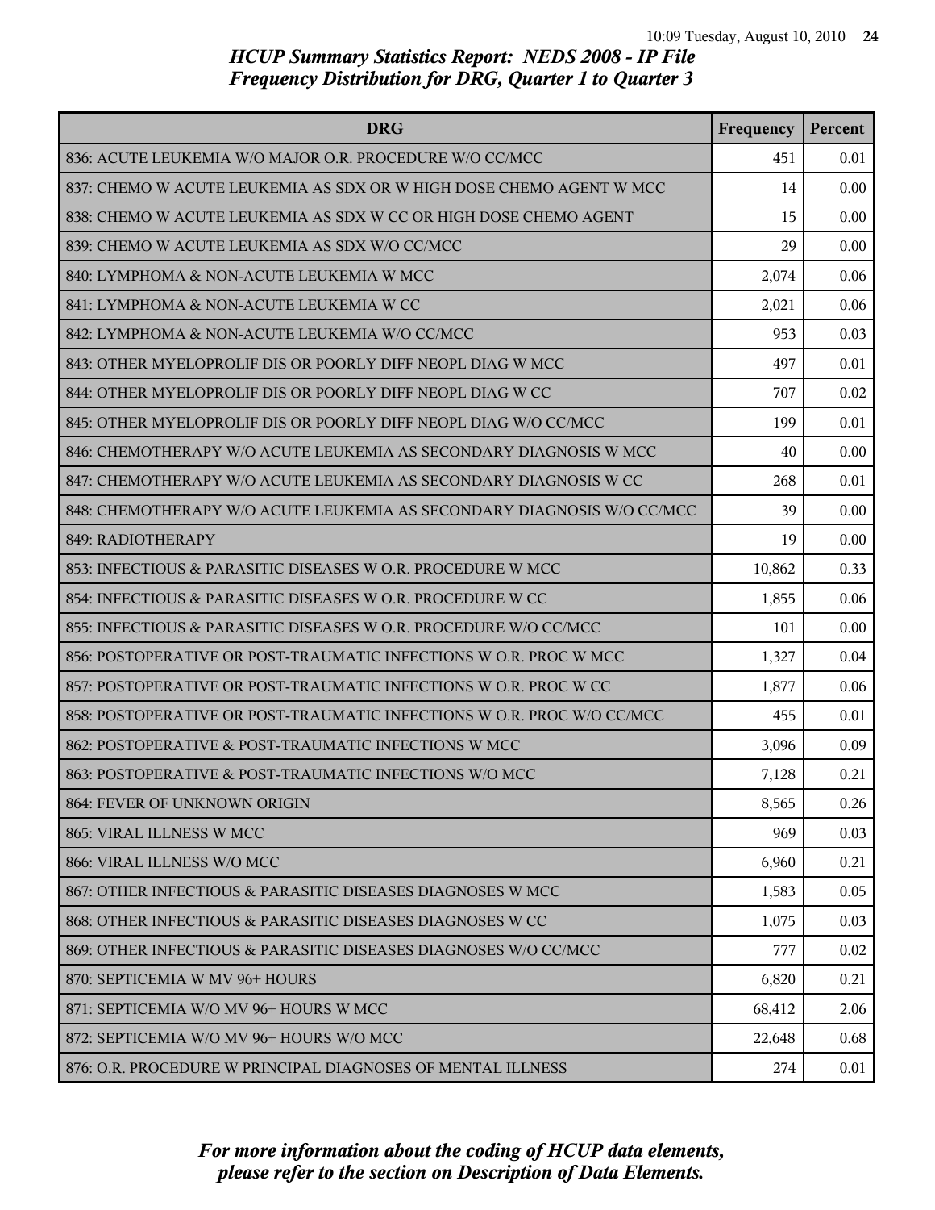## HCUP Summary Statistics Report: NEDS 2008 - IP File
## Frequency Distribution for DRG, Quarter 1 to Quarter 3

| DRG | Frequency | Percent |
|---|---|---|
| 836: ACUTE LEUKEMIA W/O MAJOR O.R. PROCEDURE W/O CC/MCC | 451 | 0.01 |
| 837: CHEMO W ACUTE LEUKEMIA AS SDX OR W HIGH DOSE CHEMO AGENT W MCC | 14 | 0.00 |
| 838: CHEMO W ACUTE LEUKEMIA AS SDX W CC OR HIGH DOSE CHEMO AGENT | 15 | 0.00 |
| 839: CHEMO W ACUTE LEUKEMIA AS SDX W/O CC/MCC | 29 | 0.00 |
| 840: LYMPHOMA & NON-ACUTE LEUKEMIA W MCC | 2,074 | 0.06 |
| 841: LYMPHOMA & NON-ACUTE LEUKEMIA W CC | 2,021 | 0.06 |
| 842: LYMPHOMA & NON-ACUTE LEUKEMIA W/O CC/MCC | 953 | 0.03 |
| 843: OTHER MYELOPROLIF DIS OR POORLY DIFF NEOPL DIAG W MCC | 497 | 0.01 |
| 844: OTHER MYELOPROLIF DIS OR POORLY DIFF NEOPL DIAG W CC | 707 | 0.02 |
| 845: OTHER MYELOPROLIF DIS OR POORLY DIFF NEOPL DIAG W/O CC/MCC | 199 | 0.01 |
| 846: CHEMOTHERAPY W/O ACUTE LEUKEMIA AS SECONDARY DIAGNOSIS W MCC | 40 | 0.00 |
| 847: CHEMOTHERAPY W/O ACUTE LEUKEMIA AS SECONDARY DIAGNOSIS W CC | 268 | 0.01 |
| 848: CHEMOTHERAPY W/O ACUTE LEUKEMIA AS SECONDARY DIAGNOSIS W/O CC/MCC | 39 | 0.00 |
| 849: RADIOTHERAPY | 19 | 0.00 |
| 853: INFECTIOUS & PARASITIC DISEASES W O.R. PROCEDURE W MCC | 10,862 | 0.33 |
| 854: INFECTIOUS & PARASITIC DISEASES W O.R. PROCEDURE W CC | 1,855 | 0.06 |
| 855: INFECTIOUS & PARASITIC DISEASES W O.R. PROCEDURE W/O CC/MCC | 101 | 0.00 |
| 856: POSTOPERATIVE OR POST-TRAUMATIC INFECTIONS W O.R. PROC W MCC | 1,327 | 0.04 |
| 857: POSTOPERATIVE OR POST-TRAUMATIC INFECTIONS W O.R. PROC W CC | 1,877 | 0.06 |
| 858: POSTOPERATIVE OR POST-TRAUMATIC INFECTIONS W O.R. PROC W/O CC/MCC | 455 | 0.01 |
| 862: POSTOPERATIVE & POST-TRAUMATIC INFECTIONS W MCC | 3,096 | 0.09 |
| 863: POSTOPERATIVE & POST-TRAUMATIC INFECTIONS W/O MCC | 7,128 | 0.21 |
| 864: FEVER OF UNKNOWN ORIGIN | 8,565 | 0.26 |
| 865: VIRAL ILLNESS W MCC | 969 | 0.03 |
| 866: VIRAL ILLNESS W/O MCC | 6,960 | 0.21 |
| 867: OTHER INFECTIOUS & PARASITIC DISEASES DIAGNOSES W MCC | 1,583 | 0.05 |
| 868: OTHER INFECTIOUS & PARASITIC DISEASES DIAGNOSES W CC | 1,075 | 0.03 |
| 869: OTHER INFECTIOUS & PARASITIC DISEASES DIAGNOSES W/O CC/MCC | 777 | 0.02 |
| 870: SEPTICEMIA W MV 96+ HOURS | 6,820 | 0.21 |
| 871: SEPTICEMIA W/O MV 96+ HOURS W MCC | 68,412 | 2.06 |
| 872: SEPTICEMIA W/O MV 96+ HOURS W/O MCC | 22,648 | 0.68 |
| 876: O.R. PROCEDURE W PRINCIPAL DIAGNOSES OF MENTAL ILLNESS | 274 | 0.01 |

*For more information about the coding of HCUP data elements, please refer to the section on Description of Data Elements.*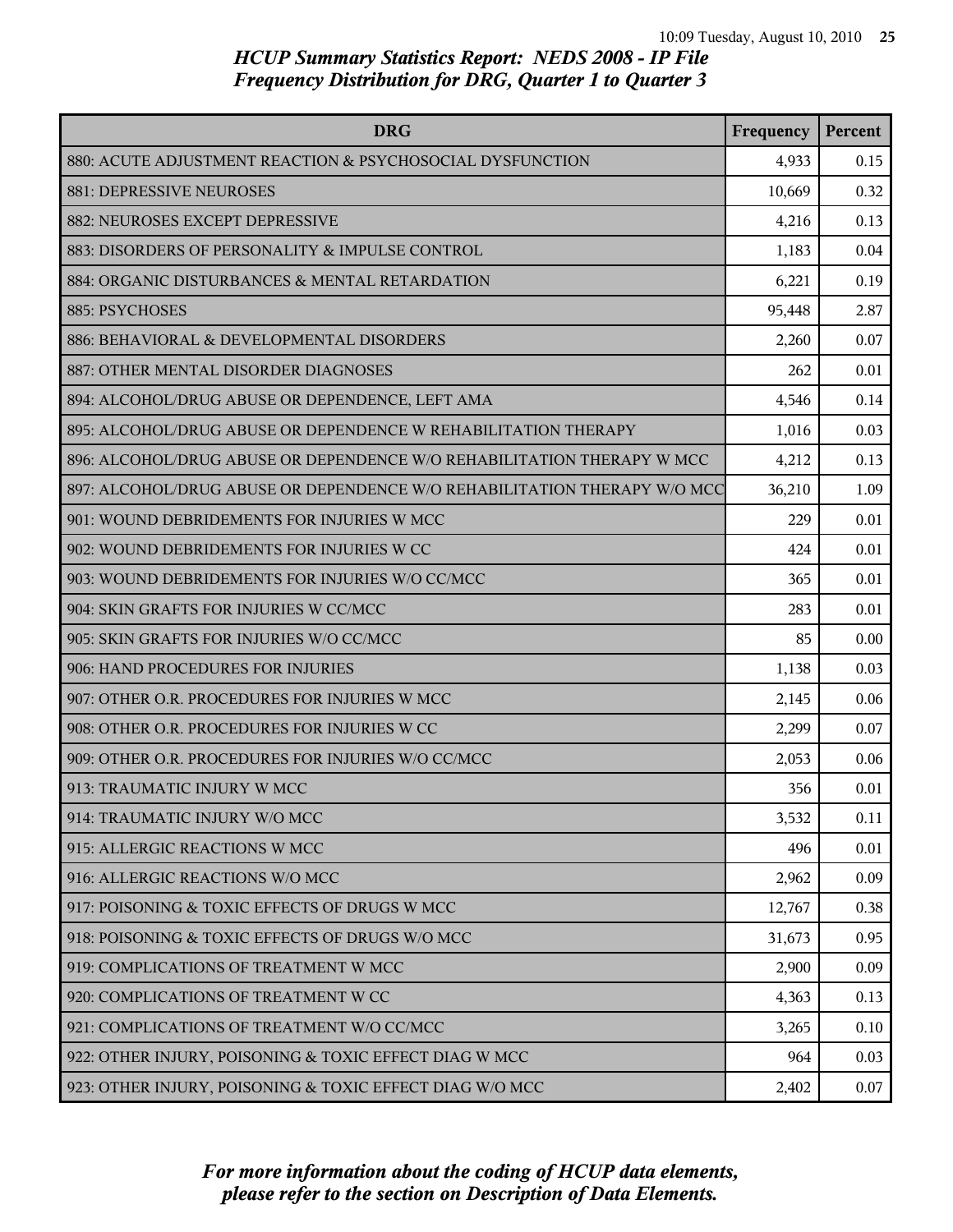# HCUP Summary Statistics Report: NEDS 2008 - IP File
## Frequency Distribution for DRG, Quarter 1 to Quarter 3

| DRG | Frequency | Percent |
|---|---|---|
| 880: ACUTE ADJUSTMENT REACTION & PSYCHOSOCIAL DYSFUNCTION | 4,933 | 0.15 |
| 881: DEPRESSIVE NEUROSES | 10,669 | 0.32 |
| 882: NEUROSES EXCEPT DEPRESSIVE | 4,216 | 0.13 |
| 883: DISORDERS OF PERSONALITY & IMPULSE CONTROL | 1,183 | 0.04 |
| 884: ORGANIC DISTURBANCES & MENTAL RETARDATION | 6,221 | 0.19 |
| 885: PSYCHOSES | 95,448 | 2.87 |
| 886: BEHAVIORAL & DEVELOPMENTAL DISORDERS | 2,260 | 0.07 |
| 887: OTHER MENTAL DISORDER DIAGNOSES | 262 | 0.01 |
| 894: ALCOHOL/DRUG ABUSE OR DEPENDENCE, LEFT AMA | 4,546 | 0.14 |
| 895: ALCOHOL/DRUG ABUSE OR DEPENDENCE W REHABILITATION THERAPY | 1,016 | 0.03 |
| 896: ALCOHOL/DRUG ABUSE OR DEPENDENCE W/O REHABILITATION THERAPY W MCC | 4,212 | 0.13 |
| 897: ALCOHOL/DRUG ABUSE OR DEPENDENCE W/O REHABILITATION THERAPY W/O MCC | 36,210 | 1.09 |
| 901: WOUND DEBRIDEMENTS FOR INJURIES W MCC | 229 | 0.01 |
| 902: WOUND DEBRIDEMENTS FOR INJURIES W CC | 424 | 0.01 |
| 903: WOUND DEBRIDEMENTS FOR INJURIES W/O CC/MCC | 365 | 0.01 |
| 904: SKIN GRAFTS FOR INJURIES W CC/MCC | 283 | 0.01 |
| 905: SKIN GRAFTS FOR INJURIES W/O CC/MCC | 85 | 0.00 |
| 906: HAND PROCEDURES FOR INJURIES | 1,138 | 0.03 |
| 907: OTHER O.R. PROCEDURES FOR INJURIES W MCC | 2,145 | 0.06 |
| 908: OTHER O.R. PROCEDURES FOR INJURIES W CC | 2,299 | 0.07 |
| 909: OTHER O.R. PROCEDURES FOR INJURIES W/O CC/MCC | 2,053 | 0.06 |
| 913: TRAUMATIC INJURY W MCC | 356 | 0.01 |
| 914: TRAUMATIC INJURY W/O MCC | 3,532 | 0.11 |
| 915: ALLERGIC REACTIONS W MCC | 496 | 0.01 |
| 916: ALLERGIC REACTIONS W/O MCC | 2,962 | 0.09 |
| 917: POISONING & TOXIC EFFECTS OF DRUGS W MCC | 12,767 | 0.38 |
| 918: POISONING & TOXIC EFFECTS OF DRUGS W/O MCC | 31,673 | 0.95 |
| 919: COMPLICATIONS OF TREATMENT W MCC | 2,900 | 0.09 |
| 920: COMPLICATIONS OF TREATMENT W CC | 4,363 | 0.13 |
| 921: COMPLICATIONS OF TREATMENT W/O CC/MCC | 3,265 | 0.10 |
| 922: OTHER INJURY, POISONING & TOXIC EFFECT DIAG W MCC | 964 | 0.03 |
| 923: OTHER INJURY, POISONING & TOXIC EFFECT DIAG W/O MCC | 2,402 | 0.07 |

*For more information about the coding of HCUP data elements, please refer to the section on Description of Data Elements.*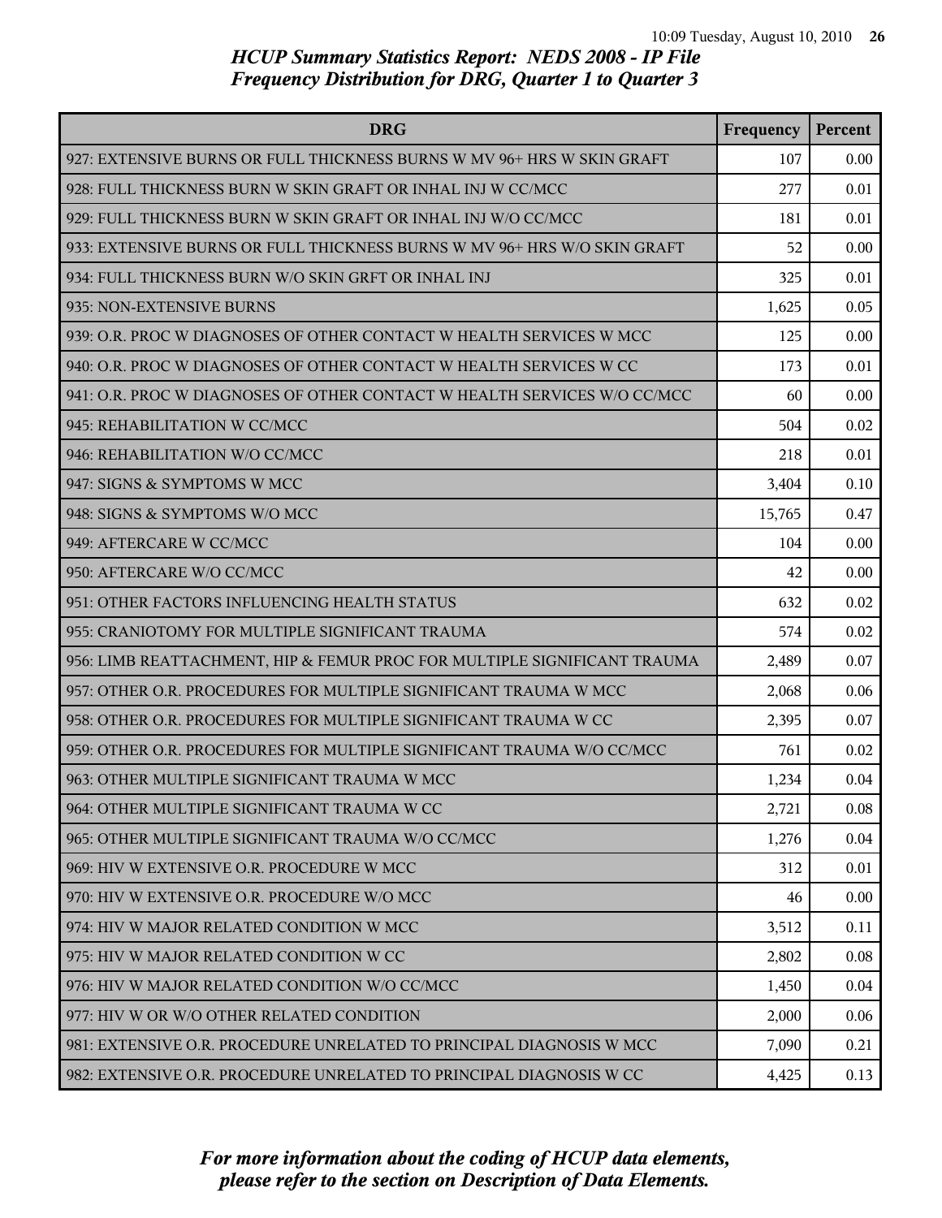## HCUP Summary Statistics Report: NEDS 2008 - IP File
## Frequency Distribution for DRG, Quarter 1 to Quarter 3

| DRG | Frequency | Percent |
|---|---|---|
| 927: EXTENSIVE BURNS OR FULL THICKNESS BURNS W MV 96+ HRS W SKIN GRAFT | 107 | 0.00 |
| 928: FULL THICKNESS BURN W SKIN GRAFT OR INHAL INJ W CC/MCC | 277 | 0.01 |
| 929: FULL THICKNESS BURN W SKIN GRAFT OR INHAL INJ W/O CC/MCC | 181 | 0.01 |
| 933: EXTENSIVE BURNS OR FULL THICKNESS BURNS W MV 96+ HRS W/O SKIN GRAFT | 52 | 0.00 |
| 934: FULL THICKNESS BURN W/O SKIN GRFT OR INHAL INJ | 325 | 0.01 |
| 935: NON-EXTENSIVE BURNS | 1,625 | 0.05 |
| 939: O.R. PROC W DIAGNOSES OF OTHER CONTACT W HEALTH SERVICES W MCC | 125 | 0.00 |
| 940: O.R. PROC W DIAGNOSES OF OTHER CONTACT W HEALTH SERVICES W CC | 173 | 0.01 |
| 941: O.R. PROC W DIAGNOSES OF OTHER CONTACT W HEALTH SERVICES W/O CC/MCC | 60 | 0.00 |
| 945: REHABILITATION W CC/MCC | 504 | 0.02 |
| 946: REHABILITATION W/O CC/MCC | 218 | 0.01 |
| 947: SIGNS & SYMPTOMS W MCC | 3,404 | 0.10 |
| 948: SIGNS & SYMPTOMS W/O MCC | 15,765 | 0.47 |
| 949: AFTERCARE W CC/MCC | 104 | 0.00 |
| 950: AFTERCARE W/O CC/MCC | 42 | 0.00 |
| 951: OTHER FACTORS INFLUENCING HEALTH STATUS | 632 | 0.02 |
| 955: CRANIOTOMY FOR MULTIPLE SIGNIFICANT TRAUMA | 574 | 0.02 |
| 956: LIMB REATTACHMENT, HIP & FEMUR PROC FOR MULTIPLE SIGNIFICANT TRAUMA | 2,489 | 0.07 |
| 957: OTHER O.R. PROCEDURES FOR MULTIPLE SIGNIFICANT TRAUMA W MCC | 2,068 | 0.06 |
| 958: OTHER O.R. PROCEDURES FOR MULTIPLE SIGNIFICANT TRAUMA W CC | 2,395 | 0.07 |
| 959: OTHER O.R. PROCEDURES FOR MULTIPLE SIGNIFICANT TRAUMA W/O CC/MCC | 761 | 0.02 |
| 963: OTHER MULTIPLE SIGNIFICANT TRAUMA W MCC | 1,234 | 0.04 |
| 964: OTHER MULTIPLE SIGNIFICANT TRAUMA W CC | 2,721 | 0.08 |
| 965: OTHER MULTIPLE SIGNIFICANT TRAUMA W/O CC/MCC | 1,276 | 0.04 |
| 969: HIV W EXTENSIVE O.R. PROCEDURE W MCC | 312 | 0.01 |
| 970: HIV W EXTENSIVE O.R. PROCEDURE W/O MCC | 46 | 0.00 |
| 974: HIV W MAJOR RELATED CONDITION W MCC | 3,512 | 0.11 |
| 975: HIV W MAJOR RELATED CONDITION W CC | 2,802 | 0.08 |
| 976: HIV W MAJOR RELATED CONDITION W/O CC/MCC | 1,450 | 0.04 |
| 977: HIV W OR W/O OTHER RELATED CONDITION | 2,000 | 0.06 |
| 981: EXTENSIVE O.R. PROCEDURE UNRELATED TO PRINCIPAL DIAGNOSIS W MCC | 7,090 | 0.21 |
| 982: EXTENSIVE O.R. PROCEDURE UNRELATED TO PRINCIPAL DIAGNOSIS W CC | 4,425 | 0.13 |

*For more information about the coding of HCUP data elements, please refer to the section on Description of Data Elements.*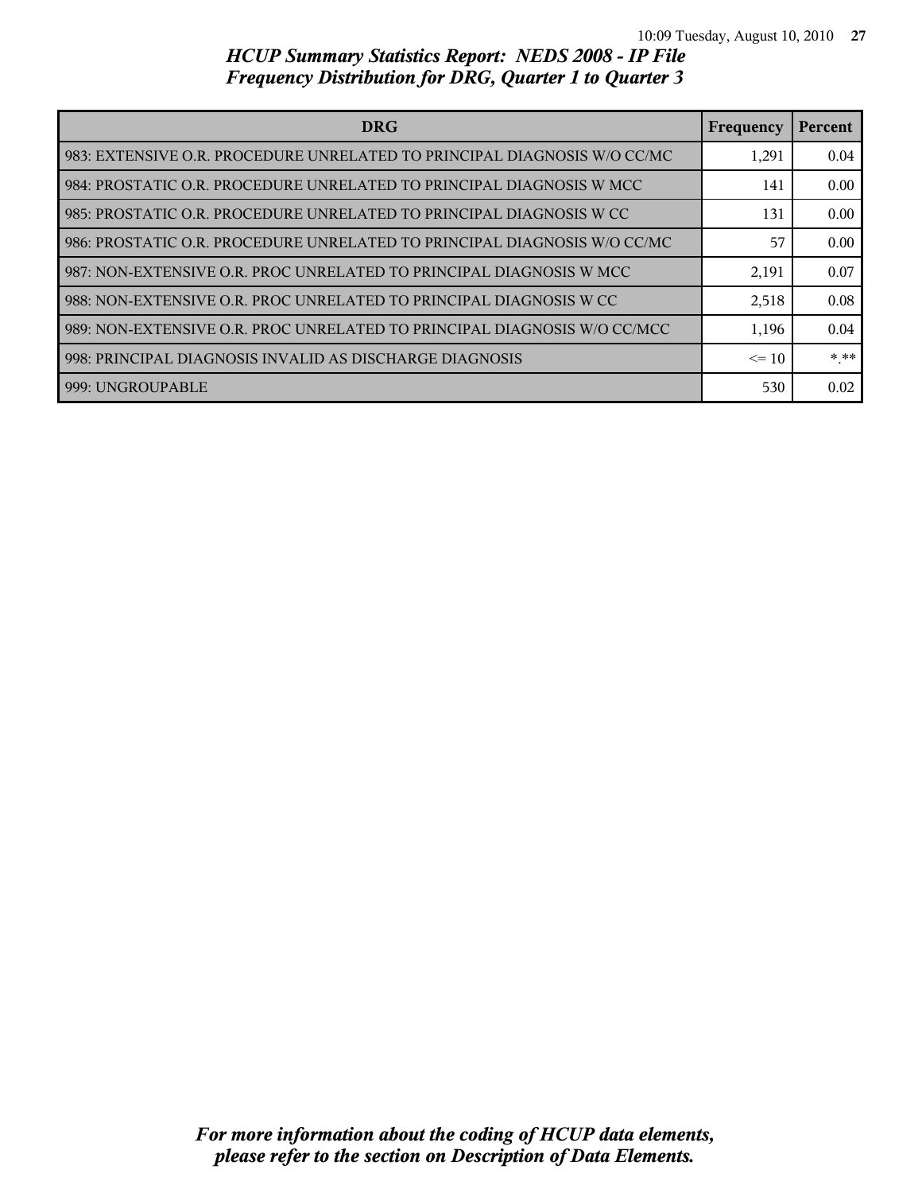## HCUP Summary Statistics Report: NEDS 2008 - IP File
## Frequency Distribution for DRG, Quarter 1 to Quarter 3

| DRG | Frequency | Percent |
|---|---|---|
| 983: EXTENSIVE O.R. PROCEDURE UNRELATED TO PRINCIPAL DIAGNOSIS W/O CC/MC | 1,291 | 0.04 |
| 984: PROSTATIC O.R. PROCEDURE UNRELATED TO PRINCIPAL DIAGNOSIS W MCC | 141 | 0.00 |
| 985: PROSTATIC O.R. PROCEDURE UNRELATED TO PRINCIPAL DIAGNOSIS W CC | 131 | 0.00 |
| 986: PROSTATIC O.R. PROCEDURE UNRELATED TO PRINCIPAL DIAGNOSIS W/O CC/MC | 57 | 0.00 |
| 987: NON-EXTENSIVE O.R. PROC UNRELATED TO PRINCIPAL DIAGNOSIS W MCC | 2,191 | 0.07 |
| 988: NON-EXTENSIVE O.R. PROC UNRELATED TO PRINCIPAL DIAGNOSIS W CC | 2,518 | 0.08 |
| 989: NON-EXTENSIVE O.R. PROC UNRELATED TO PRINCIPAL DIAGNOSIS W/O CC/MCC | 1,196 | 0.04 |
| 998: PRINCIPAL DIAGNOSIS INVALID AS DISCHARGE DIAGNOSIS | <= 10 | *.** |
| 999: UNGROUPABLE | 530 | 0.02 |

*For more information about the coding of HCUP data elements, please refer to the section on Description of Data Elements.*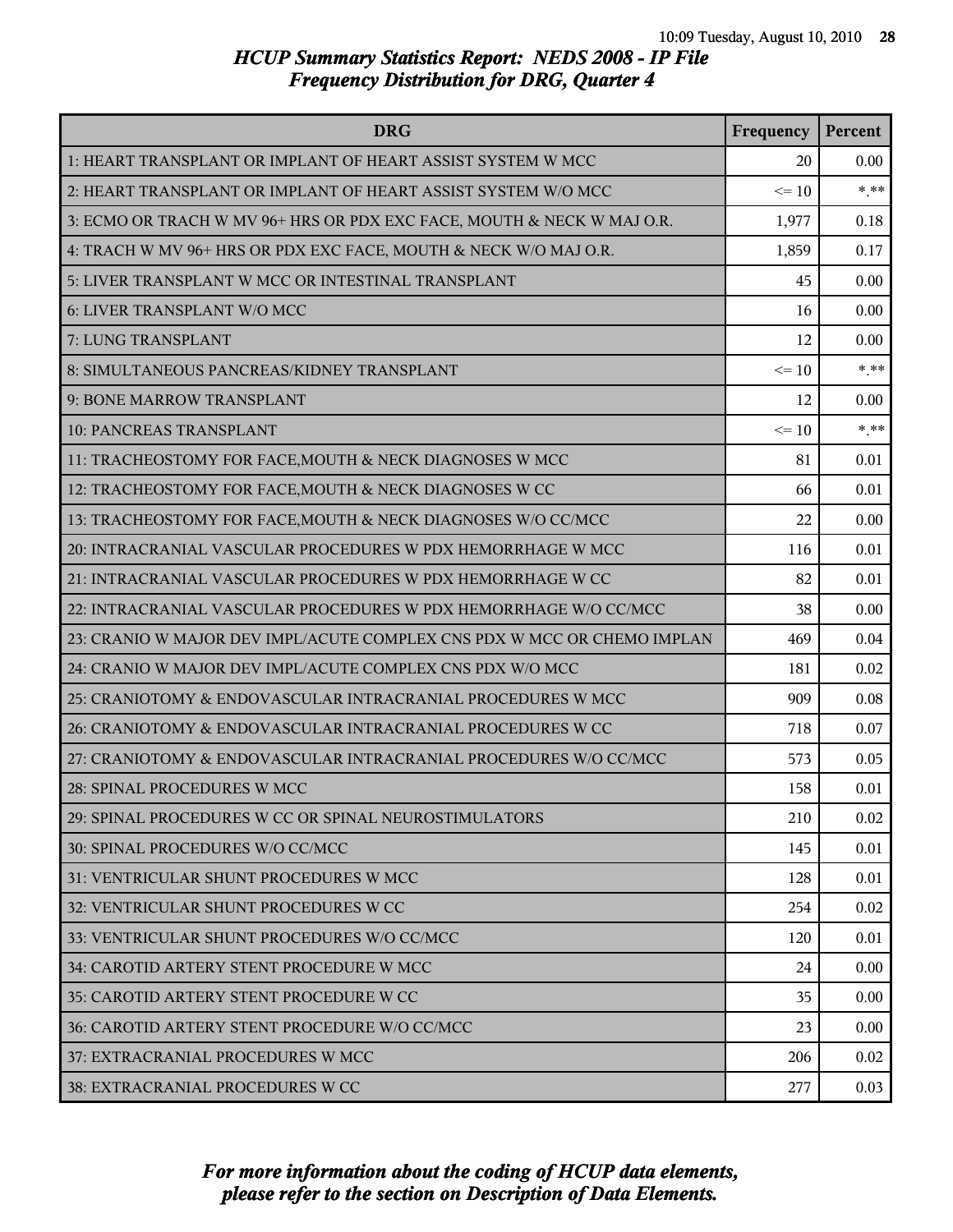# HCUP Summary Statistics Report: NEDS 2008 - IP File
## Frequency Distribution for DRG, Quarter 4

| DRG | Frequency | Percent |
|---|---|---|
| 1: HEART TRANSPLANT OR IMPLANT OF HEART ASSIST SYSTEM W MCC | 20 | 0.00 |
| 2: HEART TRANSPLANT OR IMPLANT OF HEART ASSIST SYSTEM W/O MCC | <= 10 | *.** |
| 3: ECMO OR TRACH W MV 96+ HRS OR PDX EXC FACE, MOUTH & NECK W MAJ O.R. | 1,977 | 0.18 |
| 4: TRACH W MV 96+ HRS OR PDX EXC FACE, MOUTH & NECK W/O MAJ O.R. | 1,859 | 0.17 |
| 5: LIVER TRANSPLANT W MCC OR INTESTINAL TRANSPLANT | 45 | 0.00 |
| 6: LIVER TRANSPLANT W/O MCC | 16 | 0.00 |
| 7: LUNG TRANSPLANT | 12 | 0.00 |
| 8: SIMULTANEOUS PANCREAS/KIDNEY TRANSPLANT | <= 10 | *.** |
| 9: BONE MARROW TRANSPLANT | 12 | 0.00 |
| 10: PANCREAS TRANSPLANT | <= 10 | *.** |
| 11: TRACHEOSTOMY FOR FACE,MOUTH & NECK DIAGNOSES W MCC | 81 | 0.01 |
| 12: TRACHEOSTOMY FOR FACE,MOUTH & NECK DIAGNOSES W CC | 66 | 0.01 |
| 13: TRACHEOSTOMY FOR FACE,MOUTH & NECK DIAGNOSES W/O CC/MCC | 22 | 0.00 |
| 20: INTRACRANIAL VASCULAR PROCEDURES W PDX HEMORRHAGE W MCC | 116 | 0.01 |
| 21: INTRACRANIAL VASCULAR PROCEDURES W PDX HEMORRHAGE W CC | 82 | 0.01 |
| 22: INTRACRANIAL VASCULAR PROCEDURES W PDX HEMORRHAGE W/O CC/MCC | 38 | 0.00 |
| 23: CRANIO W MAJOR DEV IMPL/ACUTE COMPLEX CNS PDX W MCC OR CHEMO IMPLAN | 469 | 0.04 |
| 24: CRANIO W MAJOR DEV IMPL/ACUTE COMPLEX CNS PDX W/O MCC | 181 | 0.02 |
| 25: CRANIOTOMY & ENDOVASCULAR INTRACRANIAL PROCEDURES W MCC | 909 | 0.08 |
| 26: CRANIOTOMY & ENDOVASCULAR INTRACRANIAL PROCEDURES W CC | 718 | 0.07 |
| 27: CRANIOTOMY & ENDOVASCULAR INTRACRANIAL PROCEDURES W/O CC/MCC | 573 | 0.05 |
| 28: SPINAL PROCEDURES W MCC | 158 | 0.01 |
| 29: SPINAL PROCEDURES W CC OR SPINAL NEUROSTIMULATORS | 210 | 0.02 |
| 30: SPINAL PROCEDURES W/O CC/MCC | 145 | 0.01 |
| 31: VENTRICULAR SHUNT PROCEDURES W MCC | 128 | 0.01 |
| 32: VENTRICULAR SHUNT PROCEDURES W CC | 254 | 0.02 |
| 33: VENTRICULAR SHUNT PROCEDURES W/O CC/MCC | 120 | 0.01 |
| 34: CAROTID ARTERY STENT PROCEDURE W MCC | 24 | 0.00 |
| 35: CAROTID ARTERY STENT PROCEDURE W CC | 35 | 0.00 |
| 36: CAROTID ARTERY STENT PROCEDURE W/O CC/MCC | 23 | 0.00 |
| 37: EXTRACRANIAL PROCEDURES W MCC | 206 | 0.02 |
| 38: EXTRACRANIAL PROCEDURES W CC | 277 | 0.03 |

*For more information about the coding of HCUP data elements, please refer to the section on Description of Data Elements.*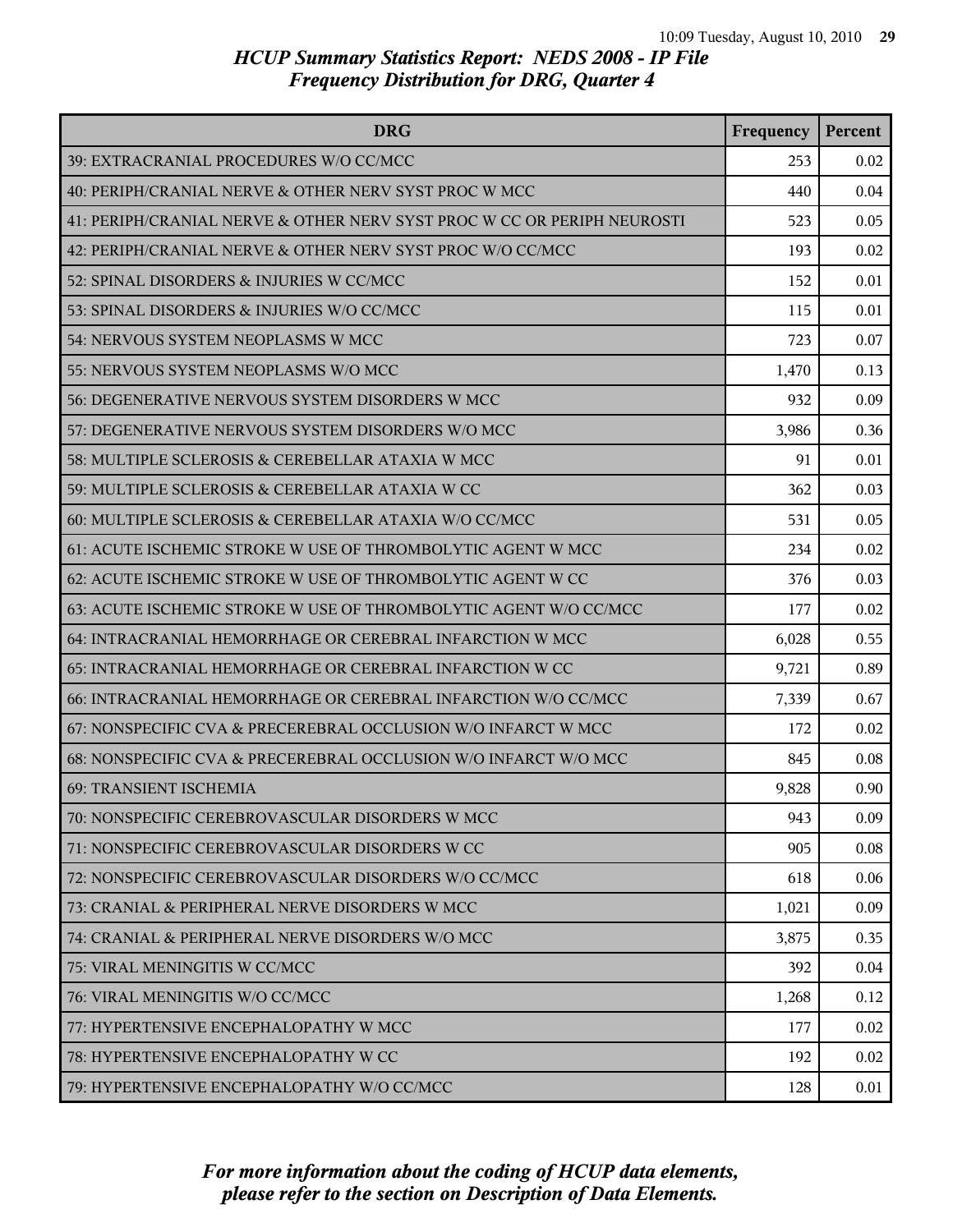# HCUP Summary Statistics Report: NEDS 2008 - IP File
## Frequency Distribution for DRG, Quarter 4

| DRG | Frequency | Percent |
|---|---|---|
| 39: EXTRACRANIAL PROCEDURES W/O CC/MCC | 253 | 0.02 |
| 40: PERIPH/CRANIAL NERVE & OTHER NERV SYST PROC W MCC | 440 | 0.04 |
| 41: PERIPH/CRANIAL NERVE & OTHER NERV SYST PROC W CC OR PERIPH NEUROSTI | 523 | 0.05 |
| 42: PERIPH/CRANIAL NERVE & OTHER NERV SYST PROC W/O CC/MCC | 193 | 0.02 |
| 52: SPINAL DISORDERS & INJURIES W CC/MCC | 152 | 0.01 |
| 53: SPINAL DISORDERS & INJURIES W/O CC/MCC | 115 | 0.01 |
| 54: NERVOUS SYSTEM NEOPLASMS W MCC | 723 | 0.07 |
| 55: NERVOUS SYSTEM NEOPLASMS W/O MCC | 1,470 | 0.13 |
| 56: DEGENERATIVE NERVOUS SYSTEM DISORDERS W MCC | 932 | 0.09 |
| 57: DEGENERATIVE NERVOUS SYSTEM DISORDERS W/O MCC | 3,986 | 0.36 |
| 58: MULTIPLE SCLEROSIS & CEREBELLAR ATAXIA W MCC | 91 | 0.01 |
| 59: MULTIPLE SCLEROSIS & CEREBELLAR ATAXIA W CC | 362 | 0.03 |
| 60: MULTIPLE SCLEROSIS & CEREBELLAR ATAXIA W/O CC/MCC | 531 | 0.05 |
| 61: ACUTE ISCHEMIC STROKE W USE OF THROMBOLYTIC AGENT W MCC | 234 | 0.02 |
| 62: ACUTE ISCHEMIC STROKE W USE OF THROMBOLYTIC AGENT W CC | 376 | 0.03 |
| 63: ACUTE ISCHEMIC STROKE W USE OF THROMBOLYTIC AGENT W/O CC/MCC | 177 | 0.02 |
| 64: INTRACRANIAL HEMORRHAGE OR CEREBRAL INFARCTION W MCC | 6,028 | 0.55 |
| 65: INTRACRANIAL HEMORRHAGE OR CEREBRAL INFARCTION W CC | 9,721 | 0.89 |
| 66: INTRACRANIAL HEMORRHAGE OR CEREBRAL INFARCTION W/O CC/MCC | 7,339 | 0.67 |
| 67: NONSPECIFIC CVA & PRECEREBRAL OCCLUSION W/O INFARCT W MCC | 172 | 0.02 |
| 68: NONSPECIFIC CVA & PRECEREBRAL OCCLUSION W/O INFARCT W/O MCC | 845 | 0.08 |
| 69: TRANSIENT ISCHEMIA | 9,828 | 0.90 |
| 70: NONSPECIFIC CEREBROVASCULAR DISORDERS W MCC | 943 | 0.09 |
| 71: NONSPECIFIC CEREBROVASCULAR DISORDERS W CC | 905 | 0.08 |
| 72: NONSPECIFIC CEREBROVASCULAR DISORDERS W/O CC/MCC | 618 | 0.06 |
| 73: CRANIAL & PERIPHERAL NERVE DISORDERS W MCC | 1,021 | 0.09 |
| 74: CRANIAL & PERIPHERAL NERVE DISORDERS W/O MCC | 3,875 | 0.35 |
| 75: VIRAL MENINGITIS W CC/MCC | 392 | 0.04 |
| 76: VIRAL MENINGITIS W/O CC/MCC | 1,268 | 0.12 |
| 77: HYPERTENSIVE ENCEPHALOPATHY W MCC | 177 | 0.02 |
| 78: HYPERTENSIVE ENCEPHALOPATHY W CC | 192 | 0.02 |
| 79: HYPERTENSIVE ENCEPHALOPATHY W/O CC/MCC | 128 | 0.01 |

*For more information about the coding of HCUP data elements, please refer to the section on Description of Data Elements.*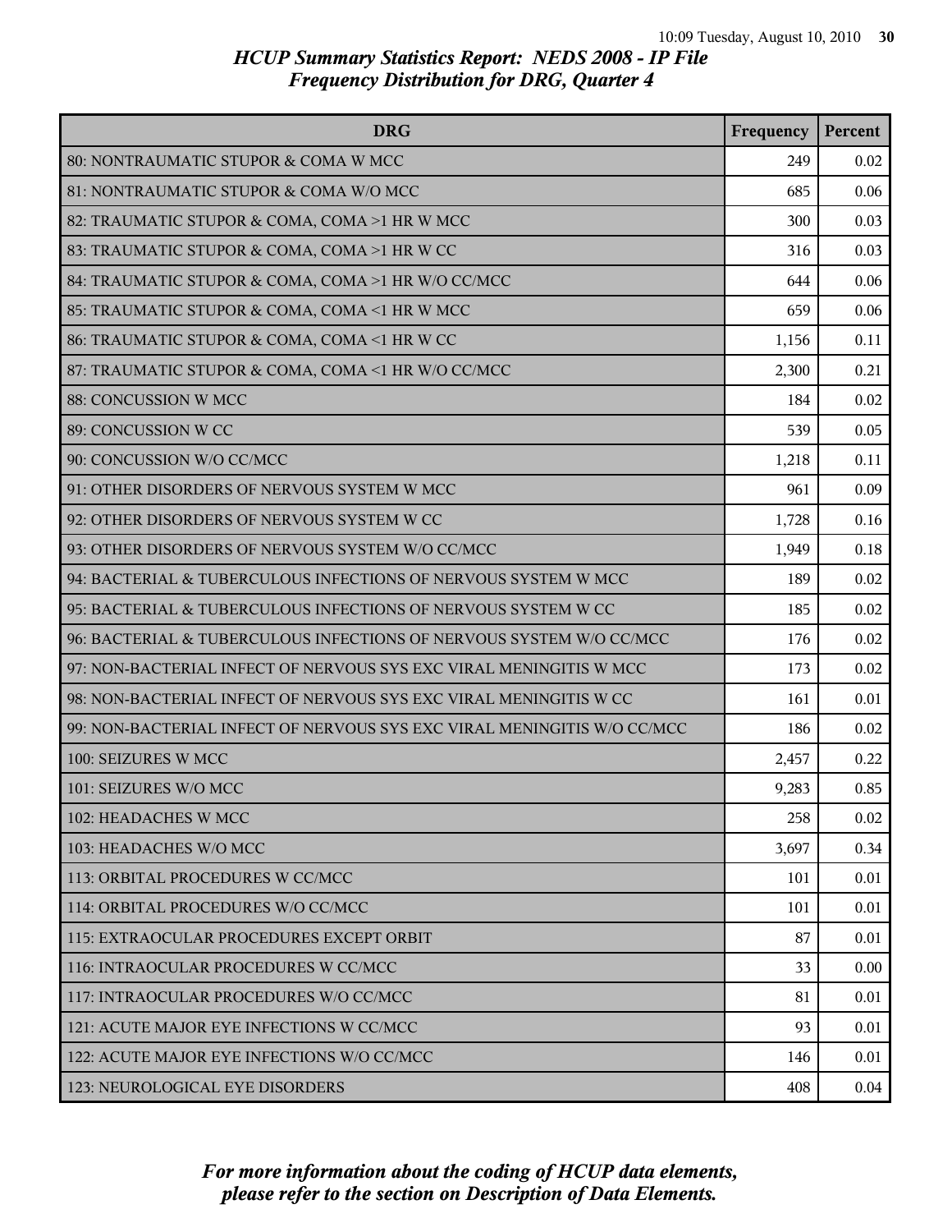# HCUP Summary Statistics Report: NEDS 2008 - IP File
## Frequency Distribution for DRG, Quarter 4

| DRG | Frequency | Percent |
|---|---|---|
| 80: NONTRAUMATIC STUPOR & COMA W MCC | 249 | 0.02 |
| 81: NONTRAUMATIC STUPOR & COMA W/O MCC | 685 | 0.06 |
| 82: TRAUMATIC STUPOR & COMA, COMA >1 HR W MCC | 300 | 0.03 |
| 83: TRAUMATIC STUPOR & COMA, COMA >1 HR W CC | 316 | 0.03 |
| 84: TRAUMATIC STUPOR & COMA, COMA >1 HR W/O CC/MCC | 644 | 0.06 |
| 85: TRAUMATIC STUPOR & COMA, COMA <1 HR W MCC | 659 | 0.06 |
| 86: TRAUMATIC STUPOR & COMA, COMA <1 HR W CC | 1,156 | 0.11 |
| 87: TRAUMATIC STUPOR & COMA, COMA <1 HR W/O CC/MCC | 2,300 | 0.21 |
| 88: CONCUSSION W MCC | 184 | 0.02 |
| 89: CONCUSSION W CC | 539 | 0.05 |
| 90: CONCUSSION W/O CC/MCC | 1,218 | 0.11 |
| 91: OTHER DISORDERS OF NERVOUS SYSTEM W MCC | 961 | 0.09 |
| 92: OTHER DISORDERS OF NERVOUS SYSTEM W CC | 1,728 | 0.16 |
| 93: OTHER DISORDERS OF NERVOUS SYSTEM W/O CC/MCC | 1,949 | 0.18 |
| 94: BACTERIAL & TUBERCULOUS INFECTIONS OF NERVOUS SYSTEM W MCC | 189 | 0.02 |
| 95: BACTERIAL & TUBERCULOUS INFECTIONS OF NERVOUS SYSTEM W CC | 185 | 0.02 |
| 96: BACTERIAL & TUBERCULOUS INFECTIONS OF NERVOUS SYSTEM W/O CC/MCC | 176 | 0.02 |
| 97: NON-BACTERIAL INFECT OF NERVOUS SYS EXC VIRAL MENINGITIS W MCC | 173 | 0.02 |
| 98: NON-BACTERIAL INFECT OF NERVOUS SYS EXC VIRAL MENINGITIS W CC | 161 | 0.01 |
| 99: NON-BACTERIAL INFECT OF NERVOUS SYS EXC VIRAL MENINGITIS W/O CC/MCC | 186 | 0.02 |
| 100: SEIZURES W MCC | 2,457 | 0.22 |
| 101: SEIZURES W/O MCC | 9,283 | 0.85 |
| 102: HEADACHES W MCC | 258 | 0.02 |
| 103: HEADACHES W/O MCC | 3,697 | 0.34 |
| 113: ORBITAL PROCEDURES W CC/MCC | 101 | 0.01 |
| 114: ORBITAL PROCEDURES W/O CC/MCC | 101 | 0.01 |
| 115: EXTRAOCULAR PROCEDURES EXCEPT ORBIT | 87 | 0.01 |
| 116: INTRAOCULAR PROCEDURES W CC/MCC | 33 | 0.00 |
| 117: INTRAOCULAR PROCEDURES W/O CC/MCC | 81 | 0.01 |
| 121: ACUTE MAJOR EYE INFECTIONS W CC/MCC | 93 | 0.01 |
| 122: ACUTE MAJOR EYE INFECTIONS W/O CC/MCC | 146 | 0.01 |
| 123: NEUROLOGICAL EYE DISORDERS | 408 | 0.04 |

*For more information about the coding of HCUP data elements, please refer to the section on Description of Data Elements.*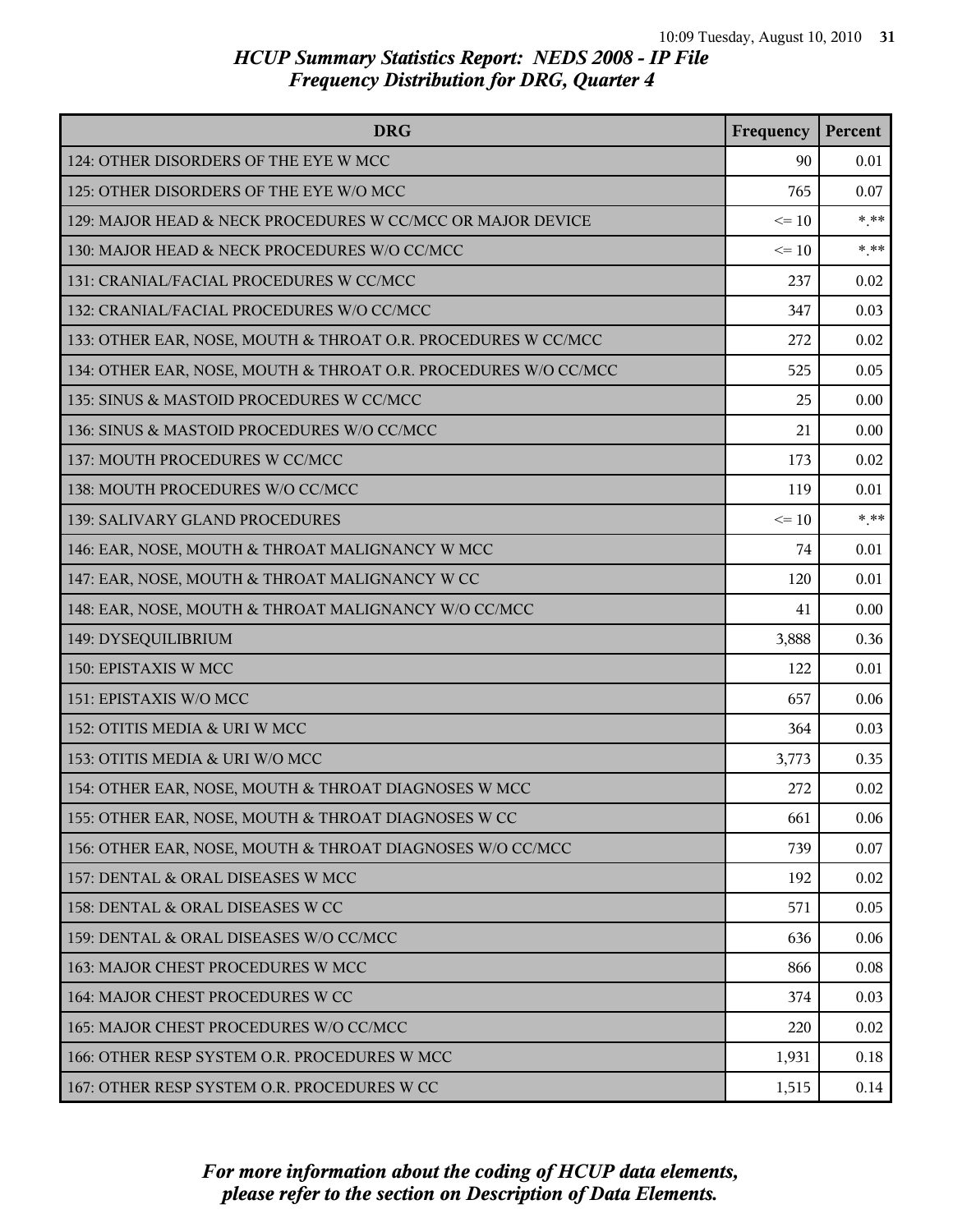# HCUP Summary Statistics Report: NEDS 2008 - IP File
## Frequency Distribution for DRG, Quarter 4

| DRG | Frequency | Percent |
|---|---|---|
| 124: OTHER DISORDERS OF THE EYE W MCC | 90 | 0.01 |
| 125: OTHER DISORDERS OF THE EYE W/O MCC | 765 | 0.07 |
| 129: MAJOR HEAD & NECK PROCEDURES W CC/MCC OR MAJOR DEVICE | <= 10 | *.** |
| 130: MAJOR HEAD & NECK PROCEDURES W/O CC/MCC | <= 10 | *.** |
| 131: CRANIAL/FACIAL PROCEDURES W CC/MCC | 237 | 0.02 |
| 132: CRANIAL/FACIAL PROCEDURES W/O CC/MCC | 347 | 0.03 |
| 133: OTHER EAR, NOSE, MOUTH & THROAT O.R. PROCEDURES W CC/MCC | 272 | 0.02 |
| 134: OTHER EAR, NOSE, MOUTH & THROAT O.R. PROCEDURES W/O CC/MCC | 525 | 0.05 |
| 135: SINUS & MASTOID PROCEDURES W CC/MCC | 25 | 0.00 |
| 136: SINUS & MASTOID PROCEDURES W/O CC/MCC | 21 | 0.00 |
| 137: MOUTH PROCEDURES W CC/MCC | 173 | 0.02 |
| 138: MOUTH PROCEDURES W/O CC/MCC | 119 | 0.01 |
| 139: SALIVARY GLAND PROCEDURES | <= 10 | *.** |
| 146: EAR, NOSE, MOUTH & THROAT MALIGNANCY W MCC | 74 | 0.01 |
| 147: EAR, NOSE, MOUTH & THROAT MALIGNANCY W CC | 120 | 0.01 |
| 148: EAR, NOSE, MOUTH & THROAT MALIGNANCY W/O CC/MCC | 41 | 0.00 |
| 149: DYSEQUILIBRIUM | 3,888 | 0.36 |
| 150: EPISTAXIS W MCC | 122 | 0.01 |
| 151: EPISTAXIS W/O MCC | 657 | 0.06 |
| 152: OTITIS MEDIA & URI W MCC | 364 | 0.03 |
| 153: OTITIS MEDIA & URI W/O MCC | 3,773 | 0.35 |
| 154: OTHER EAR, NOSE, MOUTH & THROAT DIAGNOSES W MCC | 272 | 0.02 |
| 155: OTHER EAR, NOSE, MOUTH & THROAT DIAGNOSES W CC | 661 | 0.06 |
| 156: OTHER EAR, NOSE, MOUTH & THROAT DIAGNOSES W/O CC/MCC | 739 | 0.07 |
| 157: DENTAL & ORAL DISEASES W MCC | 192 | 0.02 |
| 158: DENTAL & ORAL DISEASES W CC | 571 | 0.05 |
| 159: DENTAL & ORAL DISEASES W/O CC/MCC | 636 | 0.06 |
| 163: MAJOR CHEST PROCEDURES W MCC | 866 | 0.08 |
| 164: MAJOR CHEST PROCEDURES W CC | 374 | 0.03 |
| 165: MAJOR CHEST PROCEDURES W/O CC/MCC | 220 | 0.02 |
| 166: OTHER RESP SYSTEM O.R. PROCEDURES W MCC | 1,931 | 0.18 |
| 167: OTHER RESP SYSTEM O.R. PROCEDURES W CC | 1,515 | 0.14 |

*For more information about the coding of HCUP data elements, please refer to the section on Description of Data Elements.*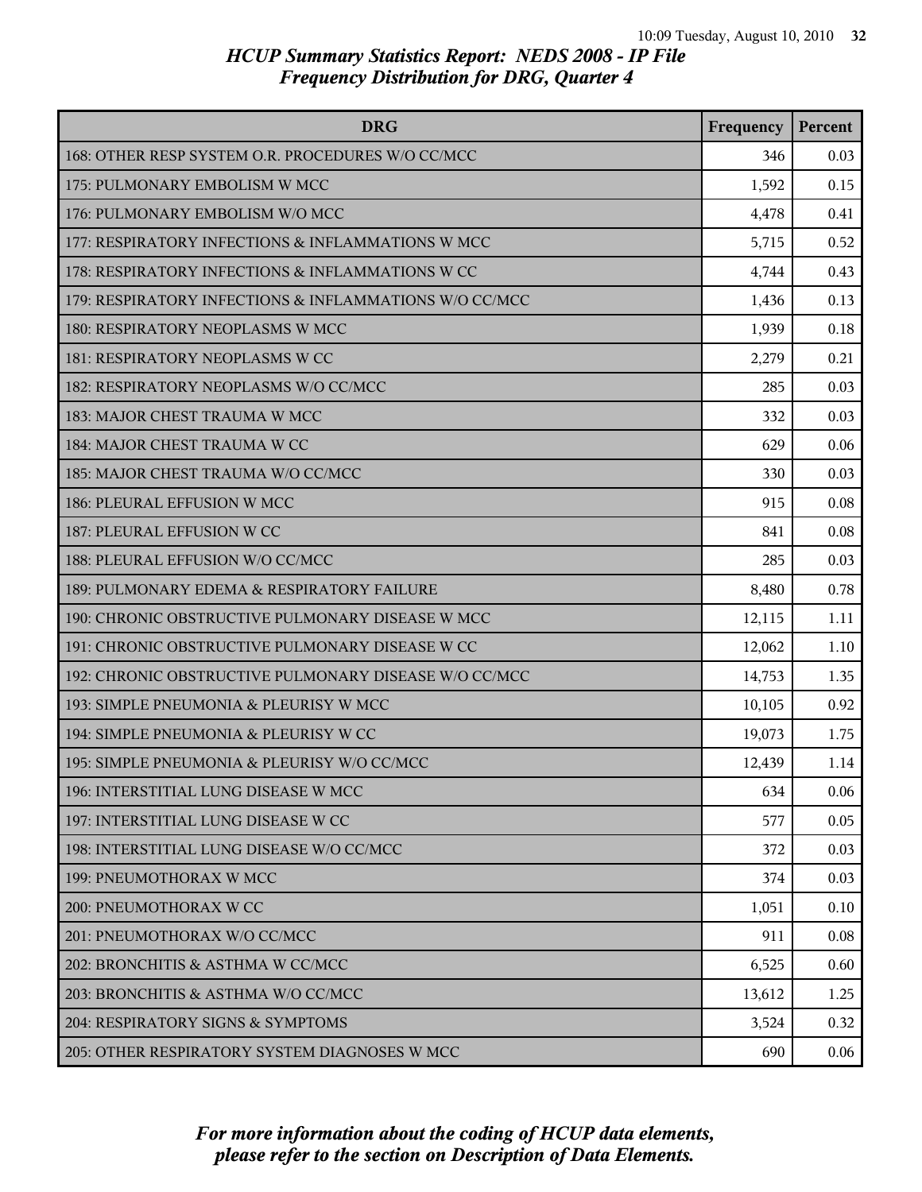## HCUP Summary Statistics Report: NEDS 2008 - IP File
## Frequency Distribution for DRG, Quarter 4

| DRG | Frequency | Percent |
|---|---|---|
| 168: OTHER RESP SYSTEM O.R. PROCEDURES W/O CC/MCC | 346 | 0.03 |
| 175: PULMONARY EMBOLISM W MCC | 1,592 | 0.15 |
| 176: PULMONARY EMBOLISM W/O MCC | 4,478 | 0.41 |
| 177: RESPIRATORY INFECTIONS & INFLAMMATIONS W MCC | 5,715 | 0.52 |
| 178: RESPIRATORY INFECTIONS & INFLAMMATIONS W CC | 4,744 | 0.43 |
| 179: RESPIRATORY INFECTIONS & INFLAMMATIONS W/O CC/MCC | 1,436 | 0.13 |
| 180: RESPIRATORY NEOPLASMS W MCC | 1,939 | 0.18 |
| 181: RESPIRATORY NEOPLASMS W CC | 2,279 | 0.21 |
| 182: RESPIRATORY NEOPLASMS W/O CC/MCC | 285 | 0.03 |
| 183: MAJOR CHEST TRAUMA W MCC | 332 | 0.03 |
| 184: MAJOR CHEST TRAUMA W CC | 629 | 0.06 |
| 185: MAJOR CHEST TRAUMA W/O CC/MCC | 330 | 0.03 |
| 186: PLEURAL EFFUSION W MCC | 915 | 0.08 |
| 187: PLEURAL EFFUSION W CC | 841 | 0.08 |
| 188: PLEURAL EFFUSION W/O CC/MCC | 285 | 0.03 |
| 189: PULMONARY EDEMA & RESPIRATORY FAILURE | 8,480 | 0.78 |
| 190: CHRONIC OBSTRUCTIVE PULMONARY DISEASE W MCC | 12,115 | 1.11 |
| 191: CHRONIC OBSTRUCTIVE PULMONARY DISEASE W CC | 12,062 | 1.10 |
| 192: CHRONIC OBSTRUCTIVE PULMONARY DISEASE W/O CC/MCC | 14,753 | 1.35 |
| 193: SIMPLE PNEUMONIA & PLEURISY W MCC | 10,105 | 0.92 |
| 194: SIMPLE PNEUMONIA & PLEURISY W CC | 19,073 | 1.75 |
| 195: SIMPLE PNEUMONIA & PLEURISY W/O CC/MCC | 12,439 | 1.14 |
| 196: INTERSTITIAL LUNG DISEASE W MCC | 634 | 0.06 |
| 197: INTERSTITIAL LUNG DISEASE W CC | 577 | 0.05 |
| 198: INTERSTITIAL LUNG DISEASE W/O CC/MCC | 372 | 0.03 |
| 199: PNEUMOTHORAX W MCC | 374 | 0.03 |
| 200: PNEUMOTHORAX W CC | 1,051 | 0.10 |
| 201: PNEUMOTHORAX W/O CC/MCC | 911 | 0.08 |
| 202: BRONCHITIS & ASTHMA W CC/MCC | 6,525 | 0.60 |
| 203: BRONCHITIS & ASTHMA W/O CC/MCC | 13,612 | 1.25 |
| 204: RESPIRATORY SIGNS & SYMPTOMS | 3,524 | 0.32 |
| 205: OTHER RESPIRATORY SYSTEM DIAGNOSES W MCC | 690 | 0.06 |

*For more information about the coding of HCUP data elements, please refer to the section on Description of Data Elements.*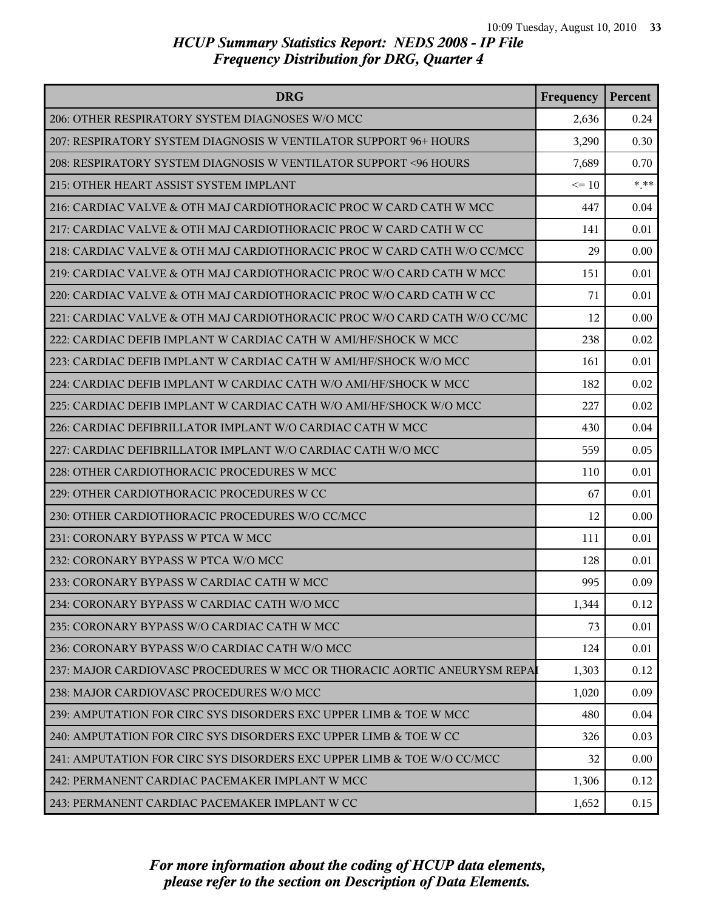# HCUP Summary Statistics Report: NEDS 2008 - IP File
## Frequency Distribution for DRG, Quarter 4

| DRG | Frequency | Percent |
|---|---|---|
| 206: OTHER RESPIRATORY SYSTEM DIAGNOSES W/O MCC | 2,636 | 0.24 |
| 207: RESPIRATORY SYSTEM DIAGNOSIS W VENTILATOR SUPPORT 96+ HOURS | 3,290 | 0.30 |
| 208: RESPIRATORY SYSTEM DIAGNOSIS W VENTILATOR SUPPORT <96 HOURS | 7,689 | 0.70 |
| 215: OTHER HEART ASSIST SYSTEM IMPLANT | <= 10 | *.** |
| 216: CARDIAC VALVE & OTH MAJ CARDIOTHORACIC PROC W CARD CATH W MCC | 447 | 0.04 |
| 217: CARDIAC VALVE & OTH MAJ CARDIOTHORACIC PROC W CARD CATH W CC | 141 | 0.01 |
| 218: CARDIAC VALVE & OTH MAJ CARDIOTHORACIC PROC W CARD CATH W/O CC/MCC | 29 | 0.00 |
| 219: CARDIAC VALVE & OTH MAJ CARDIOTHORACIC PROC W/O CARD CATH W MCC | 151 | 0.01 |
| 220: CARDIAC VALVE & OTH MAJ CARDIOTHORACIC PROC W/O CARD CATH W CC | 71 | 0.01 |
| 221: CARDIAC VALVE & OTH MAJ CARDIOTHORACIC PROC W/O CARD CATH W/O CC/MC | 12 | 0.00 |
| 222: CARDIAC DEFIB IMPLANT W CARDIAC CATH W AMI/HF/SHOCK W MCC | 238 | 0.02 |
| 223: CARDIAC DEFIB IMPLANT W CARDIAC CATH W AMI/HF/SHOCK W/O MCC | 161 | 0.01 |
| 224: CARDIAC DEFIB IMPLANT W CARDIAC CATH W/O AMI/HF/SHOCK W MCC | 182 | 0.02 |
| 225: CARDIAC DEFIB IMPLANT W CARDIAC CATH W/O AMI/HF/SHOCK W/O MCC | 227 | 0.02 |
| 226: CARDIAC DEFIBRILLATOR IMPLANT W/O CARDIAC CATH W MCC | 430 | 0.04 |
| 227: CARDIAC DEFIBRILLATOR IMPLANT W/O CARDIAC CATH W/O MCC | 559 | 0.05 |
| 228: OTHER CARDIOTHORACIC PROCEDURES W MCC | 110 | 0.01 |
| 229: OTHER CARDIOTHORACIC PROCEDURES W CC | 67 | 0.01 |
| 230: OTHER CARDIOTHORACIC PROCEDURES W/O CC/MCC | 12 | 0.00 |
| 231: CORONARY BYPASS W PTCA W MCC | 111 | 0.01 |
| 232: CORONARY BYPASS W PTCA W/O MCC | 128 | 0.01 |
| 233: CORONARY BYPASS W CARDIAC CATH W MCC | 995 | 0.09 |
| 234: CORONARY BYPASS W CARDIAC CATH W/O MCC | 1,344 | 0.12 |
| 235: CORONARY BYPASS W/O CARDIAC CATH W MCC | 73 | 0.01 |
| 236: CORONARY BYPASS W/O CARDIAC CATH W/O MCC | 124 | 0.01 |
| 237: MAJOR CARDIOVASC PROCEDURES W MCC OR THORACIC AORTIC ANEURYSM REPAI | 1,303 | 0.12 |
| 238: MAJOR CARDIOVASC PROCEDURES W/O MCC | 1,020 | 0.09 |
| 239: AMPUTATION FOR CIRC SYS DISORDERS EXC UPPER LIMB & TOE W MCC | 480 | 0.04 |
| 240: AMPUTATION FOR CIRC SYS DISORDERS EXC UPPER LIMB & TOE W CC | 326 | 0.03 |
| 241: AMPUTATION FOR CIRC SYS DISORDERS EXC UPPER LIMB & TOE W/O CC/MCC | 32 | 0.00 |
| 242: PERMANENT CARDIAC PACEMAKER IMPLANT W MCC | 1,306 | 0.12 |
| 243: PERMANENT CARDIAC PACEMAKER IMPLANT W CC | 1,652 | 0.15 |

*For more information about the coding of HCUP data elements, please refer to the section on Description of Data Elements.*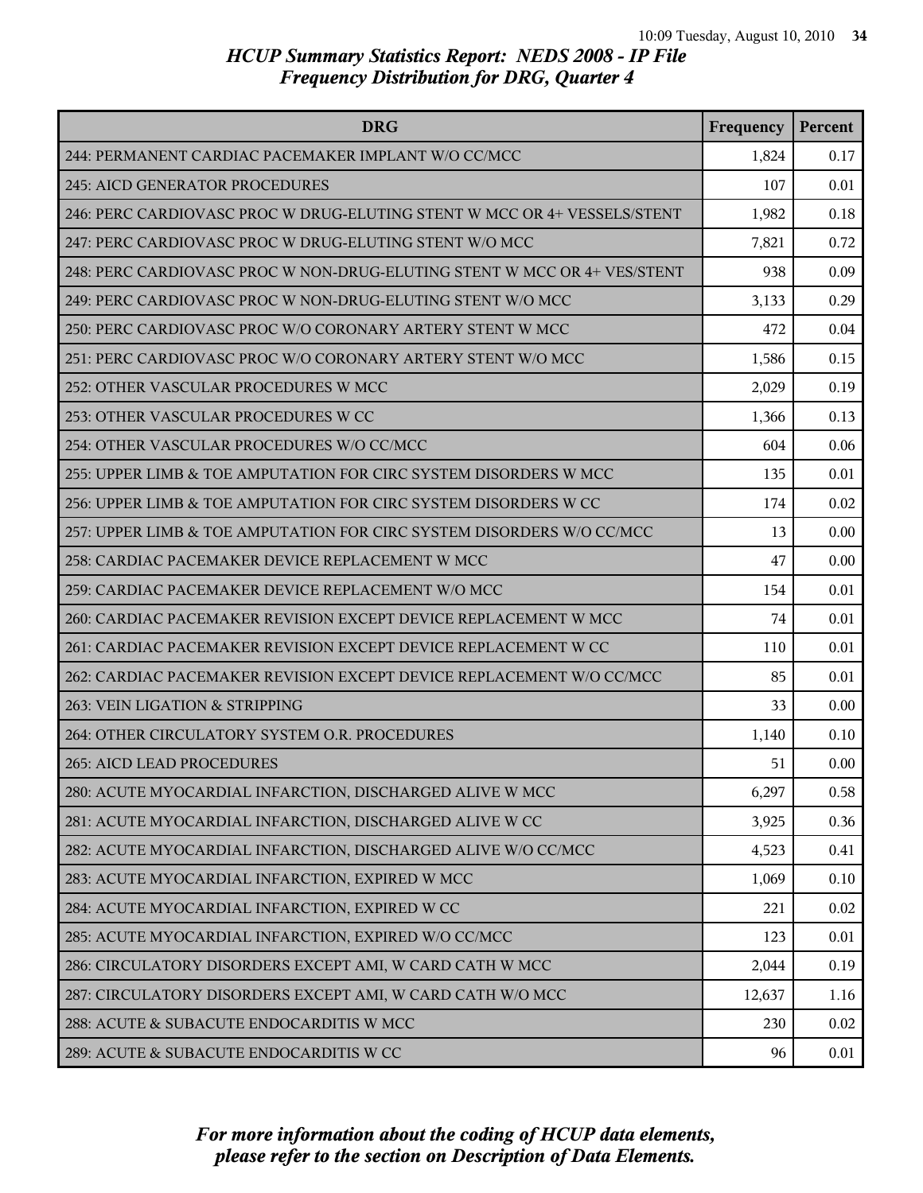## HCUP Summary Statistics Report: NEDS 2008 - IP File

### Frequency Distribution for DRG, Quarter 4

| DRG | Frequency | Percent |
|---|---|---|
| 244: PERMANENT CARDIAC PACEMAKER IMPLANT W/O CC/MCC | 1,824 | 0.17 |
| 245: AICD GENERATOR PROCEDURES | 107 | 0.01 |
| 246: PERC CARDIOVASC PROC W DRUG-ELUTING STENT W MCC OR 4+ VESSELS/STENT | 1,982 | 0.18 |
| 247: PERC CARDIOVASC PROC W DRUG-ELUTING STENT W/O MCC | 7,821 | 0.72 |
| 248: PERC CARDIOVASC PROC W NON-DRUG-ELUTING STENT W MCC OR 4+ VES/STENT | 938 | 0.09 |
| 249: PERC CARDIOVASC PROC W NON-DRUG-ELUTING STENT W/O MCC | 3,133 | 0.29 |
| 250: PERC CARDIOVASC PROC W/O CORONARY ARTERY STENT W MCC | 472 | 0.04 |
| 251: PERC CARDIOVASC PROC W/O CORONARY ARTERY STENT W/O MCC | 1,586 | 0.15 |
| 252: OTHER VASCULAR PROCEDURES W MCC | 2,029 | 0.19 |
| 253: OTHER VASCULAR PROCEDURES W CC | 1,366 | 0.13 |
| 254: OTHER VASCULAR PROCEDURES W/O CC/MCC | 604 | 0.06 |
| 255: UPPER LIMB & TOE AMPUTATION FOR CIRC SYSTEM DISORDERS W MCC | 135 | 0.01 |
| 256: UPPER LIMB & TOE AMPUTATION FOR CIRC SYSTEM DISORDERS W CC | 174 | 0.02 |
| 257: UPPER LIMB & TOE AMPUTATION FOR CIRC SYSTEM DISORDERS W/O CC/MCC | 13 | 0.00 |
| 258: CARDIAC PACEMAKER DEVICE REPLACEMENT W MCC | 47 | 0.00 |
| 259: CARDIAC PACEMAKER DEVICE REPLACEMENT W/O MCC | 154 | 0.01 |
| 260: CARDIAC PACEMAKER REVISION EXCEPT DEVICE REPLACEMENT W MCC | 74 | 0.01 |
| 261: CARDIAC PACEMAKER REVISION EXCEPT DEVICE REPLACEMENT W CC | 110 | 0.01 |
| 262: CARDIAC PACEMAKER REVISION EXCEPT DEVICE REPLACEMENT W/O CC/MCC | 85 | 0.01 |
| 263: VEIN LIGATION & STRIPPING | 33 | 0.00 |
| 264: OTHER CIRCULATORY SYSTEM O.R. PROCEDURES | 1,140 | 0.10 |
| 265: AICD LEAD PROCEDURES | 51 | 0.00 |
| 280: ACUTE MYOCARDIAL INFARCTION, DISCHARGED ALIVE W MCC | 6,297 | 0.58 |
| 281: ACUTE MYOCARDIAL INFARCTION, DISCHARGED ALIVE W CC | 3,925 | 0.36 |
| 282: ACUTE MYOCARDIAL INFARCTION, DISCHARGED ALIVE W/O CC/MCC | 4,523 | 0.41 |
| 283: ACUTE MYOCARDIAL INFARCTION, EXPIRED W MCC | 1,069 | 0.10 |
| 284: ACUTE MYOCARDIAL INFARCTION, EXPIRED W CC | 221 | 0.02 |
| 285: ACUTE MYOCARDIAL INFARCTION, EXPIRED W/O CC/MCC | 123 | 0.01 |
| 286: CIRCULATORY DISORDERS EXCEPT AMI, W CARD CATH W MCC | 2,044 | 0.19 |
| 287: CIRCULATORY DISORDERS EXCEPT AMI, W CARD CATH W/O MCC | 12,637 | 1.16 |
| 288: ACUTE & SUBACUTE ENDOCARDITIS W MCC | 230 | 0.02 |
| 289: ACUTE & SUBACUTE ENDOCARDITIS W CC | 96 | 0.01 |

*For more information about the coding of HCUP data elements, please refer to the section on Description of Data Elements.*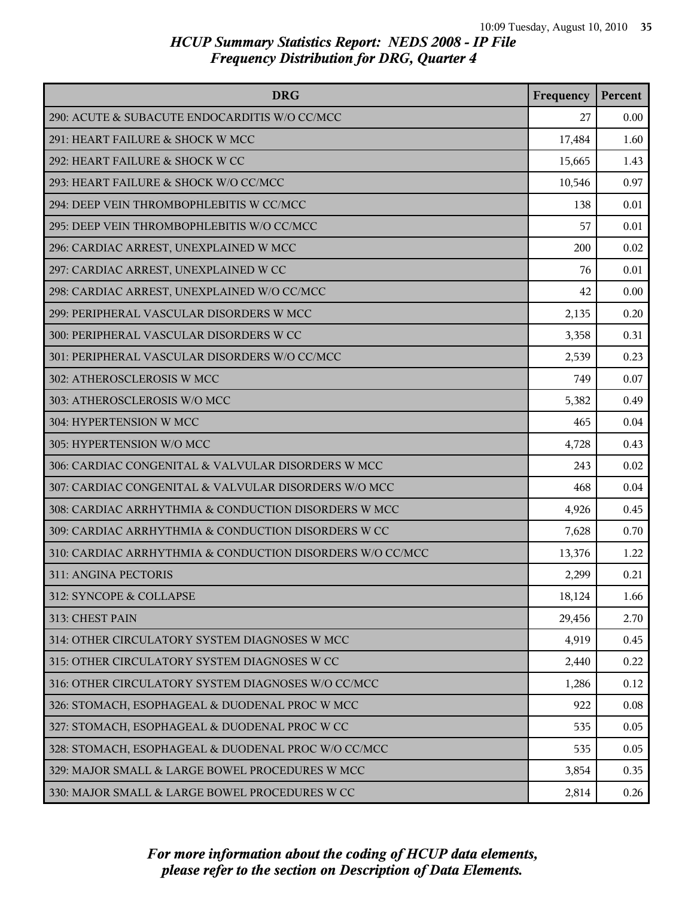# HCUP Summary Statistics Report: NEDS 2008 - IP File
## Frequency Distribution for DRG, Quarter 4

| DRG | Frequency | Percent |
|---|---|---|
| 290: ACUTE & SUBACUTE ENDOCARDITIS W/O CC/MCC | 27 | 0.00 |
| 291: HEART FAILURE & SHOCK W MCC | 17,484 | 1.60 |
| 292: HEART FAILURE & SHOCK W CC | 15,665 | 1.43 |
| 293: HEART FAILURE & SHOCK W/O CC/MCC | 10,546 | 0.97 |
| 294: DEEP VEIN THROMBOPHLEBITIS W CC/MCC | 138 | 0.01 |
| 295: DEEP VEIN THROMBOPHLEBITIS W/O CC/MCC | 57 | 0.01 |
| 296: CARDIAC ARREST, UNEXPLAINED W MCC | 200 | 0.02 |
| 297: CARDIAC ARREST, UNEXPLAINED W CC | 76 | 0.01 |
| 298: CARDIAC ARREST, UNEXPLAINED W/O CC/MCC | 42 | 0.00 |
| 299: PERIPHERAL VASCULAR DISORDERS W MCC | 2,135 | 0.20 |
| 300: PERIPHERAL VASCULAR DISORDERS W CC | 3,358 | 0.31 |
| 301: PERIPHERAL VASCULAR DISORDERS W/O CC/MCC | 2,539 | 0.23 |
| 302: ATHEROSCLEROSIS W MCC | 749 | 0.07 |
| 303: ATHEROSCLEROSIS W/O MCC | 5,382 | 0.49 |
| 304: HYPERTENSION W MCC | 465 | 0.04 |
| 305: HYPERTENSION W/O MCC | 4,728 | 0.43 |
| 306: CARDIAC CONGENITAL & VALVULAR DISORDERS W MCC | 243 | 0.02 |
| 307: CARDIAC CONGENITAL & VALVULAR DISORDERS W/O MCC | 468 | 0.04 |
| 308: CARDIAC ARRHYTHMIA & CONDUCTION DISORDERS W MCC | 4,926 | 0.45 |
| 309: CARDIAC ARRHYTHMIA & CONDUCTION DISORDERS W CC | 7,628 | 0.70 |
| 310: CARDIAC ARRHYTHMIA & CONDUCTION DISORDERS W/O CC/MCC | 13,376 | 1.22 |
| 311: ANGINA PECTORIS | 2,299 | 0.21 |
| 312: SYNCOPE & COLLAPSE | 18,124 | 1.66 |
| 313: CHEST PAIN | 29,456 | 2.70 |
| 314: OTHER CIRCULATORY SYSTEM DIAGNOSES W MCC | 4,919 | 0.45 |
| 315: OTHER CIRCULATORY SYSTEM DIAGNOSES W CC | 2,440 | 0.22 |
| 316: OTHER CIRCULATORY SYSTEM DIAGNOSES W/O CC/MCC | 1,286 | 0.12 |
| 326: STOMACH, ESOPHAGEAL & DUODENAL PROC W MCC | 922 | 0.08 |
| 327: STOMACH, ESOPHAGEAL & DUODENAL PROC W CC | 535 | 0.05 |
| 328: STOMACH, ESOPHAGEAL & DUODENAL PROC W/O CC/MCC | 535 | 0.05 |
| 329: MAJOR SMALL & LARGE BOWEL PROCEDURES W MCC | 3,854 | 0.35 |
| 330: MAJOR SMALL & LARGE BOWEL PROCEDURES W CC | 2,814 | 0.26 |

*For more information about the coding of HCUP data elements, please refer to the section on Description of Data Elements.*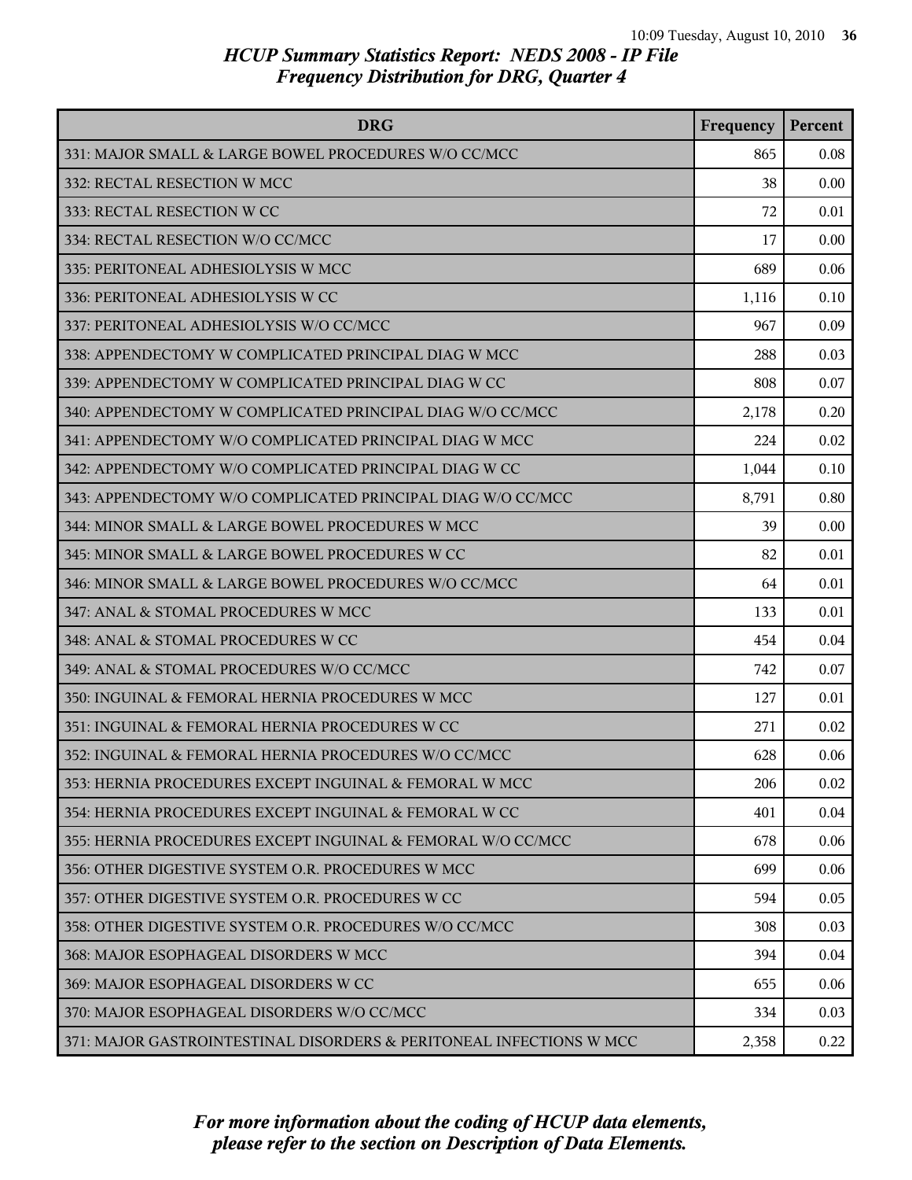# HCUP Summary Statistics Report: NEDS 2008 - IP File
## Frequency Distribution for DRG, Quarter 4

| DRG | Frequency | Percent |
|---|---|---|
| 331: MAJOR SMALL & LARGE BOWEL PROCEDURES W/O CC/MCC | 865 | 0.08 |
| 332: RECTAL RESECTION W MCC | 38 | 0.00 |
| 333: RECTAL RESECTION W CC | 72 | 0.01 |
| 334: RECTAL RESECTION W/O CC/MCC | 17 | 0.00 |
| 335: PERITONEAL ADHESIOLYSIS W MCC | 689 | 0.06 |
| 336: PERITONEAL ADHESIOLYSIS W CC | 1,116 | 0.10 |
| 337: PERITONEAL ADHESIOLYSIS W/O CC/MCC | 967 | 0.09 |
| 338: APPENDECTOMY W COMPLICATED PRINCIPAL DIAG W MCC | 288 | 0.03 |
| 339: APPENDECTOMY W COMPLICATED PRINCIPAL DIAG W CC | 808 | 0.07 |
| 340: APPENDECTOMY W COMPLICATED PRINCIPAL DIAG W/O CC/MCC | 2,178 | 0.20 |
| 341: APPENDECTOMY W/O COMPLICATED PRINCIPAL DIAG W MCC | 224 | 0.02 |
| 342: APPENDECTOMY W/O COMPLICATED PRINCIPAL DIAG W CC | 1,044 | 0.10 |
| 343: APPENDECTOMY W/O COMPLICATED PRINCIPAL DIAG W/O CC/MCC | 8,791 | 0.80 |
| 344: MINOR SMALL & LARGE BOWEL PROCEDURES W MCC | 39 | 0.00 |
| 345: MINOR SMALL & LARGE BOWEL PROCEDURES W CC | 82 | 0.01 |
| 346: MINOR SMALL & LARGE BOWEL PROCEDURES W/O CC/MCC | 64 | 0.01 |
| 347: ANAL & STOMAL PROCEDURES W MCC | 133 | 0.01 |
| 348: ANAL & STOMAL PROCEDURES W CC | 454 | 0.04 |
| 349: ANAL & STOMAL PROCEDURES W/O CC/MCC | 742 | 0.07 |
| 350: INGUINAL & FEMORAL HERNIA PROCEDURES W MCC | 127 | 0.01 |
| 351: INGUINAL & FEMORAL HERNIA PROCEDURES W CC | 271 | 0.02 |
| 352: INGUINAL & FEMORAL HERNIA PROCEDURES W/O CC/MCC | 628 | 0.06 |
| 353: HERNIA PROCEDURES EXCEPT INGUINAL & FEMORAL W MCC | 206 | 0.02 |
| 354: HERNIA PROCEDURES EXCEPT INGUINAL & FEMORAL W CC | 401 | 0.04 |
| 355: HERNIA PROCEDURES EXCEPT INGUINAL & FEMORAL W/O CC/MCC | 678 | 0.06 |
| 356: OTHER DIGESTIVE SYSTEM O.R. PROCEDURES W MCC | 699 | 0.06 |
| 357: OTHER DIGESTIVE SYSTEM O.R. PROCEDURES W CC | 594 | 0.05 |
| 358: OTHER DIGESTIVE SYSTEM O.R. PROCEDURES W/O CC/MCC | 308 | 0.03 |
| 368: MAJOR ESOPHAGEAL DISORDERS W MCC | 394 | 0.04 |
| 369: MAJOR ESOPHAGEAL DISORDERS W CC | 655 | 0.06 |
| 370: MAJOR ESOPHAGEAL DISORDERS W/O CC/MCC | 334 | 0.03 |
| 371: MAJOR GASTROINTESTINAL DISORDERS & PERITONEAL INFECTIONS W MCC | 2,358 | 0.22 |

*For more information about the coding of HCUP data elements, please refer to the section on Description of Data Elements.*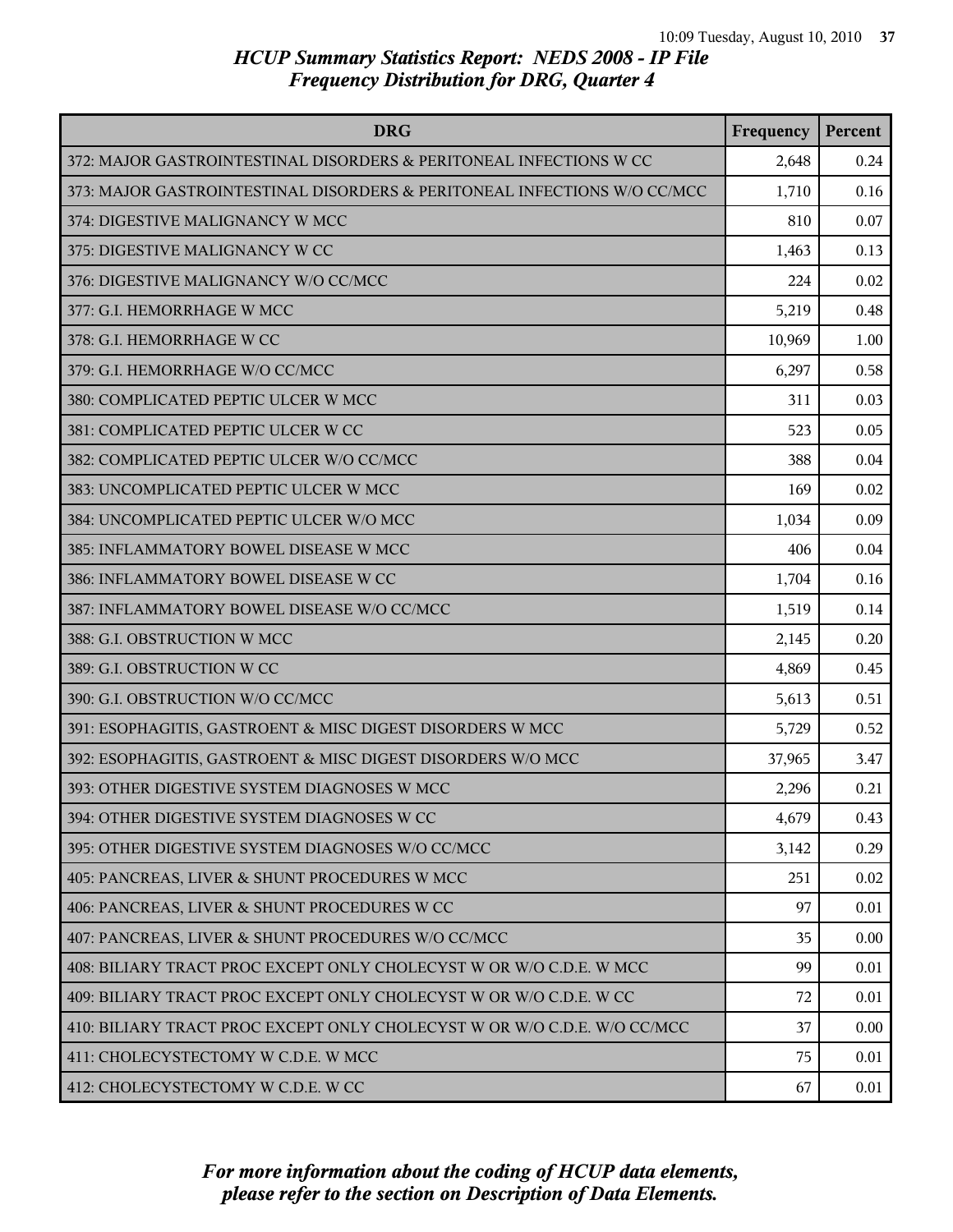# HCUP Summary Statistics Report: NEDS 2008 - IP File

## Frequency Distribution for DRG, Quarter 4

| DRG | Frequency | Percent |
|---|---|---|
| 372: MAJOR GASTROINTESTINAL DISORDERS & PERITONEAL INFECTIONS W CC | 2,648 | 0.24 |
| 373: MAJOR GASTROINTESTINAL DISORDERS & PERITONEAL INFECTIONS W/O CC/MCC | 1,710 | 0.16 |
| 374: DIGESTIVE MALIGNANCY W MCC | 810 | 0.07 |
| 375: DIGESTIVE MALIGNANCY W CC | 1,463 | 0.13 |
| 376: DIGESTIVE MALIGNANCY W/O CC/MCC | 224 | 0.02 |
| 377: G.I. HEMORRHAGE W MCC | 5,219 | 0.48 |
| 378: G.I. HEMORRHAGE W CC | 10,969 | 1.00 |
| 379: G.I. HEMORRHAGE W/O CC/MCC | 6,297 | 0.58 |
| 380: COMPLICATED PEPTIC ULCER W MCC | 311 | 0.03 |
| 381: COMPLICATED PEPTIC ULCER W CC | 523 | 0.05 |
| 382: COMPLICATED PEPTIC ULCER W/O CC/MCC | 388 | 0.04 |
| 383: UNCOMPLICATED PEPTIC ULCER W MCC | 169 | 0.02 |
| 384: UNCOMPLICATED PEPTIC ULCER W/O MCC | 1,034 | 0.09 |
| 385: INFLAMMATORY BOWEL DISEASE W MCC | 406 | 0.04 |
| 386: INFLAMMATORY BOWEL DISEASE W CC | 1,704 | 0.16 |
| 387: INFLAMMATORY BOWEL DISEASE W/O CC/MCC | 1,519 | 0.14 |
| 388: G.I. OBSTRUCTION W MCC | 2,145 | 0.20 |
| 389: G.I. OBSTRUCTION W CC | 4,869 | 0.45 |
| 390: G.I. OBSTRUCTION W/O CC/MCC | 5,613 | 0.51 |
| 391: ESOPHAGITIS, GASTROENT & MISC DIGEST DISORDERS W MCC | 5,729 | 0.52 |
| 392: ESOPHAGITIS, GASTROENT & MISC DIGEST DISORDERS W/O MCC | 37,965 | 3.47 |
| 393: OTHER DIGESTIVE SYSTEM DIAGNOSES W MCC | 2,296 | 0.21 |
| 394: OTHER DIGESTIVE SYSTEM DIAGNOSES W CC | 4,679 | 0.43 |
| 395: OTHER DIGESTIVE SYSTEM DIAGNOSES W/O CC/MCC | 3,142 | 0.29 |
| 405: PANCREAS, LIVER & SHUNT PROCEDURES W MCC | 251 | 0.02 |
| 406: PANCREAS, LIVER & SHUNT PROCEDURES W CC | 97 | 0.01 |
| 407: PANCREAS, LIVER & SHUNT PROCEDURES W/O CC/MCC | 35 | 0.00 |
| 408: BILIARY TRACT PROC EXCEPT ONLY CHOLECYST W OR W/O C.D.E. W MCC | 99 | 0.01 |
| 409: BILIARY TRACT PROC EXCEPT ONLY CHOLECYST W OR W/O C.D.E. W CC | 72 | 0.01 |
| 410: BILIARY TRACT PROC EXCEPT ONLY CHOLECYST W OR W/O C.D.E. W/O CC/MCC | 37 | 0.00 |
| 411: CHOLECYSTECTOMY W C.D.E. W MCC | 75 | 0.01 |
| 412: CHOLECYSTECTOMY W C.D.E. W CC | 67 | 0.01 |

*For more information about the coding of HCUP data elements, please refer to the section on Description of Data Elements.*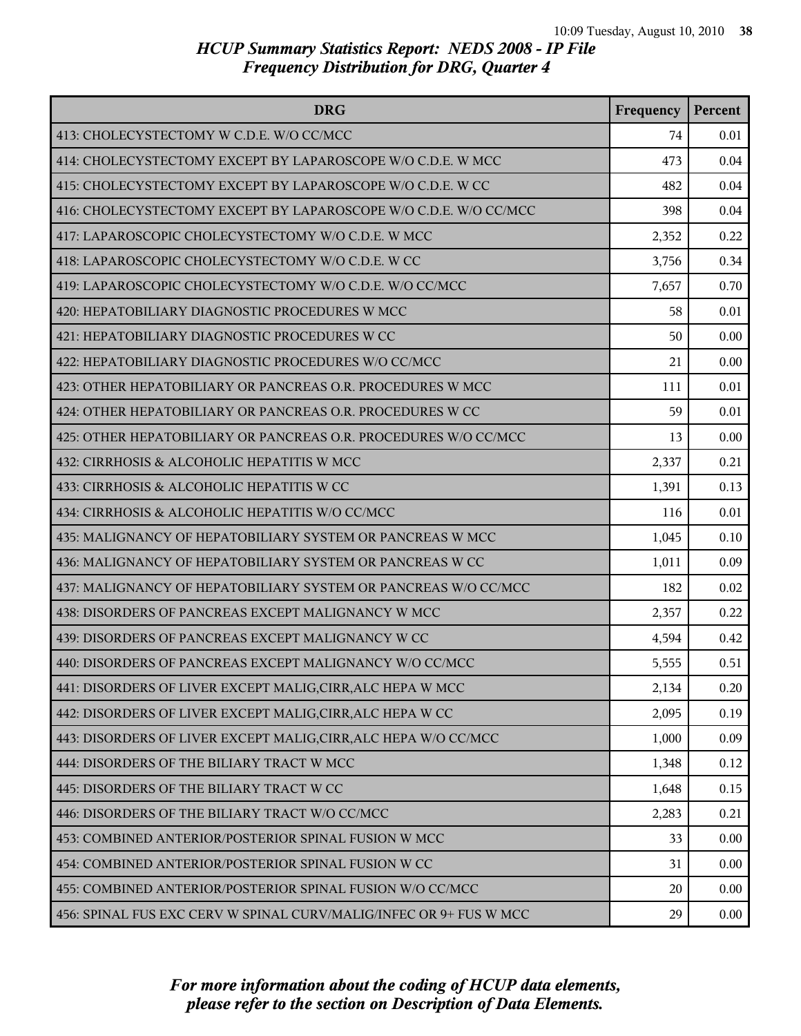## HCUP Summary Statistics Report: NEDS 2008 - IP File
### Frequency Distribution for DRG, Quarter 4

| DRG | Frequency | Percent |
|---|---|---|
| 413: CHOLECYSTECTOMY W C.D.E. W/O CC/MCC | 74 | 0.01 |
| 414: CHOLECYSTECTOMY EXCEPT BY LAPAROSCOPE W/O C.D.E. W MCC | 473 | 0.04 |
| 415: CHOLECYSTECTOMY EXCEPT BY LAPAROSCOPE W/O C.D.E. W CC | 482 | 0.04 |
| 416: CHOLECYSTECTOMY EXCEPT BY LAPAROSCOPE W/O C.D.E. W/O CC/MCC | 398 | 0.04 |
| 417: LAPAROSCOPIC CHOLECYSTECTOMY W/O C.D.E. W MCC | 2,352 | 0.22 |
| 418: LAPAROSCOPIC CHOLECYSTECTOMY W/O C.D.E. W CC | 3,756 | 0.34 |
| 419: LAPAROSCOPIC CHOLECYSTECTOMY W/O C.D.E. W/O CC/MCC | 7,657 | 0.70 |
| 420: HEPATOBILIARY DIAGNOSTIC PROCEDURES W MCC | 58 | 0.01 |
| 421: HEPATOBILIARY DIAGNOSTIC PROCEDURES W CC | 50 | 0.00 |
| 422: HEPATOBILIARY DIAGNOSTIC PROCEDURES W/O CC/MCC | 21 | 0.00 |
| 423: OTHER HEPATOBILIARY OR PANCREAS O.R. PROCEDURES W MCC | 111 | 0.01 |
| 424: OTHER HEPATOBILIARY OR PANCREAS O.R. PROCEDURES W CC | 59 | 0.01 |
| 425: OTHER HEPATOBILIARY OR PANCREAS O.R. PROCEDURES W/O CC/MCC | 13 | 0.00 |
| 432: CIRRHOSIS & ALCOHOLIC HEPATITIS W MCC | 2,337 | 0.21 |
| 433: CIRRHOSIS & ALCOHOLIC HEPATITIS W CC | 1,391 | 0.13 |
| 434: CIRRHOSIS & ALCOHOLIC HEPATITIS W/O CC/MCC | 116 | 0.01 |
| 435: MALIGNANCY OF HEPATOBILIARY SYSTEM OR PANCREAS W MCC | 1,045 | 0.10 |
| 436: MALIGNANCY OF HEPATOBILIARY SYSTEM OR PANCREAS W CC | 1,011 | 0.09 |
| 437: MALIGNANCY OF HEPATOBILIARY SYSTEM OR PANCREAS W/O CC/MCC | 182 | 0.02 |
| 438: DISORDERS OF PANCREAS EXCEPT MALIGNANCY W MCC | 2,357 | 0.22 |
| 439: DISORDERS OF PANCREAS EXCEPT MALIGNANCY W CC | 4,594 | 0.42 |
| 440: DISORDERS OF PANCREAS EXCEPT MALIGNANCY W/O CC/MCC | 5,555 | 0.51 |
| 441: DISORDERS OF LIVER EXCEPT MALIG,CIRR,ALC HEPA W MCC | 2,134 | 0.20 |
| 442: DISORDERS OF LIVER EXCEPT MALIG,CIRR,ALC HEPA W CC | 2,095 | 0.19 |
| 443: DISORDERS OF LIVER EXCEPT MALIG,CIRR,ALC HEPA W/O CC/MCC | 1,000 | 0.09 |
| 444: DISORDERS OF THE BILIARY TRACT W MCC | 1,348 | 0.12 |
| 445: DISORDERS OF THE BILIARY TRACT W CC | 1,648 | 0.15 |
| 446: DISORDERS OF THE BILIARY TRACT W/O CC/MCC | 2,283 | 0.21 |
| 453: COMBINED ANTERIOR/POSTERIOR SPINAL FUSION W MCC | 33 | 0.00 |
| 454: COMBINED ANTERIOR/POSTERIOR SPINAL FUSION W CC | 31 | 0.00 |
| 455: COMBINED ANTERIOR/POSTERIOR SPINAL FUSION W/O CC/MCC | 20 | 0.00 |
| 456: SPINAL FUS EXC CERV W SPINAL CURV/MALIG/INFEC OR 9+ FUS W MCC | 29 | 0.00 |

*For more information about the coding of HCUP data elements, please refer to the section on Description of Data Elements.*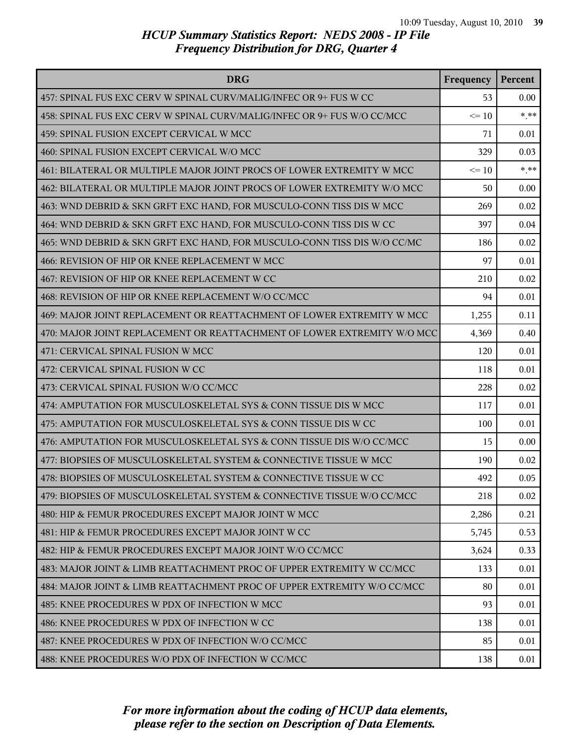# HCUP Summary Statistics Report: NEDS 2008 - IP File
## Frequency Distribution for DRG, Quarter 4

| DRG | Frequency | Percent |
|---|---|---|
| 457: SPINAL FUS EXC CERV W SPINAL CURV/MALIG/INFEC OR 9+ FUS W CC | 53 | 0.00 |
| 458: SPINAL FUS EXC CERV W SPINAL CURV/MALIG/INFEC OR 9+ FUS W/O CC/MCC | <= 10 | *.** |
| 459: SPINAL FUSION EXCEPT CERVICAL W MCC | 71 | 0.01 |
| 460: SPINAL FUSION EXCEPT CERVICAL W/O MCC | 329 | 0.03 |
| 461: BILATERAL OR MULTIPLE MAJOR JOINT PROCS OF LOWER EXTREMITY W MCC | <= 10 | *.** |
| 462: BILATERAL OR MULTIPLE MAJOR JOINT PROCS OF LOWER EXTREMITY W/O MCC | 50 | 0.00 |
| 463: WND DEBRID & SKN GRFT EXC HAND, FOR MUSCULO-CONN TISS DIS W MCC | 269 | 0.02 |
| 464: WND DEBRID & SKN GRFT EXC HAND, FOR MUSCULO-CONN TISS DIS W CC | 397 | 0.04 |
| 465: WND DEBRID & SKN GRFT EXC HAND, FOR MUSCULO-CONN TISS DIS W/O CC/MC | 186 | 0.02 |
| 466: REVISION OF HIP OR KNEE REPLACEMENT W MCC | 97 | 0.01 |
| 467: REVISION OF HIP OR KNEE REPLACEMENT W CC | 210 | 0.02 |
| 468: REVISION OF HIP OR KNEE REPLACEMENT W/O CC/MCC | 94 | 0.01 |
| 469: MAJOR JOINT REPLACEMENT OR REATTACHMENT OF LOWER EXTREMITY W MCC | 1,255 | 0.11 |
| 470: MAJOR JOINT REPLACEMENT OR REATTACHMENT OF LOWER EXTREMITY W/O MCC | 4,369 | 0.40 |
| 471: CERVICAL SPINAL FUSION W MCC | 120 | 0.01 |
| 472: CERVICAL SPINAL FUSION W CC | 118 | 0.01 |
| 473: CERVICAL SPINAL FUSION W/O CC/MCC | 228 | 0.02 |
| 474: AMPUTATION FOR MUSCULOSKELETAL SYS & CONN TISSUE DIS W MCC | 117 | 0.01 |
| 475: AMPUTATION FOR MUSCULOSKELETAL SYS & CONN TISSUE DIS W CC | 100 | 0.01 |
| 476: AMPUTATION FOR MUSCULOSKELETAL SYS & CONN TISSUE DIS W/O CC/MCC | 15 | 0.00 |
| 477: BIOPSIES OF MUSCULOSKELETAL SYSTEM & CONNECTIVE TISSUE W MCC | 190 | 0.02 |
| 478: BIOPSIES OF MUSCULOSKELETAL SYSTEM & CONNECTIVE TISSUE W CC | 492 | 0.05 |
| 479: BIOPSIES OF MUSCULOSKELETAL SYSTEM & CONNECTIVE TISSUE W/O CC/MCC | 218 | 0.02 |
| 480: HIP & FEMUR PROCEDURES EXCEPT MAJOR JOINT W MCC | 2,286 | 0.21 |
| 481: HIP & FEMUR PROCEDURES EXCEPT MAJOR JOINT W CC | 5,745 | 0.53 |
| 482: HIP & FEMUR PROCEDURES EXCEPT MAJOR JOINT W/O CC/MCC | 3,624 | 0.33 |
| 483: MAJOR JOINT & LIMB REATTACHMENT PROC OF UPPER EXTREMITY W CC/MCC | 133 | 0.01 |
| 484: MAJOR JOINT & LIMB REATTACHMENT PROC OF UPPER EXTREMITY W/O CC/MCC | 80 | 0.01 |
| 485: KNEE PROCEDURES W PDX OF INFECTION W MCC | 93 | 0.01 |
| 486: KNEE PROCEDURES W PDX OF INFECTION W CC | 138 | 0.01 |
| 487: KNEE PROCEDURES W PDX OF INFECTION W/O CC/MCC | 85 | 0.01 |
| 488: KNEE PROCEDURES W/O PDX OF INFECTION W CC/MCC | 138 | 0.01 |

*For more information about the coding of HCUP data elements, please refer to the section on Description of Data Elements.*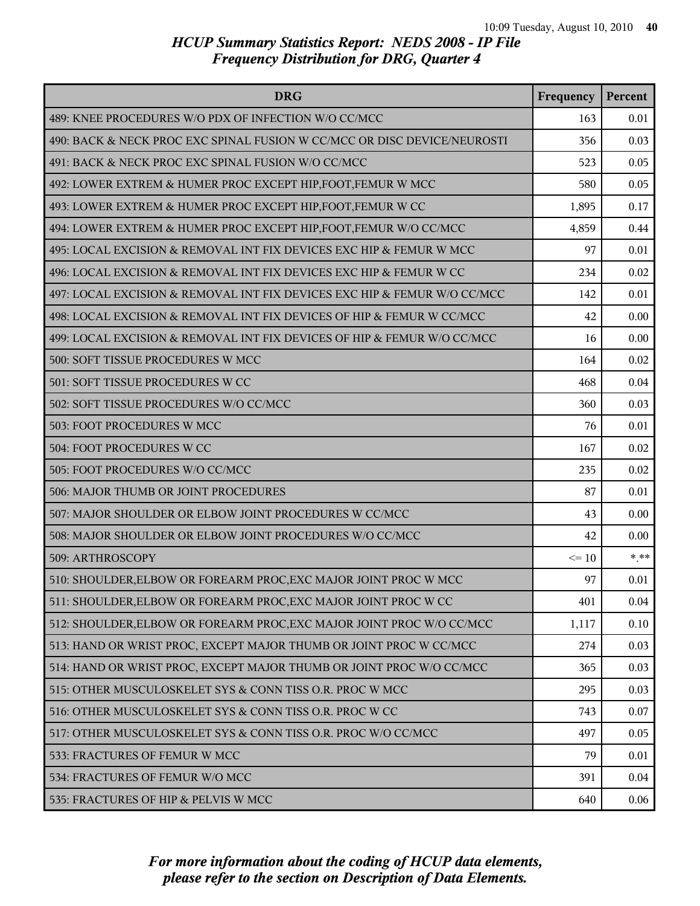# HCUP Summary Statistics Report: NEDS 2008 - IP File
## Frequency Distribution for DRG, Quarter 4

| DRG | Frequency | Percent |
|---|---|---|
| 489: KNEE PROCEDURES W/O PDX OF INFECTION W/O CC/MCC | 163 | 0.01 |
| 490: BACK & NECK PROC EXC SPINAL FUSION W CC/MCC OR DISC DEVICE/NEUROSTI | 356 | 0.03 |
| 491: BACK & NECK PROC EXC SPINAL FUSION W/O CC/MCC | 523 | 0.05 |
| 492: LOWER EXTREM & HUMER PROC EXCEPT HIP,FOOT,FEMUR W MCC | 580 | 0.05 |
| 493: LOWER EXTREM & HUMER PROC EXCEPT HIP,FOOT,FEMUR W CC | 1,895 | 0.17 |
| 494: LOWER EXTREM & HUMER PROC EXCEPT HIP,FOOT,FEMUR W/O CC/MCC | 4,859 | 0.44 |
| 495: LOCAL EXCISION & REMOVAL INT FIX DEVICES EXC HIP & FEMUR W MCC | 97 | 0.01 |
| 496: LOCAL EXCISION & REMOVAL INT FIX DEVICES EXC HIP & FEMUR W CC | 234 | 0.02 |
| 497: LOCAL EXCISION & REMOVAL INT FIX DEVICES EXC HIP & FEMUR W/O CC/MCC | 142 | 0.01 |
| 498: LOCAL EXCISION & REMOVAL INT FIX DEVICES OF HIP & FEMUR W CC/MCC | 42 | 0.00 |
| 499: LOCAL EXCISION & REMOVAL INT FIX DEVICES OF HIP & FEMUR W/O CC/MCC | 16 | 0.00 |
| 500: SOFT TISSUE PROCEDURES W MCC | 164 | 0.02 |
| 501: SOFT TISSUE PROCEDURES W CC | 468 | 0.04 |
| 502: SOFT TISSUE PROCEDURES W/O CC/MCC | 360 | 0.03 |
| 503: FOOT PROCEDURES W MCC | 76 | 0.01 |
| 504: FOOT PROCEDURES W CC | 167 | 0.02 |
| 505: FOOT PROCEDURES W/O CC/MCC | 235 | 0.02 |
| 506: MAJOR THUMB OR JOINT PROCEDURES | 87 | 0.01 |
| 507: MAJOR SHOULDER OR ELBOW JOINT PROCEDURES W CC/MCC | 43 | 0.00 |
| 508: MAJOR SHOULDER OR ELBOW JOINT PROCEDURES W/O CC/MCC | 42 | 0.00 |
| 509: ARTHROSCOPY | <= 10 | *.** |
| 510: SHOULDER,ELBOW OR FOREARM PROC,EXC MAJOR JOINT PROC W MCC | 97 | 0.01 |
| 511: SHOULDER,ELBOW OR FOREARM PROC,EXC MAJOR JOINT PROC W CC | 401 | 0.04 |
| 512: SHOULDER,ELBOW OR FOREARM PROC,EXC MAJOR JOINT PROC W/O CC/MCC | 1,117 | 0.10 |
| 513: HAND OR WRIST PROC, EXCEPT MAJOR THUMB OR JOINT PROC W CC/MCC | 274 | 0.03 |
| 514: HAND OR WRIST PROC, EXCEPT MAJOR THUMB OR JOINT PROC W/O CC/MCC | 365 | 0.03 |
| 515: OTHER MUSCULOSKELET SYS & CONN TISS O.R. PROC W MCC | 295 | 0.03 |
| 516: OTHER MUSCULOSKELET SYS & CONN TISS O.R. PROC W CC | 743 | 0.07 |
| 517: OTHER MUSCULOSKELET SYS & CONN TISS O.R. PROC W/O CC/MCC | 497 | 0.05 |
| 533: FRACTURES OF FEMUR W MCC | 79 | 0.01 |
| 534: FRACTURES OF FEMUR W/O MCC | 391 | 0.04 |
| 535: FRACTURES OF HIP & PELVIS W MCC | 640 | 0.06 |

*For more information about the coding of HCUP data elements, please refer to the section on Description of Data Elements.*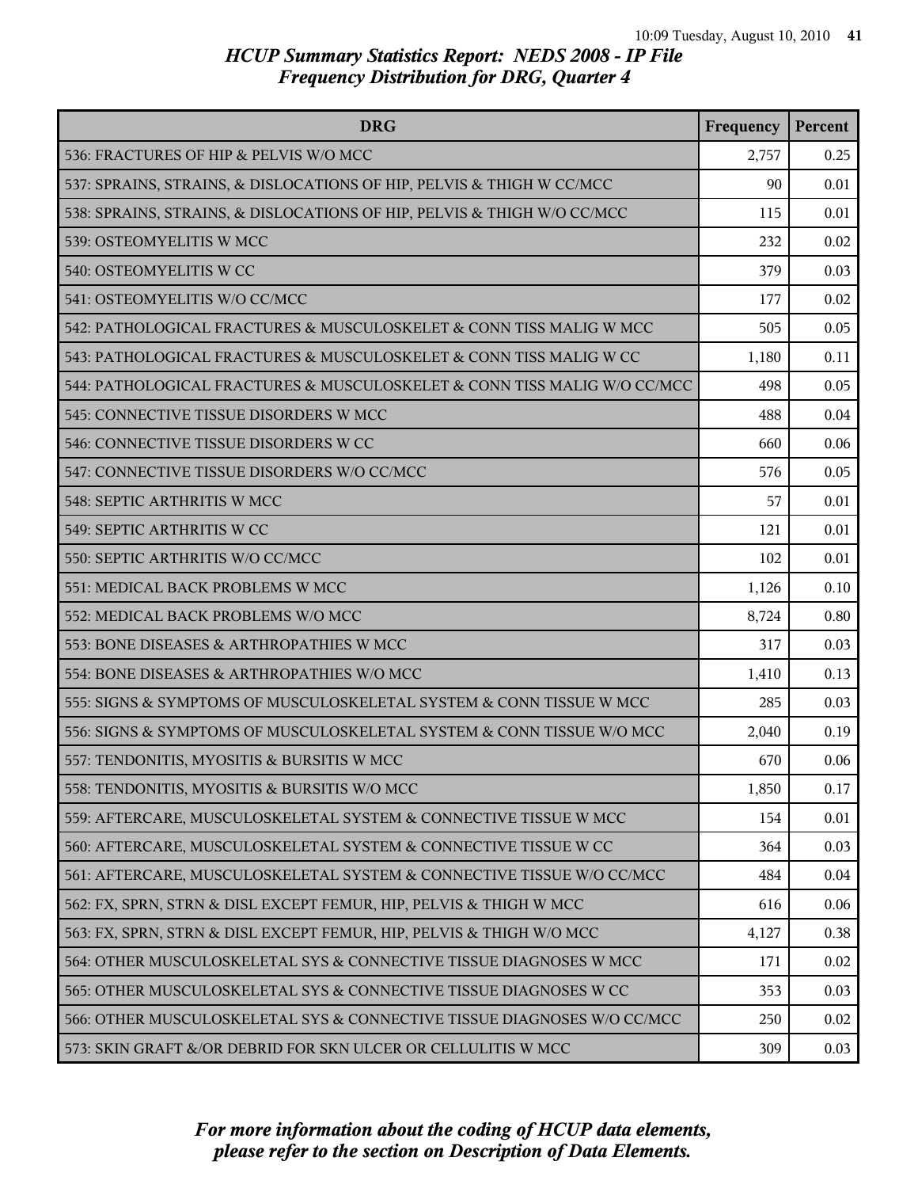# HCUP Summary Statistics Report: NEDS 2008 - IP File
## Frequency Distribution for DRG, Quarter 4

| DRG | Frequency | Percent |
|---|---|---|
| 536: FRACTURES OF HIP & PELVIS W/O MCC | 2,757 | 0.25 |
| 537: SPRAINS, STRAINS, & DISLOCATIONS OF HIP, PELVIS & THIGH W CC/MCC | 90 | 0.01 |
| 538: SPRAINS, STRAINS, & DISLOCATIONS OF HIP, PELVIS & THIGH W/O CC/MCC | 115 | 0.01 |
| 539: OSTEOMYELITIS W MCC | 232 | 0.02 |
| 540: OSTEOMYELITIS W CC | 379 | 0.03 |
| 541: OSTEOMYELITIS W/O CC/MCC | 177 | 0.02 |
| 542: PATHOLOGICAL FRACTURES & MUSCULOSKELET & CONN TISS MALIG W MCC | 505 | 0.05 |
| 543: PATHOLOGICAL FRACTURES & MUSCULOSKELET & CONN TISS MALIG W CC | 1,180 | 0.11 |
| 544: PATHOLOGICAL FRACTURES & MUSCULOSKELET & CONN TISS MALIG W/O CC/MCC | 498 | 0.05 |
| 545: CONNECTIVE TISSUE DISORDERS W MCC | 488 | 0.04 |
| 546: CONNECTIVE TISSUE DISORDERS W CC | 660 | 0.06 |
| 547: CONNECTIVE TISSUE DISORDERS W/O CC/MCC | 576 | 0.05 |
| 548: SEPTIC ARTHRITIS W MCC | 57 | 0.01 |
| 549: SEPTIC ARTHRITIS W CC | 121 | 0.01 |
| 550: SEPTIC ARTHRITIS W/O CC/MCC | 102 | 0.01 |
| 551: MEDICAL BACK PROBLEMS W MCC | 1,126 | 0.10 |
| 552: MEDICAL BACK PROBLEMS W/O MCC | 8,724 | 0.80 |
| 553: BONE DISEASES & ARTHROPATHIES W MCC | 317 | 0.03 |
| 554: BONE DISEASES & ARTHROPATHIES W/O MCC | 1,410 | 0.13 |
| 555: SIGNS & SYMPTOMS OF MUSCULOSKELETAL SYSTEM & CONN TISSUE W MCC | 285 | 0.03 |
| 556: SIGNS & SYMPTOMS OF MUSCULOSKELETAL SYSTEM & CONN TISSUE W/O MCC | 2,040 | 0.19 |
| 557: TENDONITIS, MYOSITIS & BURSITIS W MCC | 670 | 0.06 |
| 558: TENDONITIS, MYOSITIS & BURSITIS W/O MCC | 1,850 | 0.17 |
| 559: AFTERCARE, MUSCULOSKELETAL SYSTEM & CONNECTIVE TISSUE W MCC | 154 | 0.01 |
| 560: AFTERCARE, MUSCULOSKELETAL SYSTEM & CONNECTIVE TISSUE W CC | 364 | 0.03 |
| 561: AFTERCARE, MUSCULOSKELETAL SYSTEM & CONNECTIVE TISSUE W/O CC/MCC | 484 | 0.04 |
| 562: FX, SPRN, STRN & DISL EXCEPT FEMUR, HIP, PELVIS & THIGH W MCC | 616 | 0.06 |
| 563: FX, SPRN, STRN & DISL EXCEPT FEMUR, HIP, PELVIS & THIGH W/O MCC | 4,127 | 0.38 |
| 564: OTHER MUSCULOSKELETAL SYS & CONNECTIVE TISSUE DIAGNOSES W MCC | 171 | 0.02 |
| 565: OTHER MUSCULOSKELETAL SYS & CONNECTIVE TISSUE DIAGNOSES W CC | 353 | 0.03 |
| 566: OTHER MUSCULOSKELETAL SYS & CONNECTIVE TISSUE DIAGNOSES W/O CC/MCC | 250 | 0.02 |
| 573: SKIN GRAFT &/OR DEBRID FOR SKN ULCER OR CELLULITIS W MCC | 309 | 0.03 |

*For more information about the coding of HCUP data elements, please refer to the section on Description of Data Elements.*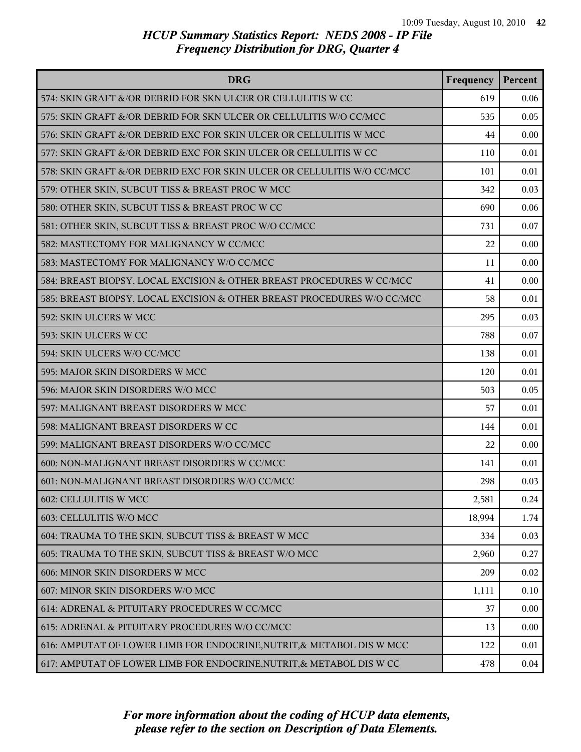# HCUP Summary Statistics Report: NEDS 2008 - IP File
## Frequency Distribution for DRG, Quarter 4

| DRG | Frequency | Percent |
|---|---|---|
| 574: SKIN GRAFT &/OR DEBRID FOR SKN ULCER OR CELLULITIS W CC | 619 | 0.06 |
| 575: SKIN GRAFT &/OR DEBRID FOR SKN ULCER OR CELLULITIS W/O CC/MCC | 535 | 0.05 |
| 576: SKIN GRAFT &/OR DEBRID EXC FOR SKIN ULCER OR CELLULITIS W MCC | 44 | 0.00 |
| 577: SKIN GRAFT &/OR DEBRID EXC FOR SKIN ULCER OR CELLULITIS W CC | 110 | 0.01 |
| 578: SKIN GRAFT &/OR DEBRID EXC FOR SKIN ULCER OR CELLULITIS W/O CC/MCC | 101 | 0.01 |
| 579: OTHER SKIN, SUBCUT TISS & BREAST PROC W MCC | 342 | 0.03 |
| 580: OTHER SKIN, SUBCUT TISS & BREAST PROC W CC | 690 | 0.06 |
| 581: OTHER SKIN, SUBCUT TISS & BREAST PROC W/O CC/MCC | 731 | 0.07 |
| 582: MASTECTOMY FOR MALIGNANCY W CC/MCC | 22 | 0.00 |
| 583: MASTECTOMY FOR MALIGNANCY W/O CC/MCC | 11 | 0.00 |
| 584: BREAST BIOPSY, LOCAL EXCISION & OTHER BREAST PROCEDURES W CC/MCC | 41 | 0.00 |
| 585: BREAST BIOPSY, LOCAL EXCISION & OTHER BREAST PROCEDURES W/O CC/MCC | 58 | 0.01 |
| 592: SKIN ULCERS W MCC | 295 | 0.03 |
| 593: SKIN ULCERS W CC | 788 | 0.07 |
| 594: SKIN ULCERS W/O CC/MCC | 138 | 0.01 |
| 595: MAJOR SKIN DISORDERS W MCC | 120 | 0.01 |
| 596: MAJOR SKIN DISORDERS W/O MCC | 503 | 0.05 |
| 597: MALIGNANT BREAST DISORDERS W MCC | 57 | 0.01 |
| 598: MALIGNANT BREAST DISORDERS W CC | 144 | 0.01 |
| 599: MALIGNANT BREAST DISORDERS W/O CC/MCC | 22 | 0.00 |
| 600: NON-MALIGNANT BREAST DISORDERS W CC/MCC | 141 | 0.01 |
| 601: NON-MALIGNANT BREAST DISORDERS W/O CC/MCC | 298 | 0.03 |
| 602: CELLULITIS W MCC | 2,581 | 0.24 |
| 603: CELLULITIS W/O MCC | 18,994 | 1.74 |
| 604: TRAUMA TO THE SKIN, SUBCUT TISS & BREAST W MCC | 334 | 0.03 |
| 605: TRAUMA TO THE SKIN, SUBCUT TISS & BREAST W/O MCC | 2,960 | 0.27 |
| 606: MINOR SKIN DISORDERS W MCC | 209 | 0.02 |
| 607: MINOR SKIN DISORDERS W/O MCC | 1,111 | 0.10 |
| 614: ADRENAL & PITUITARY PROCEDURES W CC/MCC | 37 | 0.00 |
| 615: ADRENAL & PITUITARY PROCEDURES W/O CC/MCC | 13 | 0.00 |
| 616: AMPUTAT OF LOWER LIMB FOR ENDOCRINE,NUTRIT,& METABOL DIS W MCC | 122 | 0.01 |
| 617: AMPUTAT OF LOWER LIMB FOR ENDOCRINE,NUTRIT,& METABOL DIS W CC | 478 | 0.04 |

*For more information about the coding of HCUP data elements, please refer to the section on Description of Data Elements.*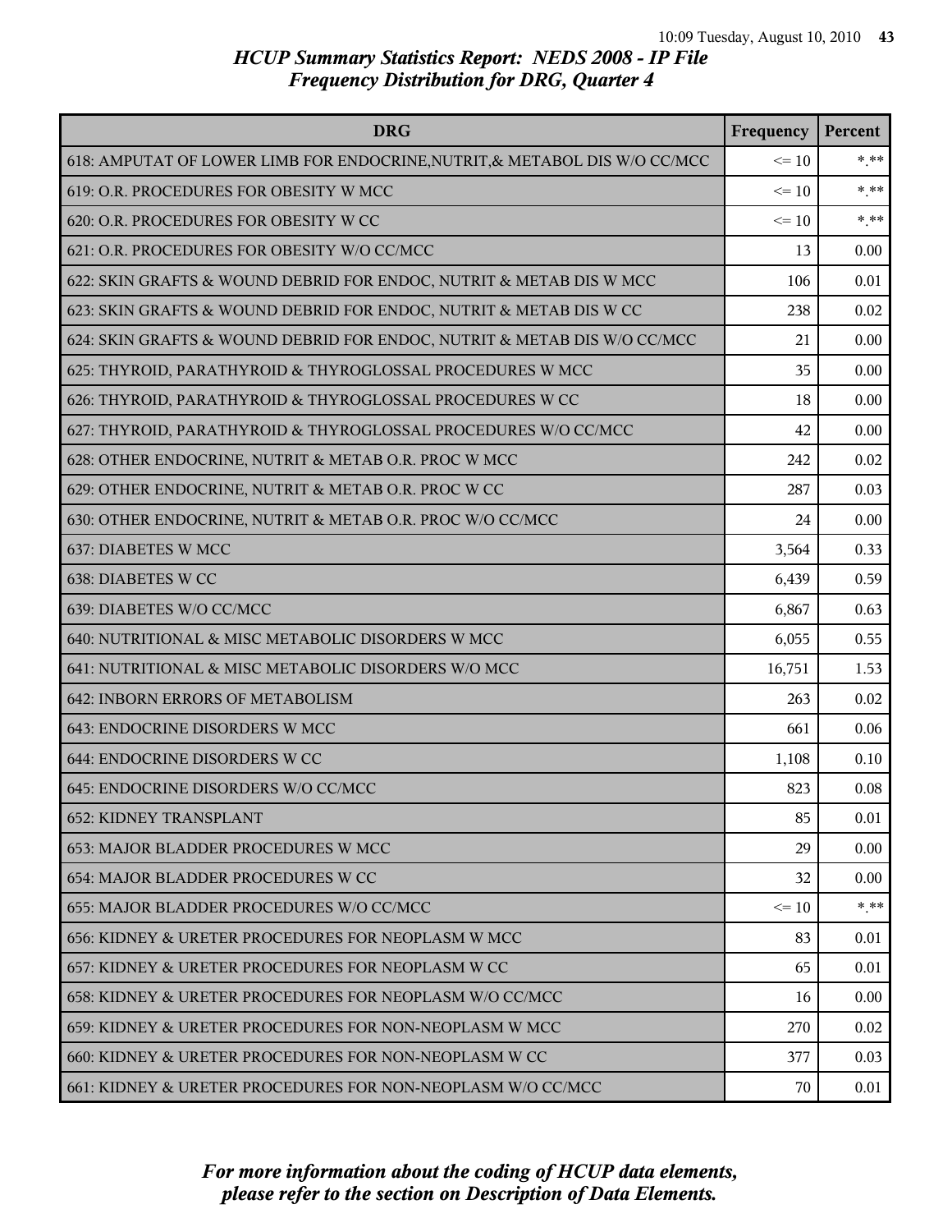# HCUP Summary Statistics Report: NEDS 2008 - IP File
## Frequency Distribution for DRG, Quarter 4

| DRG | Frequency | Percent |
|---|---|---|
| 618: AMPUTAT OF LOWER LIMB FOR ENDOCRINE,NUTRIT,& METABOL DIS W/O CC/MCC | <= 10 | *.** |
| 619: O.R. PROCEDURES FOR OBESITY W MCC | <= 10 | *.** |
| 620: O.R. PROCEDURES FOR OBESITY W CC | <= 10 | *.** |
| 621: O.R. PROCEDURES FOR OBESITY W/O CC/MCC | 13 | 0.00 |
| 622: SKIN GRAFTS & WOUND DEBRID FOR ENDOC, NUTRIT & METAB DIS W MCC | 106 | 0.01 |
| 623: SKIN GRAFTS & WOUND DEBRID FOR ENDOC, NUTRIT & METAB DIS W CC | 238 | 0.02 |
| 624: SKIN GRAFTS & WOUND DEBRID FOR ENDOC, NUTRIT & METAB DIS W/O CC/MCC | 21 | 0.00 |
| 625: THYROID, PARATHYROID & THYROGLOSSAL PROCEDURES W MCC | 35 | 0.00 |
| 626: THYROID, PARATHYROID & THYROGLOSSAL PROCEDURES W CC | 18 | 0.00 |
| 627: THYROID, PARATHYROID & THYROGLOSSAL PROCEDURES W/O CC/MCC | 42 | 0.00 |
| 628: OTHER ENDOCRINE, NUTRIT & METAB O.R. PROC W MCC | 242 | 0.02 |
| 629: OTHER ENDOCRINE, NUTRIT & METAB O.R. PROC W CC | 287 | 0.03 |
| 630: OTHER ENDOCRINE, NUTRIT & METAB O.R. PROC W/O CC/MCC | 24 | 0.00 |
| 637: DIABETES W MCC | 3,564 | 0.33 |
| 638: DIABETES W CC | 6,439 | 0.59 |
| 639: DIABETES W/O CC/MCC | 6,867 | 0.63 |
| 640: NUTRITIONAL & MISC METABOLIC DISORDERS W MCC | 6,055 | 0.55 |
| 641: NUTRITIONAL & MISC METABOLIC DISORDERS W/O MCC | 16,751 | 1.53 |
| 642: INBORN ERRORS OF METABOLISM | 263 | 0.02 |
| 643: ENDOCRINE DISORDERS W MCC | 661 | 0.06 |
| 644: ENDOCRINE DISORDERS W CC | 1,108 | 0.10 |
| 645: ENDOCRINE DISORDERS W/O CC/MCC | 823 | 0.08 |
| 652: KIDNEY TRANSPLANT | 85 | 0.01 |
| 653: MAJOR BLADDER PROCEDURES W MCC | 29 | 0.00 |
| 654: MAJOR BLADDER PROCEDURES W CC | 32 | 0.00 |
| 655: MAJOR BLADDER PROCEDURES W/O CC/MCC | <= 10 | *.** |
| 656: KIDNEY & URETER PROCEDURES FOR NEOPLASM W MCC | 83 | 0.01 |
| 657: KIDNEY & URETER PROCEDURES FOR NEOPLASM W CC | 65 | 0.01 |
| 658: KIDNEY & URETER PROCEDURES FOR NEOPLASM W/O CC/MCC | 16 | 0.00 |
| 659: KIDNEY & URETER PROCEDURES FOR NON-NEOPLASM W MCC | 270 | 0.02 |
| 660: KIDNEY & URETER PROCEDURES FOR NON-NEOPLASM W CC | 377 | 0.03 |
| 661: KIDNEY & URETER PROCEDURES FOR NON-NEOPLASM W/O CC/MCC | 70 | 0.01 |

*For more information about the coding of HCUP data elements, please refer to the section on Description of Data Elements.*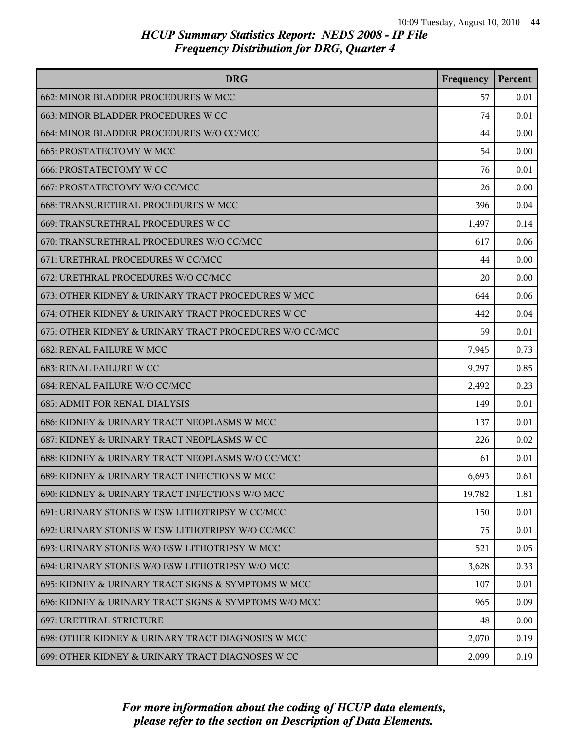# HCUP Summary Statistics Report: NEDS 2008 - IP File
## Frequency Distribution for DRG, Quarter 4

| DRG | Frequency | Percent |
|---|---|---|
| 662: MINOR BLADDER PROCEDURES W MCC | 57 | 0.01 |
| 663: MINOR BLADDER PROCEDURES W CC | 74 | 0.01 |
| 664: MINOR BLADDER PROCEDURES W/O CC/MCC | 44 | 0.00 |
| 665: PROSTATECTOMY W MCC | 54 | 0.00 |
| 666: PROSTATECTOMY W CC | 76 | 0.01 |
| 667: PROSTATECTOMY W/O CC/MCC | 26 | 0.00 |
| 668: TRANSURETHRAL PROCEDURES W MCC | 396 | 0.04 |
| 669: TRANSURETHRAL PROCEDURES W CC | 1,497 | 0.14 |
| 670: TRANSURETHRAL PROCEDURES W/O CC/MCC | 617 | 0.06 |
| 671: URETHRAL PROCEDURES W CC/MCC | 44 | 0.00 |
| 672: URETHRAL PROCEDURES W/O CC/MCC | 20 | 0.00 |
| 673: OTHER KIDNEY & URINARY TRACT PROCEDURES W MCC | 644 | 0.06 |
| 674: OTHER KIDNEY & URINARY TRACT PROCEDURES W CC | 442 | 0.04 |
| 675: OTHER KIDNEY & URINARY TRACT PROCEDURES W/O CC/MCC | 59 | 0.01 |
| 682: RENAL FAILURE W MCC | 7,945 | 0.73 |
| 683: RENAL FAILURE W CC | 9,297 | 0.85 |
| 684: RENAL FAILURE W/O CC/MCC | 2,492 | 0.23 |
| 685: ADMIT FOR RENAL DIALYSIS | 149 | 0.01 |
| 686: KIDNEY & URINARY TRACT NEOPLASMS W MCC | 137 | 0.01 |
| 687: KIDNEY & URINARY TRACT NEOPLASMS W CC | 226 | 0.02 |
| 688: KIDNEY & URINARY TRACT NEOPLASMS W/O CC/MCC | 61 | 0.01 |
| 689: KIDNEY & URINARY TRACT INFECTIONS W MCC | 6,693 | 0.61 |
| 690: KIDNEY & URINARY TRACT INFECTIONS W/O MCC | 19,782 | 1.81 |
| 691: URINARY STONES W ESW LITHOTRIPSY W CC/MCC | 150 | 0.01 |
| 692: URINARY STONES W ESW LITHOTRIPSY W/O CC/MCC | 75 | 0.01 |
| 693: URINARY STONES W/O ESW LITHOTRIPSY W MCC | 521 | 0.05 |
| 694: URINARY STONES W/O ESW LITHOTRIPSY W/O MCC | 3,628 | 0.33 |
| 695: KIDNEY & URINARY TRACT SIGNS & SYMPTOMS W MCC | 107 | 0.01 |
| 696: KIDNEY & URINARY TRACT SIGNS & SYMPTOMS W/O MCC | 965 | 0.09 |
| 697: URETHRAL STRICTURE | 48 | 0.00 |
| 698: OTHER KIDNEY & URINARY TRACT DIAGNOSES W MCC | 2,070 | 0.19 |
| 699: OTHER KIDNEY & URINARY TRACT DIAGNOSES W CC | 2,099 | 0.19 |

*For more information about the coding of HCUP data elements, please refer to the section on Description of Data Elements.*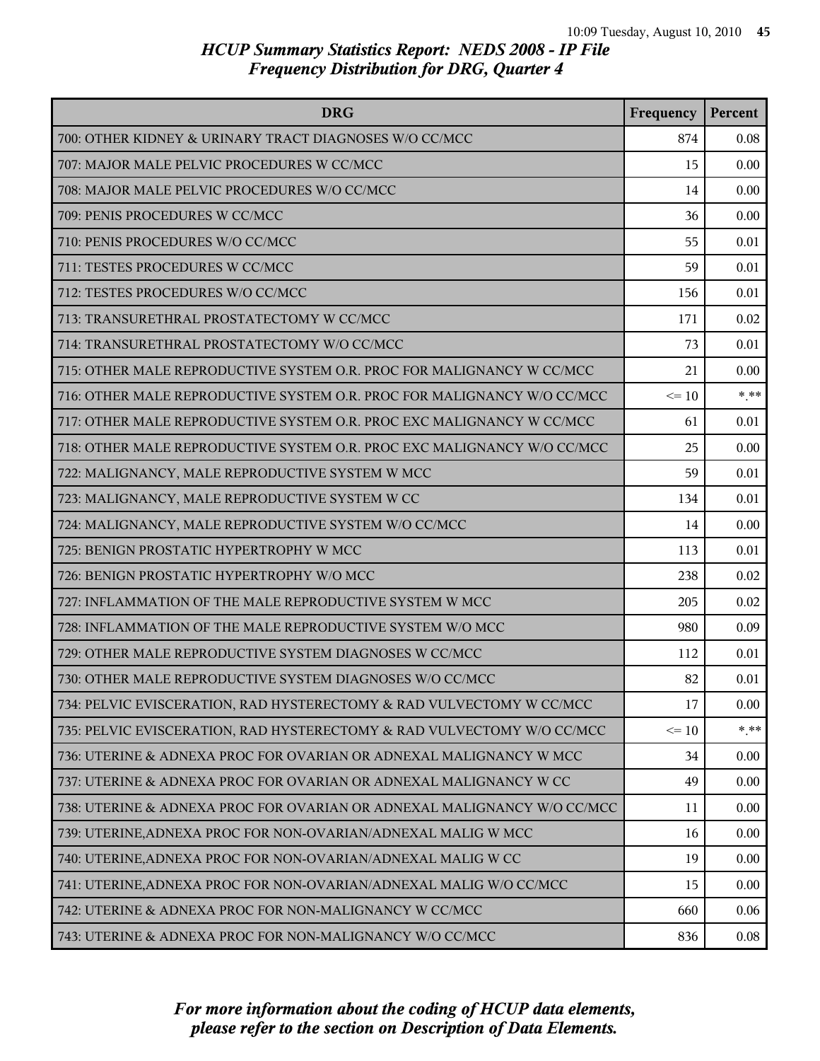# HCUP Summary Statistics Report: NEDS 2008 - IP File
## Frequency Distribution for DRG, Quarter 4

| DRG | Frequency | Percent |
|---|---|---|
| 700: OTHER KIDNEY & URINARY TRACT DIAGNOSES W/O CC/MCC | 874 | 0.08 |
| 707: MAJOR MALE PELVIC PROCEDURES W CC/MCC | 15 | 0.00 |
| 708: MAJOR MALE PELVIC PROCEDURES W/O CC/MCC | 14 | 0.00 |
| 709: PENIS PROCEDURES W CC/MCC | 36 | 0.00 |
| 710: PENIS PROCEDURES W/O CC/MCC | 55 | 0.01 |
| 711: TESTES PROCEDURES W CC/MCC | 59 | 0.01 |
| 712: TESTES PROCEDURES W/O CC/MCC | 156 | 0.01 |
| 713: TRANSURETHRAL PROSTATECTOMY W CC/MCC | 171 | 0.02 |
| 714: TRANSURETHRAL PROSTATECTOMY W/O CC/MCC | 73 | 0.01 |
| 715: OTHER MALE REPRODUCTIVE SYSTEM O.R. PROC FOR MALIGNANCY W CC/MCC | 21 | 0.00 |
| 716: OTHER MALE REPRODUCTIVE SYSTEM O.R. PROC FOR MALIGNANCY W/O CC/MCC | <= 10 | *.** |
| 717: OTHER MALE REPRODUCTIVE SYSTEM O.R. PROC EXC MALIGNANCY W CC/MCC | 61 | 0.01 |
| 718: OTHER MALE REPRODUCTIVE SYSTEM O.R. PROC EXC MALIGNANCY W/O CC/MCC | 25 | 0.00 |
| 722: MALIGNANCY, MALE REPRODUCTIVE SYSTEM W MCC | 59 | 0.01 |
| 723: MALIGNANCY, MALE REPRODUCTIVE SYSTEM W CC | 134 | 0.01 |
| 724: MALIGNANCY, MALE REPRODUCTIVE SYSTEM W/O CC/MCC | 14 | 0.00 |
| 725: BENIGN PROSTATIC HYPERTROPHY W MCC | 113 | 0.01 |
| 726: BENIGN PROSTATIC HYPERTROPHY W/O MCC | 238 | 0.02 |
| 727: INFLAMMATION OF THE MALE REPRODUCTIVE SYSTEM W MCC | 205 | 0.02 |
| 728: INFLAMMATION OF THE MALE REPRODUCTIVE SYSTEM W/O MCC | 980 | 0.09 |
| 729: OTHER MALE REPRODUCTIVE SYSTEM DIAGNOSES W CC/MCC | 112 | 0.01 |
| 730: OTHER MALE REPRODUCTIVE SYSTEM DIAGNOSES W/O CC/MCC | 82 | 0.01 |
| 734: PELVIC EVISCERATION, RAD HYSTERECTOMY & RAD VULVECTOMY W CC/MCC | 17 | 0.00 |
| 735: PELVIC EVISCERATION, RAD HYSTERECTOMY & RAD VULVECTOMY W/O CC/MCC | <= 10 | *.** |
| 736: UTERINE & ADNEXA PROC FOR OVARIAN OR ADNEXAL MALIGNANCY W MCC | 34 | 0.00 |
| 737: UTERINE & ADNEXA PROC FOR OVARIAN OR ADNEXAL MALIGNANCY W CC | 49 | 0.00 |
| 738: UTERINE & ADNEXA PROC FOR OVARIAN OR ADNEXAL MALIGNANCY W/O CC/MCC | 11 | 0.00 |
| 739: UTERINE,ADNEXA PROC FOR NON-OVARIAN/ADNEXAL MALIG W MCC | 16 | 0.00 |
| 740: UTERINE,ADNEXA PROC FOR NON-OVARIAN/ADNEXAL MALIG W CC | 19 | 0.00 |
| 741: UTERINE,ADNEXA PROC FOR NON-OVARIAN/ADNEXAL MALIG W/O CC/MCC | 15 | 0.00 |
| 742: UTERINE & ADNEXA PROC FOR NON-MALIGNANCY W CC/MCC | 660 | 0.06 |
| 743: UTERINE & ADNEXA PROC FOR NON-MALIGNANCY W/O CC/MCC | 836 | 0.08 |

*For more information about the coding of HCUP data elements, please refer to the section on Description of Data Elements.*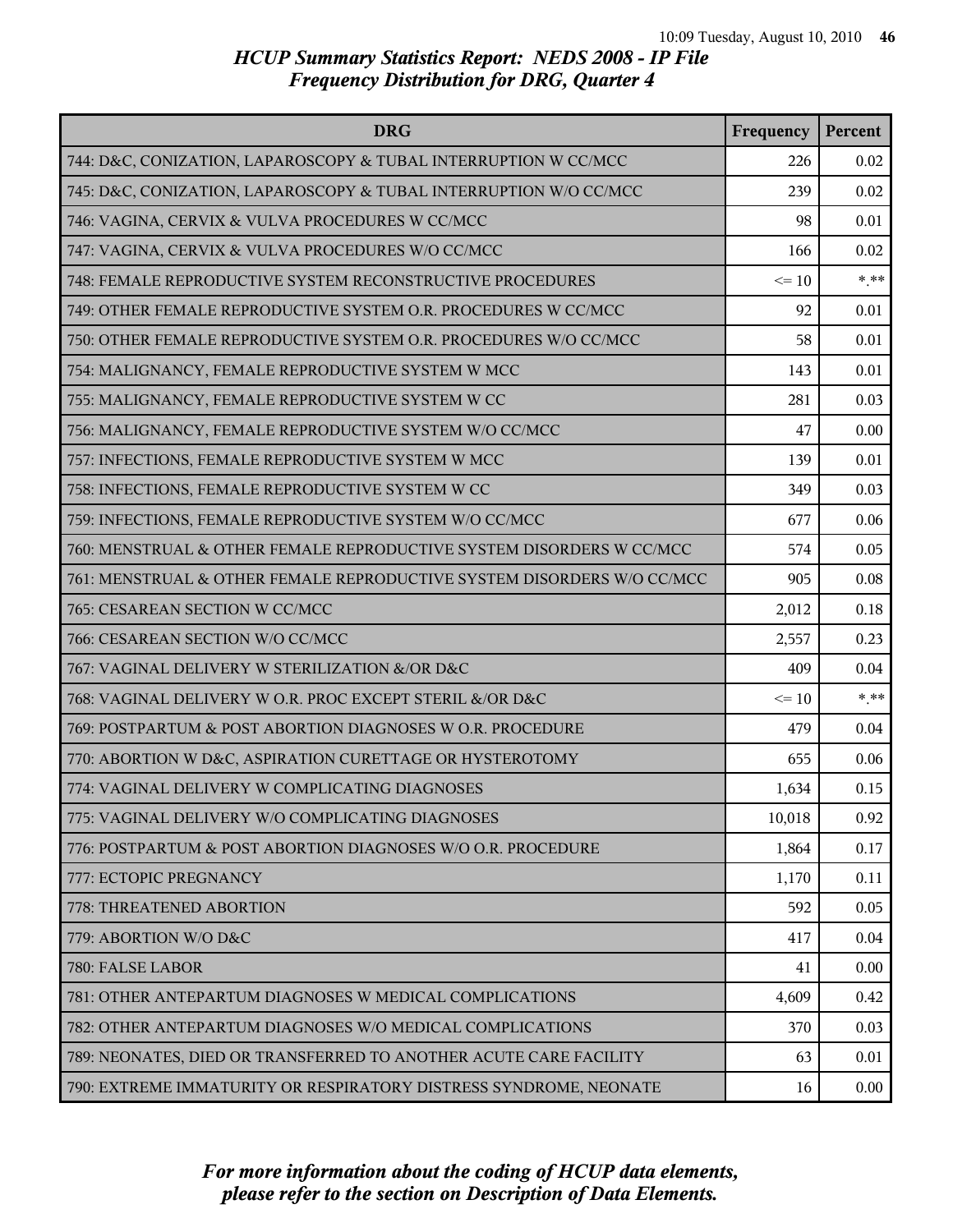# HCUP Summary Statistics Report: NEDS 2008 - IP File
## Frequency Distribution for DRG, Quarter 4

| DRG | Frequency | Percent |
|---|---|---|
| 744: D&C, CONIZATION, LAPAROSCOPY & TUBAL INTERRUPTION W CC/MCC | 226 | 0.02 |
| 745: D&C, CONIZATION, LAPAROSCOPY & TUBAL INTERRUPTION W/O CC/MCC | 239 | 0.02 |
| 746: VAGINA, CERVIX & VULVA PROCEDURES W CC/MCC | 98 | 0.01 |
| 747: VAGINA, CERVIX & VULVA PROCEDURES W/O CC/MCC | 166 | 0.02 |
| 748: FEMALE REPRODUCTIVE SYSTEM RECONSTRUCTIVE PROCEDURES | <= 10 | *.** |
| 749: OTHER FEMALE REPRODUCTIVE SYSTEM O.R. PROCEDURES W CC/MCC | 92 | 0.01 |
| 750: OTHER FEMALE REPRODUCTIVE SYSTEM O.R. PROCEDURES W/O CC/MCC | 58 | 0.01 |
| 754: MALIGNANCY, FEMALE REPRODUCTIVE SYSTEM W MCC | 143 | 0.01 |
| 755: MALIGNANCY, FEMALE REPRODUCTIVE SYSTEM W CC | 281 | 0.03 |
| 756: MALIGNANCY, FEMALE REPRODUCTIVE SYSTEM W/O CC/MCC | 47 | 0.00 |
| 757: INFECTIONS, FEMALE REPRODUCTIVE SYSTEM W MCC | 139 | 0.01 |
| 758: INFECTIONS, FEMALE REPRODUCTIVE SYSTEM W CC | 349 | 0.03 |
| 759: INFECTIONS, FEMALE REPRODUCTIVE SYSTEM W/O CC/MCC | 677 | 0.06 |
| 760: MENSTRUAL & OTHER FEMALE REPRODUCTIVE SYSTEM DISORDERS W CC/MCC | 574 | 0.05 |
| 761: MENSTRUAL & OTHER FEMALE REPRODUCTIVE SYSTEM DISORDERS W/O CC/MCC | 905 | 0.08 |
| 765: CESAREAN SECTION W CC/MCC | 2,012 | 0.18 |
| 766: CESAREAN SECTION W/O CC/MCC | 2,557 | 0.23 |
| 767: VAGINAL DELIVERY W STERILIZATION &/OR D&C | 409 | 0.04 |
| 768: VAGINAL DELIVERY W O.R. PROC EXCEPT STERIL &/OR D&C | <= 10 | *.** |
| 769: POSTPARTUM & POST ABORTION DIAGNOSES W O.R. PROCEDURE | 479 | 0.04 |
| 770: ABORTION W D&C, ASPIRATION CURETTAGE OR HYSTEROTOMY | 655 | 0.06 |
| 774: VAGINAL DELIVERY W COMPLICATING DIAGNOSES | 1,634 | 0.15 |
| 775: VAGINAL DELIVERY W/O COMPLICATING DIAGNOSES | 10,018 | 0.92 |
| 776: POSTPARTUM & POST ABORTION DIAGNOSES W/O O.R. PROCEDURE | 1,864 | 0.17 |
| 777: ECTOPIC PREGNANCY | 1,170 | 0.11 |
| 778: THREATENED ABORTION | 592 | 0.05 |
| 779: ABORTION W/O D&C | 417 | 0.04 |
| 780: FALSE LABOR | 41 | 0.00 |
| 781: OTHER ANTEPARTUM DIAGNOSES W MEDICAL COMPLICATIONS | 4,609 | 0.42 |
| 782: OTHER ANTEPARTUM DIAGNOSES W/O MEDICAL COMPLICATIONS | 370 | 0.03 |
| 789: NEONATES, DIED OR TRANSFERRED TO ANOTHER ACUTE CARE FACILITY | 63 | 0.01 |
| 790: EXTREME IMMATURITY OR RESPIRATORY DISTRESS SYNDROME, NEONATE | 16 | 0.00 |

*For more information about the coding of HCUP data elements, please refer to the section on Description of Data Elements.*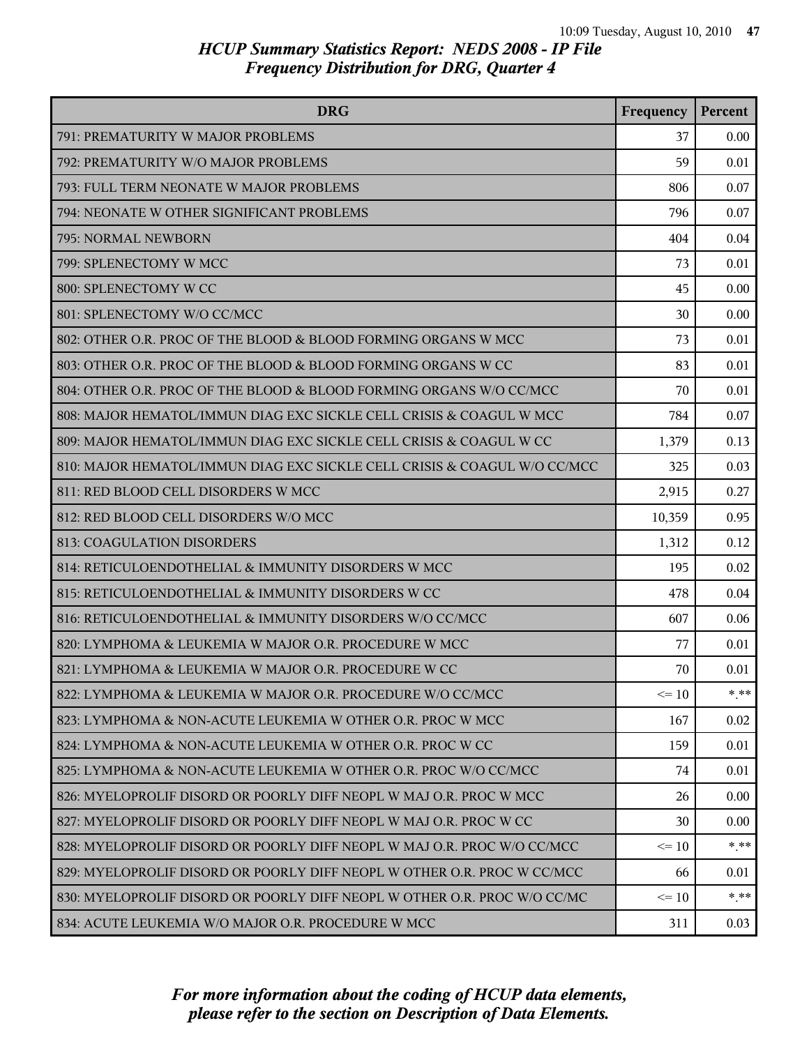# HCUP Summary Statistics Report: NEDS 2008 - IP File
## Frequency Distribution for DRG, Quarter 4

| DRG | Frequency | Percent |
|---|---|---|
| 791: PREMATURITY W MAJOR PROBLEMS | 37 | 0.00 |
| 792: PREMATURITY W/O MAJOR PROBLEMS | 59 | 0.01 |
| 793: FULL TERM NEONATE W MAJOR PROBLEMS | 806 | 0.07 |
| 794: NEONATE W OTHER SIGNIFICANT PROBLEMS | 796 | 0.07 |
| 795: NORMAL NEWBORN | 404 | 0.04 |
| 799: SPLENECTOMY W MCC | 73 | 0.01 |
| 800: SPLENECTOMY W CC | 45 | 0.00 |
| 801: SPLENECTOMY W/O CC/MCC | 30 | 0.00 |
| 802: OTHER O.R. PROC OF THE BLOOD & BLOOD FORMING ORGANS W MCC | 73 | 0.01 |
| 803: OTHER O.R. PROC OF THE BLOOD & BLOOD FORMING ORGANS W CC | 83 | 0.01 |
| 804: OTHER O.R. PROC OF THE BLOOD & BLOOD FORMING ORGANS W/O CC/MCC | 70 | 0.01 |
| 808: MAJOR HEMATOL/IMMUN DIAG EXC SICKLE CELL CRISIS & COAGUL W MCC | 784 | 0.07 |
| 809: MAJOR HEMATOL/IMMUN DIAG EXC SICKLE CELL CRISIS & COAGUL W CC | 1,379 | 0.13 |
| 810: MAJOR HEMATOL/IMMUN DIAG EXC SICKLE CELL CRISIS & COAGUL W/O CC/MCC | 325 | 0.03 |
| 811: RED BLOOD CELL DISORDERS W MCC | 2,915 | 0.27 |
| 812: RED BLOOD CELL DISORDERS W/O MCC | 10,359 | 0.95 |
| 813: COAGULATION DISORDERS | 1,312 | 0.12 |
| 814: RETICULOENDOTHELIAL & IMMUNITY DISORDERS W MCC | 195 | 0.02 |
| 815: RETICULOENDOTHELIAL & IMMUNITY DISORDERS W CC | 478 | 0.04 |
| 816: RETICULOENDOTHELIAL & IMMUNITY DISORDERS W/O CC/MCC | 607 | 0.06 |
| 820: LYMPHOMA & LEUKEMIA W MAJOR O.R. PROCEDURE W MCC | 77 | 0.01 |
| 821: LYMPHOMA & LEUKEMIA W MAJOR O.R. PROCEDURE W CC | 70 | 0.01 |
| 822: LYMPHOMA & LEUKEMIA W MAJOR O.R. PROCEDURE W/O CC/MCC | <= 10 | *.** |
| 823: LYMPHOMA & NON-ACUTE LEUKEMIA W OTHER O.R. PROC W MCC | 167 | 0.02 |
| 824: LYMPHOMA & NON-ACUTE LEUKEMIA W OTHER O.R. PROC W CC | 159 | 0.01 |
| 825: LYMPHOMA & NON-ACUTE LEUKEMIA W OTHER O.R. PROC W/O CC/MCC | 74 | 0.01 |
| 826: MYELOPROLIF DISORD OR POORLY DIFF NEOPL W MAJ O.R. PROC W MCC | 26 | 0.00 |
| 827: MYELOPROLIF DISORD OR POORLY DIFF NEOPL W MAJ O.R. PROC W CC | 30 | 0.00 |
| 828: MYELOPROLIF DISORD OR POORLY DIFF NEOPL W MAJ O.R. PROC W/O CC/MCC | <= 10 | *.** |
| 829: MYELOPROLIF DISORD OR POORLY DIFF NEOPL W OTHER O.R. PROC W CC/MCC | 66 | 0.01 |
| 830: MYELOPROLIF DISORD OR POORLY DIFF NEOPL W OTHER O.R. PROC W/O CC/MC | <= 10 | *.** |
| 834: ACUTE LEUKEMIA W/O MAJOR O.R. PROCEDURE W MCC | 311 | 0.03 |

*For more information about the coding of HCUP data elements, please refer to the section on Description of Data Elements.*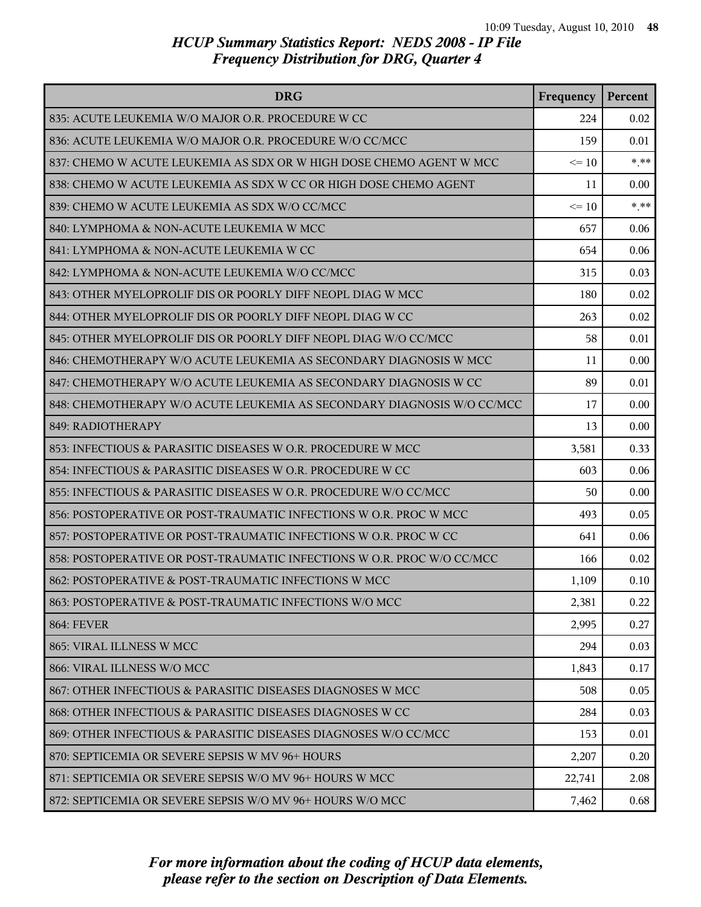# HCUP Summary Statistics Report: NEDS 2008 - IP File
## Frequency Distribution for DRG, Quarter 4

| DRG | Frequency | Percent |
|---|---|---|
| 835: ACUTE LEUKEMIA W/O MAJOR O.R. PROCEDURE W CC | 224 | 0.02 |
| 836: ACUTE LEUKEMIA W/O MAJOR O.R. PROCEDURE W/O CC/MCC | 159 | 0.01 |
| 837: CHEMO W ACUTE LEUKEMIA AS SDX OR W HIGH DOSE CHEMO AGENT W MCC | <= 10 | *.** |
| 838: CHEMO W ACUTE LEUKEMIA AS SDX W CC OR HIGH DOSE CHEMO AGENT | 11 | 0.00 |
| 839: CHEMO W ACUTE LEUKEMIA AS SDX W/O CC/MCC | <= 10 | *.** |
| 840: LYMPHOMA & NON-ACUTE LEUKEMIA W MCC | 657 | 0.06 |
| 841: LYMPHOMA & NON-ACUTE LEUKEMIA W CC | 654 | 0.06 |
| 842: LYMPHOMA & NON-ACUTE LEUKEMIA W/O CC/MCC | 315 | 0.03 |
| 843: OTHER MYELOPROLIF DIS OR POORLY DIFF NEOPL DIAG W MCC | 180 | 0.02 |
| 844: OTHER MYELOPROLIF DIS OR POORLY DIFF NEOPL DIAG W CC | 263 | 0.02 |
| 845: OTHER MYELOPROLIF DIS OR POORLY DIFF NEOPL DIAG W/O CC/MCC | 58 | 0.01 |
| 846: CHEMOTHERAPY W/O ACUTE LEUKEMIA AS SECONDARY DIAGNOSIS W MCC | 11 | 0.00 |
| 847: CHEMOTHERAPY W/O ACUTE LEUKEMIA AS SECONDARY DIAGNOSIS W CC | 89 | 0.01 |
| 848: CHEMOTHERAPY W/O ACUTE LEUKEMIA AS SECONDARY DIAGNOSIS W/O CC/MCC | 17 | 0.00 |
| 849: RADIOTHERAPY | 13 | 0.00 |
| 853: INFECTIOUS & PARASITIC DISEASES W O.R. PROCEDURE W MCC | 3,581 | 0.33 |
| 854: INFECTIOUS & PARASITIC DISEASES W O.R. PROCEDURE W CC | 603 | 0.06 |
| 855: INFECTIOUS & PARASITIC DISEASES W O.R. PROCEDURE W/O CC/MCC | 50 | 0.00 |
| 856: POSTOPERATIVE OR POST-TRAUMATIC INFECTIONS W O.R. PROC W MCC | 493 | 0.05 |
| 857: POSTOPERATIVE OR POST-TRAUMATIC INFECTIONS W O.R. PROC W CC | 641 | 0.06 |
| 858: POSTOPERATIVE OR POST-TRAUMATIC INFECTIONS W O.R. PROC W/O CC/MCC | 166 | 0.02 |
| 862: POSTOPERATIVE & POST-TRAUMATIC INFECTIONS W MCC | 1,109 | 0.10 |
| 863: POSTOPERATIVE & POST-TRAUMATIC INFECTIONS W/O MCC | 2,381 | 0.22 |
| 864: FEVER | 2,995 | 0.27 |
| 865: VIRAL ILLNESS W MCC | 294 | 0.03 |
| 866: VIRAL ILLNESS W/O MCC | 1,843 | 0.17 |
| 867: OTHER INFECTIOUS & PARASITIC DISEASES DIAGNOSES W MCC | 508 | 0.05 |
| 868: OTHER INFECTIOUS & PARASITIC DISEASES DIAGNOSES W CC | 284 | 0.03 |
| 869: OTHER INFECTIOUS & PARASITIC DISEASES DIAGNOSES W/O CC/MCC | 153 | 0.01 |
| 870: SEPTICEMIA OR SEVERE SEPSIS W MV 96+ HOURS | 2,207 | 0.20 |
| 871: SEPTICEMIA OR SEVERE SEPSIS W/O MV 96+ HOURS W MCC | 22,741 | 2.08 |
| 872: SEPTICEMIA OR SEVERE SEPSIS W/O MV 96+ HOURS W/O MCC | 7,462 | 0.68 |

*For more information about the coding of HCUP data elements, please refer to the section on Description of Data Elements.*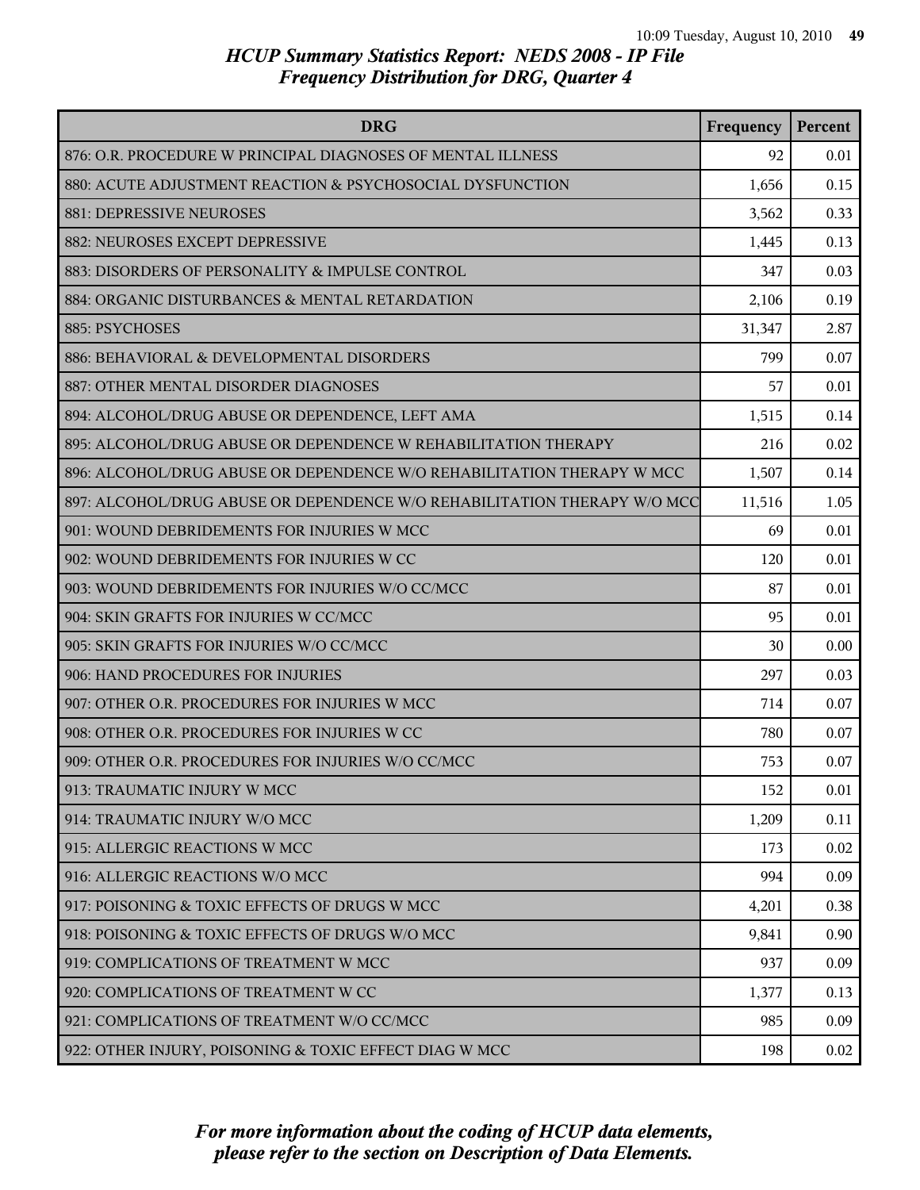# HCUP Summary Statistics Report: NEDS 2008 - IP File
## Frequency Distribution for DRG, Quarter 4

| DRG | Frequency | Percent |
|---|---|---|
| 876: O.R. PROCEDURE W PRINCIPAL DIAGNOSES OF MENTAL ILLNESS | 92 | 0.01 |
| 880: ACUTE ADJUSTMENT REACTION & PSYCHOSOCIAL DYSFUNCTION | 1,656 | 0.15 |
| 881: DEPRESSIVE NEUROSES | 3,562 | 0.33 |
| 882: NEUROSES EXCEPT DEPRESSIVE | 1,445 | 0.13 |
| 883: DISORDERS OF PERSONALITY & IMPULSE CONTROL | 347 | 0.03 |
| 884: ORGANIC DISTURBANCES & MENTAL RETARDATION | 2,106 | 0.19 |
| 885: PSYCHOSES | 31,347 | 2.87 |
| 886: BEHAVIORAL & DEVELOPMENTAL DISORDERS | 799 | 0.07 |
| 887: OTHER MENTAL DISORDER DIAGNOSES | 57 | 0.01 |
| 894: ALCOHOL/DRUG ABUSE OR DEPENDENCE, LEFT AMA | 1,515 | 0.14 |
| 895: ALCOHOL/DRUG ABUSE OR DEPENDENCE W REHABILITATION THERAPY | 216 | 0.02 |
| 896: ALCOHOL/DRUG ABUSE OR DEPENDENCE W/O REHABILITATION THERAPY W MCC | 1,507 | 0.14 |
| 897: ALCOHOL/DRUG ABUSE OR DEPENDENCE W/O REHABILITATION THERAPY W/O MCC | 11,516 | 1.05 |
| 901: WOUND DEBRIDEMENTS FOR INJURIES W MCC | 69 | 0.01 |
| 902: WOUND DEBRIDEMENTS FOR INJURIES W CC | 120 | 0.01 |
| 903: WOUND DEBRIDEMENTS FOR INJURIES W/O CC/MCC | 87 | 0.01 |
| 904: SKIN GRAFTS FOR INJURIES W CC/MCC | 95 | 0.01 |
| 905: SKIN GRAFTS FOR INJURIES W/O CC/MCC | 30 | 0.00 |
| 906: HAND PROCEDURES FOR INJURIES | 297 | 0.03 |
| 907: OTHER O.R. PROCEDURES FOR INJURIES W MCC | 714 | 0.07 |
| 908: OTHER O.R. PROCEDURES FOR INJURIES W CC | 780 | 0.07 |
| 909: OTHER O.R. PROCEDURES FOR INJURIES W/O CC/MCC | 753 | 0.07 |
| 913: TRAUMATIC INJURY W MCC | 152 | 0.01 |
| 914: TRAUMATIC INJURY W/O MCC | 1,209 | 0.11 |
| 915: ALLERGIC REACTIONS W MCC | 173 | 0.02 |
| 916: ALLERGIC REACTIONS W/O MCC | 994 | 0.09 |
| 917: POISONING & TOXIC EFFECTS OF DRUGS W MCC | 4,201 | 0.38 |
| 918: POISONING & TOXIC EFFECTS OF DRUGS W/O MCC | 9,841 | 0.90 |
| 919: COMPLICATIONS OF TREATMENT W MCC | 937 | 0.09 |
| 920: COMPLICATIONS OF TREATMENT W CC | 1,377 | 0.13 |
| 921: COMPLICATIONS OF TREATMENT W/O CC/MCC | 985 | 0.09 |
| 922: OTHER INJURY, POISONING & TOXIC EFFECT DIAG W MCC | 198 | 0.02 |

*For more information about the coding of HCUP data elements, please refer to the section on Description of Data Elements.*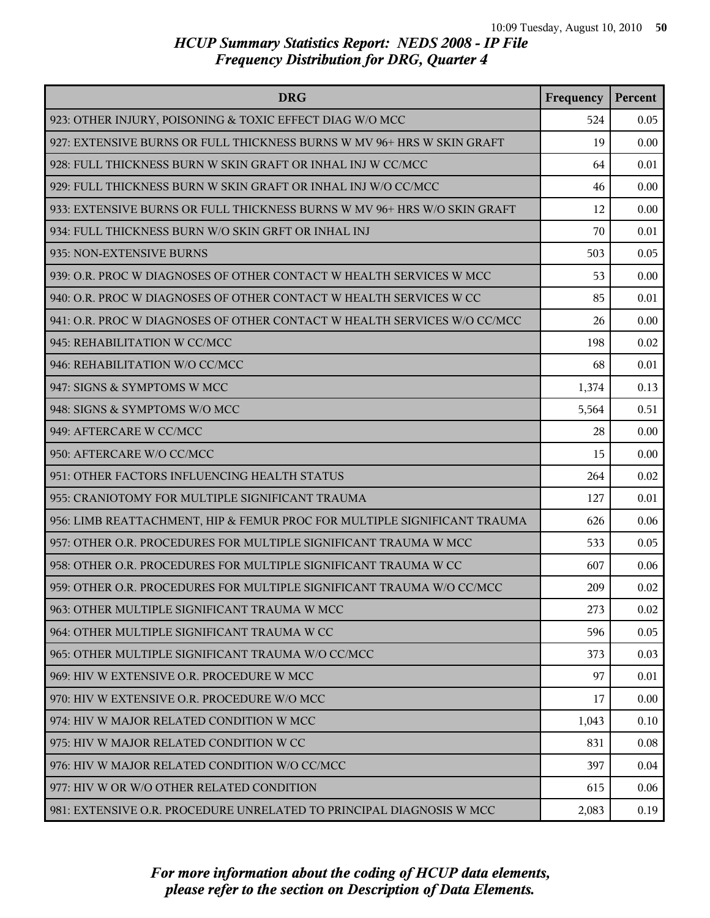# HCUP Summary Statistics Report: NEDS 2008 - IP File
## Frequency Distribution for DRG, Quarter 4

| DRG | Frequency | Percent |
|---|---|---|
| 923: OTHER INJURY, POISONING & TOXIC EFFECT DIAG W/O MCC | 524 | 0.05 |
| 927: EXTENSIVE BURNS OR FULL THICKNESS BURNS W MV 96+ HRS W SKIN GRAFT | 19 | 0.00 |
| 928: FULL THICKNESS BURN W SKIN GRAFT OR INHAL INJ W CC/MCC | 64 | 0.01 |
| 929: FULL THICKNESS BURN W SKIN GRAFT OR INHAL INJ W/O CC/MCC | 46 | 0.00 |
| 933: EXTENSIVE BURNS OR FULL THICKNESS BURNS W MV 96+ HRS W/O SKIN GRAFT | 12 | 0.00 |
| 934: FULL THICKNESS BURN W/O SKIN GRFT OR INHAL INJ | 70 | 0.01 |
| 935: NON-EXTENSIVE BURNS | 503 | 0.05 |
| 939: O.R. PROC W DIAGNOSES OF OTHER CONTACT W HEALTH SERVICES W MCC | 53 | 0.00 |
| 940: O.R. PROC W DIAGNOSES OF OTHER CONTACT W HEALTH SERVICES W CC | 85 | 0.01 |
| 941: O.R. PROC W DIAGNOSES OF OTHER CONTACT W HEALTH SERVICES W/O CC/MCC | 26 | 0.00 |
| 945: REHABILITATION W CC/MCC | 198 | 0.02 |
| 946: REHABILITATION W/O CC/MCC | 68 | 0.01 |
| 947: SIGNS & SYMPTOMS W MCC | 1,374 | 0.13 |
| 948: SIGNS & SYMPTOMS W/O MCC | 5,564 | 0.51 |
| 949: AFTERCARE W CC/MCC | 28 | 0.00 |
| 950: AFTERCARE W/O CC/MCC | 15 | 0.00 |
| 951: OTHER FACTORS INFLUENCING HEALTH STATUS | 264 | 0.02 |
| 955: CRANIOTOMY FOR MULTIPLE SIGNIFICANT TRAUMA | 127 | 0.01 |
| 956: LIMB REATTACHMENT, HIP & FEMUR PROC FOR MULTIPLE SIGNIFICANT TRAUMA | 626 | 0.06 |
| 957: OTHER O.R. PROCEDURES FOR MULTIPLE SIGNIFICANT TRAUMA W MCC | 533 | 0.05 |
| 958: OTHER O.R. PROCEDURES FOR MULTIPLE SIGNIFICANT TRAUMA W CC | 607 | 0.06 |
| 959: OTHER O.R. PROCEDURES FOR MULTIPLE SIGNIFICANT TRAUMA W/O CC/MCC | 209 | 0.02 |
| 963: OTHER MULTIPLE SIGNIFICANT TRAUMA W MCC | 273 | 0.02 |
| 964: OTHER MULTIPLE SIGNIFICANT TRAUMA W CC | 596 | 0.05 |
| 965: OTHER MULTIPLE SIGNIFICANT TRAUMA W/O CC/MCC | 373 | 0.03 |
| 969: HIV W EXTENSIVE O.R. PROCEDURE W MCC | 97 | 0.01 |
| 970: HIV W EXTENSIVE O.R. PROCEDURE W/O MCC | 17 | 0.00 |
| 974: HIV W MAJOR RELATED CONDITION W MCC | 1,043 | 0.10 |
| 975: HIV W MAJOR RELATED CONDITION W CC | 831 | 0.08 |
| 976: HIV W MAJOR RELATED CONDITION W/O CC/MCC | 397 | 0.04 |
| 977: HIV W OR W/O OTHER RELATED CONDITION | 615 | 0.06 |
| 981: EXTENSIVE O.R. PROCEDURE UNRELATED TO PRINCIPAL DIAGNOSIS W MCC | 2,083 | 0.19 |

*For more information about the coding of HCUP data elements, please refer to the section on Description of Data Elements.*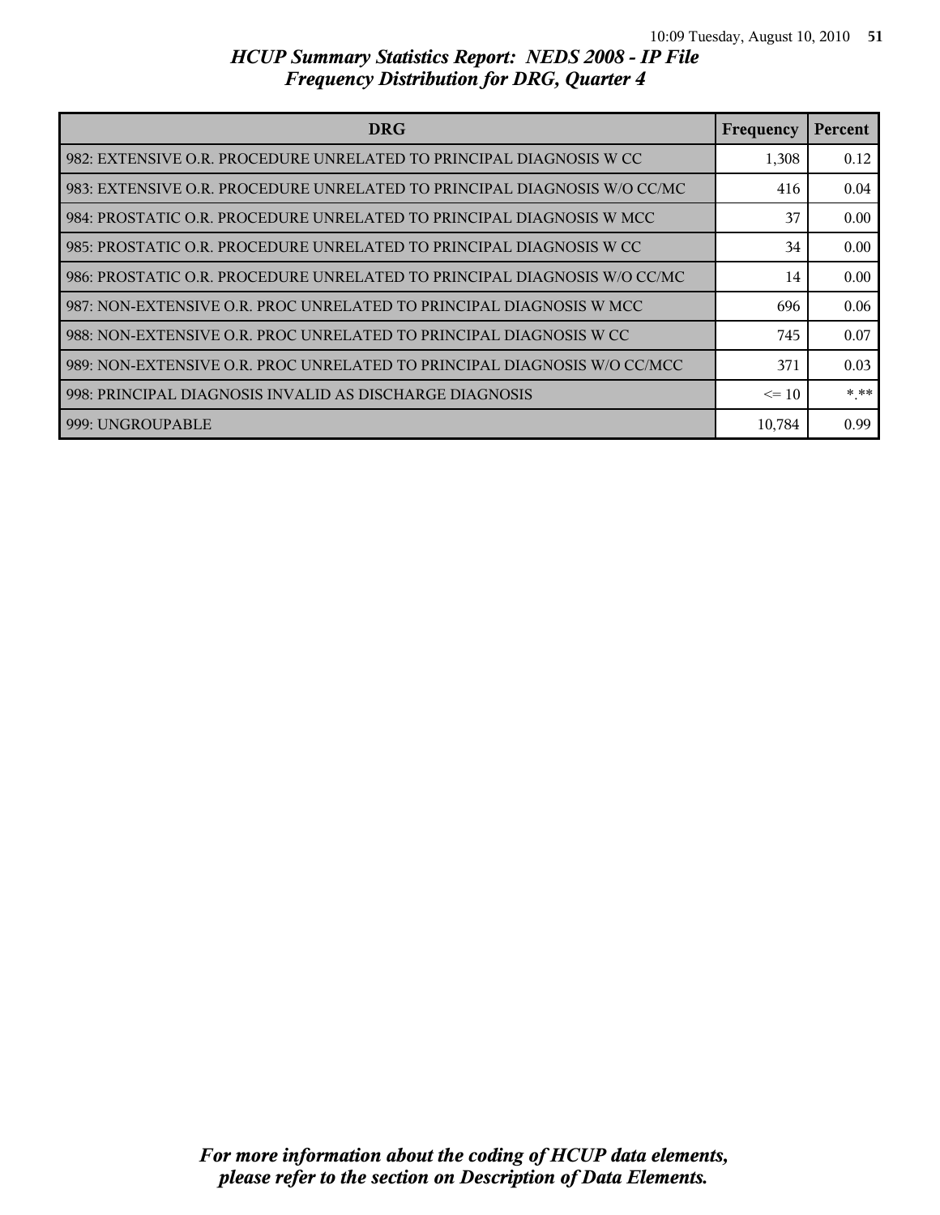# HCUP Summary Statistics Report: NEDS 2008 - IP File
## Frequency Distribution for DRG, Quarter 4

| DRG | Frequency | Percent |
|---|---|---|
| 982: EXTENSIVE O.R. PROCEDURE UNRELATED TO PRINCIPAL DIAGNOSIS W CC | 1,308 | 0.12 |
| 983: EXTENSIVE O.R. PROCEDURE UNRELATED TO PRINCIPAL DIAGNOSIS W/O CC/MC | 416 | 0.04 |
| 984: PROSTATIC O.R. PROCEDURE UNRELATED TO PRINCIPAL DIAGNOSIS W MCC | 37 | 0.00 |
| 985: PROSTATIC O.R. PROCEDURE UNRELATED TO PRINCIPAL DIAGNOSIS W CC | 34 | 0.00 |
| 986: PROSTATIC O.R. PROCEDURE UNRELATED TO PRINCIPAL DIAGNOSIS W/O CC/MC | 14 | 0.00 |
| 987: NON-EXTENSIVE O.R. PROC UNRELATED TO PRINCIPAL DIAGNOSIS W MCC | 696 | 0.06 |
| 988: NON-EXTENSIVE O.R. PROC UNRELATED TO PRINCIPAL DIAGNOSIS W CC | 745 | 0.07 |
| 989: NON-EXTENSIVE O.R. PROC UNRELATED TO PRINCIPAL DIAGNOSIS W/O CC/MCC | 371 | 0.03 |
| 998: PRINCIPAL DIAGNOSIS INVALID AS DISCHARGE DIAGNOSIS | <= 10 | *.** |
| 999: UNGROUPABLE | 10,784 | 0.99 |

*For more information about the coding of HCUP data elements, please refer to the section on Description of Data Elements.*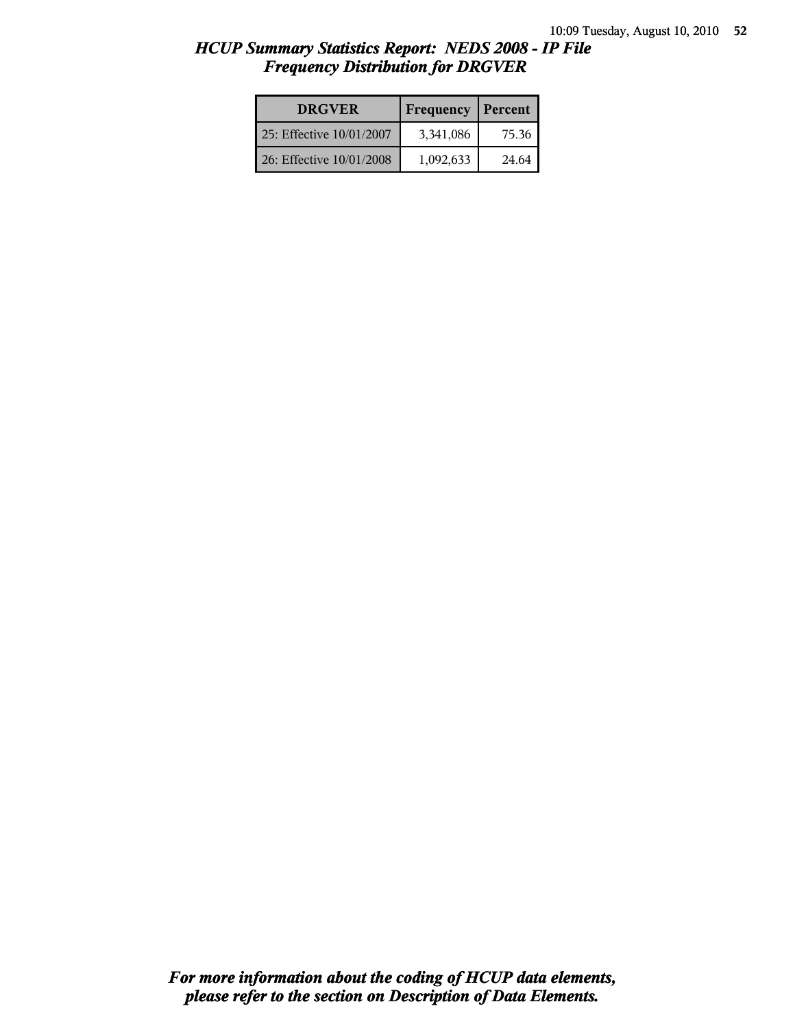# HCUP Summary Statistics Report: NEDS 2008 - IP File
## Frequency Distribution for DRGVER

| DRGVER | Frequency | Percent |
|---|---|---|
| 25: Effective 10/01/2007 | 3,341,086 | 75.36 |
| 26: Effective 10/01/2008 | 1,092,633 | 24.64 |

*For more information about the coding of HCUP data elements, please refer to the section on Description of Data Elements.*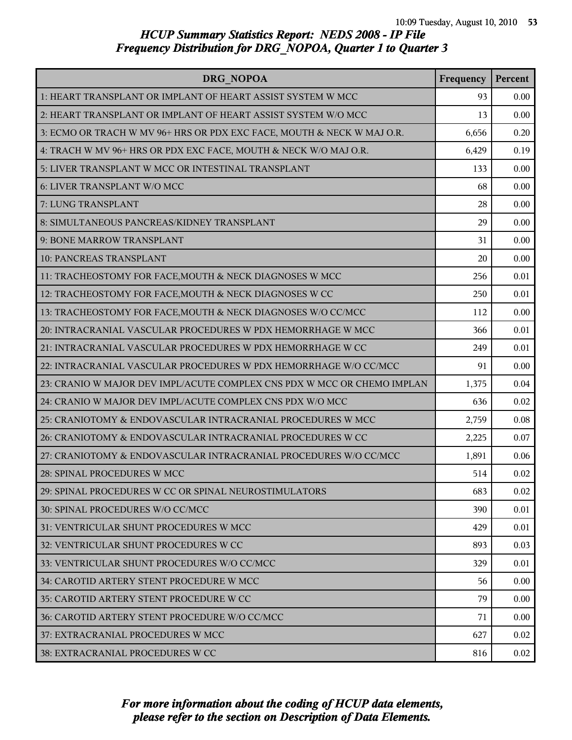## HCUP Summary Statistics Report: NEDS 2008 - IP File
## Frequency Distribution for DRG_NOPOA, Quarter 1 to Quarter 3

| DRG_NOPOA | Frequency | Percent |
|---|---|---|
| 1: HEART TRANSPLANT OR IMPLANT OF HEART ASSIST SYSTEM W MCC | 93 | 0.00 |
| 2: HEART TRANSPLANT OR IMPLANT OF HEART ASSIST SYSTEM W/O MCC | 13 | 0.00 |
| 3: ECMO OR TRACH W MV 96+ HRS OR PDX EXC FACE, MOUTH & NECK W MAJ O.R. | 6,656 | 0.20 |
| 4: TRACH W MV 96+ HRS OR PDX EXC FACE, MOUTH & NECK W/O MAJ O.R. | 6,429 | 0.19 |
| 5: LIVER TRANSPLANT W MCC OR INTESTINAL TRANSPLANT | 133 | 0.00 |
| 6: LIVER TRANSPLANT W/O MCC | 68 | 0.00 |
| 7: LUNG TRANSPLANT | 28 | 0.00 |
| 8: SIMULTANEOUS PANCREAS/KIDNEY TRANSPLANT | 29 | 0.00 |
| 9: BONE MARROW TRANSPLANT | 31 | 0.00 |
| 10: PANCREAS TRANSPLANT | 20 | 0.00 |
| 11: TRACHEOSTOMY FOR FACE,MOUTH & NECK DIAGNOSES W MCC | 256 | 0.01 |
| 12: TRACHEOSTOMY FOR FACE,MOUTH & NECK DIAGNOSES W CC | 250 | 0.01 |
| 13: TRACHEOSTOMY FOR FACE,MOUTH & NECK DIAGNOSES W/O CC/MCC | 112 | 0.00 |
| 20: INTRACRANIAL VASCULAR PROCEDURES W PDX HEMORRHAGE W MCC | 366 | 0.01 |
| 21: INTRACRANIAL VASCULAR PROCEDURES W PDX HEMORRHAGE W CC | 249 | 0.01 |
| 22: INTRACRANIAL VASCULAR PROCEDURES W PDX HEMORRHAGE W/O CC/MCC | 91 | 0.00 |
| 23: CRANIO W MAJOR DEV IMPL/ACUTE COMPLEX CNS PDX W MCC OR CHEMO IMPLAN | 1,375 | 0.04 |
| 24: CRANIO W MAJOR DEV IMPL/ACUTE COMPLEX CNS PDX W/O MCC | 636 | 0.02 |
| 25: CRANIOTOMY & ENDOVASCULAR INTRACRANIAL PROCEDURES W MCC | 2,759 | 0.08 |
| 26: CRANIOTOMY & ENDOVASCULAR INTRACRANIAL PROCEDURES W CC | 2,225 | 0.07 |
| 27: CRANIOTOMY & ENDOVASCULAR INTRACRANIAL PROCEDURES W/O CC/MCC | 1,891 | 0.06 |
| 28: SPINAL PROCEDURES W MCC | 514 | 0.02 |
| 29: SPINAL PROCEDURES W CC OR SPINAL NEUROSTIMULATORS | 683 | 0.02 |
| 30: SPINAL PROCEDURES W/O CC/MCC | 390 | 0.01 |
| 31: VENTRICULAR SHUNT PROCEDURES W MCC | 429 | 0.01 |
| 32: VENTRICULAR SHUNT PROCEDURES W CC | 893 | 0.03 |
| 33: VENTRICULAR SHUNT PROCEDURES W/O CC/MCC | 329 | 0.01 |
| 34: CAROTID ARTERY STENT PROCEDURE W MCC | 56 | 0.00 |
| 35: CAROTID ARTERY STENT PROCEDURE W CC | 79 | 0.00 |
| 36: CAROTID ARTERY STENT PROCEDURE W/O CC/MCC | 71 | 0.00 |
| 37: EXTRACRANIAL PROCEDURES W MCC | 627 | 0.02 |
| 38: EXTRACRANIAL PROCEDURES W CC | 816 | 0.02 |

*For more information about the coding of HCUP data elements, please refer to the section on Description of Data Elements.*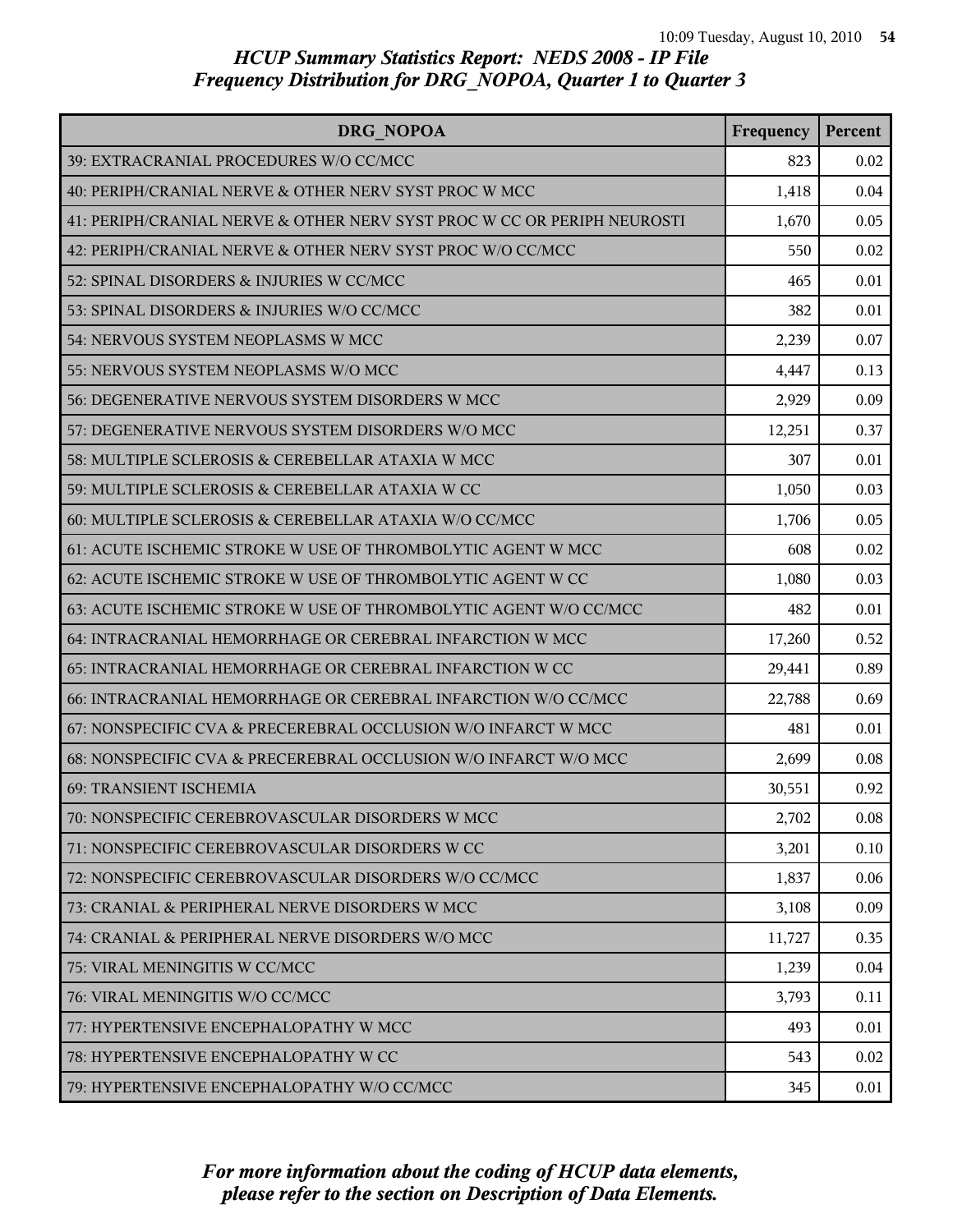## HCUP Summary Statistics Report: NEDS 2008 - IP File
## Frequency Distribution for DRG_NOPOA, Quarter 1 to Quarter 3

| DRG_NOPOA | Frequency | Percent |
|---|---|---|
| 39: EXTRACRANIAL PROCEDURES W/O CC/MCC | 823 | 0.02 |
| 40: PERIPH/CRANIAL NERVE & OTHER NERV SYST PROC W MCC | 1,418 | 0.04 |
| 41: PERIPH/CRANIAL NERVE & OTHER NERV SYST PROC W CC OR PERIPH NEUROSTI | 1,670 | 0.05 |
| 42: PERIPH/CRANIAL NERVE & OTHER NERV SYST PROC W/O CC/MCC | 550 | 0.02 |
| 52: SPINAL DISORDERS & INJURIES W CC/MCC | 465 | 0.01 |
| 53: SPINAL DISORDERS & INJURIES W/O CC/MCC | 382 | 0.01 |
| 54: NERVOUS SYSTEM NEOPLASMS W MCC | 2,239 | 0.07 |
| 55: NERVOUS SYSTEM NEOPLASMS W/O MCC | 4,447 | 0.13 |
| 56: DEGENERATIVE NERVOUS SYSTEM DISORDERS W MCC | 2,929 | 0.09 |
| 57: DEGENERATIVE NERVOUS SYSTEM DISORDERS W/O MCC | 12,251 | 0.37 |
| 58: MULTIPLE SCLEROSIS & CEREBELLAR ATAXIA W MCC | 307 | 0.01 |
| 59: MULTIPLE SCLEROSIS & CEREBELLAR ATAXIA W CC | 1,050 | 0.03 |
| 60: MULTIPLE SCLEROSIS & CEREBELLAR ATAXIA W/O CC/MCC | 1,706 | 0.05 |
| 61: ACUTE ISCHEMIC STROKE W USE OF THROMBOLYTIC AGENT W MCC | 608 | 0.02 |
| 62: ACUTE ISCHEMIC STROKE W USE OF THROMBOLYTIC AGENT W CC | 1,080 | 0.03 |
| 63: ACUTE ISCHEMIC STROKE W USE OF THROMBOLYTIC AGENT W/O CC/MCC | 482 | 0.01 |
| 64: INTRACRANIAL HEMORRHAGE OR CEREBRAL INFARCTION W MCC | 17,260 | 0.52 |
| 65: INTRACRANIAL HEMORRHAGE OR CEREBRAL INFARCTION W CC | 29,441 | 0.89 |
| 66: INTRACRANIAL HEMORRHAGE OR CEREBRAL INFARCTION W/O CC/MCC | 22,788 | 0.69 |
| 67: NONSPECIFIC CVA & PRECEREBRAL OCCLUSION W/O INFARCT W MCC | 481 | 0.01 |
| 68: NONSPECIFIC CVA & PRECEREBRAL OCCLUSION W/O INFARCT W/O MCC | 2,699 | 0.08 |
| 69: TRANSIENT ISCHEMIA | 30,551 | 0.92 |
| 70: NONSPECIFIC CEREBROVASCULAR DISORDERS W MCC | 2,702 | 0.08 |
| 71: NONSPECIFIC CEREBROVASCULAR DISORDERS W CC | 3,201 | 0.10 |
| 72: NONSPECIFIC CEREBROVASCULAR DISORDERS W/O CC/MCC | 1,837 | 0.06 |
| 73: CRANIAL & PERIPHERAL NERVE DISORDERS W MCC | 3,108 | 0.09 |
| 74: CRANIAL & PERIPHERAL NERVE DISORDERS W/O MCC | 11,727 | 0.35 |
| 75: VIRAL MENINGITIS W CC/MCC | 1,239 | 0.04 |
| 76: VIRAL MENINGITIS W/O CC/MCC | 3,793 | 0.11 |
| 77: HYPERTENSIVE ENCEPHALOPATHY W MCC | 493 | 0.01 |
| 78: HYPERTENSIVE ENCEPHALOPATHY W CC | 543 | 0.02 |
| 79: HYPERTENSIVE ENCEPHALOPATHY W/O CC/MCC | 345 | 0.01 |

*For more information about the coding of HCUP data elements, please refer to the section on Description of Data Elements.*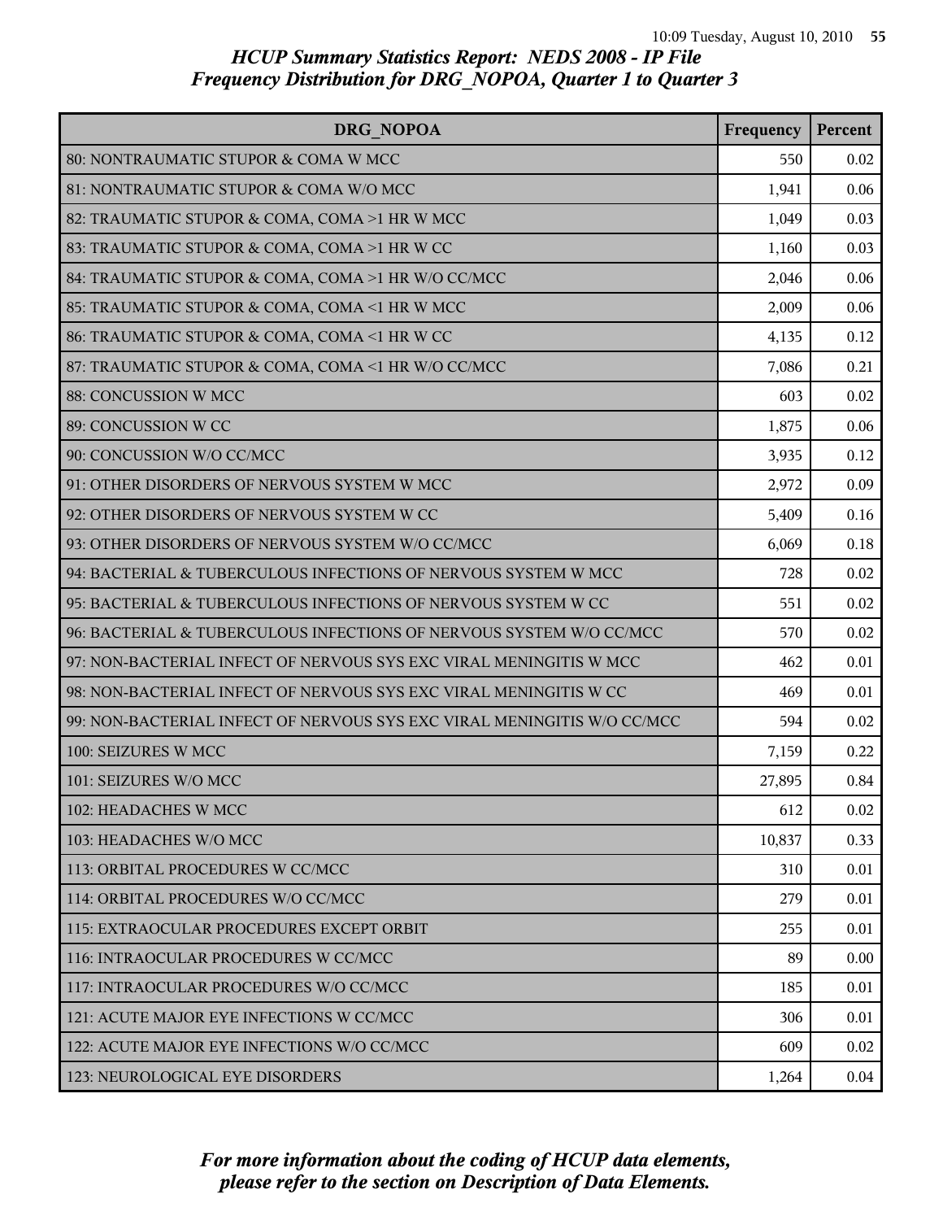*HCUP Summary Statistics Report: NEDS 2008 - IP File*
*Frequency Distribution for DRG_NOPOA, Quarter 1 to Quarter 3*

| DRG_NOPOA | Frequency | Percent |
|---|---|---|
| 80: NONTRAUMATIC STUPOR & COMA W MCC | 550 | 0.02 |
| 81: NONTRAUMATIC STUPOR & COMA W/O MCC | 1,941 | 0.06 |
| 82: TRAUMATIC STUPOR & COMA, COMA >1 HR W MCC | 1,049 | 0.03 |
| 83: TRAUMATIC STUPOR & COMA, COMA >1 HR W CC | 1,160 | 0.03 |
| 84: TRAUMATIC STUPOR & COMA, COMA >1 HR W/O CC/MCC | 2,046 | 0.06 |
| 85: TRAUMATIC STUPOR & COMA, COMA <1 HR W MCC | 2,009 | 0.06 |
| 86: TRAUMATIC STUPOR & COMA, COMA <1 HR W CC | 4,135 | 0.12 |
| 87: TRAUMATIC STUPOR & COMA, COMA <1 HR W/O CC/MCC | 7,086 | 0.21 |
| 88: CONCUSSION W MCC | 603 | 0.02 |
| 89: CONCUSSION W CC | 1,875 | 0.06 |
| 90: CONCUSSION W/O CC/MCC | 3,935 | 0.12 |
| 91: OTHER DISORDERS OF NERVOUS SYSTEM W MCC | 2,972 | 0.09 |
| 92: OTHER DISORDERS OF NERVOUS SYSTEM W CC | 5,409 | 0.16 |
| 93: OTHER DISORDERS OF NERVOUS SYSTEM W/O CC/MCC | 6,069 | 0.18 |
| 94: BACTERIAL & TUBERCULOUS INFECTIONS OF NERVOUS SYSTEM W MCC | 728 | 0.02 |
| 95: BACTERIAL & TUBERCULOUS INFECTIONS OF NERVOUS SYSTEM W CC | 551 | 0.02 |
| 96: BACTERIAL & TUBERCULOUS INFECTIONS OF NERVOUS SYSTEM W/O CC/MCC | 570 | 0.02 |
| 97: NON-BACTERIAL INFECT OF NERVOUS SYS EXC VIRAL MENINGITIS W MCC | 462 | 0.01 |
| 98: NON-BACTERIAL INFECT OF NERVOUS SYS EXC VIRAL MENINGITIS W CC | 469 | 0.01 |
| 99: NON-BACTERIAL INFECT OF NERVOUS SYS EXC VIRAL MENINGITIS W/O CC/MCC | 594 | 0.02 |
| 100: SEIZURES W MCC | 7,159 | 0.22 |
| 101: SEIZURES W/O MCC | 27,895 | 0.84 |
| 102: HEADACHES W MCC | 612 | 0.02 |
| 103: HEADACHES W/O MCC | 10,837 | 0.33 |
| 113: ORBITAL PROCEDURES W CC/MCC | 310 | 0.01 |
| 114: ORBITAL PROCEDURES W/O CC/MCC | 279 | 0.01 |
| 115: EXTRAOCULAR PROCEDURES EXCEPT ORBIT | 255 | 0.01 |
| 116: INTRAOCULAR PROCEDURES W CC/MCC | 89 | 0.00 |
| 117: INTRAOCULAR PROCEDURES W/O CC/MCC | 185 | 0.01 |
| 121: ACUTE MAJOR EYE INFECTIONS W CC/MCC | 306 | 0.01 |
| 122: ACUTE MAJOR EYE INFECTIONS W/O CC/MCC | 609 | 0.02 |
| 123: NEUROLOGICAL EYE DISORDERS | 1,264 | 0.04 |

*For more information about the coding of HCUP data elements, please refer to the section on Description of Data Elements.*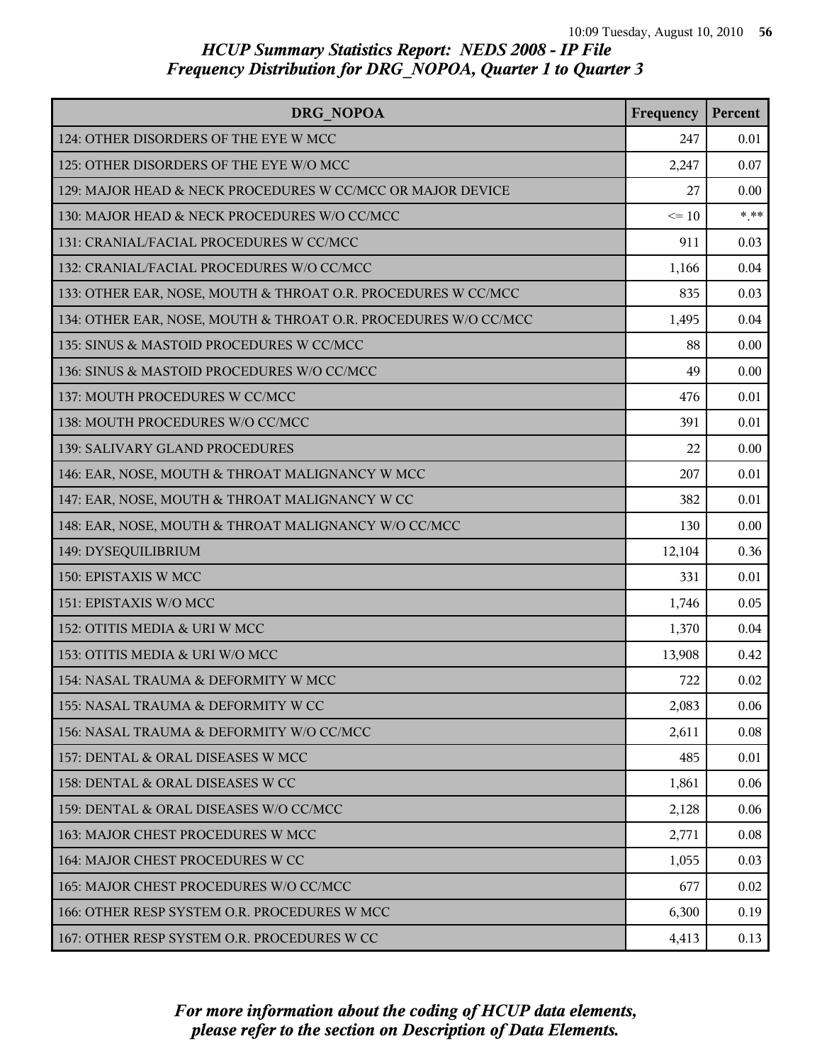# HCUP Summary Statistics Report: NEDS 2008 - IP File
## Frequency Distribution for DRG_NOPOA, Quarter 1 to Quarter 3

| DRG_NOPOA | Frequency | Percent |
|---|---|---|
| 124: OTHER DISORDERS OF THE EYE W MCC | 247 | 0.01 |
| 125: OTHER DISORDERS OF THE EYE W/O MCC | 2,247 | 0.07 |
| 129: MAJOR HEAD & NECK PROCEDURES W CC/MCC OR MAJOR DEVICE | 27 | 0.00 |
| 130: MAJOR HEAD & NECK PROCEDURES W/O CC/MCC | <= 10 | *.** |
| 131: CRANIAL/FACIAL PROCEDURES W CC/MCC | 911 | 0.03 |
| 132: CRANIAL/FACIAL PROCEDURES W/O CC/MCC | 1,166 | 0.04 |
| 133: OTHER EAR, NOSE, MOUTH & THROAT O.R. PROCEDURES W CC/MCC | 835 | 0.03 |
| 134: OTHER EAR, NOSE, MOUTH & THROAT O.R. PROCEDURES W/O CC/MCC | 1,495 | 0.04 |
| 135: SINUS & MASTOID PROCEDURES W CC/MCC | 88 | 0.00 |
| 136: SINUS & MASTOID PROCEDURES W/O CC/MCC | 49 | 0.00 |
| 137: MOUTH PROCEDURES W CC/MCC | 476 | 0.01 |
| 138: MOUTH PROCEDURES W/O CC/MCC | 391 | 0.01 |
| 139: SALIVARY GLAND PROCEDURES | 22 | 0.00 |
| 146: EAR, NOSE, MOUTH & THROAT MALIGNANCY W MCC | 207 | 0.01 |
| 147: EAR, NOSE, MOUTH & THROAT MALIGNANCY W CC | 382 | 0.01 |
| 148: EAR, NOSE, MOUTH & THROAT MALIGNANCY W/O CC/MCC | 130 | 0.00 |
| 149: DYSEQUILIBRIUM | 12,104 | 0.36 |
| 150: EPISTAXIS W MCC | 331 | 0.01 |
| 151: EPISTAXIS W/O MCC | 1,746 | 0.05 |
| 152: OTITIS MEDIA & URI W MCC | 1,370 | 0.04 |
| 153: OTITIS MEDIA & URI W/O MCC | 13,908 | 0.42 |
| 154: NASAL TRAUMA & DEFORMITY W MCC | 722 | 0.02 |
| 155: NASAL TRAUMA & DEFORMITY W CC | 2,083 | 0.06 |
| 156: NASAL TRAUMA & DEFORMITY W/O CC/MCC | 2,611 | 0.08 |
| 157: DENTAL & ORAL DISEASES W MCC | 485 | 0.01 |
| 158: DENTAL & ORAL DISEASES W CC | 1,861 | 0.06 |
| 159: DENTAL & ORAL DISEASES W/O CC/MCC | 2,128 | 0.06 |
| 163: MAJOR CHEST PROCEDURES W MCC | 2,771 | 0.08 |
| 164: MAJOR CHEST PROCEDURES W CC | 1,055 | 0.03 |
| 165: MAJOR CHEST PROCEDURES W/O CC/MCC | 677 | 0.02 |
| 166: OTHER RESP SYSTEM O.R. PROCEDURES W MCC | 6,300 | 0.19 |
| 167: OTHER RESP SYSTEM O.R. PROCEDURES W CC | 4,413 | 0.13 |

*For more information about the coding of HCUP data elements, please refer to the section on Description of Data Elements.*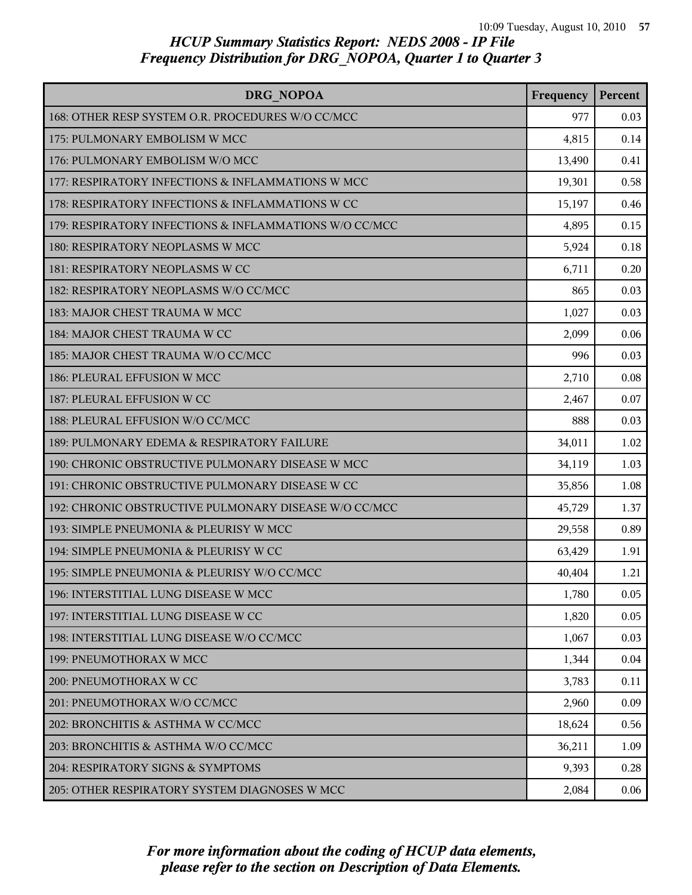# HCUP Summary Statistics Report: NEDS 2008 - IP File
## Frequency Distribution for DRG_NOPOA, Quarter 1 to Quarter 3

| DRG_NOPOA | Frequency | Percent |
|---|---|---|
| 168: OTHER RESP SYSTEM O.R. PROCEDURES W/O CC/MCC | 977 | 0.03 |
| 175: PULMONARY EMBOLISM W MCC | 4,815 | 0.14 |
| 176: PULMONARY EMBOLISM W/O MCC | 13,490 | 0.41 |
| 177: RESPIRATORY INFECTIONS & INFLAMMATIONS W MCC | 19,301 | 0.58 |
| 178: RESPIRATORY INFECTIONS & INFLAMMATIONS W CC | 15,197 | 0.46 |
| 179: RESPIRATORY INFECTIONS & INFLAMMATIONS W/O CC/MCC | 4,895 | 0.15 |
| 180: RESPIRATORY NEOPLASMS W MCC | 5,924 | 0.18 |
| 181: RESPIRATORY NEOPLASMS W CC | 6,711 | 0.20 |
| 182: RESPIRATORY NEOPLASMS W/O CC/MCC | 865 | 0.03 |
| 183: MAJOR CHEST TRAUMA W MCC | 1,027 | 0.03 |
| 184: MAJOR CHEST TRAUMA W CC | 2,099 | 0.06 |
| 185: MAJOR CHEST TRAUMA W/O CC/MCC | 996 | 0.03 |
| 186: PLEURAL EFFUSION W MCC | 2,710 | 0.08 |
| 187: PLEURAL EFFUSION W CC | 2,467 | 0.07 |
| 188: PLEURAL EFFUSION W/O CC/MCC | 888 | 0.03 |
| 189: PULMONARY EDEMA & RESPIRATORY FAILURE | 34,011 | 1.02 |
| 190: CHRONIC OBSTRUCTIVE PULMONARY DISEASE W MCC | 34,119 | 1.03 |
| 191: CHRONIC OBSTRUCTIVE PULMONARY DISEASE W CC | 35,856 | 1.08 |
| 192: CHRONIC OBSTRUCTIVE PULMONARY DISEASE W/O CC/MCC | 45,729 | 1.37 |
| 193: SIMPLE PNEUMONIA & PLEURISY W MCC | 29,558 | 0.89 |
| 194: SIMPLE PNEUMONIA & PLEURISY W CC | 63,429 | 1.91 |
| 195: SIMPLE PNEUMONIA & PLEURISY W/O CC/MCC | 40,404 | 1.21 |
| 196: INTERSTITIAL LUNG DISEASE W MCC | 1,780 | 0.05 |
| 197: INTERSTITIAL LUNG DISEASE W CC | 1,820 | 0.05 |
| 198: INTERSTITIAL LUNG DISEASE W/O CC/MCC | 1,067 | 0.03 |
| 199: PNEUMOTHORAX W MCC | 1,344 | 0.04 |
| 200: PNEUMOTHORAX W CC | 3,783 | 0.11 |
| 201: PNEUMOTHORAX W/O CC/MCC | 2,960 | 0.09 |
| 202: BRONCHITIS & ASTHMA W CC/MCC | 18,624 | 0.56 |
| 203: BRONCHITIS & ASTHMA W/O CC/MCC | 36,211 | 1.09 |
| 204: RESPIRATORY SIGNS & SYMPTOMS | 9,393 | 0.28 |
| 205: OTHER RESPIRATORY SYSTEM DIAGNOSES W MCC | 2,084 | 0.06 |

*For more information about the coding of HCUP data elements, please refer to the section on Description of Data Elements.*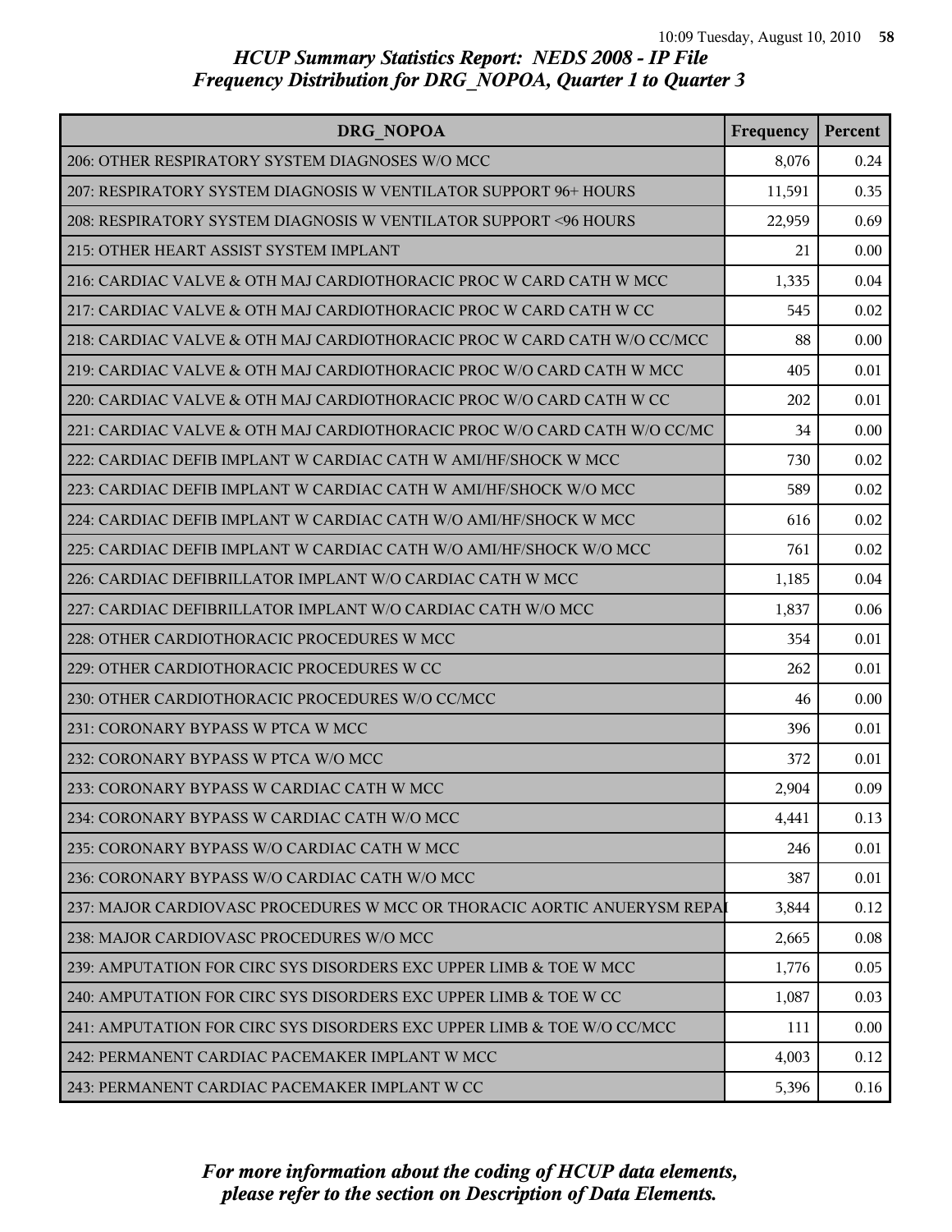## HCUP Summary Statistics Report: NEDS 2008 - IP File

### Frequency Distribution for DRG_NOPOA, Quarter 1 to Quarter 3

| DRG_NOPOA | Frequency | Percent |
|---|---|---|
| 206: OTHER RESPIRATORY SYSTEM DIAGNOSES W/O MCC | 8,076 | 0.24 |
| 207: RESPIRATORY SYSTEM DIAGNOSIS W VENTILATOR SUPPORT 96+ HOURS | 11,591 | 0.35 |
| 208: RESPIRATORY SYSTEM DIAGNOSIS W VENTILATOR SUPPORT <96 HOURS | 22,959 | 0.69 |
| 215: OTHER HEART ASSIST SYSTEM IMPLANT | 21 | 0.00 |
| 216: CARDIAC VALVE & OTH MAJ CARDIOTHORACIC PROC W CARD CATH W MCC | 1,335 | 0.04 |
| 217: CARDIAC VALVE & OTH MAJ CARDIOTHORACIC PROC W CARD CATH W CC | 545 | 0.02 |
| 218: CARDIAC VALVE & OTH MAJ CARDIOTHORACIC PROC W CARD CATH W/O CC/MCC | 88 | 0.00 |
| 219: CARDIAC VALVE & OTH MAJ CARDIOTHORACIC PROC W/O CARD CATH W MCC | 405 | 0.01 |
| 220: CARDIAC VALVE & OTH MAJ CARDIOTHORACIC PROC W/O CARD CATH W CC | 202 | 0.01 |
| 221: CARDIAC VALVE & OTH MAJ CARDIOTHORACIC PROC W/O CARD CATH W/O CC/MC | 34 | 0.00 |
| 222: CARDIAC DEFIB IMPLANT W CARDIAC CATH W AMI/HF/SHOCK W MCC | 730 | 0.02 |
| 223: CARDIAC DEFIB IMPLANT W CARDIAC CATH W AMI/HF/SHOCK W/O MCC | 589 | 0.02 |
| 224: CARDIAC DEFIB IMPLANT W CARDIAC CATH W/O AMI/HF/SHOCK W MCC | 616 | 0.02 |
| 225: CARDIAC DEFIB IMPLANT W CARDIAC CATH W/O AMI/HF/SHOCK W/O MCC | 761 | 0.02 |
| 226: CARDIAC DEFIBRILLATOR IMPLANT W/O CARDIAC CATH W MCC | 1,185 | 0.04 |
| 227: CARDIAC DEFIBRILLATOR IMPLANT W/O CARDIAC CATH W/O MCC | 1,837 | 0.06 |
| 228: OTHER CARDIOTHORACIC PROCEDURES W MCC | 354 | 0.01 |
| 229: OTHER CARDIOTHORACIC PROCEDURES W CC | 262 | 0.01 |
| 230: OTHER CARDIOTHORACIC PROCEDURES W/O CC/MCC | 46 | 0.00 |
| 231: CORONARY BYPASS W PTCA W MCC | 396 | 0.01 |
| 232: CORONARY BYPASS W PTCA W/O MCC | 372 | 0.01 |
| 233: CORONARY BYPASS W CARDIAC CATH W MCC | 2,904 | 0.09 |
| 234: CORONARY BYPASS W CARDIAC CATH W/O MCC | 4,441 | 0.13 |
| 235: CORONARY BYPASS W/O CARDIAC CATH W MCC | 246 | 0.01 |
| 236: CORONARY BYPASS W/O CARDIAC CATH W/O MCC | 387 | 0.01 |
| 237: MAJOR CARDIOVASC PROCEDURES W MCC OR THORACIC AORTIC ANUERYSM REPAI | 3,844 | 0.12 |
| 238: MAJOR CARDIOVASC PROCEDURES W/O MCC | 2,665 | 0.08 |
| 239: AMPUTATION FOR CIRC SYS DISORDERS EXC UPPER LIMB & TOE W MCC | 1,776 | 0.05 |
| 240: AMPUTATION FOR CIRC SYS DISORDERS EXC UPPER LIMB & TOE W CC | 1,087 | 0.03 |
| 241: AMPUTATION FOR CIRC SYS DISORDERS EXC UPPER LIMB & TOE W/O CC/MCC | 111 | 0.00 |
| 242: PERMANENT CARDIAC PACEMAKER IMPLANT W MCC | 4,003 | 0.12 |
| 243: PERMANENT CARDIAC PACEMAKER IMPLANT W CC | 5,396 | 0.16 |

*For more information about the coding of HCUP data elements, please refer to the section on Description of Data Elements.*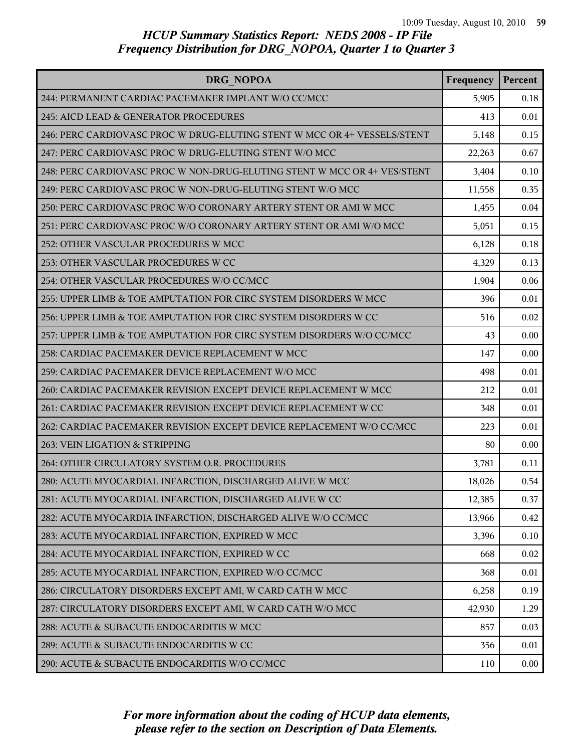# HCUP Summary Statistics Report: NEDS 2008 - IP File
## Frequency Distribution for DRG_NOPOA, Quarter 1 to Quarter 3

| DRG_NOPOA | Frequency | Percent |
|---|---|---|
| 244: PERMANENT CARDIAC PACEMAKER IMPLANT W/O CC/MCC | 5,905 | 0.18 |
| 245: AICD LEAD & GENERATOR PROCEDURES | 413 | 0.01 |
| 246: PERC CARDIOVASC PROC W DRUG-ELUTING STENT W MCC OR 4+ VESSELS/STENT | 5,148 | 0.15 |
| 247: PERC CARDIOVASC PROC W DRUG-ELUTING STENT W/O MCC | 22,263 | 0.67 |
| 248: PERC CARDIOVASC PROC W NON-DRUG-ELUTING STENT W MCC OR 4+ VES/STENT | 3,404 | 0.10 |
| 249: PERC CARDIOVASC PROC W NON-DRUG-ELUTING STENT W/O MCC | 11,558 | 0.35 |
| 250: PERC CARDIOVASC PROC W/O CORONARY ARTERY STENT OR AMI W MCC | 1,455 | 0.04 |
| 251: PERC CARDIOVASC PROC W/O CORONARY ARTERY STENT OR AMI W/O MCC | 5,051 | 0.15 |
| 252: OTHER VASCULAR PROCEDURES W MCC | 6,128 | 0.18 |
| 253: OTHER VASCULAR PROCEDURES W CC | 4,329 | 0.13 |
| 254: OTHER VASCULAR PROCEDURES W/O CC/MCC | 1,904 | 0.06 |
| 255: UPPER LIMB & TOE AMPUTATION FOR CIRC SYSTEM DISORDERS W MCC | 396 | 0.01 |
| 256: UPPER LIMB & TOE AMPUTATION FOR CIRC SYSTEM DISORDERS W CC | 516 | 0.02 |
| 257: UPPER LIMB & TOE AMPUTATION FOR CIRC SYSTEM DISORDERS W/O CC/MCC | 43 | 0.00 |
| 258: CARDIAC PACEMAKER DEVICE REPLACEMENT W MCC | 147 | 0.00 |
| 259: CARDIAC PACEMAKER DEVICE REPLACEMENT W/O MCC | 498 | 0.01 |
| 260: CARDIAC PACEMAKER REVISION EXCEPT DEVICE REPLACEMENT W MCC | 212 | 0.01 |
| 261: CARDIAC PACEMAKER REVISION EXCEPT DEVICE REPLACEMENT W CC | 348 | 0.01 |
| 262: CARDIAC PACEMAKER REVISION EXCEPT DEVICE REPLACEMENT W/O CC/MCC | 223 | 0.01 |
| 263: VEIN LIGATION & STRIPPING | 80 | 0.00 |
| 264: OTHER CIRCULATORY SYSTEM O.R. PROCEDURES | 3,781 | 0.11 |
| 280: ACUTE MYOCARDIAL INFARCTION, DISCHARGED ALIVE W MCC | 18,026 | 0.54 |
| 281: ACUTE MYOCARDIAL INFARCTION, DISCHARGED ALIVE W CC | 12,385 | 0.37 |
| 282: ACUTE MYOCARDIA INFARCTION, DISCHARGED ALIVE W/O CC/MCC | 13,966 | 0.42 |
| 283: ACUTE MYOCARDIAL INFARCTION, EXPIRED W MCC | 3,396 | 0.10 |
| 284: ACUTE MYOCARDIAL INFARCTION, EXPIRED W CC | 668 | 0.02 |
| 285: ACUTE MYOCARDIAL INFARCTION, EXPIRED W/O CC/MCC | 368 | 0.01 |
| 286: CIRCULATORY DISORDERS EXCEPT AMI, W CARD CATH W MCC | 6,258 | 0.19 |
| 287: CIRCULATORY DISORDERS EXCEPT AMI, W CARD CATH W/O MCC | 42,930 | 1.29 |
| 288: ACUTE & SUBACUTE ENDOCARDITIS W MCC | 857 | 0.03 |
| 289: ACUTE & SUBACUTE ENDOCARDITIS W CC | 356 | 0.01 |
| 290: ACUTE & SUBACUTE ENDOCARDITIS W/O CC/MCC | 110 | 0.00 |

*For more information about the coding of HCUP data elements, please refer to the section on Description of Data Elements.*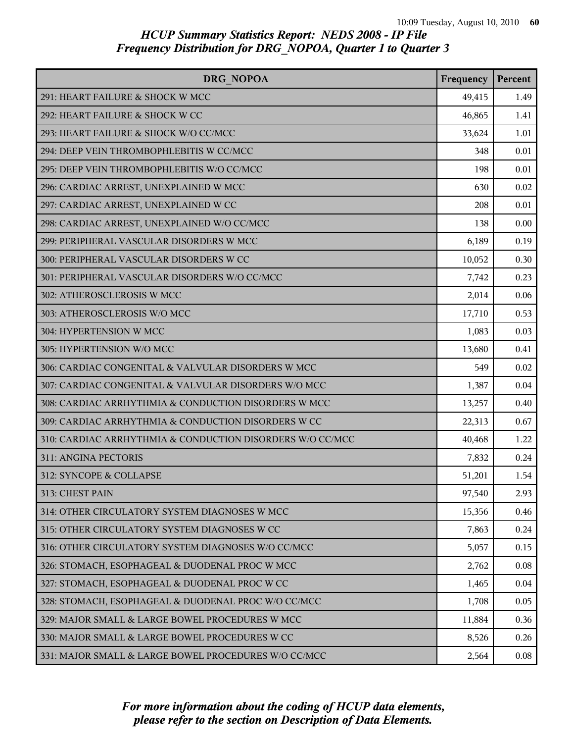# HCUP Summary Statistics Report: NEDS 2008 - IP File
## Frequency Distribution for DRG_NOPOA, Quarter 1 to Quarter 3

| DRG_NOPOA | Frequency | Percent |
|---|---|---|
| 291: HEART FAILURE & SHOCK W MCC | 49,415 | 1.49 |
| 292: HEART FAILURE & SHOCK W CC | 46,865 | 1.41 |
| 293: HEART FAILURE & SHOCK W/O CC/MCC | 33,624 | 1.01 |
| 294: DEEP VEIN THROMBOPHLEBITIS W CC/MCC | 348 | 0.01 |
| 295: DEEP VEIN THROMBOPHLEBITIS W/O CC/MCC | 198 | 0.01 |
| 296: CARDIAC ARREST, UNEXPLAINED W MCC | 630 | 0.02 |
| 297: CARDIAC ARREST, UNEXPLAINED W CC | 208 | 0.01 |
| 298: CARDIAC ARREST, UNEXPLAINED W/O CC/MCC | 138 | 0.00 |
| 299: PERIPHERAL VASCULAR DISORDERS W MCC | 6,189 | 0.19 |
| 300: PERIPHERAL VASCULAR DISORDERS W CC | 10,052 | 0.30 |
| 301: PERIPHERAL VASCULAR DISORDERS W/O CC/MCC | 7,742 | 0.23 |
| 302: ATHEROSCLEROSIS W MCC | 2,014 | 0.06 |
| 303: ATHEROSCLEROSIS W/O MCC | 17,710 | 0.53 |
| 304: HYPERTENSION W MCC | 1,083 | 0.03 |
| 305: HYPERTENSION W/O MCC | 13,680 | 0.41 |
| 306: CARDIAC CONGENITAL & VALVULAR DISORDERS W MCC | 549 | 0.02 |
| 307: CARDIAC CONGENITAL & VALVULAR DISORDERS W/O MCC | 1,387 | 0.04 |
| 308: CARDIAC ARRHYTHMIA & CONDUCTION DISORDERS W MCC | 13,257 | 0.40 |
| 309: CARDIAC ARRHYTHMIA & CONDUCTION DISORDERS W CC | 22,313 | 0.67 |
| 310: CARDIAC ARRHYTHMIA & CONDUCTION DISORDERS W/O CC/MCC | 40,468 | 1.22 |
| 311: ANGINA PECTORIS | 7,832 | 0.24 |
| 312: SYNCOPE & COLLAPSE | 51,201 | 1.54 |
| 313: CHEST PAIN | 97,540 | 2.93 |
| 314: OTHER CIRCULATORY SYSTEM DIAGNOSES W MCC | 15,356 | 0.46 |
| 315: OTHER CIRCULATORY SYSTEM DIAGNOSES W CC | 7,863 | 0.24 |
| 316: OTHER CIRCULATORY SYSTEM DIAGNOSES W/O CC/MCC | 5,057 | 0.15 |
| 326: STOMACH, ESOPHAGEAL & DUODENAL PROC W MCC | 2,762 | 0.08 |
| 327: STOMACH, ESOPHAGEAL & DUODENAL PROC W CC | 1,465 | 0.04 |
| 328: STOMACH, ESOPHAGEAL & DUODENAL PROC W/O CC/MCC | 1,708 | 0.05 |
| 329: MAJOR SMALL & LARGE BOWEL PROCEDURES W MCC | 11,884 | 0.36 |
| 330: MAJOR SMALL & LARGE BOWEL PROCEDURES W CC | 8,526 | 0.26 |
| 331: MAJOR SMALL & LARGE BOWEL PROCEDURES W/O CC/MCC | 2,564 | 0.08 |

*For more information about the coding of HCUP data elements, please refer to the section on Description of Data Elements.*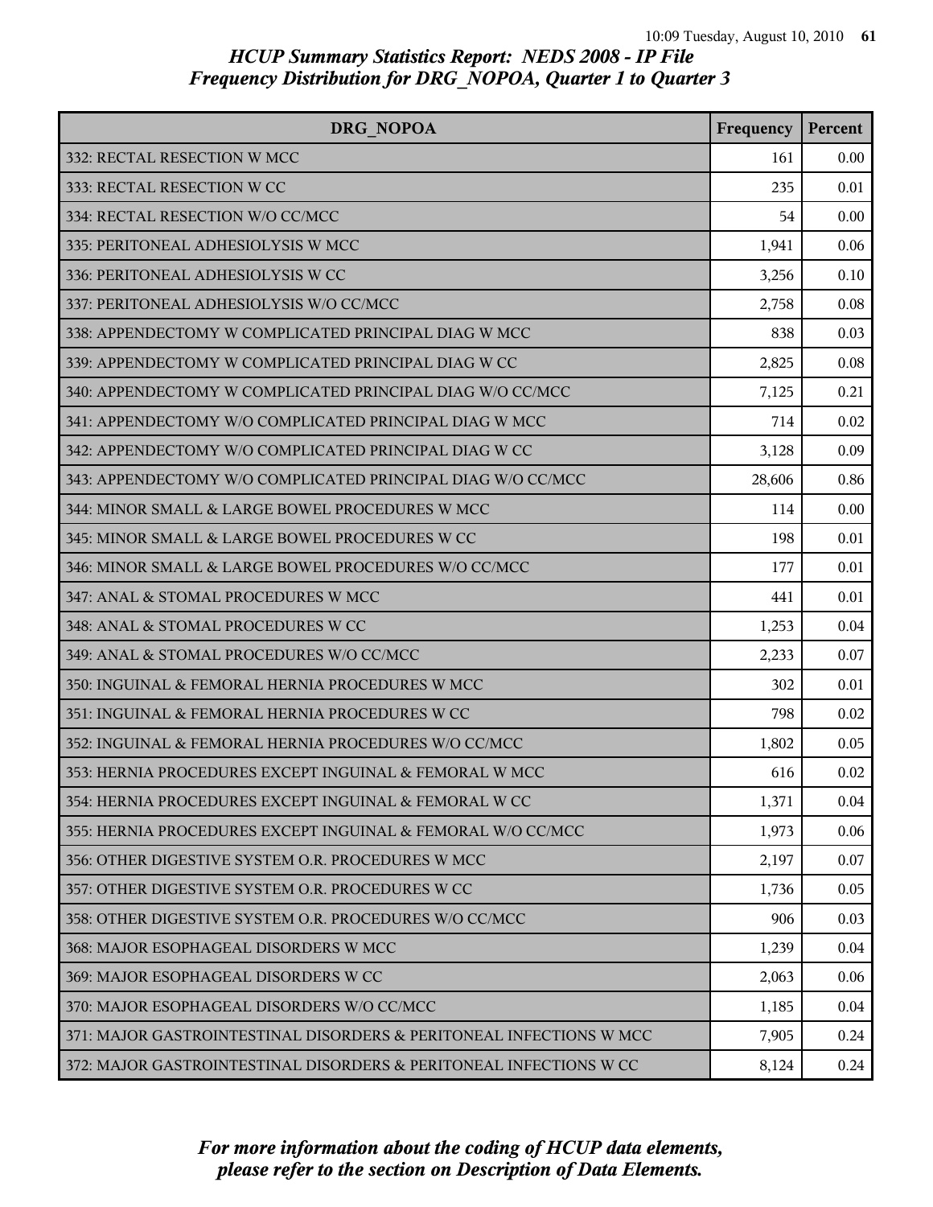*HCUP Summary Statistics Report: NEDS 2008 - IP File*
*Frequency Distribution for DRG_NOPOA, Quarter 1 to Quarter 3*

| DRG_NOPOA | Frequency | Percent |
|---|---|---|
| 332: RECTAL RESECTION W MCC | 161 | 0.00 |
| 333: RECTAL RESECTION W CC | 235 | 0.01 |
| 334: RECTAL RESECTION W/O CC/MCC | 54 | 0.00 |
| 335: PERITONEAL ADHESIOLYSIS W MCC | 1,941 | 0.06 |
| 336: PERITONEAL ADHESIOLYSIS W CC | 3,256 | 0.10 |
| 337: PERITONEAL ADHESIOLYSIS W/O CC/MCC | 2,758 | 0.08 |
| 338: APPENDECTOMY W COMPLICATED PRINCIPAL DIAG W MCC | 838 | 0.03 |
| 339: APPENDECTOMY W COMPLICATED PRINCIPAL DIAG W CC | 2,825 | 0.08 |
| 340: APPENDECTOMY W COMPLICATED PRINCIPAL DIAG W/O CC/MCC | 7,125 | 0.21 |
| 341: APPENDECTOMY W/O COMPLICATED PRINCIPAL DIAG W MCC | 714 | 0.02 |
| 342: APPENDECTOMY W/O COMPLICATED PRINCIPAL DIAG W CC | 3,128 | 0.09 |
| 343: APPENDECTOMY W/O COMPLICATED PRINCIPAL DIAG W/O CC/MCC | 28,606 | 0.86 |
| 344: MINOR SMALL & LARGE BOWEL PROCEDURES W MCC | 114 | 0.00 |
| 345: MINOR SMALL & LARGE BOWEL PROCEDURES W CC | 198 | 0.01 |
| 346: MINOR SMALL & LARGE BOWEL PROCEDURES W/O CC/MCC | 177 | 0.01 |
| 347: ANAL & STOMAL PROCEDURES W MCC | 441 | 0.01 |
| 348: ANAL & STOMAL PROCEDURES W CC | 1,253 | 0.04 |
| 349: ANAL & STOMAL PROCEDURES W/O CC/MCC | 2,233 | 0.07 |
| 350: INGUINAL & FEMORAL HERNIA PROCEDURES W MCC | 302 | 0.01 |
| 351: INGUINAL & FEMORAL HERNIA PROCEDURES W CC | 798 | 0.02 |
| 352: INGUINAL & FEMORAL HERNIA PROCEDURES W/O CC/MCC | 1,802 | 0.05 |
| 353: HERNIA PROCEDURES EXCEPT INGUINAL & FEMORAL W MCC | 616 | 0.02 |
| 354: HERNIA PROCEDURES EXCEPT INGUINAL & FEMORAL W CC | 1,371 | 0.04 |
| 355: HERNIA PROCEDURES EXCEPT INGUINAL & FEMORAL W/O CC/MCC | 1,973 | 0.06 |
| 356: OTHER DIGESTIVE SYSTEM O.R. PROCEDURES W MCC | 2,197 | 0.07 |
| 357: OTHER DIGESTIVE SYSTEM O.R. PROCEDURES W CC | 1,736 | 0.05 |
| 358: OTHER DIGESTIVE SYSTEM O.R. PROCEDURES W/O CC/MCC | 906 | 0.03 |
| 368: MAJOR ESOPHAGEAL DISORDERS W MCC | 1,239 | 0.04 |
| 369: MAJOR ESOPHAGEAL DISORDERS W CC | 2,063 | 0.06 |
| 370: MAJOR ESOPHAGEAL DISORDERS W/O CC/MCC | 1,185 | 0.04 |
| 371: MAJOR GASTROINTESTINAL DISORDERS & PERITONEAL INFECTIONS W MCC | 7,905 | 0.24 |
| 372: MAJOR GASTROINTESTINAL DISORDERS & PERITONEAL INFECTIONS W CC | 8,124 | 0.24 |

*For more information about the coding of HCUP data elements, please refer to the section on Description of Data Elements.*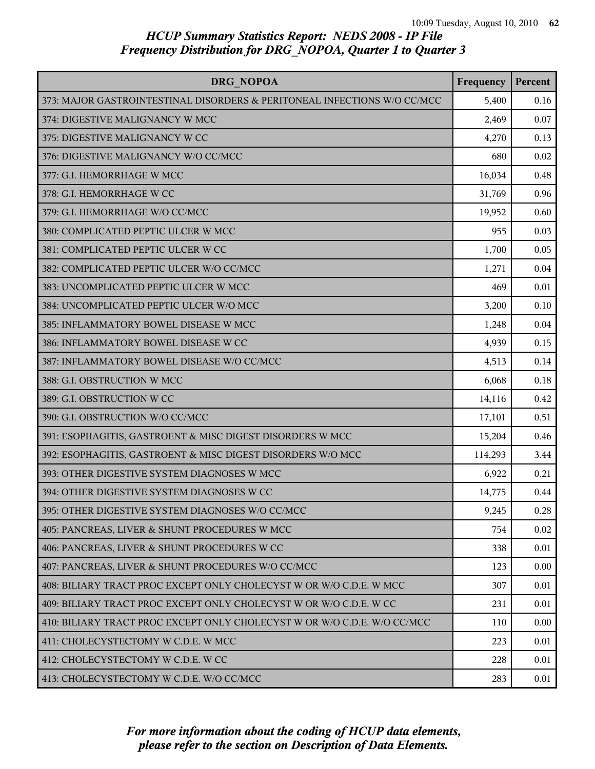## HCUP Summary Statistics Report: NEDS 2008 - IP File
## Frequency Distribution for DRG_NOPOA, Quarter 1 to Quarter 3

| DRG_NOPOA | Frequency | Percent |
|---|---|---|
| 373: MAJOR GASTROINTESTINAL DISORDERS & PERITONEAL INFECTIONS W/O CC/MCC | 5,400 | 0.16 |
| 374: DIGESTIVE MALIGNANCY W MCC | 2,469 | 0.07 |
| 375: DIGESTIVE MALIGNANCY W CC | 4,270 | 0.13 |
| 376: DIGESTIVE MALIGNANCY W/O CC/MCC | 680 | 0.02 |
| 377: G.I. HEMORRHAGE W MCC | 16,034 | 0.48 |
| 378: G.I. HEMORRHAGE W CC | 31,769 | 0.96 |
| 379: G.I. HEMORRHAGE W/O CC/MCC | 19,952 | 0.60 |
| 380: COMPLICATED PEPTIC ULCER W MCC | 955 | 0.03 |
| 381: COMPLICATED PEPTIC ULCER W CC | 1,700 | 0.05 |
| 382: COMPLICATED PEPTIC ULCER W/O CC/MCC | 1,271 | 0.04 |
| 383: UNCOMPLICATED PEPTIC ULCER W MCC | 469 | 0.01 |
| 384: UNCOMPLICATED PEPTIC ULCER W/O MCC | 3,200 | 0.10 |
| 385: INFLAMMATORY BOWEL DISEASE W MCC | 1,248 | 0.04 |
| 386: INFLAMMATORY BOWEL DISEASE W CC | 4,939 | 0.15 |
| 387: INFLAMMATORY BOWEL DISEASE W/O CC/MCC | 4,513 | 0.14 |
| 388: G.I. OBSTRUCTION W MCC | 6,068 | 0.18 |
| 389: G.I. OBSTRUCTION W CC | 14,116 | 0.42 |
| 390: G.I. OBSTRUCTION W/O CC/MCC | 17,101 | 0.51 |
| 391: ESOPHAGITIS, GASTROENT & MISC DIGEST DISORDERS W MCC | 15,204 | 0.46 |
| 392: ESOPHAGITIS, GASTROENT & MISC DIGEST DISORDERS W/O MCC | 114,293 | 3.44 |
| 393: OTHER DIGESTIVE SYSTEM DIAGNOSES W MCC | 6,922 | 0.21 |
| 394: OTHER DIGESTIVE SYSTEM DIAGNOSES W CC | 14,775 | 0.44 |
| 395: OTHER DIGESTIVE SYSTEM DIAGNOSES W/O CC/MCC | 9,245 | 0.28 |
| 405: PANCREAS, LIVER & SHUNT PROCEDURES W MCC | 754 | 0.02 |
| 406: PANCREAS, LIVER & SHUNT PROCEDURES W CC | 338 | 0.01 |
| 407: PANCREAS, LIVER & SHUNT PROCEDURES W/O CC/MCC | 123 | 0.00 |
| 408: BILIARY TRACT PROC EXCEPT ONLY CHOLECYST W OR W/O C.D.E. W MCC | 307 | 0.01 |
| 409: BILIARY TRACT PROC EXCEPT ONLY CHOLECYST W OR W/O C.D.E. W CC | 231 | 0.01 |
| 410: BILIARY TRACT PROC EXCEPT ONLY CHOLECYST W OR W/O C.D.E. W/O CC/MCC | 110 | 0.00 |
| 411: CHOLECYSTECTOMY W C.D.E. W MCC | 223 | 0.01 |
| 412: CHOLECYSTECTOMY W C.D.E. W CC | 228 | 0.01 |
| 413: CHOLECYSTECTOMY W C.D.E. W/O CC/MCC | 283 | 0.01 |

*For more information about the coding of HCUP data elements, please refer to the section on Description of Data Elements.*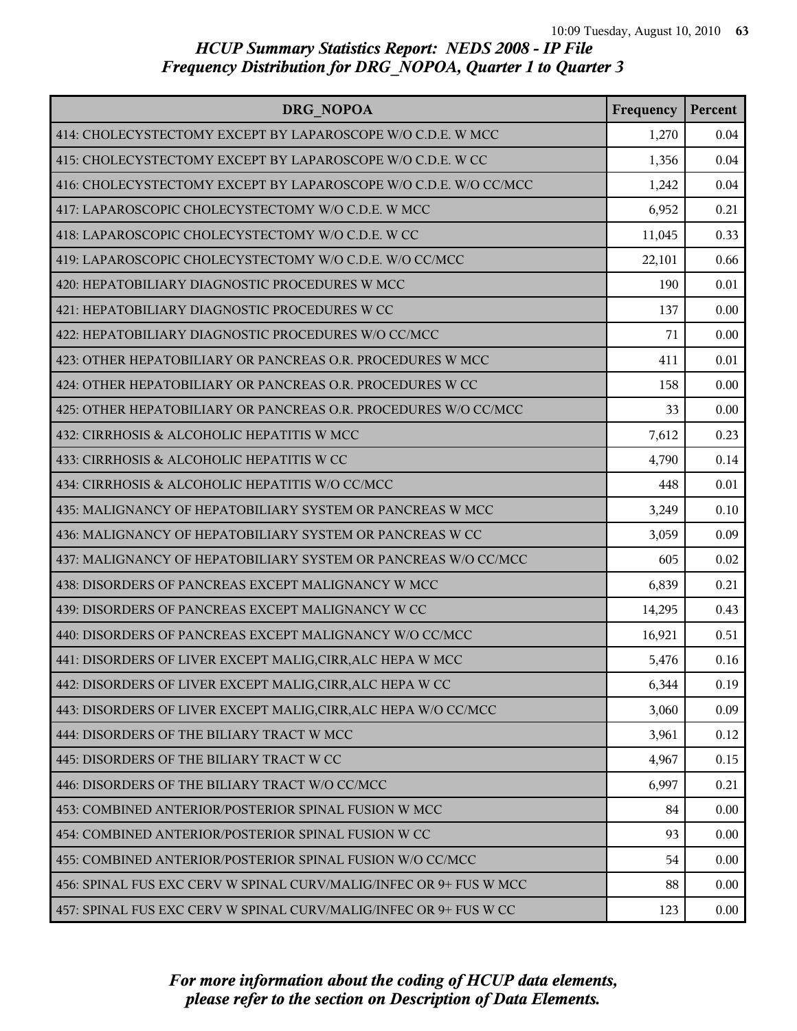# HCUP Summary Statistics Report: NEDS 2008 - IP File
## Frequency Distribution for DRG_NOPOA, Quarter 1 to Quarter 3

| DRG_NOPOA | Frequency | Percent |
|---|---|---|
| 414: CHOLECYSTECTOMY EXCEPT BY LAPAROSCOPE W/O C.D.E. W MCC | 1,270 | 0.04 |
| 415: CHOLECYSTECTOMY EXCEPT BY LAPAROSCOPE W/O C.D.E. W CC | 1,356 | 0.04 |
| 416: CHOLECYSTECTOMY EXCEPT BY LAPAROSCOPE W/O C.D.E. W/O CC/MCC | 1,242 | 0.04 |
| 417: LAPAROSCOPIC CHOLECYSTECTOMY W/O C.D.E. W MCC | 6,952 | 0.21 |
| 418: LAPAROSCOPIC CHOLECYSTECTOMY W/O C.D.E. W CC | 11,045 | 0.33 |
| 419: LAPAROSCOPIC CHOLECYSTECTOMY W/O C.D.E. W/O CC/MCC | 22,101 | 0.66 |
| 420: HEPATOBILIARY DIAGNOSTIC PROCEDURES W MCC | 190 | 0.01 |
| 421: HEPATOBILIARY DIAGNOSTIC PROCEDURES W CC | 137 | 0.00 |
| 422: HEPATOBILIARY DIAGNOSTIC PROCEDURES W/O CC/MCC | 71 | 0.00 |
| 423: OTHER HEPATOBILIARY OR PANCREAS O.R. PROCEDURES W MCC | 411 | 0.01 |
| 424: OTHER HEPATOBILIARY OR PANCREAS O.R. PROCEDURES W CC | 158 | 0.00 |
| 425: OTHER HEPATOBILIARY OR PANCREAS O.R. PROCEDURES W/O CC/MCC | 33 | 0.00 |
| 432: CIRRHOSIS & ALCOHOLIC HEPATITIS W MCC | 7,612 | 0.23 |
| 433: CIRRHOSIS & ALCOHOLIC HEPATITIS W CC | 4,790 | 0.14 |
| 434: CIRRHOSIS & ALCOHOLIC HEPATITIS W/O CC/MCC | 448 | 0.01 |
| 435: MALIGNANCY OF HEPATOBILIARY SYSTEM OR PANCREAS W MCC | 3,249 | 0.10 |
| 436: MALIGNANCY OF HEPATOBILIARY SYSTEM OR PANCREAS W CC | 3,059 | 0.09 |
| 437: MALIGNANCY OF HEPATOBILIARY SYSTEM OR PANCREAS W/O CC/MCC | 605 | 0.02 |
| 438: DISORDERS OF PANCREAS EXCEPT MALIGNANCY W MCC | 6,839 | 0.21 |
| 439: DISORDERS OF PANCREAS EXCEPT MALIGNANCY W CC | 14,295 | 0.43 |
| 440: DISORDERS OF PANCREAS EXCEPT MALIGNANCY W/O CC/MCC | 16,921 | 0.51 |
| 441: DISORDERS OF LIVER EXCEPT MALIG,CIRR,ALC HEPA W MCC | 5,476 | 0.16 |
| 442: DISORDERS OF LIVER EXCEPT MALIG,CIRR,ALC HEPA W CC | 6,344 | 0.19 |
| 443: DISORDERS OF LIVER EXCEPT MALIG,CIRR,ALC HEPA W/O CC/MCC | 3,060 | 0.09 |
| 444: DISORDERS OF THE BILIARY TRACT W MCC | 3,961 | 0.12 |
| 445: DISORDERS OF THE BILIARY TRACT W CC | 4,967 | 0.15 |
| 446: DISORDERS OF THE BILIARY TRACT W/O CC/MCC | 6,997 | 0.21 |
| 453: COMBINED ANTERIOR/POSTERIOR SPINAL FUSION W MCC | 84 | 0.00 |
| 454: COMBINED ANTERIOR/POSTERIOR SPINAL FUSION W CC | 93 | 0.00 |
| 455: COMBINED ANTERIOR/POSTERIOR SPINAL FUSION W/O CC/MCC | 54 | 0.00 |
| 456: SPINAL FUS EXC CERV W SPINAL CURV/MALIG/INFEC OR 9+ FUS W MCC | 88 | 0.00 |
| 457: SPINAL FUS EXC CERV W SPINAL CURV/MALIG/INFEC OR 9+ FUS W CC | 123 | 0.00 |

*For more information about the coding of HCUP data elements, please refer to the section on Description of Data Elements.*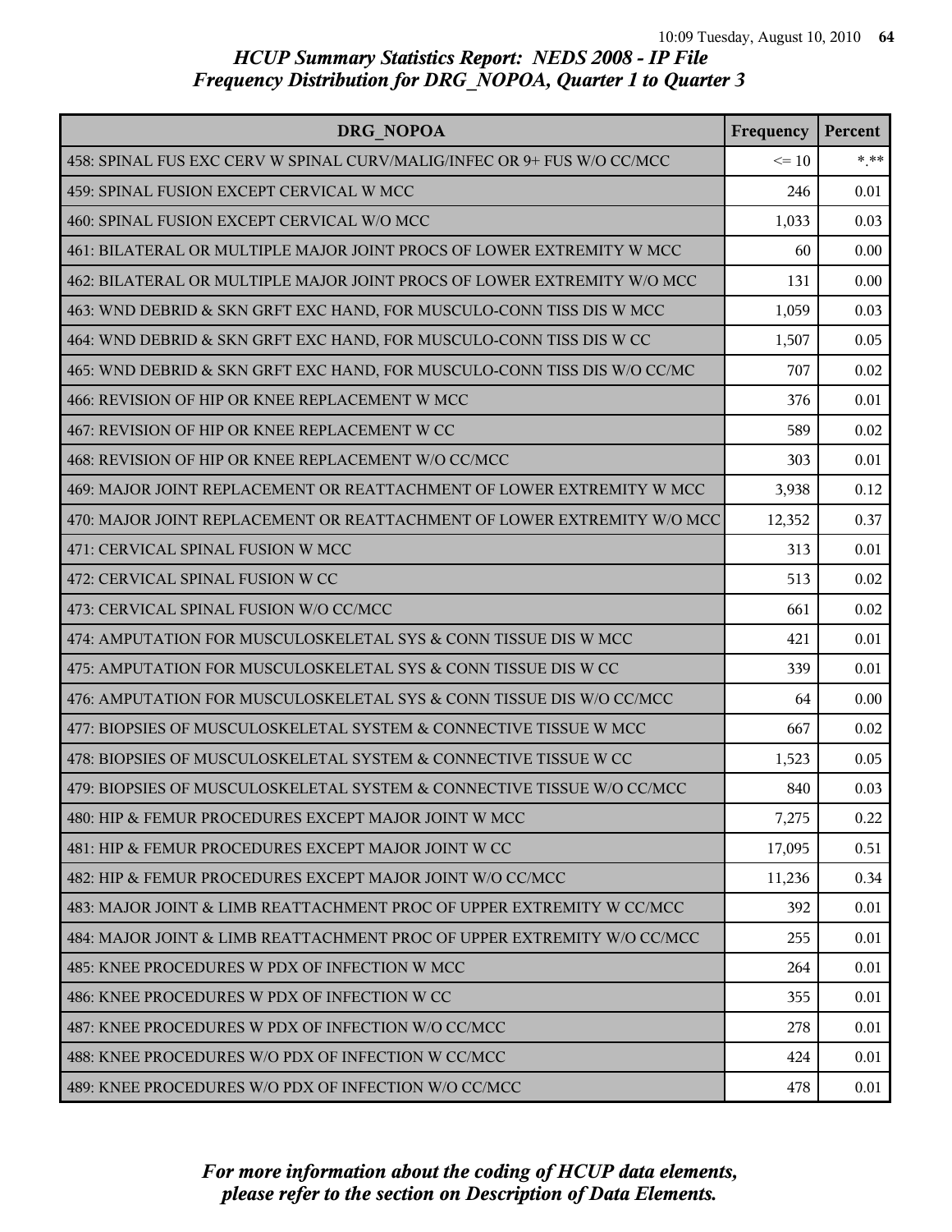*HCUP Summary Statistics Report: NEDS 2008 - IP File*
*Frequency Distribution for DRG_NOPOA, Quarter 1 to Quarter 3*

| DRG_NOPOA | Frequency | Percent |
|---|---|---|
| 458: SPINAL FUS EXC CERV W SPINAL CURV/MALIG/INFEC OR 9+ FUS W/O CC/MCC | <= 10 | *.** |
| 459: SPINAL FUSION EXCEPT CERVICAL W MCC | 246 | 0.01 |
| 460: SPINAL FUSION EXCEPT CERVICAL W/O MCC | 1,033 | 0.03 |
| 461: BILATERAL OR MULTIPLE MAJOR JOINT PROCS OF LOWER EXTREMITY W MCC | 60 | 0.00 |
| 462: BILATERAL OR MULTIPLE MAJOR JOINT PROCS OF LOWER EXTREMITY W/O MCC | 131 | 0.00 |
| 463: WND DEBRID & SKN GRFT EXC HAND, FOR MUSCULO-CONN TISS DIS W MCC | 1,059 | 0.03 |
| 464: WND DEBRID & SKN GRFT EXC HAND, FOR MUSCULO-CONN TISS DIS W CC | 1,507 | 0.05 |
| 465: WND DEBRID & SKN GRFT EXC HAND, FOR MUSCULO-CONN TISS DIS W/O CC/MC | 707 | 0.02 |
| 466: REVISION OF HIP OR KNEE REPLACEMENT W MCC | 376 | 0.01 |
| 467: REVISION OF HIP OR KNEE REPLACEMENT W CC | 589 | 0.02 |
| 468: REVISION OF HIP OR KNEE REPLACEMENT W/O CC/MCC | 303 | 0.01 |
| 469: MAJOR JOINT REPLACEMENT OR REATTACHMENT OF LOWER EXTREMITY W MCC | 3,938 | 0.12 |
| 470: MAJOR JOINT REPLACEMENT OR REATTACHMENT OF LOWER EXTREMITY W/O MCC | 12,352 | 0.37 |
| 471: CERVICAL SPINAL FUSION W MCC | 313 | 0.01 |
| 472: CERVICAL SPINAL FUSION W CC | 513 | 0.02 |
| 473: CERVICAL SPINAL FUSION W/O CC/MCC | 661 | 0.02 |
| 474: AMPUTATION FOR MUSCULOSKELETAL SYS & CONN TISSUE DIS W MCC | 421 | 0.01 |
| 475: AMPUTATION FOR MUSCULOSKELETAL SYS & CONN TISSUE DIS W CC | 339 | 0.01 |
| 476: AMPUTATION FOR MUSCULOSKELETAL SYS & CONN TISSUE DIS W/O CC/MCC | 64 | 0.00 |
| 477: BIOPSIES OF MUSCULOSKELETAL SYSTEM & CONNECTIVE TISSUE W MCC | 667 | 0.02 |
| 478: BIOPSIES OF MUSCULOSKELETAL SYSTEM & CONNECTIVE TISSUE W CC | 1,523 | 0.05 |
| 479: BIOPSIES OF MUSCULOSKELETAL SYSTEM & CONNECTIVE TISSUE W/O CC/MCC | 840 | 0.03 |
| 480: HIP & FEMUR PROCEDURES EXCEPT MAJOR JOINT W MCC | 7,275 | 0.22 |
| 481: HIP & FEMUR PROCEDURES EXCEPT MAJOR JOINT W CC | 17,095 | 0.51 |
| 482: HIP & FEMUR PROCEDURES EXCEPT MAJOR JOINT W/O CC/MCC | 11,236 | 0.34 |
| 483: MAJOR JOINT & LIMB REATTACHMENT PROC OF UPPER EXTREMITY W CC/MCC | 392 | 0.01 |
| 484: MAJOR JOINT & LIMB REATTACHMENT PROC OF UPPER EXTREMITY W/O CC/MCC | 255 | 0.01 |
| 485: KNEE PROCEDURES W PDX OF INFECTION W MCC | 264 | 0.01 |
| 486: KNEE PROCEDURES W PDX OF INFECTION W CC | 355 | 0.01 |
| 487: KNEE PROCEDURES W PDX OF INFECTION W/O CC/MCC | 278 | 0.01 |
| 488: KNEE PROCEDURES W/O PDX OF INFECTION W CC/MCC | 424 | 0.01 |
| 489: KNEE PROCEDURES W/O PDX OF INFECTION W/O CC/MCC | 478 | 0.01 |

*For more information about the coding of HCUP data elements, please refer to the section on Description of Data Elements.*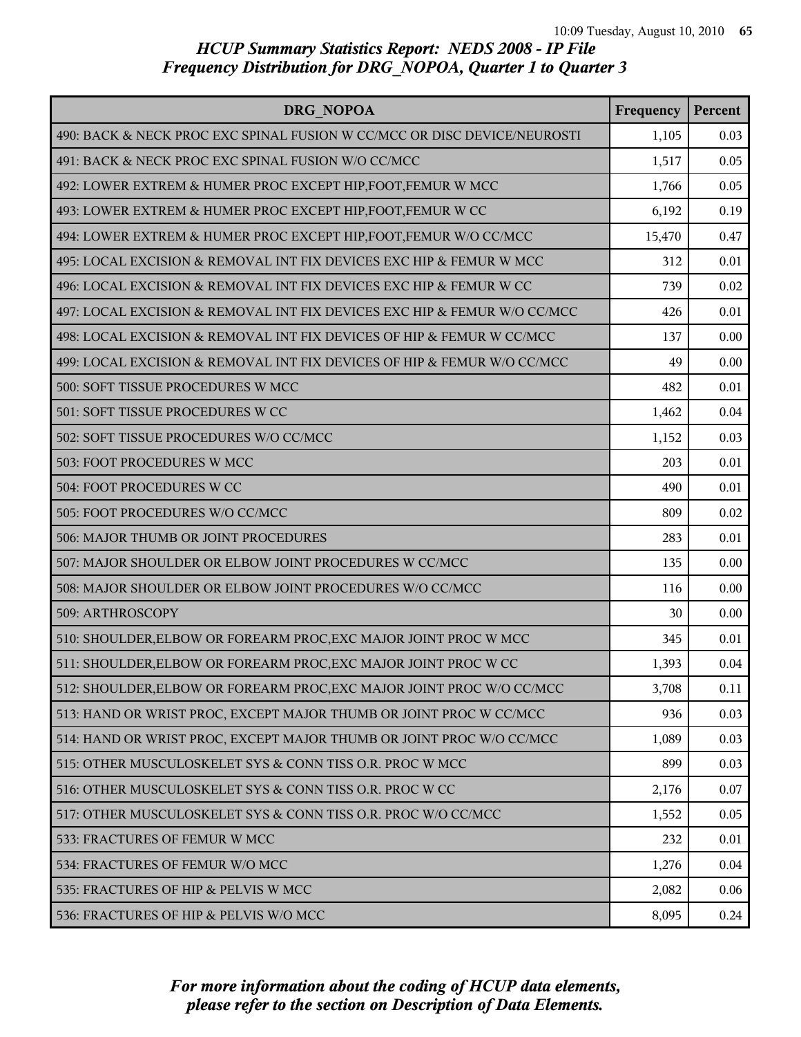## HCUP Summary Statistics Report: NEDS 2008 - IP File
## Frequency Distribution for DRG_NOPOA, Quarter 1 to Quarter 3

| DRG_NOPOA | Frequency | Percent |
|---|---|---|
| 490: BACK & NECK PROC EXC SPINAL FUSION W CC/MCC OR DISC DEVICE/NEUROSTI | 1,105 | 0.03 |
| 491: BACK & NECK PROC EXC SPINAL FUSION W/O CC/MCC | 1,517 | 0.05 |
| 492: LOWER EXTREM & HUMER PROC EXCEPT HIP,FOOT,FEMUR W MCC | 1,766 | 0.05 |
| 493: LOWER EXTREM & HUMER PROC EXCEPT HIP,FOOT,FEMUR W CC | 6,192 | 0.19 |
| 494: LOWER EXTREM & HUMER PROC EXCEPT HIP,FOOT,FEMUR W/O CC/MCC | 15,470 | 0.47 |
| 495: LOCAL EXCISION & REMOVAL INT FIX DEVICES EXC HIP & FEMUR W MCC | 312 | 0.01 |
| 496: LOCAL EXCISION & REMOVAL INT FIX DEVICES EXC HIP & FEMUR W CC | 739 | 0.02 |
| 497: LOCAL EXCISION & REMOVAL INT FIX DEVICES EXC HIP & FEMUR W/O CC/MCC | 426 | 0.01 |
| 498: LOCAL EXCISION & REMOVAL INT FIX DEVICES OF HIP & FEMUR W CC/MCC | 137 | 0.00 |
| 499: LOCAL EXCISION & REMOVAL INT FIX DEVICES OF HIP & FEMUR W/O CC/MCC | 49 | 0.00 |
| 500: SOFT TISSUE PROCEDURES W MCC | 482 | 0.01 |
| 501: SOFT TISSUE PROCEDURES W CC | 1,462 | 0.04 |
| 502: SOFT TISSUE PROCEDURES W/O CC/MCC | 1,152 | 0.03 |
| 503: FOOT PROCEDURES W MCC | 203 | 0.01 |
| 504: FOOT PROCEDURES W CC | 490 | 0.01 |
| 505: FOOT PROCEDURES W/O CC/MCC | 809 | 0.02 |
| 506: MAJOR THUMB OR JOINT PROCEDURES | 283 | 0.01 |
| 507: MAJOR SHOULDER OR ELBOW JOINT PROCEDURES W CC/MCC | 135 | 0.00 |
| 508: MAJOR SHOULDER OR ELBOW JOINT PROCEDURES W/O CC/MCC | 116 | 0.00 |
| 509: ARTHROSCOPY | 30 | 0.00 |
| 510: SHOULDER,ELBOW OR FOREARM PROC,EXC MAJOR JOINT PROC W MCC | 345 | 0.01 |
| 511: SHOULDER,ELBOW OR FOREARM PROC,EXC MAJOR JOINT PROC W CC | 1,393 | 0.04 |
| 512: SHOULDER,ELBOW OR FOREARM PROC,EXC MAJOR JOINT PROC W/O CC/MCC | 3,708 | 0.11 |
| 513: HAND OR WRIST PROC, EXCEPT MAJOR THUMB OR JOINT PROC W CC/MCC | 936 | 0.03 |
| 514: HAND OR WRIST PROC, EXCEPT MAJOR THUMB OR JOINT PROC W/O CC/MCC | 1,089 | 0.03 |
| 515: OTHER MUSCULOSKELET SYS & CONN TISS O.R. PROC W MCC | 899 | 0.03 |
| 516: OTHER MUSCULOSKELET SYS & CONN TISS O.R. PROC W CC | 2,176 | 0.07 |
| 517: OTHER MUSCULOSKELET SYS & CONN TISS O.R. PROC W/O CC/MCC | 1,552 | 0.05 |
| 533: FRACTURES OF FEMUR W MCC | 232 | 0.01 |
| 534: FRACTURES OF FEMUR W/O MCC | 1,276 | 0.04 |
| 535: FRACTURES OF HIP & PELVIS W MCC | 2,082 | 0.06 |
| 536: FRACTURES OF HIP & PELVIS W/O MCC | 8,095 | 0.24 |

*For more information about the coding of HCUP data elements, please refer to the section on Description of Data Elements.*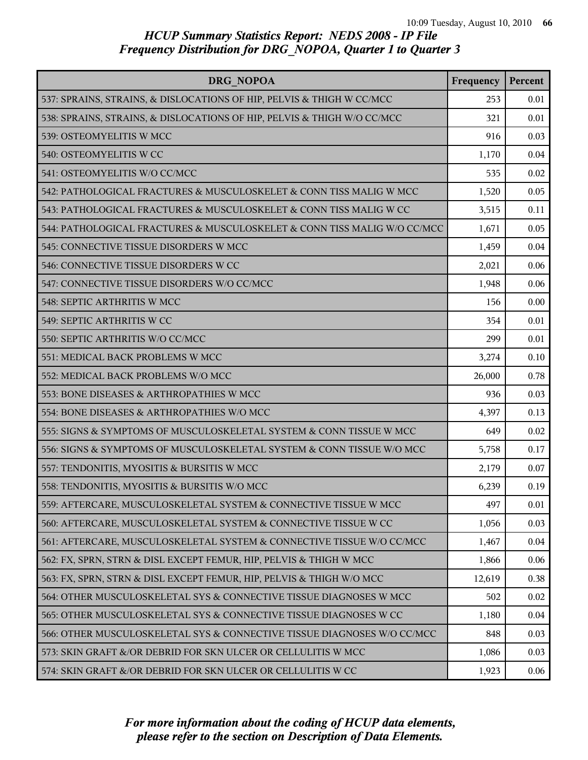# HCUP Summary Statistics Report: NEDS 2008 - IP File

## Frequency Distribution for DRG_NOPOA, Quarter 1 to Quarter 3

| DRG_NOPOA | Frequency | Percent |
|---|---|---|
| 537: SPRAINS, STRAINS, & DISLOCATIONS OF HIP, PELVIS & THIGH W CC/MCC | 253 | 0.01 |
| 538: SPRAINS, STRAINS, & DISLOCATIONS OF HIP, PELVIS & THIGH W/O CC/MCC | 321 | 0.01 |
| 539: OSTEOMYELITIS W MCC | 916 | 0.03 |
| 540: OSTEOMYELITIS W CC | 1,170 | 0.04 |
| 541: OSTEOMYELITIS W/O CC/MCC | 535 | 0.02 |
| 542: PATHOLOGICAL FRACTURES & MUSCULOSKELET & CONN TISS MALIG W MCC | 1,520 | 0.05 |
| 543: PATHOLOGICAL FRACTURES & MUSCULOSKELET & CONN TISS MALIG W CC | 3,515 | 0.11 |
| 544: PATHOLOGICAL FRACTURES & MUSCULOSKELET & CONN TISS MALIG W/O CC/MCC | 1,671 | 0.05 |
| 545: CONNECTIVE TISSUE DISORDERS W MCC | 1,459 | 0.04 |
| 546: CONNECTIVE TISSUE DISORDERS W CC | 2,021 | 0.06 |
| 547: CONNECTIVE TISSUE DISORDERS W/O CC/MCC | 1,948 | 0.06 |
| 548: SEPTIC ARTHRITIS W MCC | 156 | 0.00 |
| 549: SEPTIC ARTHRITIS W CC | 354 | 0.01 |
| 550: SEPTIC ARTHRITIS W/O CC/MCC | 299 | 0.01 |
| 551: MEDICAL BACK PROBLEMS W MCC | 3,274 | 0.10 |
| 552: MEDICAL BACK PROBLEMS W/O MCC | 26,000 | 0.78 |
| 553: BONE DISEASES & ARTHROPATHIES W MCC | 936 | 0.03 |
| 554: BONE DISEASES & ARTHROPATHIES W/O MCC | 4,397 | 0.13 |
| 555: SIGNS & SYMPTOMS OF MUSCULOSKELETAL SYSTEM & CONN TISSUE W MCC | 649 | 0.02 |
| 556: SIGNS & SYMPTOMS OF MUSCULOSKELETAL SYSTEM & CONN TISSUE W/O MCC | 5,758 | 0.17 |
| 557: TENDONITIS, MYOSITIS & BURSITIS W MCC | 2,179 | 0.07 |
| 558: TENDONITIS, MYOSITIS & BURSITIS W/O MCC | 6,239 | 0.19 |
| 559: AFTERCARE, MUSCULOSKELETAL SYSTEM & CONNECTIVE TISSUE W MCC | 497 | 0.01 |
| 560: AFTERCARE, MUSCULOSKELETAL SYSTEM & CONNECTIVE TISSUE W CC | 1,056 | 0.03 |
| 561: AFTERCARE, MUSCULOSKELETAL SYSTEM & CONNECTIVE TISSUE W/O CC/MCC | 1,467 | 0.04 |
| 562: FX, SPRN, STRN & DISL EXCEPT FEMUR, HIP, PELVIS & THIGH W MCC | 1,866 | 0.06 |
| 563: FX, SPRN, STRN & DISL EXCEPT FEMUR, HIP, PELVIS & THIGH W/O MCC | 12,619 | 0.38 |
| 564: OTHER MUSCULOSKELETAL SYS & CONNECTIVE TISSUE DIAGNOSES W MCC | 502 | 0.02 |
| 565: OTHER MUSCULOSKELETAL SYS & CONNECTIVE TISSUE DIAGNOSES W CC | 1,180 | 0.04 |
| 566: OTHER MUSCULOSKELETAL SYS & CONNECTIVE TISSUE DIAGNOSES W/O CC/MCC | 848 | 0.03 |
| 573: SKIN GRAFT &/OR DEBRID FOR SKN ULCER OR CELLULITIS W MCC | 1,086 | 0.03 |
| 574: SKIN GRAFT &/OR DEBRID FOR SKN ULCER OR CELLULITIS W CC | 1,923 | 0.06 |

*For more information about the coding of HCUP data elements, please refer to the section on Description of Data Elements.*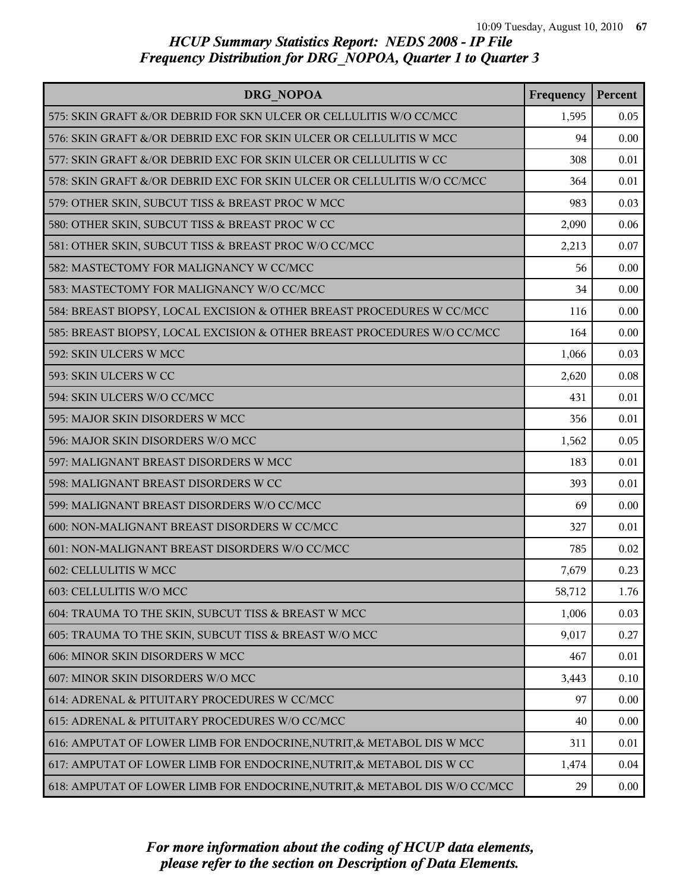# HCUP Summary Statistics Report: NEDS 2008 - IP File
## Frequency Distribution for DRG_NOPOA, Quarter 1 to Quarter 3

| DRG_NOPOA | Frequency | Percent |
|---|---|---|
| 575: SKIN GRAFT &/OR DEBRID FOR SKN ULCER OR CELLULITIS W/O CC/MCC | 1,595 | 0.05 |
| 576: SKIN GRAFT &/OR DEBRID EXC FOR SKIN ULCER OR CELLULITIS W MCC | 94 | 0.00 |
| 577: SKIN GRAFT &/OR DEBRID EXC FOR SKIN ULCER OR CELLULITIS W CC | 308 | 0.01 |
| 578: SKIN GRAFT &/OR DEBRID EXC FOR SKIN ULCER OR CELLULITIS W/O CC/MCC | 364 | 0.01 |
| 579: OTHER SKIN, SUBCUT TISS & BREAST PROC W MCC | 983 | 0.03 |
| 580: OTHER SKIN, SUBCUT TISS & BREAST PROC W CC | 2,090 | 0.06 |
| 581: OTHER SKIN, SUBCUT TISS & BREAST PROC W/O CC/MCC | 2,213 | 0.07 |
| 582: MASTECTOMY FOR MALIGNANCY W CC/MCC | 56 | 0.00 |
| 583: MASTECTOMY FOR MALIGNANCY W/O CC/MCC | 34 | 0.00 |
| 584: BREAST BIOPSY, LOCAL EXCISION & OTHER BREAST PROCEDURES W CC/MCC | 116 | 0.00 |
| 585: BREAST BIOPSY, LOCAL EXCISION & OTHER BREAST PROCEDURES W/O CC/MCC | 164 | 0.00 |
| 592: SKIN ULCERS W MCC | 1,066 | 0.03 |
| 593: SKIN ULCERS W CC | 2,620 | 0.08 |
| 594: SKIN ULCERS W/O CC/MCC | 431 | 0.01 |
| 595: MAJOR SKIN DISORDERS W MCC | 356 | 0.01 |
| 596: MAJOR SKIN DISORDERS W/O MCC | 1,562 | 0.05 |
| 597: MALIGNANT BREAST DISORDERS W MCC | 183 | 0.01 |
| 598: MALIGNANT BREAST DISORDERS W CC | 393 | 0.01 |
| 599: MALIGNANT BREAST DISORDERS W/O CC/MCC | 69 | 0.00 |
| 600: NON-MALIGNANT BREAST DISORDERS W CC/MCC | 327 | 0.01 |
| 601: NON-MALIGNANT BREAST DISORDERS W/O CC/MCC | 785 | 0.02 |
| 602: CELLULITIS W MCC | 7,679 | 0.23 |
| 603: CELLULITIS W/O MCC | 58,712 | 1.76 |
| 604: TRAUMA TO THE SKIN, SUBCUT TISS & BREAST W MCC | 1,006 | 0.03 |
| 605: TRAUMA TO THE SKIN, SUBCUT TISS & BREAST W/O MCC | 9,017 | 0.27 |
| 606: MINOR SKIN DISORDERS W MCC | 467 | 0.01 |
| 607: MINOR SKIN DISORDERS W/O MCC | 3,443 | 0.10 |
| 614: ADRENAL & PITUITARY PROCEDURES W CC/MCC | 97 | 0.00 |
| 615: ADRENAL & PITUITARY PROCEDURES W/O CC/MCC | 40 | 0.00 |
| 616: AMPUTAT OF LOWER LIMB FOR ENDOCRINE,NUTRIT,& METABOL DIS W MCC | 311 | 0.01 |
| 617: AMPUTAT OF LOWER LIMB FOR ENDOCRINE,NUTRIT,& METABOL DIS W CC | 1,474 | 0.04 |
| 618: AMPUTAT OF LOWER LIMB FOR ENDOCRINE,NUTRIT,& METABOL DIS W/O CC/MCC | 29 | 0.00 |

*For more information about the coding of HCUP data elements, please refer to the section on Description of Data Elements.*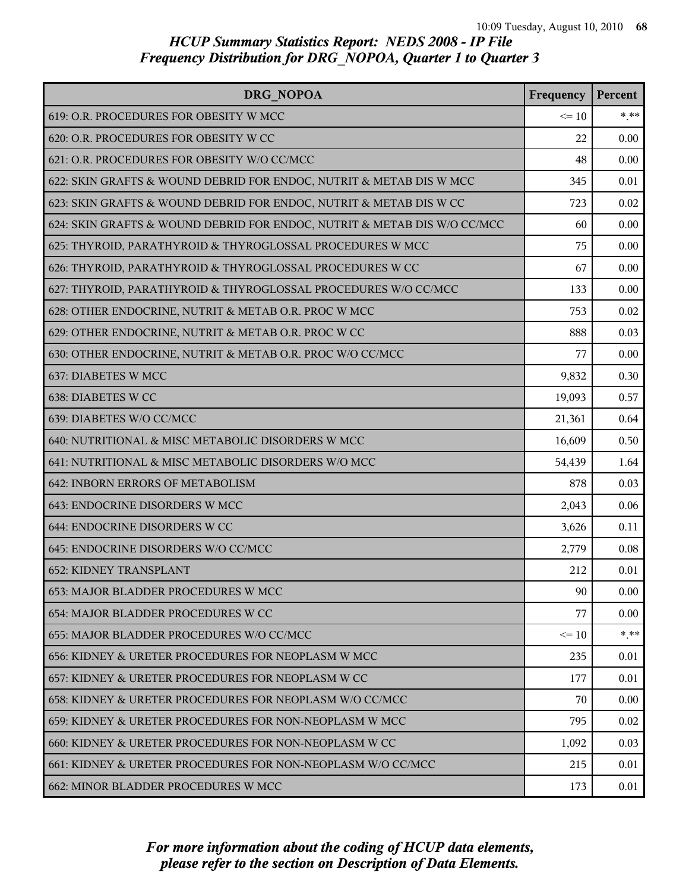*HCUP Summary Statistics Report: NEDS 2008 - IP File*
*Frequency Distribution for DRG_NOPOA, Quarter 1 to Quarter 3*

| DRG_NOPOA | Frequency | Percent |
|---|---|---|
| 619: O.R. PROCEDURES FOR OBESITY W MCC | <= 10 | *.** |
| 620: O.R. PROCEDURES FOR OBESITY W CC | 22 | 0.00 |
| 621: O.R. PROCEDURES FOR OBESITY W/O CC/MCC | 48 | 0.00 |
| 622: SKIN GRAFTS & WOUND DEBRID FOR ENDOC, NUTRIT & METAB DIS W MCC | 345 | 0.01 |
| 623: SKIN GRAFTS & WOUND DEBRID FOR ENDOC, NUTRIT & METAB DIS W CC | 723 | 0.02 |
| 624: SKIN GRAFTS & WOUND DEBRID FOR ENDOC, NUTRIT & METAB DIS W/O CC/MCC | 60 | 0.00 |
| 625: THYROID, PARATHYROID & THYROGLOSSAL PROCEDURES W MCC | 75 | 0.00 |
| 626: THYROID, PARATHYROID & THYROGLOSSAL PROCEDURES W CC | 67 | 0.00 |
| 627: THYROID, PARATHYROID & THYROGLOSSAL PROCEDURES W/O CC/MCC | 133 | 0.00 |
| 628: OTHER ENDOCRINE, NUTRIT & METAB O.R. PROC W MCC | 753 | 0.02 |
| 629: OTHER ENDOCRINE, NUTRIT & METAB O.R. PROC W CC | 888 | 0.03 |
| 630: OTHER ENDOCRINE, NUTRIT & METAB O.R. PROC W/O CC/MCC | 77 | 0.00 |
| 637: DIABETES W MCC | 9,832 | 0.30 |
| 638: DIABETES W CC | 19,093 | 0.57 |
| 639: DIABETES W/O CC/MCC | 21,361 | 0.64 |
| 640: NUTRITIONAL & MISC METABOLIC DISORDERS W MCC | 16,609 | 0.50 |
| 641: NUTRITIONAL & MISC METABOLIC DISORDERS W/O MCC | 54,439 | 1.64 |
| 642: INBORN ERRORS OF METABOLISM | 878 | 0.03 |
| 643: ENDOCRINE DISORDERS W MCC | 2,043 | 0.06 |
| 644: ENDOCRINE DISORDERS W CC | 3,626 | 0.11 |
| 645: ENDOCRINE DISORDERS W/O CC/MCC | 2,779 | 0.08 |
| 652: KIDNEY TRANSPLANT | 212 | 0.01 |
| 653: MAJOR BLADDER PROCEDURES W MCC | 90 | 0.00 |
| 654: MAJOR BLADDER PROCEDURES W CC | 77 | 0.00 |
| 655: MAJOR BLADDER PROCEDURES W/O CC/MCC | <= 10 | *.** |
| 656: KIDNEY & URETER PROCEDURES FOR NEOPLASM W MCC | 235 | 0.01 |
| 657: KIDNEY & URETER PROCEDURES FOR NEOPLASM W CC | 177 | 0.01 |
| 658: KIDNEY & URETER PROCEDURES FOR NEOPLASM W/O CC/MCC | 70 | 0.00 |
| 659: KIDNEY & URETER PROCEDURES FOR NON-NEOPLASM W MCC | 795 | 0.02 |
| 660: KIDNEY & URETER PROCEDURES FOR NON-NEOPLASM W CC | 1,092 | 0.03 |
| 661: KIDNEY & URETER PROCEDURES FOR NON-NEOPLASM W/O CC/MCC | 215 | 0.01 |
| 662: MINOR BLADDER PROCEDURES W MCC | 173 | 0.01 |

*For more information about the coding of HCUP data elements, please refer to the section on Description of Data Elements.*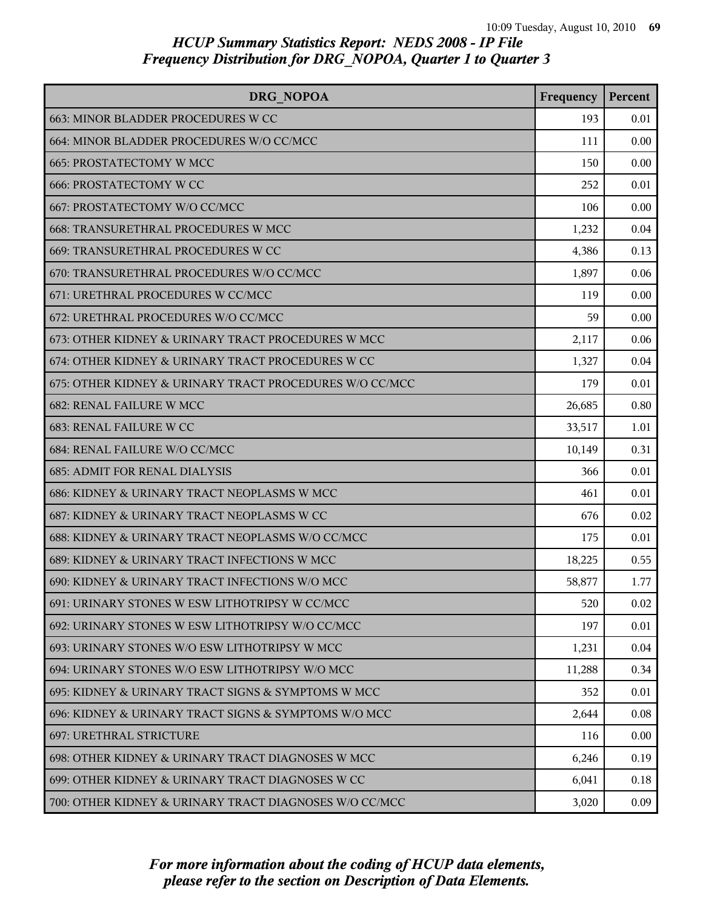# HCUP Summary Statistics Report: NEDS 2008 - IP File
## Frequency Distribution for DRG_NOPOA, Quarter 1 to Quarter 3

| DRG_NOPOA | Frequency | Percent |
|---|---|---|
| 663: MINOR BLADDER PROCEDURES W CC | 193 | 0.01 |
| 664: MINOR BLADDER PROCEDURES W/O CC/MCC | 111 | 0.00 |
| 665: PROSTATECTOMY W MCC | 150 | 0.00 |
| 666: PROSTATECTOMY W CC | 252 | 0.01 |
| 667: PROSTATECTOMY W/O CC/MCC | 106 | 0.00 |
| 668: TRANSURETHRAL PROCEDURES W MCC | 1,232 | 0.04 |
| 669: TRANSURETHRAL PROCEDURES W CC | 4,386 | 0.13 |
| 670: TRANSURETHRAL PROCEDURES W/O CC/MCC | 1,897 | 0.06 |
| 671: URETHRAL PROCEDURES W CC/MCC | 119 | 0.00 |
| 672: URETHRAL PROCEDURES W/O CC/MCC | 59 | 0.00 |
| 673: OTHER KIDNEY & URINARY TRACT PROCEDURES W MCC | 2,117 | 0.06 |
| 674: OTHER KIDNEY & URINARY TRACT PROCEDURES W CC | 1,327 | 0.04 |
| 675: OTHER KIDNEY & URINARY TRACT PROCEDURES W/O CC/MCC | 179 | 0.01 |
| 682: RENAL FAILURE W MCC | 26,685 | 0.80 |
| 683: RENAL FAILURE W CC | 33,517 | 1.01 |
| 684: RENAL FAILURE W/O CC/MCC | 10,149 | 0.31 |
| 685: ADMIT FOR RENAL DIALYSIS | 366 | 0.01 |
| 686: KIDNEY & URINARY TRACT NEOPLASMS W MCC | 461 | 0.01 |
| 687: KIDNEY & URINARY TRACT NEOPLASMS W CC | 676 | 0.02 |
| 688: KIDNEY & URINARY TRACT NEOPLASMS W/O CC/MCC | 175 | 0.01 |
| 689: KIDNEY & URINARY TRACT INFECTIONS W MCC | 18,225 | 0.55 |
| 690: KIDNEY & URINARY TRACT INFECTIONS W/O MCC | 58,877 | 1.77 |
| 691: URINARY STONES W ESW LITHOTRIPSY W CC/MCC | 520 | 0.02 |
| 692: URINARY STONES W ESW LITHOTRIPSY W/O CC/MCC | 197 | 0.01 |
| 693: URINARY STONES W/O ESW LITHOTRIPSY W MCC | 1,231 | 0.04 |
| 694: URINARY STONES W/O ESW LITHOTRIPSY W/O MCC | 11,288 | 0.34 |
| 695: KIDNEY & URINARY TRACT SIGNS & SYMPTOMS W MCC | 352 | 0.01 |
| 696: KIDNEY & URINARY TRACT SIGNS & SYMPTOMS W/O MCC | 2,644 | 0.08 |
| 697: URETHRAL STRICTURE | 116 | 0.00 |
| 698: OTHER KIDNEY & URINARY TRACT DIAGNOSES W MCC | 6,246 | 0.19 |
| 699: OTHER KIDNEY & URINARY TRACT DIAGNOSES W CC | 6,041 | 0.18 |
| 700: OTHER KIDNEY & URINARY TRACT DIAGNOSES W/O CC/MCC | 3,020 | 0.09 |

*For more information about the coding of HCUP data elements, please refer to the section on Description of Data Elements.*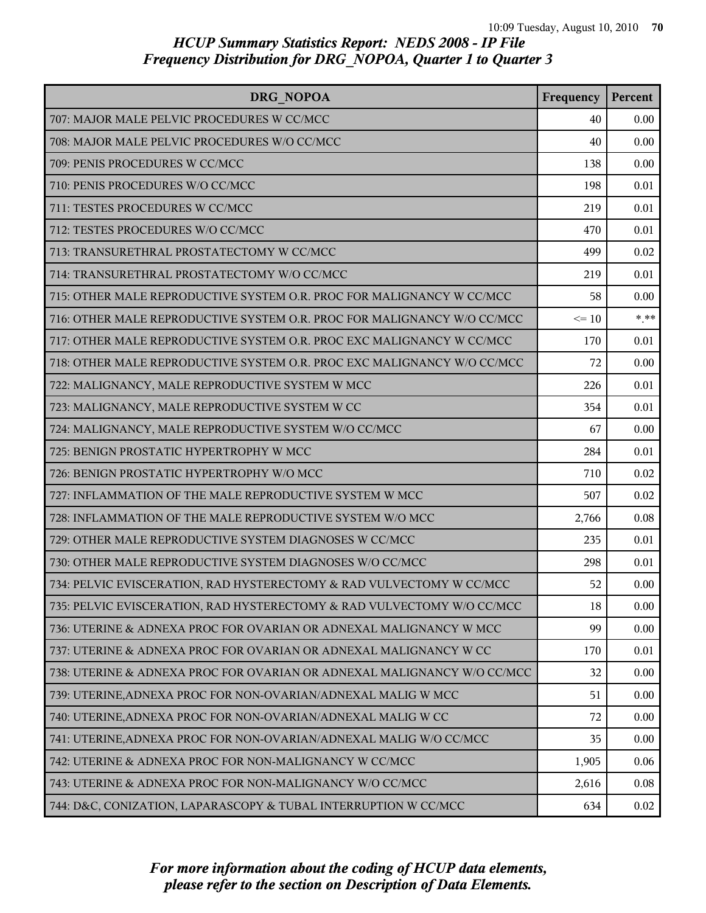# HCUP Summary Statistics Report: NEDS 2008 - IP File
## Frequency Distribution for DRG_NOPOA, Quarter 1 to Quarter 3

| DRG_NOPOA | Frequency | Percent |
|---|---|---|
| 707: MAJOR MALE PELVIC PROCEDURES W CC/MCC | 40 | 0.00 |
| 708: MAJOR MALE PELVIC PROCEDURES W/O CC/MCC | 40 | 0.00 |
| 709: PENIS PROCEDURES W CC/MCC | 138 | 0.00 |
| 710: PENIS PROCEDURES W/O CC/MCC | 198 | 0.01 |
| 711: TESTES PROCEDURES W CC/MCC | 219 | 0.01 |
| 712: TESTES PROCEDURES W/O CC/MCC | 470 | 0.01 |
| 713: TRANSURETHRAL PROSTATECTOMY W CC/MCC | 499 | 0.02 |
| 714: TRANSURETHRAL PROSTATECTOMY W/O CC/MCC | 219 | 0.01 |
| 715: OTHER MALE REPRODUCTIVE SYSTEM O.R. PROC FOR MALIGNANCY W CC/MCC | 58 | 0.00 |
| 716: OTHER MALE REPRODUCTIVE SYSTEM O.R. PROC FOR MALIGNANCY W/O CC/MCC | <= 10 | *.** |
| 717: OTHER MALE REPRODUCTIVE SYSTEM O.R. PROC EXC MALIGNANCY W CC/MCC | 170 | 0.01 |
| 718: OTHER MALE REPRODUCTIVE SYSTEM O.R. PROC EXC MALIGNANCY W/O CC/MCC | 72 | 0.00 |
| 722: MALIGNANCY, MALE REPRODUCTIVE SYSTEM W MCC | 226 | 0.01 |
| 723: MALIGNANCY, MALE REPRODUCTIVE SYSTEM W CC | 354 | 0.01 |
| 724: MALIGNANCY, MALE REPRODUCTIVE SYSTEM W/O CC/MCC | 67 | 0.00 |
| 725: BENIGN PROSTATIC HYPERTROPHY W MCC | 284 | 0.01 |
| 726: BENIGN PROSTATIC HYPERTROPHY W/O MCC | 710 | 0.02 |
| 727: INFLAMMATION OF THE MALE REPRODUCTIVE SYSTEM W MCC | 507 | 0.02 |
| 728: INFLAMMATION OF THE MALE REPRODUCTIVE SYSTEM W/O MCC | 2,766 | 0.08 |
| 729: OTHER MALE REPRODUCTIVE SYSTEM DIAGNOSES W CC/MCC | 235 | 0.01 |
| 730: OTHER MALE REPRODUCTIVE SYSTEM DIAGNOSES W/O CC/MCC | 298 | 0.01 |
| 734: PELVIC EVISCERATION, RAD HYSTERECTOMY & RAD VULVECTOMY W CC/MCC | 52 | 0.00 |
| 735: PELVIC EVISCERATION, RAD HYSTERECTOMY & RAD VULVECTOMY W/O CC/MCC | 18 | 0.00 |
| 736: UTERINE & ADNEXA PROC FOR OVARIAN OR ADNEXAL MALIGNANCY W MCC | 99 | 0.00 |
| 737: UTERINE & ADNEXA PROC FOR OVARIAN OR ADNEXAL MALIGNANCY W CC | 170 | 0.01 |
| 738: UTERINE & ADNEXA PROC FOR OVARIAN OR ADNEXAL MALIGNANCY W/O CC/MCC | 32 | 0.00 |
| 739: UTERINE,ADNEXA PROC FOR NON-OVARIAN/ADNEXAL MALIG W MCC | 51 | 0.00 |
| 740: UTERINE,ADNEXA PROC FOR NON-OVARIAN/ADNEXAL MALIG W CC | 72 | 0.00 |
| 741: UTERINE,ADNEXA PROC FOR NON-OVARIAN/ADNEXAL MALIG W/O CC/MCC | 35 | 0.00 |
| 742: UTERINE & ADNEXA PROC FOR NON-MALIGNANCY W CC/MCC | 1,905 | 0.06 |
| 743: UTERINE & ADNEXA PROC FOR NON-MALIGNANCY W/O CC/MCC | 2,616 | 0.08 |
| 744: D&C, CONIZATION, LAPARASCOPY & TUBAL INTERRUPTION W CC/MCC | 634 | 0.02 |

*For more information about the coding of HCUP data elements, please refer to the section on Description of Data Elements.*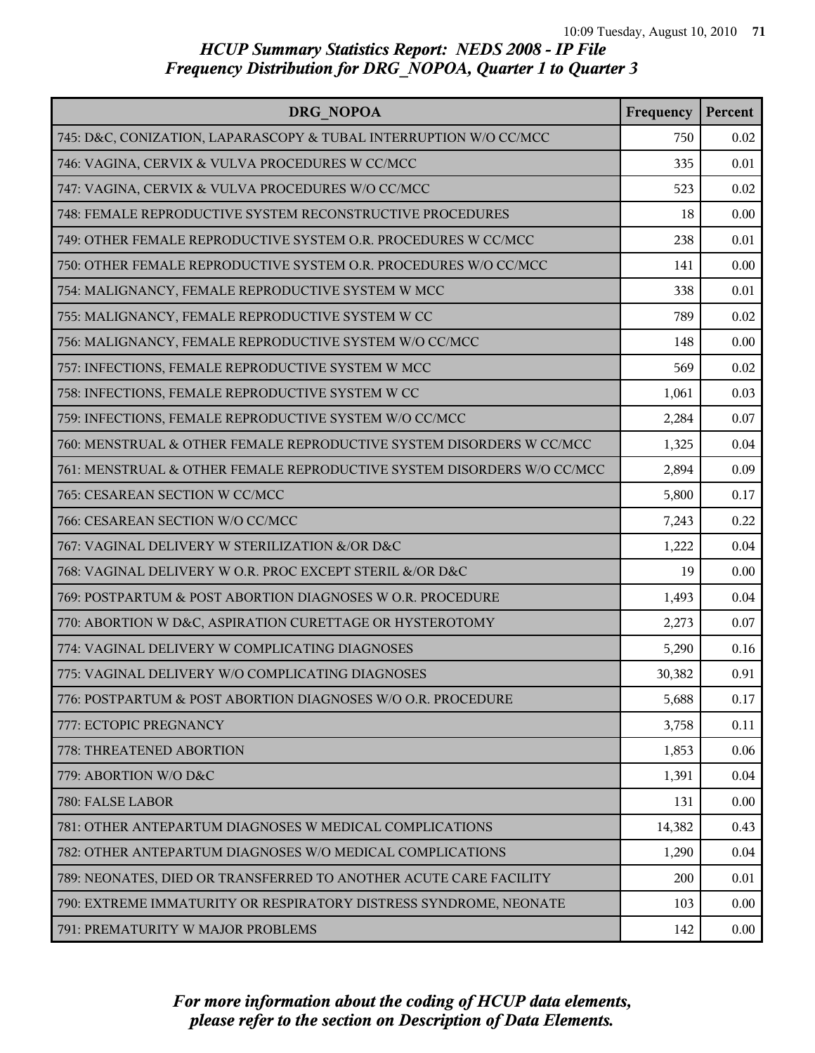*HCUP Summary Statistics Report: NEDS 2008 - IP File*
*Frequency Distribution for DRG_NOPOA, Quarter 1 to Quarter 3*

| DRG_NOPOA | Frequency | Percent |
|---|---|---|
| 745: D&C, CONIZATION, LAPARASCOPY & TUBAL INTERRUPTION W/O CC/MCC | 750 | 0.02 |
| 746: VAGINA, CERVIX & VULVA PROCEDURES W CC/MCC | 335 | 0.01 |
| 747: VAGINA, CERVIX & VULVA PROCEDURES W/O CC/MCC | 523 | 0.02 |
| 748: FEMALE REPRODUCTIVE SYSTEM RECONSTRUCTIVE PROCEDURES | 18 | 0.00 |
| 749: OTHER FEMALE REPRODUCTIVE SYSTEM O.R. PROCEDURES W CC/MCC | 238 | 0.01 |
| 750: OTHER FEMALE REPRODUCTIVE SYSTEM O.R. PROCEDURES W/O CC/MCC | 141 | 0.00 |
| 754: MALIGNANCY, FEMALE REPRODUCTIVE SYSTEM W MCC | 338 | 0.01 |
| 755: MALIGNANCY, FEMALE REPRODUCTIVE SYSTEM W CC | 789 | 0.02 |
| 756: MALIGNANCY, FEMALE REPRODUCTIVE SYSTEM W/O CC/MCC | 148 | 0.00 |
| 757: INFECTIONS, FEMALE REPRODUCTIVE SYSTEM W MCC | 569 | 0.02 |
| 758: INFECTIONS, FEMALE REPRODUCTIVE SYSTEM W CC | 1,061 | 0.03 |
| 759: INFECTIONS, FEMALE REPRODUCTIVE SYSTEM W/O CC/MCC | 2,284 | 0.07 |
| 760: MENSTRUAL & OTHER FEMALE REPRODUCTIVE SYSTEM DISORDERS W CC/MCC | 1,325 | 0.04 |
| 761: MENSTRUAL & OTHER FEMALE REPRODUCTIVE SYSTEM DISORDERS W/O CC/MCC | 2,894 | 0.09 |
| 765: CESAREAN SECTION W CC/MCC | 5,800 | 0.17 |
| 766: CESAREAN SECTION W/O CC/MCC | 7,243 | 0.22 |
| 767: VAGINAL DELIVERY W STERILIZATION &/OR D&C | 1,222 | 0.04 |
| 768: VAGINAL DELIVERY W O.R. PROC EXCEPT STERIL &/OR D&C | 19 | 0.00 |
| 769: POSTPARTUM & POST ABORTION DIAGNOSES W O.R. PROCEDURE | 1,493 | 0.04 |
| 770: ABORTION W D&C, ASPIRATION CURETTAGE OR HYSTEROTOMY | 2,273 | 0.07 |
| 774: VAGINAL DELIVERY W COMPLICATING DIAGNOSES | 5,290 | 0.16 |
| 775: VAGINAL DELIVERY W/O COMPLICATING DIAGNOSES | 30,382 | 0.91 |
| 776: POSTPARTUM & POST ABORTION DIAGNOSES W/O O.R. PROCEDURE | 5,688 | 0.17 |
| 777: ECTOPIC PREGNANCY | 3,758 | 0.11 |
| 778: THREATENED ABORTION | 1,853 | 0.06 |
| 779: ABORTION W/O D&C | 1,391 | 0.04 |
| 780: FALSE LABOR | 131 | 0.00 |
| 781: OTHER ANTEPARTUM DIAGNOSES W MEDICAL COMPLICATIONS | 14,382 | 0.43 |
| 782: OTHER ANTEPARTUM DIAGNOSES W/O MEDICAL COMPLICATIONS | 1,290 | 0.04 |
| 789: NEONATES, DIED OR TRANSFERRED TO ANOTHER ACUTE CARE FACILITY | 200 | 0.01 |
| 790: EXTREME IMMATURITY OR RESPIRATORY DISTRESS SYNDROME, NEONATE | 103 | 0.00 |
| 791: PREMATURITY W MAJOR PROBLEMS | 142 | 0.00 |

*For more information about the coding of HCUP data elements, please refer to the section on Description of Data Elements.*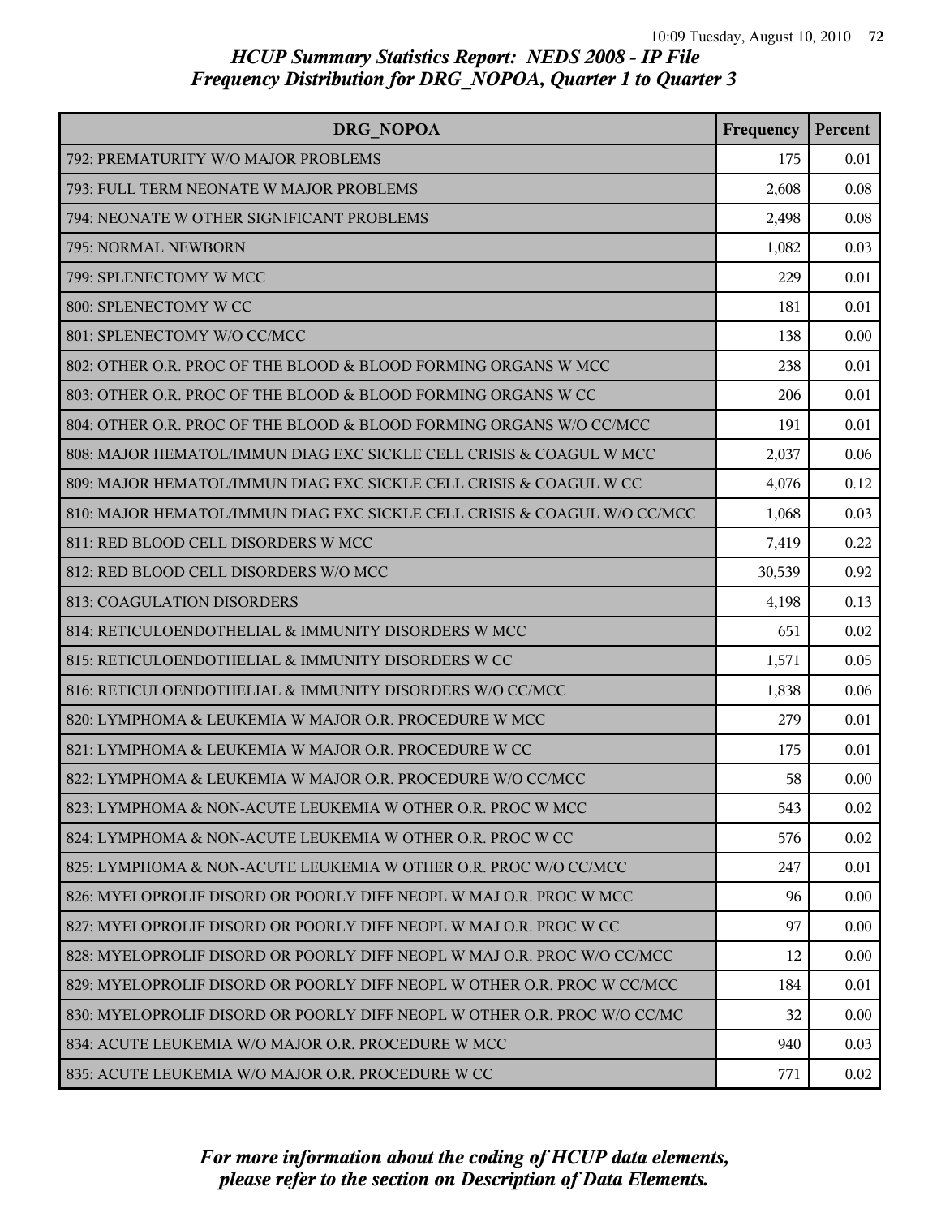## HCUP Summary Statistics Report: NEDS 2008 - IP File
## Frequency Distribution for DRG_NOPOA, Quarter 1 to Quarter 3

| DRG_NOPOA | Frequency | Percent |
|---|---|---|
| 792: PREMATURITY W/O MAJOR PROBLEMS | 175 | 0.01 |
| 793: FULL TERM NEONATE W MAJOR PROBLEMS | 2,608 | 0.08 |
| 794: NEONATE W OTHER SIGNIFICANT PROBLEMS | 2,498 | 0.08 |
| 795: NORMAL NEWBORN | 1,082 | 0.03 |
| 799: SPLENECTOMY W MCC | 229 | 0.01 |
| 800: SPLENECTOMY W CC | 181 | 0.01 |
| 801: SPLENECTOMY W/O CC/MCC | 138 | 0.00 |
| 802: OTHER O.R. PROC OF THE BLOOD & BLOOD FORMING ORGANS W MCC | 238 | 0.01 |
| 803: OTHER O.R. PROC OF THE BLOOD & BLOOD FORMING ORGANS W CC | 206 | 0.01 |
| 804: OTHER O.R. PROC OF THE BLOOD & BLOOD FORMING ORGANS W/O CC/MCC | 191 | 0.01 |
| 808: MAJOR HEMATOL/IMMUN DIAG EXC SICKLE CELL CRISIS & COAGUL W MCC | 2,037 | 0.06 |
| 809: MAJOR HEMATOL/IMMUN DIAG EXC SICKLE CELL CRISIS & COAGUL W CC | 4,076 | 0.12 |
| 810: MAJOR HEMATOL/IMMUN DIAG EXC SICKLE CELL CRISIS & COAGUL W/O CC/MCC | 1,068 | 0.03 |
| 811: RED BLOOD CELL DISORDERS W MCC | 7,419 | 0.22 |
| 812: RED BLOOD CELL DISORDERS W/O MCC | 30,539 | 0.92 |
| 813: COAGULATION DISORDERS | 4,198 | 0.13 |
| 814: RETICULOENDOTHELIAL & IMMUNITY DISORDERS W MCC | 651 | 0.02 |
| 815: RETICULOENDOTHELIAL & IMMUNITY DISORDERS W CC | 1,571 | 0.05 |
| 816: RETICULOENDOTHELIAL & IMMUNITY DISORDERS W/O CC/MCC | 1,838 | 0.06 |
| 820: LYMPHOMA & LEUKEMIA W MAJOR O.R. PROCEDURE W MCC | 279 | 0.01 |
| 821: LYMPHOMA & LEUKEMIA W MAJOR O.R. PROCEDURE W CC | 175 | 0.01 |
| 822: LYMPHOMA & LEUKEMIA W MAJOR O.R. PROCEDURE W/O CC/MCC | 58 | 0.00 |
| 823: LYMPHOMA & NON-ACUTE LEUKEMIA W OTHER O.R. PROC W MCC | 543 | 0.02 |
| 824: LYMPHOMA & NON-ACUTE LEUKEMIA W OTHER O.R. PROC W CC | 576 | 0.02 |
| 825: LYMPHOMA & NON-ACUTE LEUKEMIA W OTHER O.R. PROC W/O CC/MCC | 247 | 0.01 |
| 826: MYELOPROLIF DISORD OR POORLY DIFF NEOPL W MAJ O.R. PROC W MCC | 96 | 0.00 |
| 827: MYELOPROLIF DISORD OR POORLY DIFF NEOPL W MAJ O.R. PROC W CC | 97 | 0.00 |
| 828: MYELOPROLIF DISORD OR POORLY DIFF NEOPL W MAJ O.R. PROC W/O CC/MCC | 12 | 0.00 |
| 829: MYELOPROLIF DISORD OR POORLY DIFF NEOPL W OTHER O.R. PROC W CC/MCC | 184 | 0.01 |
| 830: MYELOPROLIF DISORD OR POORLY DIFF NEOPL W OTHER O.R. PROC W/O CC/MC | 32 | 0.00 |
| 834: ACUTE LEUKEMIA W/O MAJOR O.R. PROCEDURE W MCC | 940 | 0.03 |
| 835: ACUTE LEUKEMIA W/O MAJOR O.R. PROCEDURE W CC | 771 | 0.02 |

*For more information about the coding of HCUP data elements, please refer to the section on Description of Data Elements.*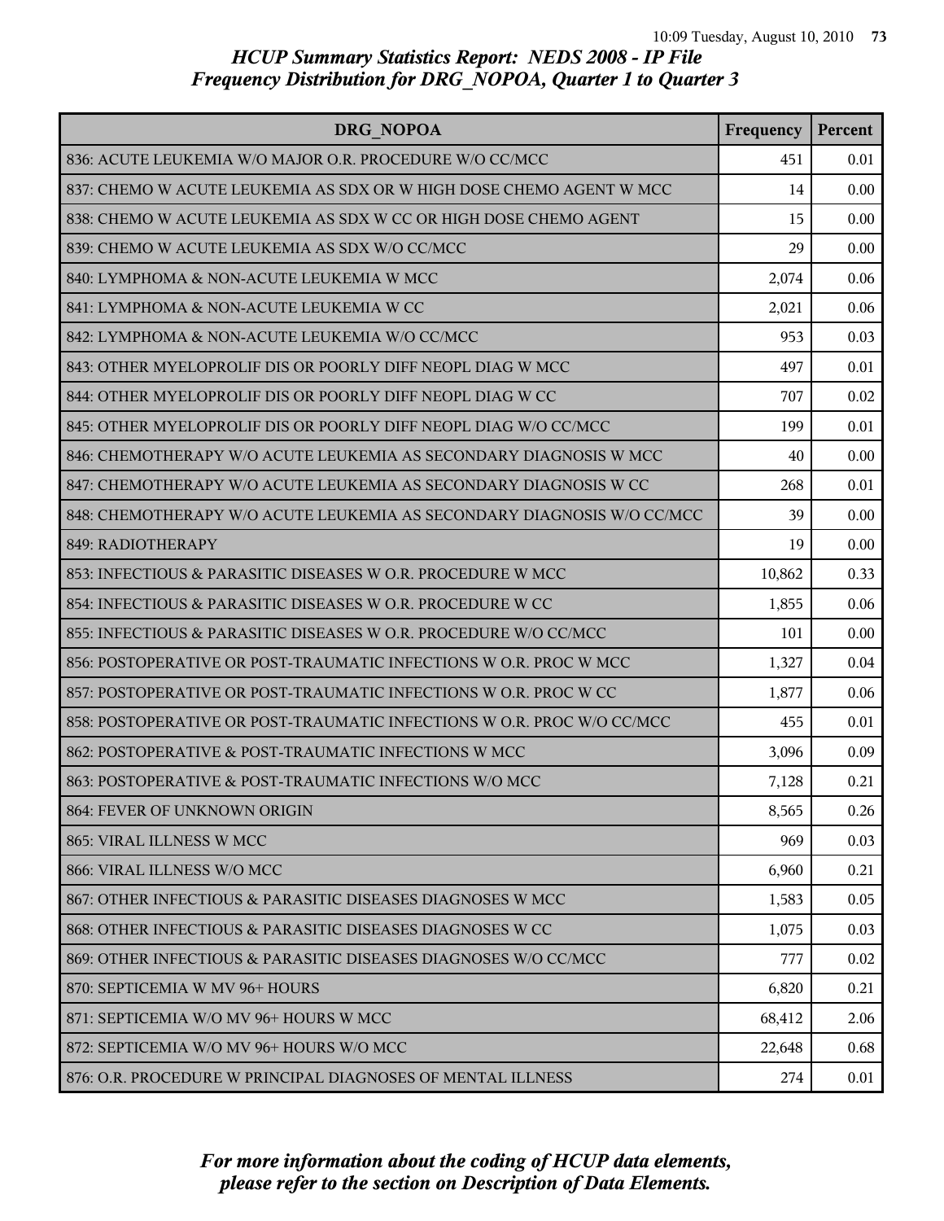## HCUP Summary Statistics Report: NEDS 2008 - IP File
### Frequency Distribution for DRG_NOPOA, Quarter 1 to Quarter 3

| DRG_NOPOA | Frequency | Percent |
|---|---|---|
| 836: ACUTE LEUKEMIA W/O MAJOR O.R. PROCEDURE W/O CC/MCC | 451 | 0.01 |
| 837: CHEMO W ACUTE LEUKEMIA AS SDX OR W HIGH DOSE CHEMO AGENT W MCC | 14 | 0.00 |
| 838: CHEMO W ACUTE LEUKEMIA AS SDX W CC OR HIGH DOSE CHEMO AGENT | 15 | 0.00 |
| 839: CHEMO W ACUTE LEUKEMIA AS SDX W/O CC/MCC | 29 | 0.00 |
| 840: LYMPHOMA & NON-ACUTE LEUKEMIA W MCC | 2,074 | 0.06 |
| 841: LYMPHOMA & NON-ACUTE LEUKEMIA W CC | 2,021 | 0.06 |
| 842: LYMPHOMA & NON-ACUTE LEUKEMIA W/O CC/MCC | 953 | 0.03 |
| 843: OTHER MYELOPROLIF DIS OR POORLY DIFF NEOPL DIAG W MCC | 497 | 0.01 |
| 844: OTHER MYELOPROLIF DIS OR POORLY DIFF NEOPL DIAG W CC | 707 | 0.02 |
| 845: OTHER MYELOPROLIF DIS OR POORLY DIFF NEOPL DIAG W/O CC/MCC | 199 | 0.01 |
| 846: CHEMOTHERAPY W/O ACUTE LEUKEMIA AS SECONDARY DIAGNOSIS W MCC | 40 | 0.00 |
| 847: CHEMOTHERAPY W/O ACUTE LEUKEMIA AS SECONDARY DIAGNOSIS W CC | 268 | 0.01 |
| 848: CHEMOTHERAPY W/O ACUTE LEUKEMIA AS SECONDARY DIAGNOSIS W/O CC/MCC | 39 | 0.00 |
| 849: RADIOTHERAPY | 19 | 0.00 |
| 853: INFECTIOUS & PARASITIC DISEASES W O.R. PROCEDURE W MCC | 10,862 | 0.33 |
| 854: INFECTIOUS & PARASITIC DISEASES W O.R. PROCEDURE W CC | 1,855 | 0.06 |
| 855: INFECTIOUS & PARASITIC DISEASES W O.R. PROCEDURE W/O CC/MCC | 101 | 0.00 |
| 856: POSTOPERATIVE OR POST-TRAUMATIC INFECTIONS W O.R. PROC W MCC | 1,327 | 0.04 |
| 857: POSTOPERATIVE OR POST-TRAUMATIC INFECTIONS W O.R. PROC W CC | 1,877 | 0.06 |
| 858: POSTOPERATIVE OR POST-TRAUMATIC INFECTIONS W O.R. PROC W/O CC/MCC | 455 | 0.01 |
| 862: POSTOPERATIVE & POST-TRAUMATIC INFECTIONS W MCC | 3,096 | 0.09 |
| 863: POSTOPERATIVE & POST-TRAUMATIC INFECTIONS W/O MCC | 7,128 | 0.21 |
| 864: FEVER OF UNKNOWN ORIGIN | 8,565 | 0.26 |
| 865: VIRAL ILLNESS W MCC | 969 | 0.03 |
| 866: VIRAL ILLNESS W/O MCC | 6,960 | 0.21 |
| 867: OTHER INFECTIOUS & PARASITIC DISEASES DIAGNOSES W MCC | 1,583 | 0.05 |
| 868: OTHER INFECTIOUS & PARASITIC DISEASES DIAGNOSES W CC | 1,075 | 0.03 |
| 869: OTHER INFECTIOUS & PARASITIC DISEASES DIAGNOSES W/O CC/MCC | 777 | 0.02 |
| 870: SEPTICEMIA W MV 96+ HOURS | 6,820 | 0.21 |
| 871: SEPTICEMIA W/O MV 96+ HOURS W MCC | 68,412 | 2.06 |
| 872: SEPTICEMIA W/O MV 96+ HOURS W/O MCC | 22,648 | 0.68 |
| 876: O.R. PROCEDURE W PRINCIPAL DIAGNOSES OF MENTAL ILLNESS | 274 | 0.01 |

*For more information about the coding of HCUP data elements, please refer to the section on Description of Data Elements.*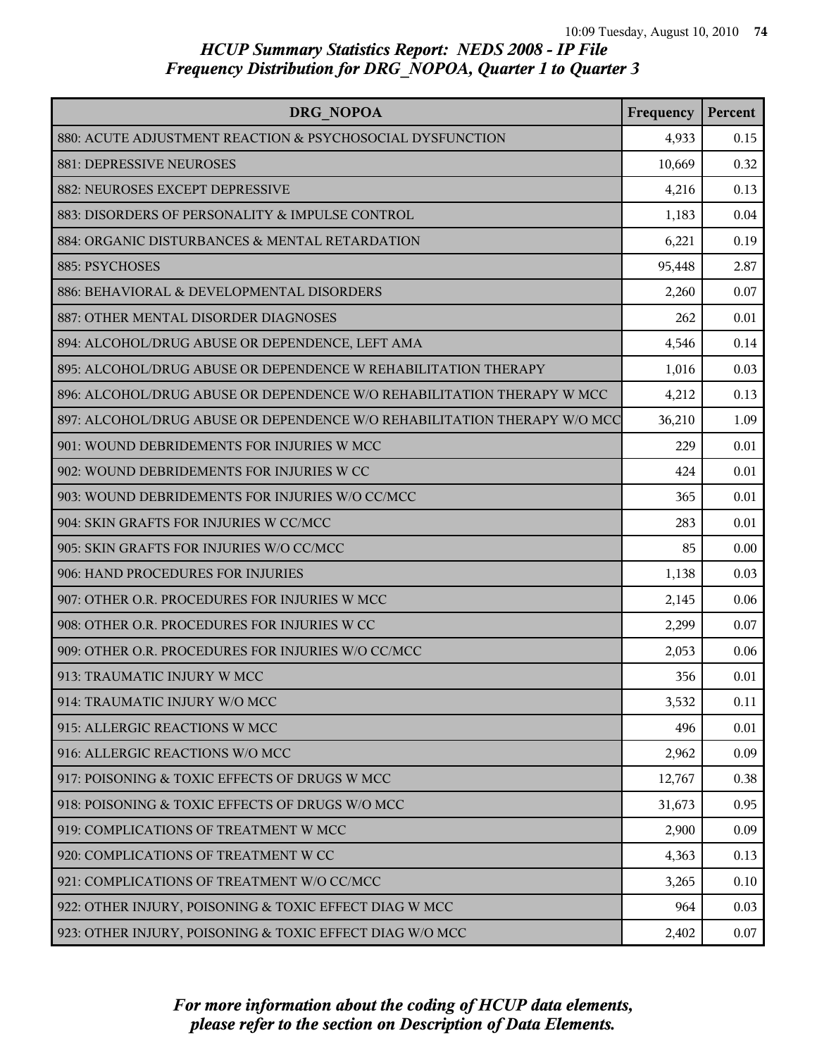# HCUP Summary Statistics Report: NEDS 2008 - IP File
## Frequency Distribution for DRG_NOPOA, Quarter 1 to Quarter 3

| DRG_NOPOA | Frequency | Percent |
|---|---|---|
| 880: ACUTE ADJUSTMENT REACTION & PSYCHOSOCIAL DYSFUNCTION | 4,933 | 0.15 |
| 881: DEPRESSIVE NEUROSES | 10,669 | 0.32 |
| 882: NEUROSES EXCEPT DEPRESSIVE | 4,216 | 0.13 |
| 883: DISORDERS OF PERSONALITY & IMPULSE CONTROL | 1,183 | 0.04 |
| 884: ORGANIC DISTURBANCES & MENTAL RETARDATION | 6,221 | 0.19 |
| 885: PSYCHOSES | 95,448 | 2.87 |
| 886: BEHAVIORAL & DEVELOPMENTAL DISORDERS | 2,260 | 0.07 |
| 887: OTHER MENTAL DISORDER DIAGNOSES | 262 | 0.01 |
| 894: ALCOHOL/DRUG ABUSE OR DEPENDENCE, LEFT AMA | 4,546 | 0.14 |
| 895: ALCOHOL/DRUG ABUSE OR DEPENDENCE W REHABILITATION THERAPY | 1,016 | 0.03 |
| 896: ALCOHOL/DRUG ABUSE OR DEPENDENCE W/O REHABILITATION THERAPY W MCC | 4,212 | 0.13 |
| 897: ALCOHOL/DRUG ABUSE OR DEPENDENCE W/O REHABILITATION THERAPY W/O MCC | 36,210 | 1.09 |
| 901: WOUND DEBRIDEMENTS FOR INJURIES W MCC | 229 | 0.01 |
| 902: WOUND DEBRIDEMENTS FOR INJURIES W CC | 424 | 0.01 |
| 903: WOUND DEBRIDEMENTS FOR INJURIES W/O CC/MCC | 365 | 0.01 |
| 904: SKIN GRAFTS FOR INJURIES W CC/MCC | 283 | 0.01 |
| 905: SKIN GRAFTS FOR INJURIES W/O CC/MCC | 85 | 0.00 |
| 906: HAND PROCEDURES FOR INJURIES | 1,138 | 0.03 |
| 907: OTHER O.R. PROCEDURES FOR INJURIES W MCC | 2,145 | 0.06 |
| 908: OTHER O.R. PROCEDURES FOR INJURIES W CC | 2,299 | 0.07 |
| 909: OTHER O.R. PROCEDURES FOR INJURIES W/O CC/MCC | 2,053 | 0.06 |
| 913: TRAUMATIC INJURY W MCC | 356 | 0.01 |
| 914: TRAUMATIC INJURY W/O MCC | 3,532 | 0.11 |
| 915: ALLERGIC REACTIONS W MCC | 496 | 0.01 |
| 916: ALLERGIC REACTIONS W/O MCC | 2,962 | 0.09 |
| 917: POISONING & TOXIC EFFECTS OF DRUGS W MCC | 12,767 | 0.38 |
| 918: POISONING & TOXIC EFFECTS OF DRUGS W/O MCC | 31,673 | 0.95 |
| 919: COMPLICATIONS OF TREATMENT W MCC | 2,900 | 0.09 |
| 920: COMPLICATIONS OF TREATMENT W CC | 4,363 | 0.13 |
| 921: COMPLICATIONS OF TREATMENT W/O CC/MCC | 3,265 | 0.10 |
| 922: OTHER INJURY, POISONING & TOXIC EFFECT DIAG W MCC | 964 | 0.03 |
| 923: OTHER INJURY, POISONING & TOXIC EFFECT DIAG W/O MCC | 2,402 | 0.07 |

*For more information about the coding of HCUP data elements, please refer to the section on Description of Data Elements.*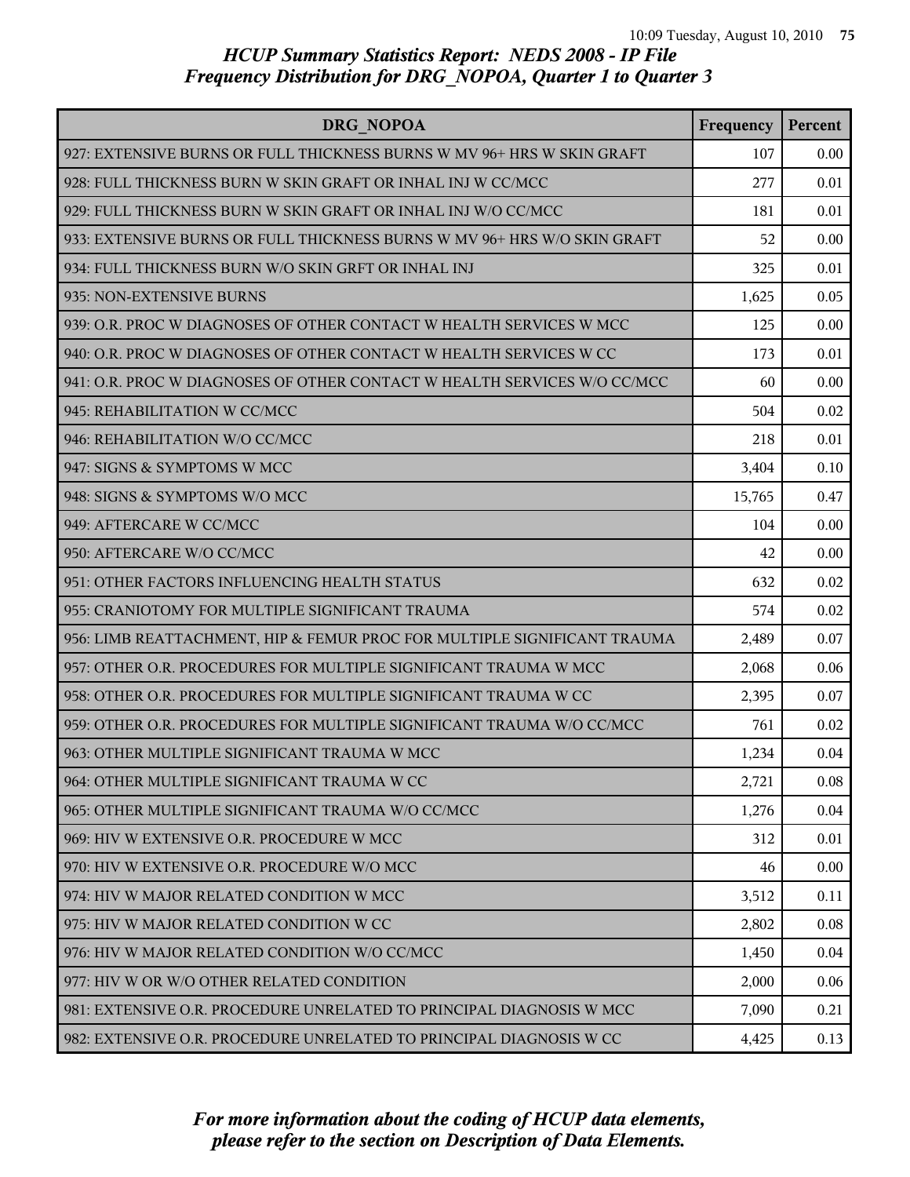# HCUP Summary Statistics Report: NEDS 2008 - IP File
## Frequency Distribution for DRG_NOPOA, Quarter 1 to Quarter 3

| DRG_NOPOA | Frequency | Percent |
|---|---|---|
| 927: EXTENSIVE BURNS OR FULL THICKNESS BURNS W MV 96+ HRS W SKIN GRAFT | 107 | 0.00 |
| 928: FULL THICKNESS BURN W SKIN GRAFT OR INHAL INJ W CC/MCC | 277 | 0.01 |
| 929: FULL THICKNESS BURN W SKIN GRAFT OR INHAL INJ W/O CC/MCC | 181 | 0.01 |
| 933: EXTENSIVE BURNS OR FULL THICKNESS BURNS W MV 96+ HRS W/O SKIN GRAFT | 52 | 0.00 |
| 934: FULL THICKNESS BURN W/O SKIN GRFT OR INHAL INJ | 325 | 0.01 |
| 935: NON-EXTENSIVE BURNS | 1,625 | 0.05 |
| 939: O.R. PROC W DIAGNOSES OF OTHER CONTACT W HEALTH SERVICES W MCC | 125 | 0.00 |
| 940: O.R. PROC W DIAGNOSES OF OTHER CONTACT W HEALTH SERVICES W CC | 173 | 0.01 |
| 941: O.R. PROC W DIAGNOSES OF OTHER CONTACT W HEALTH SERVICES W/O CC/MCC | 60 | 0.00 |
| 945: REHABILITATION W CC/MCC | 504 | 0.02 |
| 946: REHABILITATION W/O CC/MCC | 218 | 0.01 |
| 947: SIGNS & SYMPTOMS W MCC | 3,404 | 0.10 |
| 948: SIGNS & SYMPTOMS W/O MCC | 15,765 | 0.47 |
| 949: AFTERCARE W CC/MCC | 104 | 0.00 |
| 950: AFTERCARE W/O CC/MCC | 42 | 0.00 |
| 951: OTHER FACTORS INFLUENCING HEALTH STATUS | 632 | 0.02 |
| 955: CRANIOTOMY FOR MULTIPLE SIGNIFICANT TRAUMA | 574 | 0.02 |
| 956: LIMB REATTACHMENT, HIP & FEMUR PROC FOR MULTIPLE SIGNIFICANT TRAUMA | 2,489 | 0.07 |
| 957: OTHER O.R. PROCEDURES FOR MULTIPLE SIGNIFICANT TRAUMA W MCC | 2,068 | 0.06 |
| 958: OTHER O.R. PROCEDURES FOR MULTIPLE SIGNIFICANT TRAUMA W CC | 2,395 | 0.07 |
| 959: OTHER O.R. PROCEDURES FOR MULTIPLE SIGNIFICANT TRAUMA W/O CC/MCC | 761 | 0.02 |
| 963: OTHER MULTIPLE SIGNIFICANT TRAUMA W MCC | 1,234 | 0.04 |
| 964: OTHER MULTIPLE SIGNIFICANT TRAUMA W CC | 2,721 | 0.08 |
| 965: OTHER MULTIPLE SIGNIFICANT TRAUMA W/O CC/MCC | 1,276 | 0.04 |
| 969: HIV W EXTENSIVE O.R. PROCEDURE W MCC | 312 | 0.01 |
| 970: HIV W EXTENSIVE O.R. PROCEDURE W/O MCC | 46 | 0.00 |
| 974: HIV W MAJOR RELATED CONDITION W MCC | 3,512 | 0.11 |
| 975: HIV W MAJOR RELATED CONDITION W CC | 2,802 | 0.08 |
| 976: HIV W MAJOR RELATED CONDITION W/O CC/MCC | 1,450 | 0.04 |
| 977: HIV W OR W/O OTHER RELATED CONDITION | 2,000 | 0.06 |
| 981: EXTENSIVE O.R. PROCEDURE UNRELATED TO PRINCIPAL DIAGNOSIS W MCC | 7,090 | 0.21 |
| 982: EXTENSIVE O.R. PROCEDURE UNRELATED TO PRINCIPAL DIAGNOSIS W CC | 4,425 | 0.13 |

*For more information about the coding of HCUP data elements, please refer to the section on Description of Data Elements.*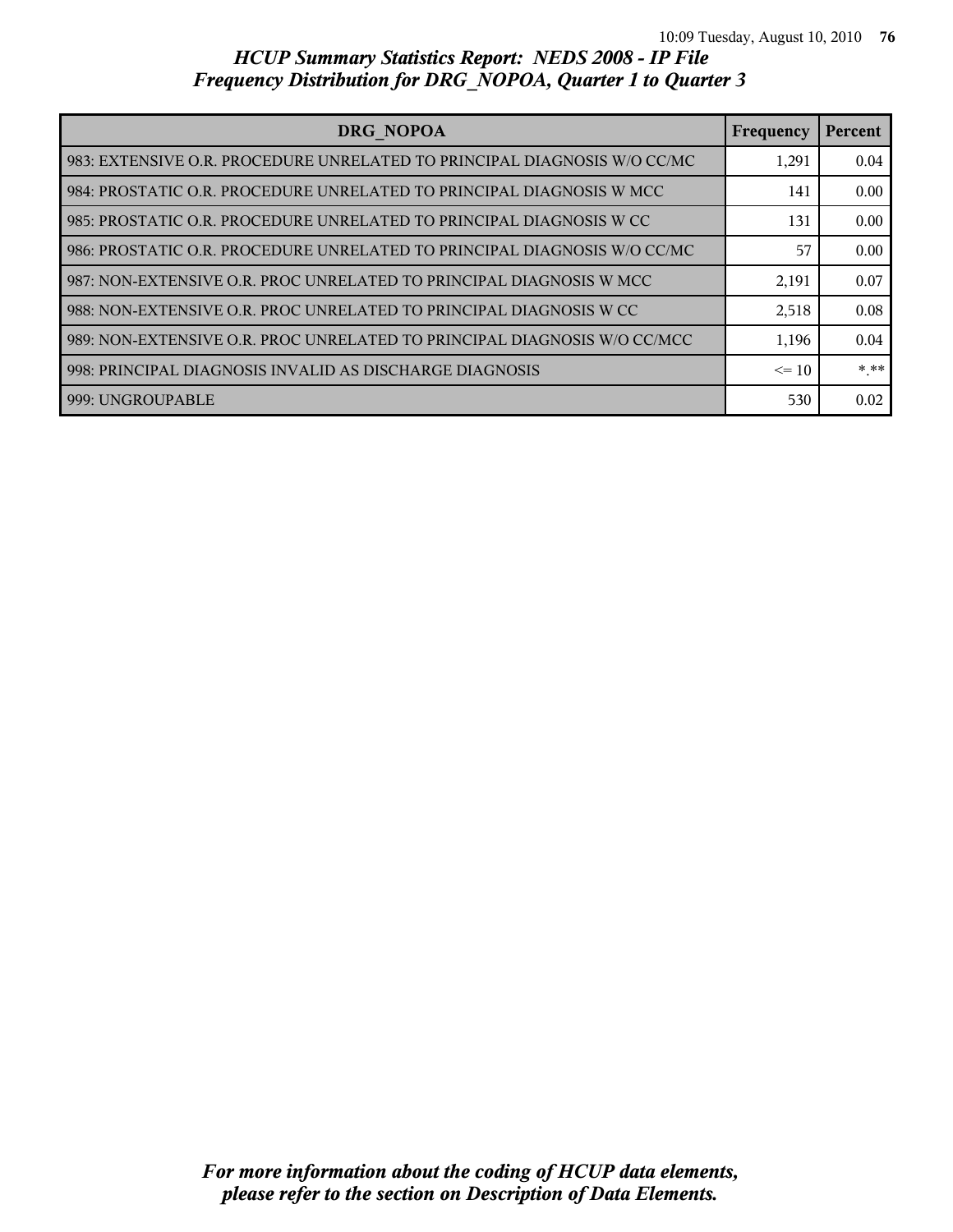## HCUP Summary Statistics Report: NEDS 2008 - IP File

## Frequency Distribution for DRG_NOPOA, Quarter 1 to Quarter 3

| DRG_NOPOA | Frequency | Percent |
|---|---|---|
| 983: EXTENSIVE O.R. PROCEDURE UNRELATED TO PRINCIPAL DIAGNOSIS W/O CC/MC | 1,291 | 0.04 |
| 984: PROSTATIC O.R. PROCEDURE UNRELATED TO PRINCIPAL DIAGNOSIS W MCC | 141 | 0.00 |
| 985: PROSTATIC O.R. PROCEDURE UNRELATED TO PRINCIPAL DIAGNOSIS W CC | 131 | 0.00 |
| 986: PROSTATIC O.R. PROCEDURE UNRELATED TO PRINCIPAL DIAGNOSIS W/O CC/MC | 57 | 0.00 |
| 987: NON-EXTENSIVE O.R. PROC UNRELATED TO PRINCIPAL DIAGNOSIS W MCC | 2,191 | 0.07 |
| 988: NON-EXTENSIVE O.R. PROC UNRELATED TO PRINCIPAL DIAGNOSIS W CC | 2,518 | 0.08 |
| 989: NON-EXTENSIVE O.R. PROC UNRELATED TO PRINCIPAL DIAGNOSIS W/O CC/MCC | 1,196 | 0.04 |
| 998: PRINCIPAL DIAGNOSIS INVALID AS DISCHARGE DIAGNOSIS | <= 10 | *.** |
| 999: UNGROUPABLE | 530 | 0.02 |

*For more information about the coding of HCUP data elements, please refer to the section on Description of Data Elements.*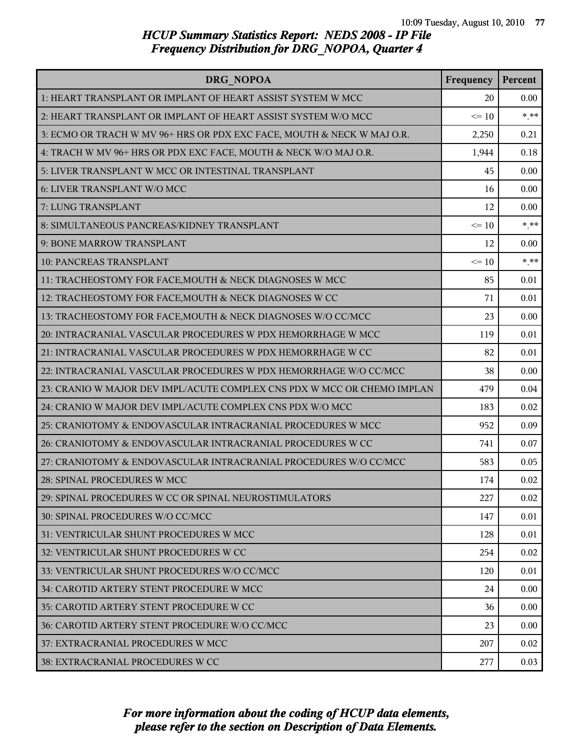# HCUP Summary Statistics Report: NEDS 2008 - IP File
## Frequency Distribution for DRG_NOPOA, Quarter 4

| DRG_NOPOA | Frequency | Percent |
|---|---|---|
| 1: HEART TRANSPLANT OR IMPLANT OF HEART ASSIST SYSTEM W MCC | 20 | 0.00 |
| 2: HEART TRANSPLANT OR IMPLANT OF HEART ASSIST SYSTEM W/O MCC | <= 10 | *.** |
| 3: ECMO OR TRACH W MV 96+ HRS OR PDX EXC FACE, MOUTH & NECK W MAJ O.R. | 2,250 | 0.21 |
| 4: TRACH W MV 96+ HRS OR PDX EXC FACE, MOUTH & NECK W/O MAJ O.R. | 1,944 | 0.18 |
| 5: LIVER TRANSPLANT W MCC OR INTESTINAL TRANSPLANT | 45 | 0.00 |
| 6: LIVER TRANSPLANT W/O MCC | 16 | 0.00 |
| 7: LUNG TRANSPLANT | 12 | 0.00 |
| 8: SIMULTANEOUS PANCREAS/KIDNEY TRANSPLANT | <= 10 | *.** |
| 9: BONE MARROW TRANSPLANT | 12 | 0.00 |
| 10: PANCREAS TRANSPLANT | <= 10 | *.** |
| 11: TRACHEOSTOMY FOR FACE,MOUTH & NECK DIAGNOSES W MCC | 85 | 0.01 |
| 12: TRACHEOSTOMY FOR FACE,MOUTH & NECK DIAGNOSES W CC | 71 | 0.01 |
| 13: TRACHEOSTOMY FOR FACE,MOUTH & NECK DIAGNOSES W/O CC/MCC | 23 | 0.00 |
| 20: INTRACRANIAL VASCULAR PROCEDURES W PDX HEMORRHAGE W MCC | 119 | 0.01 |
| 21: INTRACRANIAL VASCULAR PROCEDURES W PDX HEMORRHAGE W CC | 82 | 0.01 |
| 22: INTRACRANIAL VASCULAR PROCEDURES W PDX HEMORRHAGE W/O CC/MCC | 38 | 0.00 |
| 23: CRANIO W MAJOR DEV IMPL/ACUTE COMPLEX CNS PDX W MCC OR CHEMO IMPLAN | 479 | 0.04 |
| 24: CRANIO W MAJOR DEV IMPL/ACUTE COMPLEX CNS PDX W/O MCC | 183 | 0.02 |
| 25: CRANIOTOMY & ENDOVASCULAR INTRACRANIAL PROCEDURES W MCC | 952 | 0.09 |
| 26: CRANIOTOMY & ENDOVASCULAR INTRACRANIAL PROCEDURES W CC | 741 | 0.07 |
| 27: CRANIOTOMY & ENDOVASCULAR INTRACRANIAL PROCEDURES W/O CC/MCC | 583 | 0.05 |
| 28: SPINAL PROCEDURES W MCC | 174 | 0.02 |
| 29: SPINAL PROCEDURES W CC OR SPINAL NEUROSTIMULATORS | 227 | 0.02 |
| 30: SPINAL PROCEDURES W/O CC/MCC | 147 | 0.01 |
| 31: VENTRICULAR SHUNT PROCEDURES W MCC | 128 | 0.01 |
| 32: VENTRICULAR SHUNT PROCEDURES W CC | 254 | 0.02 |
| 33: VENTRICULAR SHUNT PROCEDURES W/O CC/MCC | 120 | 0.01 |
| 34: CAROTID ARTERY STENT PROCEDURE W MCC | 24 | 0.00 |
| 35: CAROTID ARTERY STENT PROCEDURE W CC | 36 | 0.00 |
| 36: CAROTID ARTERY STENT PROCEDURE W/O CC/MCC | 23 | 0.00 |
| 37: EXTRACRANIAL PROCEDURES W MCC | 207 | 0.02 |
| 38: EXTRACRANIAL PROCEDURES W CC | 277 | 0.03 |

*For more information about the coding of HCUP data elements, please refer to the section on Description of Data Elements.*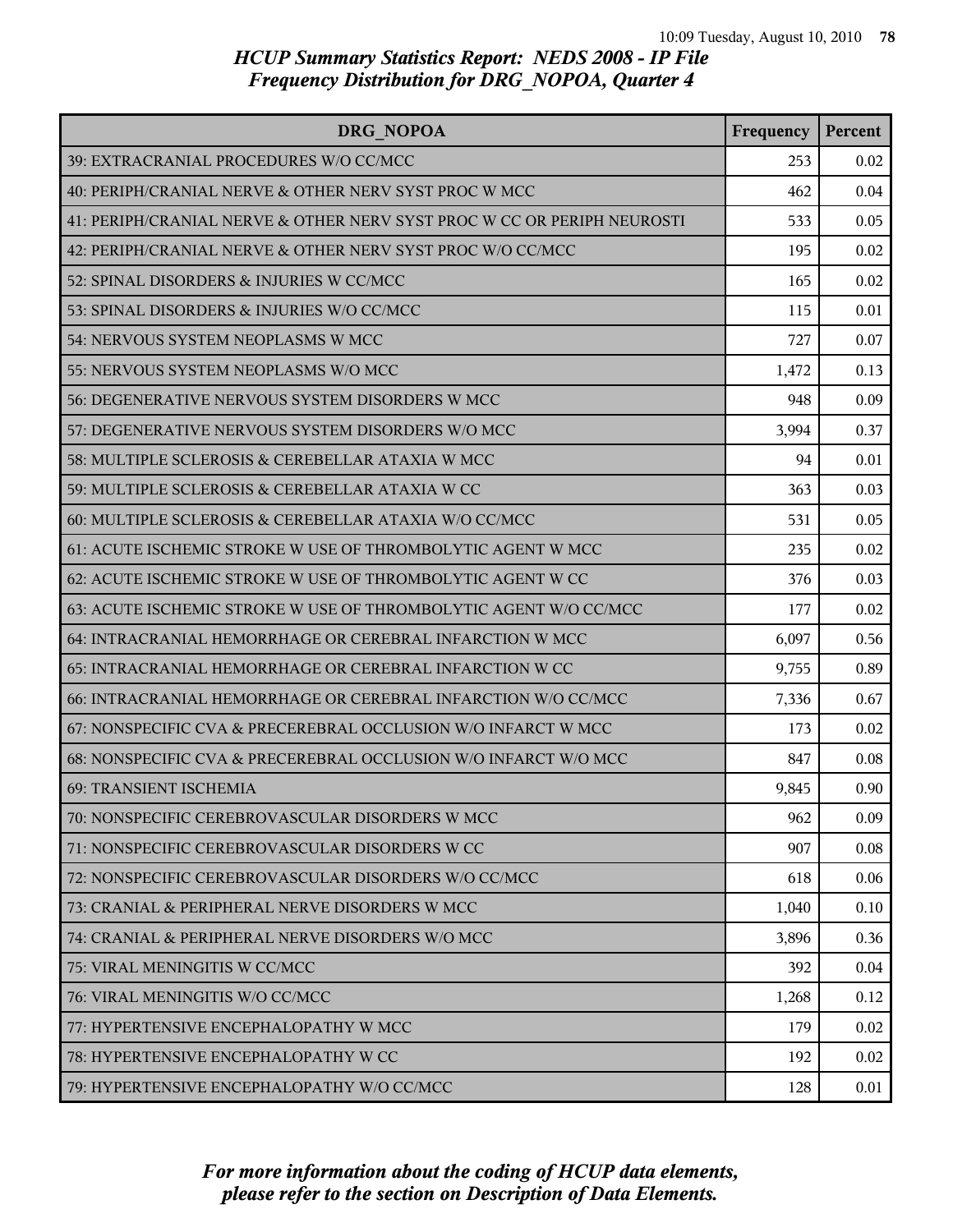# HCUP Summary Statistics Report: NEDS 2008 - IP File
## Frequency Distribution for DRG_NOPOA, Quarter 4

| DRG_NOPOA | Frequency | Percent |
|---|---|---|
| 39: EXTRACRANIAL PROCEDURES W/O CC/MCC | 253 | 0.02 |
| 40: PERIPH/CRANIAL NERVE & OTHER NERV SYST PROC W MCC | 462 | 0.04 |
| 41: PERIPH/CRANIAL NERVE & OTHER NERV SYST PROC W CC OR PERIPH NEUROSTI | 533 | 0.05 |
| 42: PERIPH/CRANIAL NERVE & OTHER NERV SYST PROC W/O CC/MCC | 195 | 0.02 |
| 52: SPINAL DISORDERS & INJURIES W CC/MCC | 165 | 0.02 |
| 53: SPINAL DISORDERS & INJURIES W/O CC/MCC | 115 | 0.01 |
| 54: NERVOUS SYSTEM NEOPLASMS W MCC | 727 | 0.07 |
| 55: NERVOUS SYSTEM NEOPLASMS W/O MCC | 1,472 | 0.13 |
| 56: DEGENERATIVE NERVOUS SYSTEM DISORDERS W MCC | 948 | 0.09 |
| 57: DEGENERATIVE NERVOUS SYSTEM DISORDERS W/O MCC | 3,994 | 0.37 |
| 58: MULTIPLE SCLEROSIS & CEREBELLAR ATAXIA W MCC | 94 | 0.01 |
| 59: MULTIPLE SCLEROSIS & CEREBELLAR ATAXIA W CC | 363 | 0.03 |
| 60: MULTIPLE SCLEROSIS & CEREBELLAR ATAXIA W/O CC/MCC | 531 | 0.05 |
| 61: ACUTE ISCHEMIC STROKE W USE OF THROMBOLYTIC AGENT W MCC | 235 | 0.02 |
| 62: ACUTE ISCHEMIC STROKE W USE OF THROMBOLYTIC AGENT W CC | 376 | 0.03 |
| 63: ACUTE ISCHEMIC STROKE W USE OF THROMBOLYTIC AGENT W/O CC/MCC | 177 | 0.02 |
| 64: INTRACRANIAL HEMORRHAGE OR CEREBRAL INFARCTION W MCC | 6,097 | 0.56 |
| 65: INTRACRANIAL HEMORRHAGE OR CEREBRAL INFARCTION W CC | 9,755 | 0.89 |
| 66: INTRACRANIAL HEMORRHAGE OR CEREBRAL INFARCTION W/O CC/MCC | 7,336 | 0.67 |
| 67: NONSPECIFIC CVA & PRECEREBRAL OCCLUSION W/O INFARCT W MCC | 173 | 0.02 |
| 68: NONSPECIFIC CVA & PRECEREBRAL OCCLUSION W/O INFARCT W/O MCC | 847 | 0.08 |
| 69: TRANSIENT ISCHEMIA | 9,845 | 0.90 |
| 70: NONSPECIFIC CEREBROVASCULAR DISORDERS W MCC | 962 | 0.09 |
| 71: NONSPECIFIC CEREBROVASCULAR DISORDERS W CC | 907 | 0.08 |
| 72: NONSPECIFIC CEREBROVASCULAR DISORDERS W/O CC/MCC | 618 | 0.06 |
| 73: CRANIAL & PERIPHERAL NERVE DISORDERS W MCC | 1,040 | 0.10 |
| 74: CRANIAL & PERIPHERAL NERVE DISORDERS W/O MCC | 3,896 | 0.36 |
| 75: VIRAL MENINGITIS W CC/MCC | 392 | 0.04 |
| 76: VIRAL MENINGITIS W/O CC/MCC | 1,268 | 0.12 |
| 77: HYPERTENSIVE ENCEPHALOPATHY W MCC | 179 | 0.02 |
| 78: HYPERTENSIVE ENCEPHALOPATHY W CC | 192 | 0.02 |
| 79: HYPERTENSIVE ENCEPHALOPATHY W/O CC/MCC | 128 | 0.01 |

*For more information about the coding of HCUP data elements, please refer to the section on Description of Data Elements.*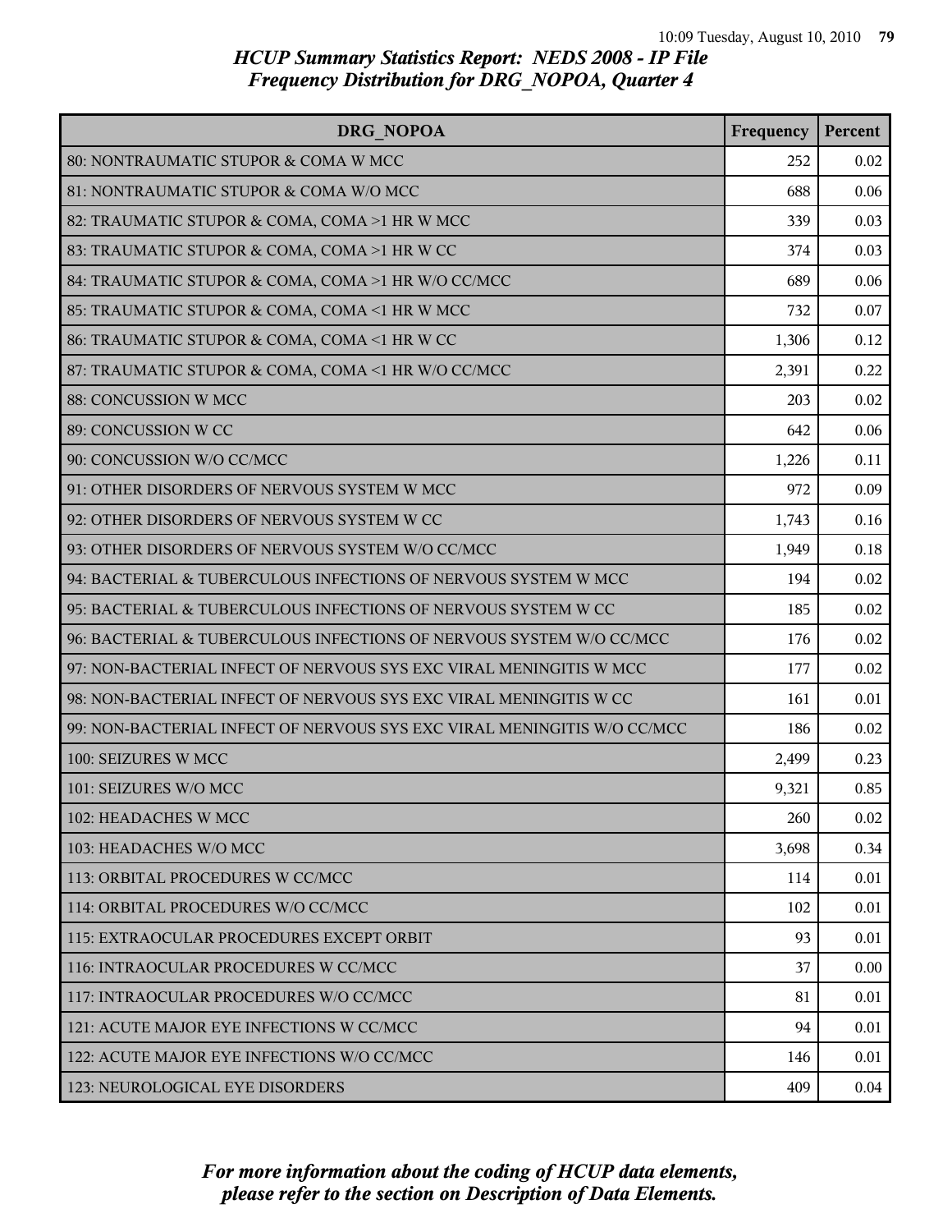*HCUP Summary Statistics Report: NEDS 2008 - IP File*
*Frequency Distribution for DRG_NOPOA, Quarter 4*

| DRG_NOPOA | Frequency | Percent |
|---|---|---|
| 80: NONTRAUMATIC STUPOR & COMA W MCC | 252 | 0.02 |
| 81: NONTRAUMATIC STUPOR & COMA W/O MCC | 688 | 0.06 |
| 82: TRAUMATIC STUPOR & COMA, COMA >1 HR W MCC | 339 | 0.03 |
| 83: TRAUMATIC STUPOR & COMA, COMA >1 HR W CC | 374 | 0.03 |
| 84: TRAUMATIC STUPOR & COMA, COMA >1 HR W/O CC/MCC | 689 | 0.06 |
| 85: TRAUMATIC STUPOR & COMA, COMA <1 HR W MCC | 732 | 0.07 |
| 86: TRAUMATIC STUPOR & COMA, COMA <1 HR W CC | 1,306 | 0.12 |
| 87: TRAUMATIC STUPOR & COMA, COMA <1 HR W/O CC/MCC | 2,391 | 0.22 |
| 88: CONCUSSION W MCC | 203 | 0.02 |
| 89: CONCUSSION W CC | 642 | 0.06 |
| 90: CONCUSSION W/O CC/MCC | 1,226 | 0.11 |
| 91: OTHER DISORDERS OF NERVOUS SYSTEM W MCC | 972 | 0.09 |
| 92: OTHER DISORDERS OF NERVOUS SYSTEM W CC | 1,743 | 0.16 |
| 93: OTHER DISORDERS OF NERVOUS SYSTEM W/O CC/MCC | 1,949 | 0.18 |
| 94: BACTERIAL & TUBERCULOUS INFECTIONS OF NERVOUS SYSTEM W MCC | 194 | 0.02 |
| 95: BACTERIAL & TUBERCULOUS INFECTIONS OF NERVOUS SYSTEM W CC | 185 | 0.02 |
| 96: BACTERIAL & TUBERCULOUS INFECTIONS OF NERVOUS SYSTEM W/O CC/MCC | 176 | 0.02 |
| 97: NON-BACTERIAL INFECT OF NERVOUS SYS EXC VIRAL MENINGITIS W MCC | 177 | 0.02 |
| 98: NON-BACTERIAL INFECT OF NERVOUS SYS EXC VIRAL MENINGITIS W CC | 161 | 0.01 |
| 99: NON-BACTERIAL INFECT OF NERVOUS SYS EXC VIRAL MENINGITIS W/O CC/MCC | 186 | 0.02 |
| 100: SEIZURES W MCC | 2,499 | 0.23 |
| 101: SEIZURES W/O MCC | 9,321 | 0.85 |
| 102: HEADACHES W MCC | 260 | 0.02 |
| 103: HEADACHES W/O MCC | 3,698 | 0.34 |
| 113: ORBITAL PROCEDURES W CC/MCC | 114 | 0.01 |
| 114: ORBITAL PROCEDURES W/O CC/MCC | 102 | 0.01 |
| 115: EXTRAOCULAR PROCEDURES EXCEPT ORBIT | 93 | 0.01 |
| 116: INTRAOCULAR PROCEDURES W CC/MCC | 37 | 0.00 |
| 117: INTRAOCULAR PROCEDURES W/O CC/MCC | 81 | 0.01 |
| 121: ACUTE MAJOR EYE INFECTIONS W CC/MCC | 94 | 0.01 |
| 122: ACUTE MAJOR EYE INFECTIONS W/O CC/MCC | 146 | 0.01 |
| 123: NEUROLOGICAL EYE DISORDERS | 409 | 0.04 |

*For more information about the coding of HCUP data elements, please refer to the section on Description of Data Elements.*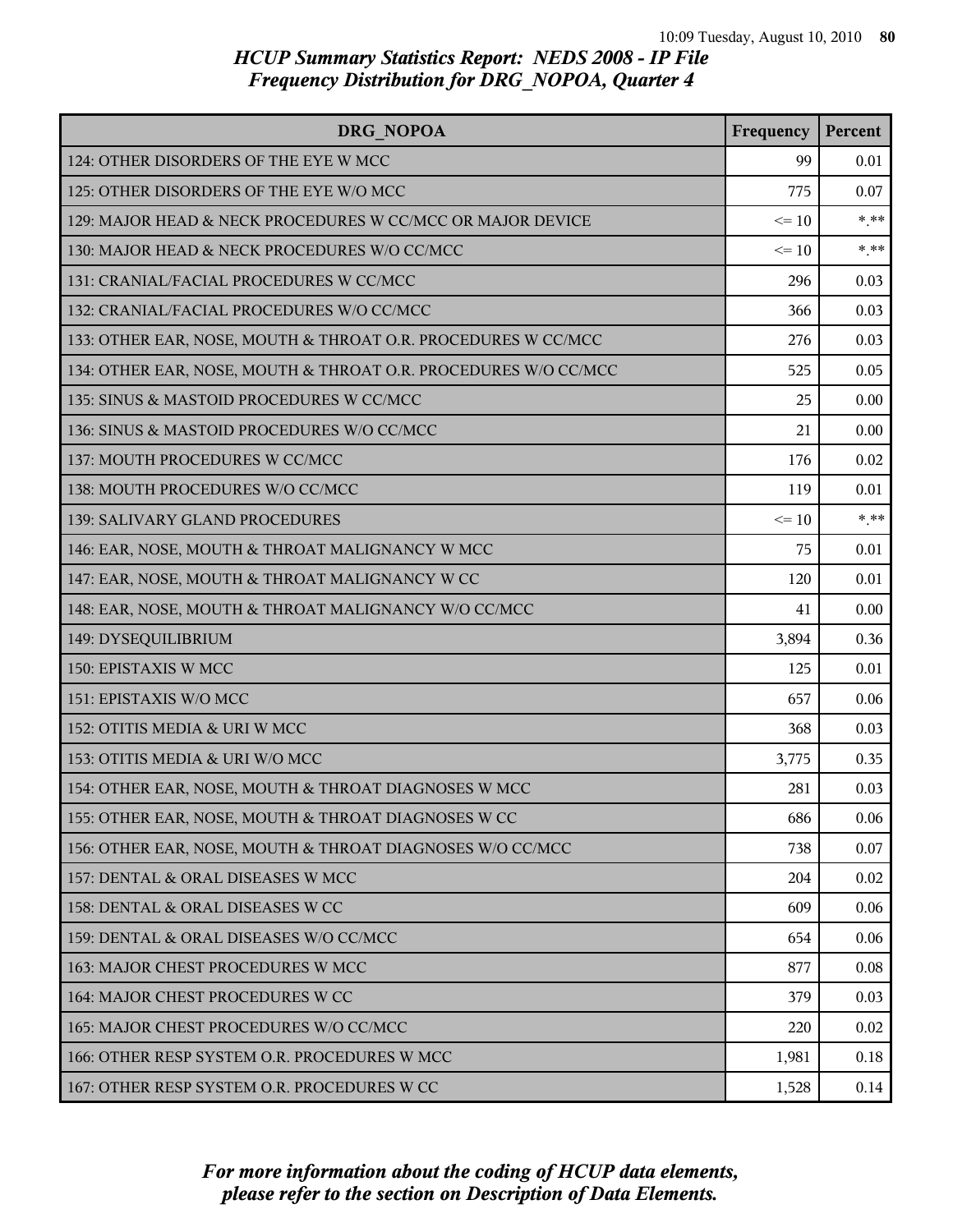# HCUP Summary Statistics Report: NEDS 2008 - IP File
## Frequency Distribution for DRG_NOPOA, Quarter 4

| DRG_NOPOA | Frequency | Percent |
|---|---|---|
| 124: OTHER DISORDERS OF THE EYE W MCC | 99 | 0.01 |
| 125: OTHER DISORDERS OF THE EYE W/O MCC | 775 | 0.07 |
| 129: MAJOR HEAD & NECK PROCEDURES W CC/MCC OR MAJOR DEVICE | <= 10 | *.** |
| 130: MAJOR HEAD & NECK PROCEDURES W/O CC/MCC | <= 10 | *.** |
| 131: CRANIAL/FACIAL PROCEDURES W CC/MCC | 296 | 0.03 |
| 132: CRANIAL/FACIAL PROCEDURES W/O CC/MCC | 366 | 0.03 |
| 133: OTHER EAR, NOSE, MOUTH & THROAT O.R. PROCEDURES W CC/MCC | 276 | 0.03 |
| 134: OTHER EAR, NOSE, MOUTH & THROAT O.R. PROCEDURES W/O CC/MCC | 525 | 0.05 |
| 135: SINUS & MASTOID PROCEDURES W CC/MCC | 25 | 0.00 |
| 136: SINUS & MASTOID PROCEDURES W/O CC/MCC | 21 | 0.00 |
| 137: MOUTH PROCEDURES W CC/MCC | 176 | 0.02 |
| 138: MOUTH PROCEDURES W/O CC/MCC | 119 | 0.01 |
| 139: SALIVARY GLAND PROCEDURES | <= 10 | *.** |
| 146: EAR, NOSE, MOUTH & THROAT MALIGNANCY W MCC | 75 | 0.01 |
| 147: EAR, NOSE, MOUTH & THROAT MALIGNANCY W CC | 120 | 0.01 |
| 148: EAR, NOSE, MOUTH & THROAT MALIGNANCY W/O CC/MCC | 41 | 0.00 |
| 149: DYSEQUILIBRIUM | 3,894 | 0.36 |
| 150: EPISTAXIS W MCC | 125 | 0.01 |
| 151: EPISTAXIS W/O MCC | 657 | 0.06 |
| 152: OTITIS MEDIA & URI W MCC | 368 | 0.03 |
| 153: OTITIS MEDIA & URI W/O MCC | 3,775 | 0.35 |
| 154: OTHER EAR, NOSE, MOUTH & THROAT DIAGNOSES W MCC | 281 | 0.03 |
| 155: OTHER EAR, NOSE, MOUTH & THROAT DIAGNOSES W CC | 686 | 0.06 |
| 156: OTHER EAR, NOSE, MOUTH & THROAT DIAGNOSES W/O CC/MCC | 738 | 0.07 |
| 157: DENTAL & ORAL DISEASES W MCC | 204 | 0.02 |
| 158: DENTAL & ORAL DISEASES W CC | 609 | 0.06 |
| 159: DENTAL & ORAL DISEASES W/O CC/MCC | 654 | 0.06 |
| 163: MAJOR CHEST PROCEDURES W MCC | 877 | 0.08 |
| 164: MAJOR CHEST PROCEDURES W CC | 379 | 0.03 |
| 165: MAJOR CHEST PROCEDURES W/O CC/MCC | 220 | 0.02 |
| 166: OTHER RESP SYSTEM O.R. PROCEDURES W MCC | 1,981 | 0.18 |
| 167: OTHER RESP SYSTEM O.R. PROCEDURES W CC | 1,528 | 0.14 |

*For more information about the coding of HCUP data elements, please refer to the section on Description of Data Elements.*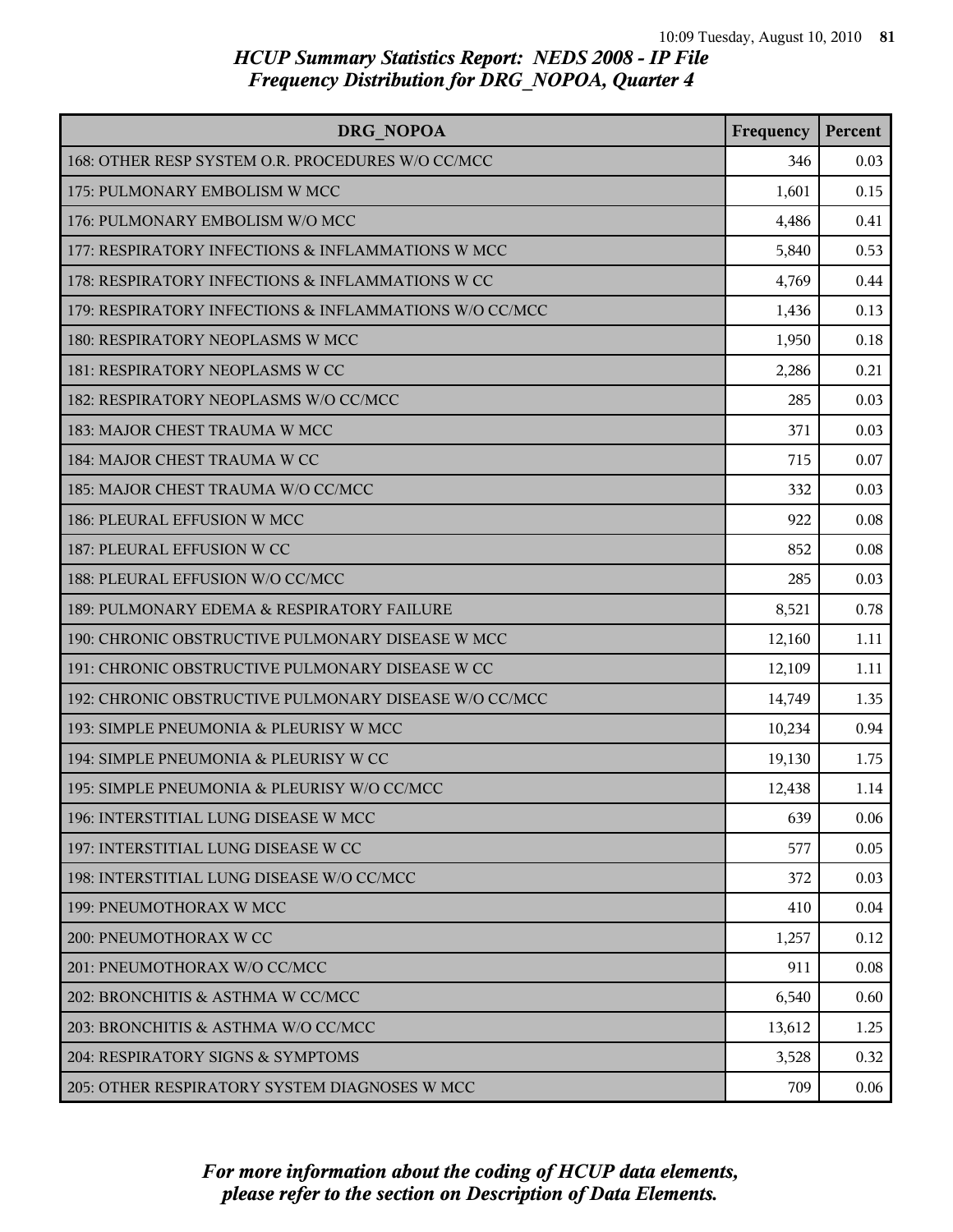## HCUP Summary Statistics Report: NEDS 2008 - IP File
## Frequency Distribution for DRG_NOPOA, Quarter 4

| DRG_NOPOA | Frequency | Percent |
| --- | --- | --- |
| 168: OTHER RESP SYSTEM O.R. PROCEDURES W/O CC/MCC | 346 | 0.03 |
| 175: PULMONARY EMBOLISM W MCC | 1,601 | 0.15 |
| 176: PULMONARY EMBOLISM W/O MCC | 4,486 | 0.41 |
| 177: RESPIRATORY INFECTIONS & INFLAMMATIONS W MCC | 5,840 | 0.53 |
| 178: RESPIRATORY INFECTIONS & INFLAMMATIONS W CC | 4,769 | 0.44 |
| 179: RESPIRATORY INFECTIONS & INFLAMMATIONS W/O CC/MCC | 1,436 | 0.13 |
| 180: RESPIRATORY NEOPLASMS W MCC | 1,950 | 0.18 |
| 181: RESPIRATORY NEOPLASMS W CC | 2,286 | 0.21 |
| 182: RESPIRATORY NEOPLASMS W/O CC/MCC | 285 | 0.03 |
| 183: MAJOR CHEST TRAUMA W MCC | 371 | 0.03 |
| 184: MAJOR CHEST TRAUMA W CC | 715 | 0.07 |
| 185: MAJOR CHEST TRAUMA W/O CC/MCC | 332 | 0.03 |
| 186: PLEURAL EFFUSION W MCC | 922 | 0.08 |
| 187: PLEURAL EFFUSION W CC | 852 | 0.08 |
| 188: PLEURAL EFFUSION W/O CC/MCC | 285 | 0.03 |
| 189: PULMONARY EDEMA & RESPIRATORY FAILURE | 8,521 | 0.78 |
| 190: CHRONIC OBSTRUCTIVE PULMONARY DISEASE W MCC | 12,160 | 1.11 |
| 191: CHRONIC OBSTRUCTIVE PULMONARY DISEASE W CC | 12,109 | 1.11 |
| 192: CHRONIC OBSTRUCTIVE PULMONARY DISEASE W/O CC/MCC | 14,749 | 1.35 |
| 193: SIMPLE PNEUMONIA & PLEURISY W MCC | 10,234 | 0.94 |
| 194: SIMPLE PNEUMONIA & PLEURISY W CC | 19,130 | 1.75 |
| 195: SIMPLE PNEUMONIA & PLEURISY W/O CC/MCC | 12,438 | 1.14 |
| 196: INTERSTITIAL LUNG DISEASE W MCC | 639 | 0.06 |
| 197: INTERSTITIAL LUNG DISEASE W CC | 577 | 0.05 |
| 198: INTERSTITIAL LUNG DISEASE W/O CC/MCC | 372 | 0.03 |
| 199: PNEUMOTHORAX W MCC | 410 | 0.04 |
| 200: PNEUMOTHORAX W CC | 1,257 | 0.12 |
| 201: PNEUMOTHORAX W/O CC/MCC | 911 | 0.08 |
| 202: BRONCHITIS & ASTHMA W CC/MCC | 6,540 | 0.60 |
| 203: BRONCHITIS & ASTHMA W/O CC/MCC | 13,612 | 1.25 |
| 204: RESPIRATORY SIGNS & SYMPTOMS | 3,528 | 0.32 |
| 205: OTHER RESPIRATORY SYSTEM DIAGNOSES W MCC | 709 | 0.06 |

*For more information about the coding of HCUP data elements, please refer to the section on Description of Data Elements.*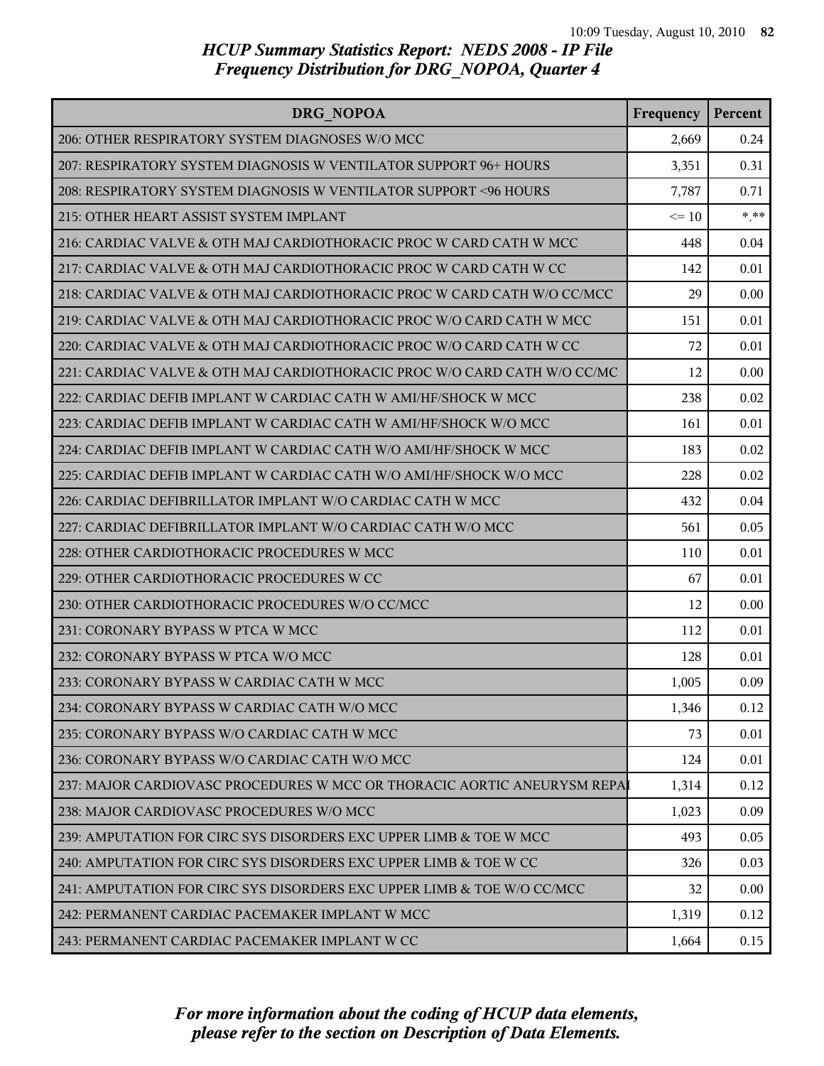# HCUP Summary Statistics Report: NEDS 2008 - IP File
## Frequency Distribution for DRG_NOPOA, Quarter 4

| DRG_NOPOA | Frequency | Percent |
|---|---|---|
| 206: OTHER RESPIRATORY SYSTEM DIAGNOSES W/O MCC | 2,669 | 0.24 |
| 207: RESPIRATORY SYSTEM DIAGNOSIS W VENTILATOR SUPPORT 96+ HOURS | 3,351 | 0.31 |
| 208: RESPIRATORY SYSTEM DIAGNOSIS W VENTILATOR SUPPORT <96 HOURS | 7,787 | 0.71 |
| 215: OTHER HEART ASSIST SYSTEM IMPLANT | <= 10 | *.** |
| 216: CARDIAC VALVE & OTH MAJ CARDIOTHORACIC PROC W CARD CATH W MCC | 448 | 0.04 |
| 217: CARDIAC VALVE & OTH MAJ CARDIOTHORACIC PROC W CARD CATH W CC | 142 | 0.01 |
| 218: CARDIAC VALVE & OTH MAJ CARDIOTHORACIC PROC W CARD CATH W/O CC/MCC | 29 | 0.00 |
| 219: CARDIAC VALVE & OTH MAJ CARDIOTHORACIC PROC W/O CARD CATH W MCC | 151 | 0.01 |
| 220: CARDIAC VALVE & OTH MAJ CARDIOTHORACIC PROC W/O CARD CATH W CC | 72 | 0.01 |
| 221: CARDIAC VALVE & OTH MAJ CARDIOTHORACIC PROC W/O CARD CATH W/O CC/MC | 12 | 0.00 |
| 222: CARDIAC DEFIB IMPLANT W CARDIAC CATH W AMI/HF/SHOCK W MCC | 238 | 0.02 |
| 223: CARDIAC DEFIB IMPLANT W CARDIAC CATH W AMI/HF/SHOCK W/O MCC | 161 | 0.01 |
| 224: CARDIAC DEFIB IMPLANT W CARDIAC CATH W/O AMI/HF/SHOCK W MCC | 183 | 0.02 |
| 225: CARDIAC DEFIB IMPLANT W CARDIAC CATH W/O AMI/HF/SHOCK W/O MCC | 228 | 0.02 |
| 226: CARDIAC DEFIBRILLATOR IMPLANT W/O CARDIAC CATH W MCC | 432 | 0.04 |
| 227: CARDIAC DEFIBRILLATOR IMPLANT W/O CARDIAC CATH W/O MCC | 561 | 0.05 |
| 228: OTHER CARDIOTHORACIC PROCEDURES W MCC | 110 | 0.01 |
| 229: OTHER CARDIOTHORACIC PROCEDURES W CC | 67 | 0.01 |
| 230: OTHER CARDIOTHORACIC PROCEDURES W/O CC/MCC | 12 | 0.00 |
| 231: CORONARY BYPASS W PTCA W MCC | 112 | 0.01 |
| 232: CORONARY BYPASS W PTCA W/O MCC | 128 | 0.01 |
| 233: CORONARY BYPASS W CARDIAC CATH W MCC | 1,005 | 0.09 |
| 234: CORONARY BYPASS W CARDIAC CATH W/O MCC | 1,346 | 0.12 |
| 235: CORONARY BYPASS W/O CARDIAC CATH W MCC | 73 | 0.01 |
| 236: CORONARY BYPASS W/O CARDIAC CATH W/O MCC | 124 | 0.01 |
| 237: MAJOR CARDIOVASC PROCEDURES W MCC OR THORACIC AORTIC ANEURYSM REPAI | 1,314 | 0.12 |
| 238: MAJOR CARDIOVASC PROCEDURES W/O MCC | 1,023 | 0.09 |
| 239: AMPUTATION FOR CIRC SYS DISORDERS EXC UPPER LIMB & TOE W MCC | 493 | 0.05 |
| 240: AMPUTATION FOR CIRC SYS DISORDERS EXC UPPER LIMB & TOE W CC | 326 | 0.03 |
| 241: AMPUTATION FOR CIRC SYS DISORDERS EXC UPPER LIMB & TOE W/O CC/MCC | 32 | 0.00 |
| 242: PERMANENT CARDIAC PACEMAKER IMPLANT W MCC | 1,319 | 0.12 |
| 243: PERMANENT CARDIAC PACEMAKER IMPLANT W CC | 1,664 | 0.15 |

*For more information about the coding of HCUP data elements, please refer to the section on Description of Data Elements.*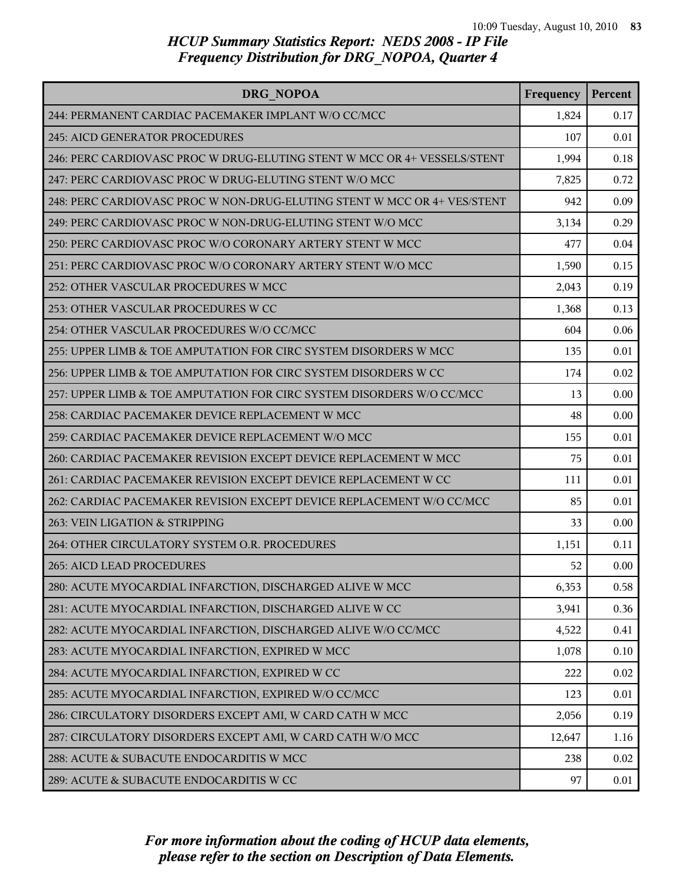# HCUP Summary Statistics Report: NEDS 2008 - IP File
## Frequency Distribution for DRG_NOPOA, Quarter 4

| DRG_NOPOA | Frequency | Percent |
|---|---|---|
| 244: PERMANENT CARDIAC PACEMAKER IMPLANT W/O CC/MCC | 1,824 | 0.17 |
| 245: AICD GENERATOR PROCEDURES | 107 | 0.01 |
| 246: PERC CARDIOVASC PROC W DRUG-ELUTING STENT W MCC OR 4+ VESSELS/STENT | 1,994 | 0.18 |
| 247: PERC CARDIOVASC PROC W DRUG-ELUTING STENT W/O MCC | 7,825 | 0.72 |
| 248: PERC CARDIOVASC PROC W NON-DRUG-ELUTING STENT W MCC OR 4+ VES/STENT | 942 | 0.09 |
| 249: PERC CARDIOVASC PROC W NON-DRUG-ELUTING STENT W/O MCC | 3,134 | 0.29 |
| 250: PERC CARDIOVASC PROC W/O CORONARY ARTERY STENT W MCC | 477 | 0.04 |
| 251: PERC CARDIOVASC PROC W/O CORONARY ARTERY STENT W/O MCC | 1,590 | 0.15 |
| 252: OTHER VASCULAR PROCEDURES W MCC | 2,043 | 0.19 |
| 253: OTHER VASCULAR PROCEDURES W CC | 1,368 | 0.13 |
| 254: OTHER VASCULAR PROCEDURES W/O CC/MCC | 604 | 0.06 |
| 255: UPPER LIMB & TOE AMPUTATION FOR CIRC SYSTEM DISORDERS W MCC | 135 | 0.01 |
| 256: UPPER LIMB & TOE AMPUTATION FOR CIRC SYSTEM DISORDERS W CC | 174 | 0.02 |
| 257: UPPER LIMB & TOE AMPUTATION FOR CIRC SYSTEM DISORDERS W/O CC/MCC | 13 | 0.00 |
| 258: CARDIAC PACEMAKER DEVICE REPLACEMENT W MCC | 48 | 0.00 |
| 259: CARDIAC PACEMAKER DEVICE REPLACEMENT W/O MCC | 155 | 0.01 |
| 260: CARDIAC PACEMAKER REVISION EXCEPT DEVICE REPLACEMENT W MCC | 75 | 0.01 |
| 261: CARDIAC PACEMAKER REVISION EXCEPT DEVICE REPLACEMENT W CC | 111 | 0.01 |
| 262: CARDIAC PACEMAKER REVISION EXCEPT DEVICE REPLACEMENT W/O CC/MCC | 85 | 0.01 |
| 263: VEIN LIGATION & STRIPPING | 33 | 0.00 |
| 264: OTHER CIRCULATORY SYSTEM O.R. PROCEDURES | 1,151 | 0.11 |
| 265: AICD LEAD PROCEDURES | 52 | 0.00 |
| 280: ACUTE MYOCARDIAL INFARCTION, DISCHARGED ALIVE W MCC | 6,353 | 0.58 |
| 281: ACUTE MYOCARDIAL INFARCTION, DISCHARGED ALIVE W CC | 3,941 | 0.36 |
| 282: ACUTE MYOCARDIAL INFARCTION, DISCHARGED ALIVE W/O CC/MCC | 4,522 | 0.41 |
| 283: ACUTE MYOCARDIAL INFARCTION, EXPIRED W MCC | 1,078 | 0.10 |
| 284: ACUTE MYOCARDIAL INFARCTION, EXPIRED W CC | 222 | 0.02 |
| 285: ACUTE MYOCARDIAL INFARCTION, EXPIRED W/O CC/MCC | 123 | 0.01 |
| 286: CIRCULATORY DISORDERS EXCEPT AMI, W CARD CATH W MCC | 2,056 | 0.19 |
| 287: CIRCULATORY DISORDERS EXCEPT AMI, W CARD CATH W/O MCC | 12,647 | 1.16 |
| 288: ACUTE & SUBACUTE ENDOCARDITIS W MCC | 238 | 0.02 |
| 289: ACUTE & SUBACUTE ENDOCARDITIS W CC | 97 | 0.01 |

*For more information about the coding of HCUP data elements, please refer to the section on Description of Data Elements.*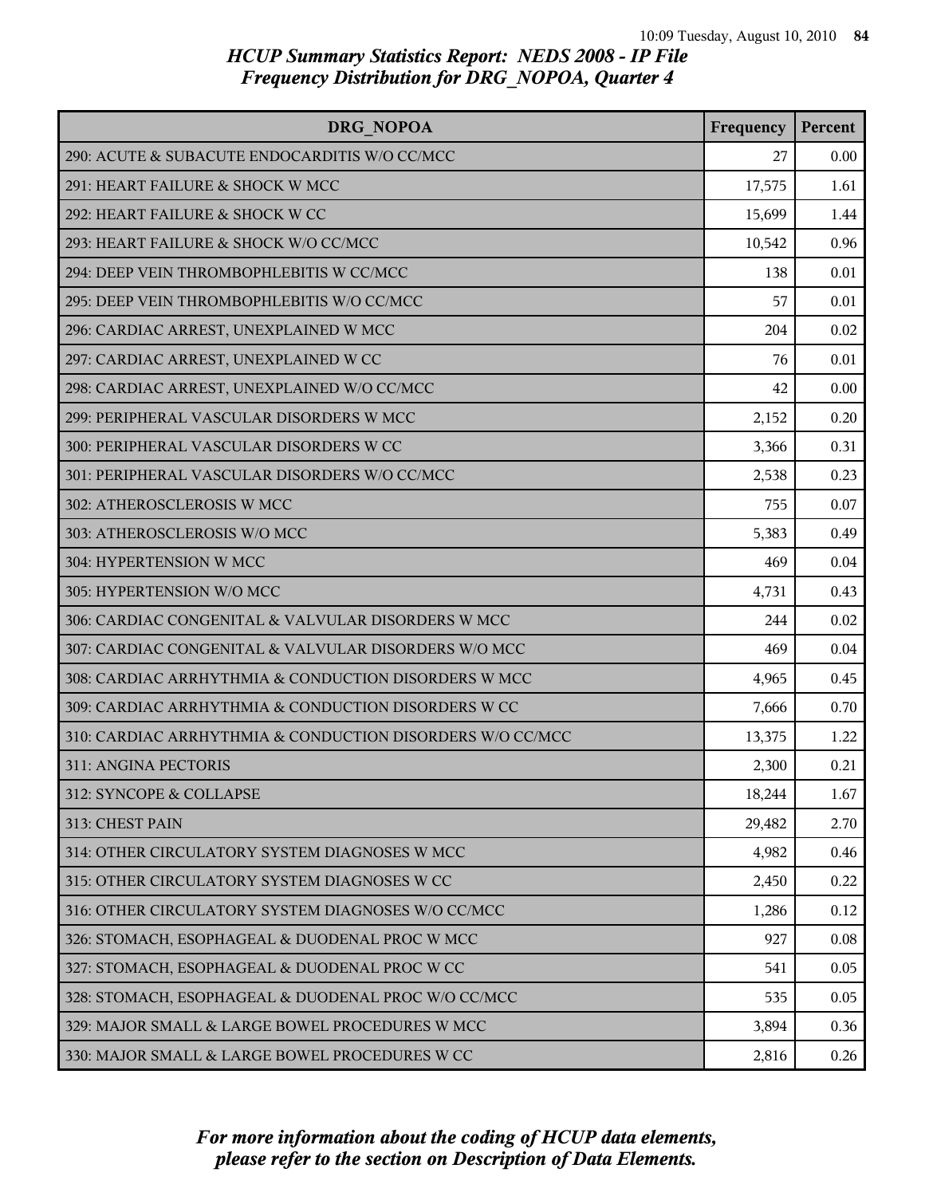# HCUP Summary Statistics Report: NEDS 2008 - IP File
## Frequency Distribution for DRG_NOPOA, Quarter 4

| DRG_NOPOA | Frequency | Percent |
|---|---|---|
| 290: ACUTE & SUBACUTE ENDOCARDITIS W/O CC/MCC | 27 | 0.00 |
| 291: HEART FAILURE & SHOCK W MCC | 17,575 | 1.61 |
| 292: HEART FAILURE & SHOCK W CC | 15,699 | 1.44 |
| 293: HEART FAILURE & SHOCK W/O CC/MCC | 10,542 | 0.96 |
| 294: DEEP VEIN THROMBOPHLEBITIS W CC/MCC | 138 | 0.01 |
| 295: DEEP VEIN THROMBOPHLEBITIS W/O CC/MCC | 57 | 0.01 |
| 296: CARDIAC ARREST, UNEXPLAINED W MCC | 204 | 0.02 |
| 297: CARDIAC ARREST, UNEXPLAINED W CC | 76 | 0.01 |
| 298: CARDIAC ARREST, UNEXPLAINED W/O CC/MCC | 42 | 0.00 |
| 299: PERIPHERAL VASCULAR DISORDERS W MCC | 2,152 | 0.20 |
| 300: PERIPHERAL VASCULAR DISORDERS W CC | 3,366 | 0.31 |
| 301: PERIPHERAL VASCULAR DISORDERS W/O CC/MCC | 2,538 | 0.23 |
| 302: ATHEROSCLEROSIS W MCC | 755 | 0.07 |
| 303: ATHEROSCLEROSIS W/O MCC | 5,383 | 0.49 |
| 304: HYPERTENSION W MCC | 469 | 0.04 |
| 305: HYPERTENSION W/O MCC | 4,731 | 0.43 |
| 306: CARDIAC CONGENITAL & VALVULAR DISORDERS W MCC | 244 | 0.02 |
| 307: CARDIAC CONGENITAL & VALVULAR DISORDERS W/O MCC | 469 | 0.04 |
| 308: CARDIAC ARRHYTHMIA & CONDUCTION DISORDERS W MCC | 4,965 | 0.45 |
| 309: CARDIAC ARRHYTHMIA & CONDUCTION DISORDERS W CC | 7,666 | 0.70 |
| 310: CARDIAC ARRHYTHMIA & CONDUCTION DISORDERS W/O CC/MCC | 13,375 | 1.22 |
| 311: ANGINA PECTORIS | 2,300 | 0.21 |
| 312: SYNCOPE & COLLAPSE | 18,244 | 1.67 |
| 313: CHEST PAIN | 29,482 | 2.70 |
| 314: OTHER CIRCULATORY SYSTEM DIAGNOSES W MCC | 4,982 | 0.46 |
| 315: OTHER CIRCULATORY SYSTEM DIAGNOSES W CC | 2,450 | 0.22 |
| 316: OTHER CIRCULATORY SYSTEM DIAGNOSES W/O CC/MCC | 1,286 | 0.12 |
| 326: STOMACH, ESOPHAGEAL & DUODENAL PROC W MCC | 927 | 0.08 |
| 327: STOMACH, ESOPHAGEAL & DUODENAL PROC W CC | 541 | 0.05 |
| 328: STOMACH, ESOPHAGEAL & DUODENAL PROC W/O CC/MCC | 535 | 0.05 |
| 329: MAJOR SMALL & LARGE BOWEL PROCEDURES W MCC | 3,894 | 0.36 |
| 330: MAJOR SMALL & LARGE BOWEL PROCEDURES W CC | 2,816 | 0.26 |

*For more information about the coding of HCUP data elements, please refer to the section on Description of Data Elements.*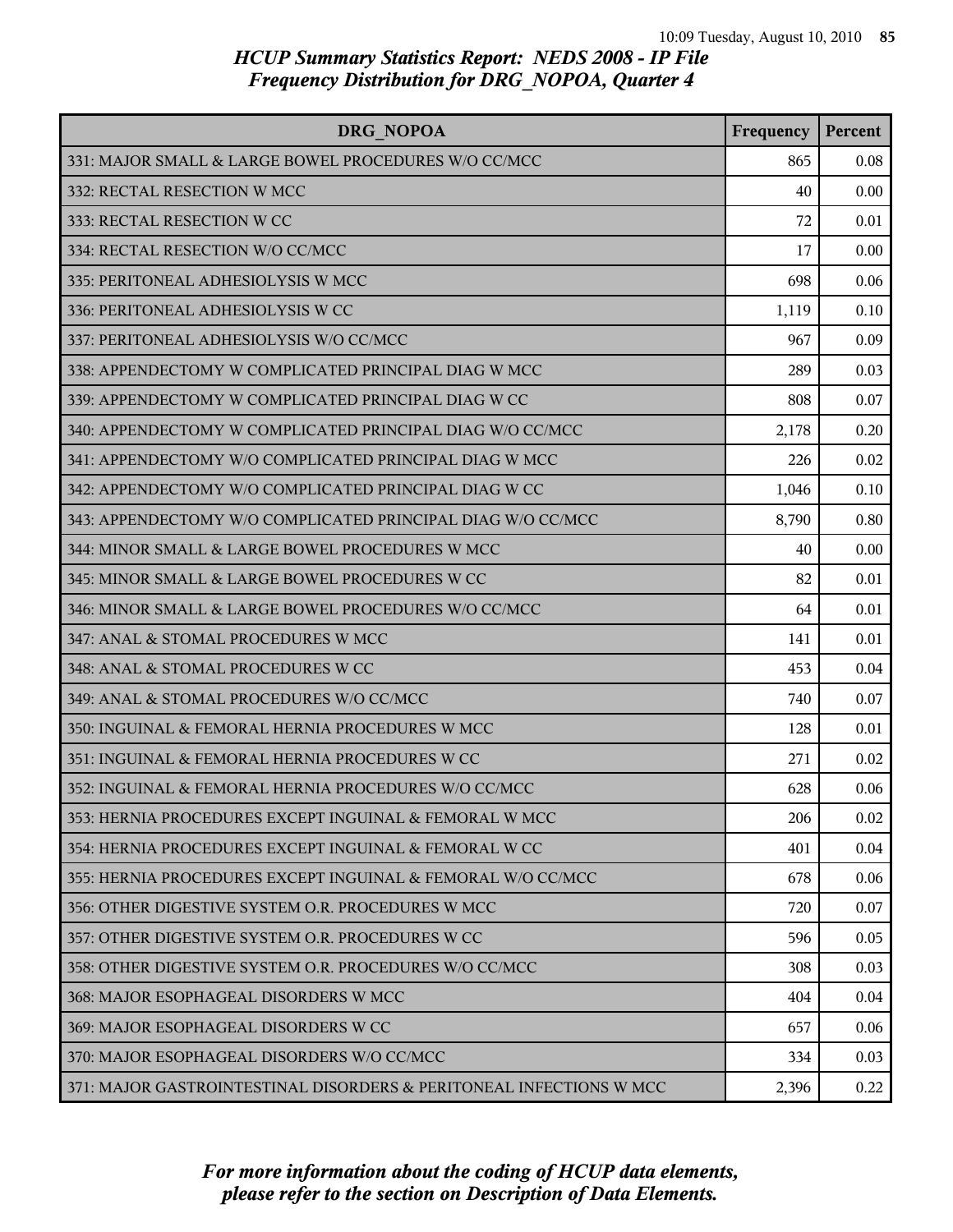## HCUP Summary Statistics Report: NEDS 2008 - IP File
## Frequency Distribution for DRG_NOPOA, Quarter 4

| DRG_NOPOA | Frequency | Percent |
|---|---|---|
| 331: MAJOR SMALL & LARGE BOWEL PROCEDURES W/O CC/MCC | 865 | 0.08 |
| 332: RECTAL RESECTION W MCC | 40 | 0.00 |
| 333: RECTAL RESECTION W CC | 72 | 0.01 |
| 334: RECTAL RESECTION W/O CC/MCC | 17 | 0.00 |
| 335: PERITONEAL ADHESIOLYSIS W MCC | 698 | 0.06 |
| 336: PERITONEAL ADHESIOLYSIS W CC | 1,119 | 0.10 |
| 337: PERITONEAL ADHESIOLYSIS W/O CC/MCC | 967 | 0.09 |
| 338: APPENDECTOMY W COMPLICATED PRINCIPAL DIAG W MCC | 289 | 0.03 |
| 339: APPENDECTOMY W COMPLICATED PRINCIPAL DIAG W CC | 808 | 0.07 |
| 340: APPENDECTOMY W COMPLICATED PRINCIPAL DIAG W/O CC/MCC | 2,178 | 0.20 |
| 341: APPENDECTOMY W/O COMPLICATED PRINCIPAL DIAG W MCC | 226 | 0.02 |
| 342: APPENDECTOMY W/O COMPLICATED PRINCIPAL DIAG W CC | 1,046 | 0.10 |
| 343: APPENDECTOMY W/O COMPLICATED PRINCIPAL DIAG W/O CC/MCC | 8,790 | 0.80 |
| 344: MINOR SMALL & LARGE BOWEL PROCEDURES W MCC | 40 | 0.00 |
| 345: MINOR SMALL & LARGE BOWEL PROCEDURES W CC | 82 | 0.01 |
| 346: MINOR SMALL & LARGE BOWEL PROCEDURES W/O CC/MCC | 64 | 0.01 |
| 347: ANAL & STOMAL PROCEDURES W MCC | 141 | 0.01 |
| 348: ANAL & STOMAL PROCEDURES W CC | 453 | 0.04 |
| 349: ANAL & STOMAL PROCEDURES W/O CC/MCC | 740 | 0.07 |
| 350: INGUINAL & FEMORAL HERNIA PROCEDURES W MCC | 128 | 0.01 |
| 351: INGUINAL & FEMORAL HERNIA PROCEDURES W CC | 271 | 0.02 |
| 352: INGUINAL & FEMORAL HERNIA PROCEDURES W/O CC/MCC | 628 | 0.06 |
| 353: HERNIA PROCEDURES EXCEPT INGUINAL & FEMORAL W MCC | 206 | 0.02 |
| 354: HERNIA PROCEDURES EXCEPT INGUINAL & FEMORAL W CC | 401 | 0.04 |
| 355: HERNIA PROCEDURES EXCEPT INGUINAL & FEMORAL W/O CC/MCC | 678 | 0.06 |
| 356: OTHER DIGESTIVE SYSTEM O.R. PROCEDURES W MCC | 720 | 0.07 |
| 357: OTHER DIGESTIVE SYSTEM O.R. PROCEDURES W CC | 596 | 0.05 |
| 358: OTHER DIGESTIVE SYSTEM O.R. PROCEDURES W/O CC/MCC | 308 | 0.03 |
| 368: MAJOR ESOPHAGEAL DISORDERS W MCC | 404 | 0.04 |
| 369: MAJOR ESOPHAGEAL DISORDERS W CC | 657 | 0.06 |
| 370: MAJOR ESOPHAGEAL DISORDERS W/O CC/MCC | 334 | 0.03 |
| 371: MAJOR GASTROINTESTINAL DISORDERS & PERITONEAL INFECTIONS W MCC | 2,396 | 0.22 |

*For more information about the coding of HCUP data elements, please refer to the section on Description of Data Elements.*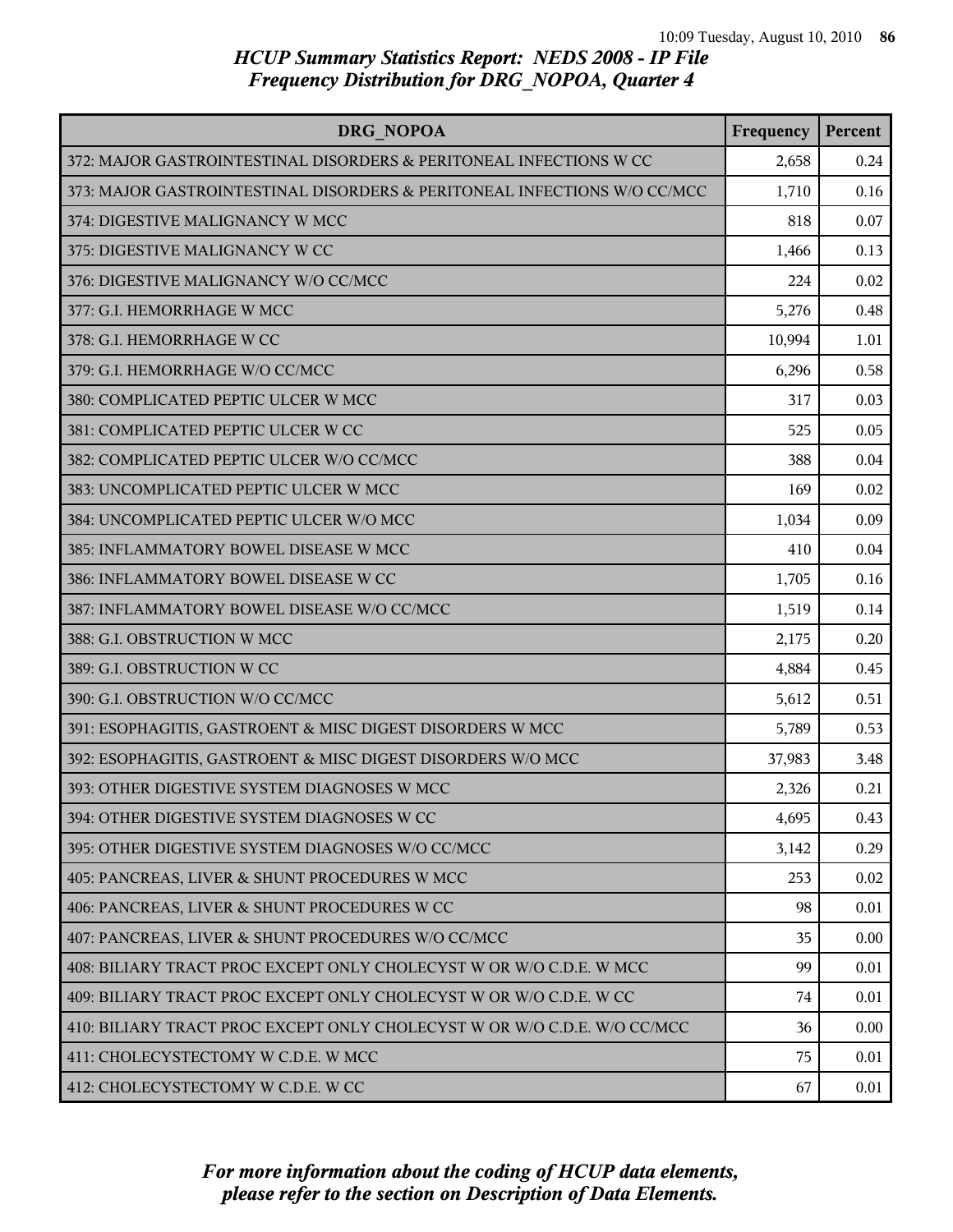*HCUP Summary Statistics Report: NEDS 2008 - IP File*
*Frequency Distribution for DRG_NOPOA, Quarter 4*

| DRG_NOPOA | Frequency | Percent |
|---|---|---|
| 372: MAJOR GASTROINTESTINAL DISORDERS & PERITONEAL INFECTIONS W CC | 2,658 | 0.24 |
| 373: MAJOR GASTROINTESTINAL DISORDERS & PERITONEAL INFECTIONS W/O CC/MCC | 1,710 | 0.16 |
| 374: DIGESTIVE MALIGNANCY W MCC | 818 | 0.07 |
| 375: DIGESTIVE MALIGNANCY W CC | 1,466 | 0.13 |
| 376: DIGESTIVE MALIGNANCY W/O CC/MCC | 224 | 0.02 |
| 377: G.I. HEMORRHAGE W MCC | 5,276 | 0.48 |
| 378: G.I. HEMORRHAGE W CC | 10,994 | 1.01 |
| 379: G.I. HEMORRHAGE W/O CC/MCC | 6,296 | 0.58 |
| 380: COMPLICATED PEPTIC ULCER W MCC | 317 | 0.03 |
| 381: COMPLICATED PEPTIC ULCER W CC | 525 | 0.05 |
| 382: COMPLICATED PEPTIC ULCER W/O CC/MCC | 388 | 0.04 |
| 383: UNCOMPLICATED PEPTIC ULCER W MCC | 169 | 0.02 |
| 384: UNCOMPLICATED PEPTIC ULCER W/O MCC | 1,034 | 0.09 |
| 385: INFLAMMATORY BOWEL DISEASE W MCC | 410 | 0.04 |
| 386: INFLAMMATORY BOWEL DISEASE W CC | 1,705 | 0.16 |
| 387: INFLAMMATORY BOWEL DISEASE W/O CC/MCC | 1,519 | 0.14 |
| 388: G.I. OBSTRUCTION W MCC | 2,175 | 0.20 |
| 389: G.I. OBSTRUCTION W CC | 4,884 | 0.45 |
| 390: G.I. OBSTRUCTION W/O CC/MCC | 5,612 | 0.51 |
| 391: ESOPHAGITIS, GASTROENT & MISC DIGEST DISORDERS W MCC | 5,789 | 0.53 |
| 392: ESOPHAGITIS, GASTROENT & MISC DIGEST DISORDERS W/O MCC | 37,983 | 3.48 |
| 393: OTHER DIGESTIVE SYSTEM DIAGNOSES W MCC | 2,326 | 0.21 |
| 394: OTHER DIGESTIVE SYSTEM DIAGNOSES W CC | 4,695 | 0.43 |
| 395: OTHER DIGESTIVE SYSTEM DIAGNOSES W/O CC/MCC | 3,142 | 0.29 |
| 405: PANCREAS, LIVER & SHUNT PROCEDURES W MCC | 253 | 0.02 |
| 406: PANCREAS, LIVER & SHUNT PROCEDURES W CC | 98 | 0.01 |
| 407: PANCREAS, LIVER & SHUNT PROCEDURES W/O CC/MCC | 35 | 0.00 |
| 408: BILIARY TRACT PROC EXCEPT ONLY CHOLECYST W OR W/O C.D.E. W MCC | 99 | 0.01 |
| 409: BILIARY TRACT PROC EXCEPT ONLY CHOLECYST W OR W/O C.D.E. W CC | 74 | 0.01 |
| 410: BILIARY TRACT PROC EXCEPT ONLY CHOLECYST W OR W/O C.D.E. W/O CC/MCC | 36 | 0.00 |
| 411: CHOLECYSTECTOMY W C.D.E. W MCC | 75 | 0.01 |
| 412: CHOLECYSTECTOMY W C.D.E. W CC | 67 | 0.01 |

*For more information about the coding of HCUP data elements, please refer to the section on Description of Data Elements.*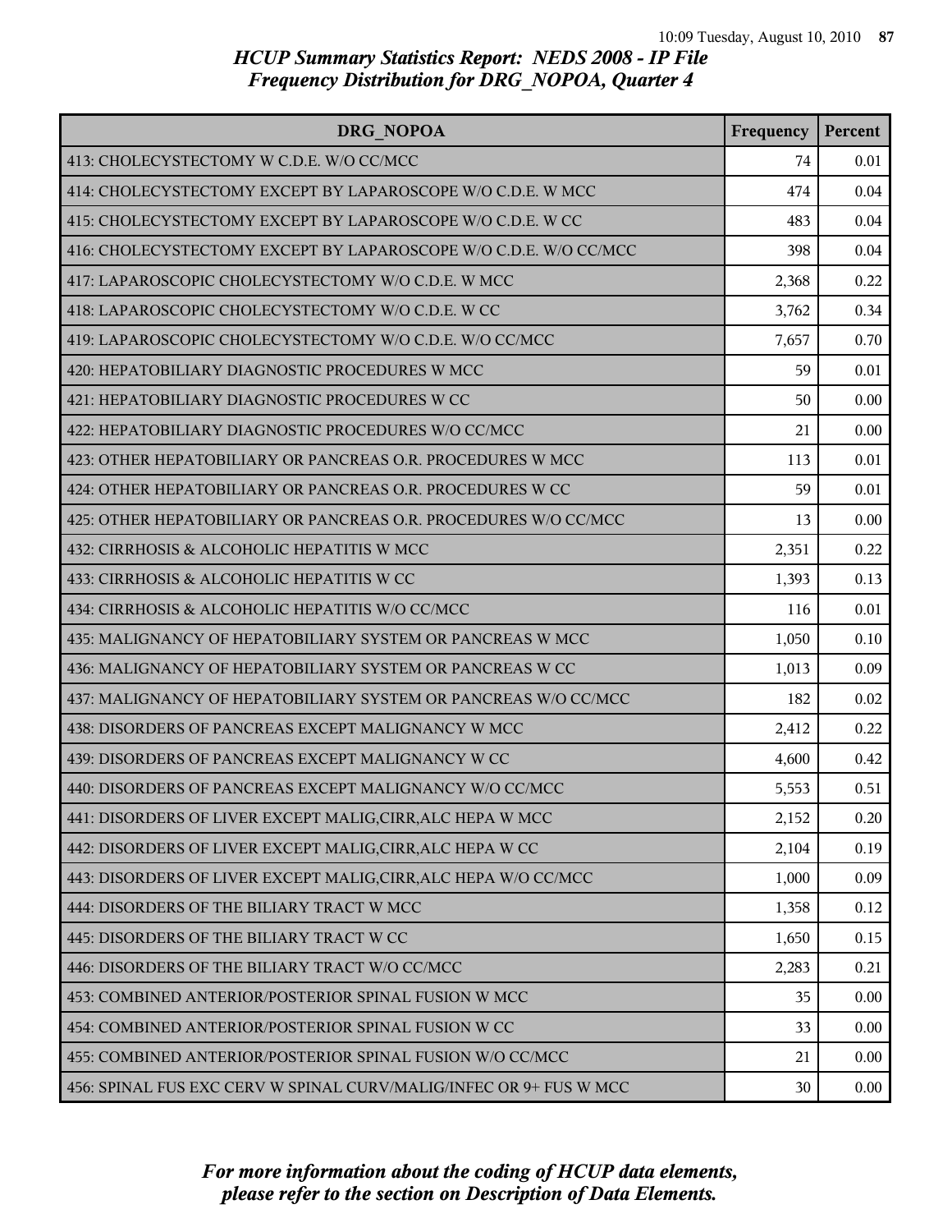# HCUP Summary Statistics Report: NEDS 2008 - IP File
## Frequency Distribution for DRG_NOPOA, Quarter 4

| DRG_NOPOA | Frequency | Percent |
|---|---|---|
| 413: CHOLECYSTECTOMY W C.D.E. W/O CC/MCC | 74 | 0.01 |
| 414: CHOLECYSTECTOMY EXCEPT BY LAPAROSCOPE W/O C.D.E. W MCC | 474 | 0.04 |
| 415: CHOLECYSTECTOMY EXCEPT BY LAPAROSCOPE W/O C.D.E. W CC | 483 | 0.04 |
| 416: CHOLECYSTECTOMY EXCEPT BY LAPAROSCOPE W/O C.D.E. W/O CC/MCC | 398 | 0.04 |
| 417: LAPAROSCOPIC CHOLECYSTECTOMY W/O C.D.E. W MCC | 2,368 | 0.22 |
| 418: LAPAROSCOPIC CHOLECYSTECTOMY W/O C.D.E. W CC | 3,762 | 0.34 |
| 419: LAPAROSCOPIC CHOLECYSTECTOMY W/O C.D.E. W/O CC/MCC | 7,657 | 0.70 |
| 420: HEPATOBILIARY DIAGNOSTIC PROCEDURES W MCC | 59 | 0.01 |
| 421: HEPATOBILIARY DIAGNOSTIC PROCEDURES W CC | 50 | 0.00 |
| 422: HEPATOBILIARY DIAGNOSTIC PROCEDURES W/O CC/MCC | 21 | 0.00 |
| 423: OTHER HEPATOBILIARY OR PANCREAS O.R. PROCEDURES W MCC | 113 | 0.01 |
| 424: OTHER HEPATOBILIARY OR PANCREAS O.R. PROCEDURES W CC | 59 | 0.01 |
| 425: OTHER HEPATOBILIARY OR PANCREAS O.R. PROCEDURES W/O CC/MCC | 13 | 0.00 |
| 432: CIRRHOSIS & ALCOHOLIC HEPATITIS W MCC | 2,351 | 0.22 |
| 433: CIRRHOSIS & ALCOHOLIC HEPATITIS W CC | 1,393 | 0.13 |
| 434: CIRRHOSIS & ALCOHOLIC HEPATITIS W/O CC/MCC | 116 | 0.01 |
| 435: MALIGNANCY OF HEPATOBILIARY SYSTEM OR PANCREAS W MCC | 1,050 | 0.10 |
| 436: MALIGNANCY OF HEPATOBILIARY SYSTEM OR PANCREAS W CC | 1,013 | 0.09 |
| 437: MALIGNANCY OF HEPATOBILIARY SYSTEM OR PANCREAS W/O CC/MCC | 182 | 0.02 |
| 438: DISORDERS OF PANCREAS EXCEPT MALIGNANCY W MCC | 2,412 | 0.22 |
| 439: DISORDERS OF PANCREAS EXCEPT MALIGNANCY W CC | 4,600 | 0.42 |
| 440: DISORDERS OF PANCREAS EXCEPT MALIGNANCY W/O CC/MCC | 5,553 | 0.51 |
| 441: DISORDERS OF LIVER EXCEPT MALIG,CIRR,ALC HEPA W MCC | 2,152 | 0.20 |
| 442: DISORDERS OF LIVER EXCEPT MALIG,CIRR,ALC HEPA W CC | 2,104 | 0.19 |
| 443: DISORDERS OF LIVER EXCEPT MALIG,CIRR,ALC HEPA W/O CC/MCC | 1,000 | 0.09 |
| 444: DISORDERS OF THE BILIARY TRACT W MCC | 1,358 | 0.12 |
| 445: DISORDERS OF THE BILIARY TRACT W CC | 1,650 | 0.15 |
| 446: DISORDERS OF THE BILIARY TRACT W/O CC/MCC | 2,283 | 0.21 |
| 453: COMBINED ANTERIOR/POSTERIOR SPINAL FUSION W MCC | 35 | 0.00 |
| 454: COMBINED ANTERIOR/POSTERIOR SPINAL FUSION W CC | 33 | 0.00 |
| 455: COMBINED ANTERIOR/POSTERIOR SPINAL FUSION W/O CC/MCC | 21 | 0.00 |
| 456: SPINAL FUS EXC CERV W SPINAL CURV/MALIG/INFEC OR 9+ FUS W MCC | 30 | 0.00 |

*For more information about the coding of HCUP data elements, please refer to the section on Description of Data Elements.*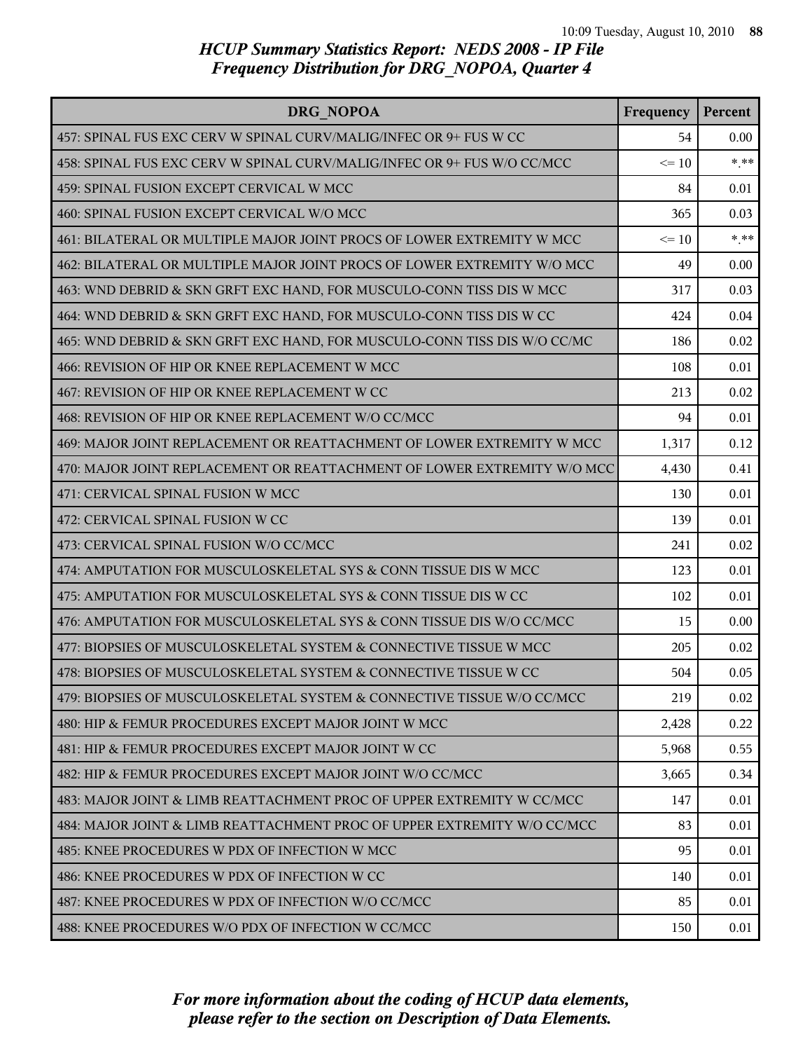## HCUP Summary Statistics Report: NEDS 2008 - IP File
## Frequency Distribution for DRG_NOPOA, Quarter 4

| DRG_NOPOA | Frequency | Percent |
|---|---|---|
| 457: SPINAL FUS EXC CERV W SPINAL CURV/MALIG/INFEC OR 9+ FUS W CC | 54 | 0.00 |
| 458: SPINAL FUS EXC CERV W SPINAL CURV/MALIG/INFEC OR 9+ FUS W/O CC/MCC | <= 10 | *.** |
| 459: SPINAL FUSION EXCEPT CERVICAL W MCC | 84 | 0.01 |
| 460: SPINAL FUSION EXCEPT CERVICAL W/O MCC | 365 | 0.03 |
| 461: BILATERAL OR MULTIPLE MAJOR JOINT PROCS OF LOWER EXTREMITY W MCC | <= 10 | *.** |
| 462: BILATERAL OR MULTIPLE MAJOR JOINT PROCS OF LOWER EXTREMITY W/O MCC | 49 | 0.00 |
| 463: WND DEBRID & SKN GRFT EXC HAND, FOR MUSCULO-CONN TISS DIS W MCC | 317 | 0.03 |
| 464: WND DEBRID & SKN GRFT EXC HAND, FOR MUSCULO-CONN TISS DIS W CC | 424 | 0.04 |
| 465: WND DEBRID & SKN GRFT EXC HAND, FOR MUSCULO-CONN TISS DIS W/O CC/MC | 186 | 0.02 |
| 466: REVISION OF HIP OR KNEE REPLACEMENT W MCC | 108 | 0.01 |
| 467: REVISION OF HIP OR KNEE REPLACEMENT W CC | 213 | 0.02 |
| 468: REVISION OF HIP OR KNEE REPLACEMENT W/O CC/MCC | 94 | 0.01 |
| 469: MAJOR JOINT REPLACEMENT OR REATTACHMENT OF LOWER EXTREMITY W MCC | 1,317 | 0.12 |
| 470: MAJOR JOINT REPLACEMENT OR REATTACHMENT OF LOWER EXTREMITY W/O MCC | 4,430 | 0.41 |
| 471: CERVICAL SPINAL FUSION W MCC | 130 | 0.01 |
| 472: CERVICAL SPINAL FUSION W CC | 139 | 0.01 |
| 473: CERVICAL SPINAL FUSION W/O CC/MCC | 241 | 0.02 |
| 474: AMPUTATION FOR MUSCULOSKELETAL SYS & CONN TISSUE DIS W MCC | 123 | 0.01 |
| 475: AMPUTATION FOR MUSCULOSKELETAL SYS & CONN TISSUE DIS W CC | 102 | 0.01 |
| 476: AMPUTATION FOR MUSCULOSKELETAL SYS & CONN TISSUE DIS W/O CC/MCC | 15 | 0.00 |
| 477: BIOPSIES OF MUSCULOSKELETAL SYSTEM & CONNECTIVE TISSUE W MCC | 205 | 0.02 |
| 478: BIOPSIES OF MUSCULOSKELETAL SYSTEM & CONNECTIVE TISSUE W CC | 504 | 0.05 |
| 479: BIOPSIES OF MUSCULOSKELETAL SYSTEM & CONNECTIVE TISSUE W/O CC/MCC | 219 | 0.02 |
| 480: HIP & FEMUR PROCEDURES EXCEPT MAJOR JOINT W MCC | 2,428 | 0.22 |
| 481: HIP & FEMUR PROCEDURES EXCEPT MAJOR JOINT W CC | 5,968 | 0.55 |
| 482: HIP & FEMUR PROCEDURES EXCEPT MAJOR JOINT W/O CC/MCC | 3,665 | 0.34 |
| 483: MAJOR JOINT & LIMB REATTACHMENT PROC OF UPPER EXTREMITY W CC/MCC | 147 | 0.01 |
| 484: MAJOR JOINT & LIMB REATTACHMENT PROC OF UPPER EXTREMITY W/O CC/MCC | 83 | 0.01 |
| 485: KNEE PROCEDURES W PDX OF INFECTION W MCC | 95 | 0.01 |
| 486: KNEE PROCEDURES W PDX OF INFECTION W CC | 140 | 0.01 |
| 487: KNEE PROCEDURES W PDX OF INFECTION W/O CC/MCC | 85 | 0.01 |
| 488: KNEE PROCEDURES W/O PDX OF INFECTION W CC/MCC | 150 | 0.01 |

*For more information about the coding of HCUP data elements, please refer to the section on Description of Data Elements.*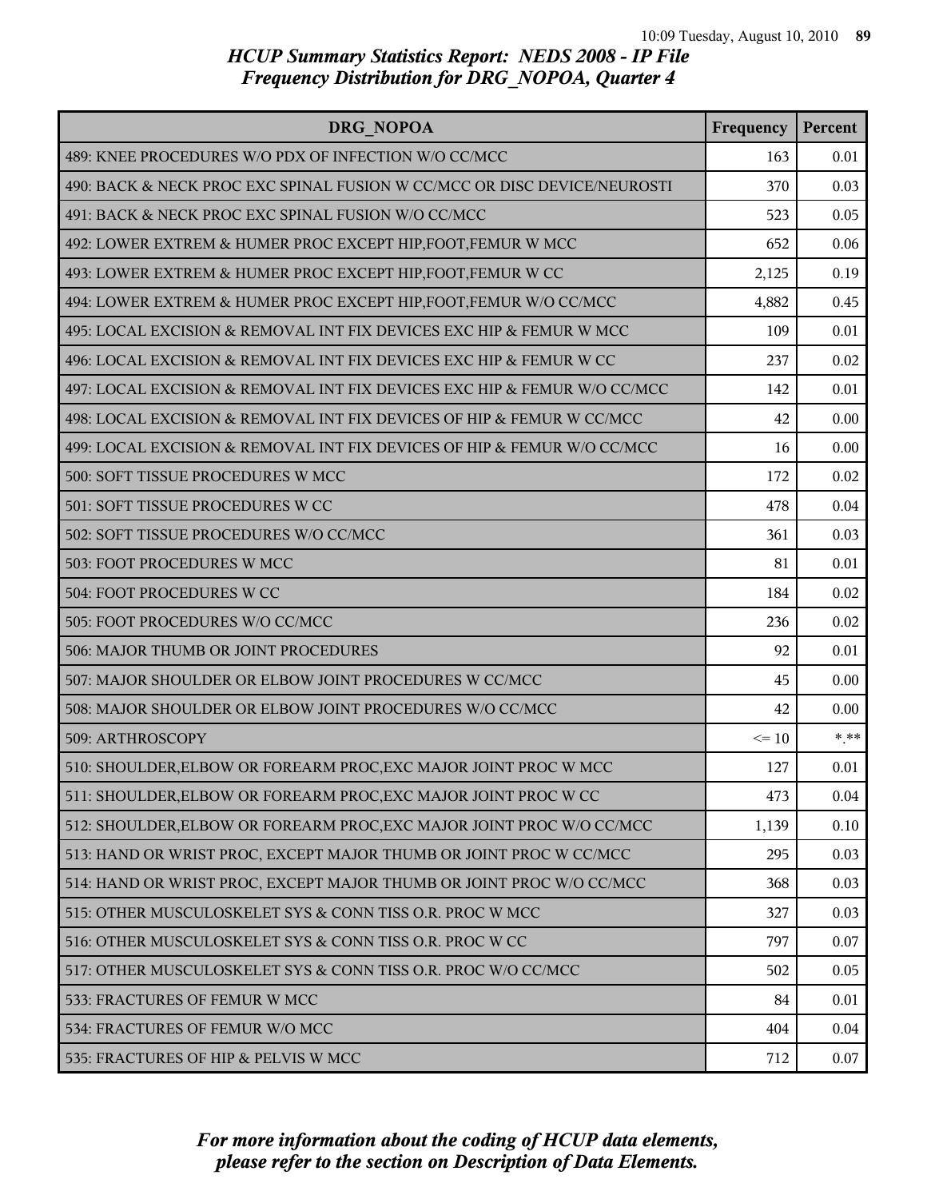*HCUP Summary Statistics Report: NEDS 2008 - IP File*
*Frequency Distribution for DRG_NOPOA, Quarter 4*

| DRG_NOPOA | Frequency | Percent |
|---|---|---|
| 489: KNEE PROCEDURES W/O PDX OF INFECTION W/O CC/MCC | 163 | 0.01 |
| 490: BACK & NECK PROC EXC SPINAL FUSION W CC/MCC OR DISC DEVICE/NEUROSTI | 370 | 0.03 |
| 491: BACK & NECK PROC EXC SPINAL FUSION W/O CC/MCC | 523 | 0.05 |
| 492: LOWER EXTREM & HUMER PROC EXCEPT HIP,FOOT,FEMUR W MCC | 652 | 0.06 |
| 493: LOWER EXTREM & HUMER PROC EXCEPT HIP,FOOT,FEMUR W CC | 2,125 | 0.19 |
| 494: LOWER EXTREM & HUMER PROC EXCEPT HIP,FOOT,FEMUR W/O CC/MCC | 4,882 | 0.45 |
| 495: LOCAL EXCISION & REMOVAL INT FIX DEVICES EXC HIP & FEMUR W MCC | 109 | 0.01 |
| 496: LOCAL EXCISION & REMOVAL INT FIX DEVICES EXC HIP & FEMUR W CC | 237 | 0.02 |
| 497: LOCAL EXCISION & REMOVAL INT FIX DEVICES EXC HIP & FEMUR W/O CC/MCC | 142 | 0.01 |
| 498: LOCAL EXCISION & REMOVAL INT FIX DEVICES OF HIP & FEMUR W CC/MCC | 42 | 0.00 |
| 499: LOCAL EXCISION & REMOVAL INT FIX DEVICES OF HIP & FEMUR W/O CC/MCC | 16 | 0.00 |
| 500: SOFT TISSUE PROCEDURES W MCC | 172 | 0.02 |
| 501: SOFT TISSUE PROCEDURES W CC | 478 | 0.04 |
| 502: SOFT TISSUE PROCEDURES W/O CC/MCC | 361 | 0.03 |
| 503: FOOT PROCEDURES W MCC | 81 | 0.01 |
| 504: FOOT PROCEDURES W CC | 184 | 0.02 |
| 505: FOOT PROCEDURES W/O CC/MCC | 236 | 0.02 |
| 506: MAJOR THUMB OR JOINT PROCEDURES | 92 | 0.01 |
| 507: MAJOR SHOULDER OR ELBOW JOINT PROCEDURES W CC/MCC | 45 | 0.00 |
| 508: MAJOR SHOULDER OR ELBOW JOINT PROCEDURES W/O CC/MCC | 42 | 0.00 |
| 509: ARTHROSCOPY | <= 10 | *.** |
| 510: SHOULDER,ELBOW OR FOREARM PROC,EXC MAJOR JOINT PROC W MCC | 127 | 0.01 |
| 511: SHOULDER,ELBOW OR FOREARM PROC,EXC MAJOR JOINT PROC W CC | 473 | 0.04 |
| 512: SHOULDER,ELBOW OR FOREARM PROC,EXC MAJOR JOINT PROC W/O CC/MCC | 1,139 | 0.10 |
| 513: HAND OR WRIST PROC, EXCEPT MAJOR THUMB OR JOINT PROC W CC/MCC | 295 | 0.03 |
| 514: HAND OR WRIST PROC, EXCEPT MAJOR THUMB OR JOINT PROC W/O CC/MCC | 368 | 0.03 |
| 515: OTHER MUSCULOSKELET SYS & CONN TISS O.R. PROC W MCC | 327 | 0.03 |
| 516: OTHER MUSCULOSKELET SYS & CONN TISS O.R. PROC W CC | 797 | 0.07 |
| 517: OTHER MUSCULOSKELET SYS & CONN TISS O.R. PROC W/O CC/MCC | 502 | 0.05 |
| 533: FRACTURES OF FEMUR W MCC | 84 | 0.01 |
| 534: FRACTURES OF FEMUR W/O MCC | 404 | 0.04 |
| 535: FRACTURES OF HIP & PELVIS W MCC | 712 | 0.07 |

*For more information about the coding of HCUP data elements, please refer to the section on Description of Data Elements.*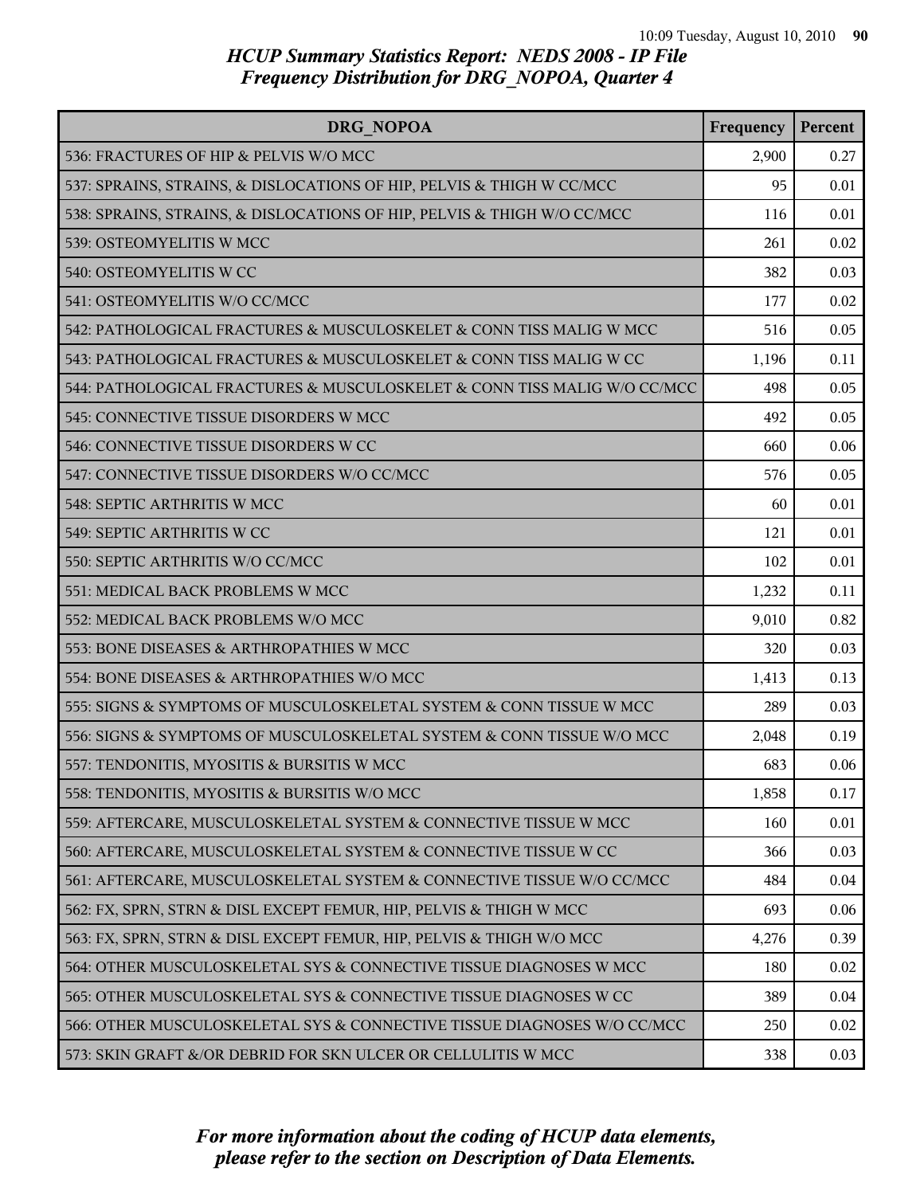# HCUP Summary Statistics Report: NEDS 2008 - IP File
## Frequency Distribution for DRG_NOPOA, Quarter 4

| DRG_NOPOA | Frequency | Percent |
|---|---|---|
| 536: FRACTURES OF HIP & PELVIS W/O MCC | 2,900 | 0.27 |
| 537: SPRAINS, STRAINS, & DISLOCATIONS OF HIP, PELVIS & THIGH W CC/MCC | 95 | 0.01 |
| 538: SPRAINS, STRAINS, & DISLOCATIONS OF HIP, PELVIS & THIGH W/O CC/MCC | 116 | 0.01 |
| 539: OSTEOMYELITIS W MCC | 261 | 0.02 |
| 540: OSTEOMYELITIS W CC | 382 | 0.03 |
| 541: OSTEOMYELITIS W/O CC/MCC | 177 | 0.02 |
| 542: PATHOLOGICAL FRACTURES & MUSCULOSKELET & CONN TISS MALIG W MCC | 516 | 0.05 |
| 543: PATHOLOGICAL FRACTURES & MUSCULOSKELET & CONN TISS MALIG W CC | 1,196 | 0.11 |
| 544: PATHOLOGICAL FRACTURES & MUSCULOSKELET & CONN TISS MALIG W/O CC/MCC | 498 | 0.05 |
| 545: CONNECTIVE TISSUE DISORDERS W MCC | 492 | 0.05 |
| 546: CONNECTIVE TISSUE DISORDERS W CC | 660 | 0.06 |
| 547: CONNECTIVE TISSUE DISORDERS W/O CC/MCC | 576 | 0.05 |
| 548: SEPTIC ARTHRITIS W MCC | 60 | 0.01 |
| 549: SEPTIC ARTHRITIS W CC | 121 | 0.01 |
| 550: SEPTIC ARTHRITIS W/O CC/MCC | 102 | 0.01 |
| 551: MEDICAL BACK PROBLEMS W MCC | 1,232 | 0.11 |
| 552: MEDICAL BACK PROBLEMS W/O MCC | 9,010 | 0.82 |
| 553: BONE DISEASES & ARTHROPATHIES W MCC | 320 | 0.03 |
| 554: BONE DISEASES & ARTHROPATHIES W/O MCC | 1,413 | 0.13 |
| 555: SIGNS & SYMPTOMS OF MUSCULOSKELETAL SYSTEM & CONN TISSUE W MCC | 289 | 0.03 |
| 556: SIGNS & SYMPTOMS OF MUSCULOSKELETAL SYSTEM & CONN TISSUE W/O MCC | 2,048 | 0.19 |
| 557: TENDONITIS, MYOSITIS & BURSITIS W MCC | 683 | 0.06 |
| 558: TENDONITIS, MYOSITIS & BURSITIS W/O MCC | 1,858 | 0.17 |
| 559: AFTERCARE, MUSCULOSKELETAL SYSTEM & CONNECTIVE TISSUE W MCC | 160 | 0.01 |
| 560: AFTERCARE, MUSCULOSKELETAL SYSTEM & CONNECTIVE TISSUE W CC | 366 | 0.03 |
| 561: AFTERCARE, MUSCULOSKELETAL SYSTEM & CONNECTIVE TISSUE W/O CC/MCC | 484 | 0.04 |
| 562: FX, SPRN, STRN & DISL EXCEPT FEMUR, HIP, PELVIS & THIGH W MCC | 693 | 0.06 |
| 563: FX, SPRN, STRN & DISL EXCEPT FEMUR, HIP, PELVIS & THIGH W/O MCC | 4,276 | 0.39 |
| 564: OTHER MUSCULOSKELETAL SYS & CONNECTIVE TISSUE DIAGNOSES W MCC | 180 | 0.02 |
| 565: OTHER MUSCULOSKELETAL SYS & CONNECTIVE TISSUE DIAGNOSES W CC | 389 | 0.04 |
| 566: OTHER MUSCULOSKELETAL SYS & CONNECTIVE TISSUE DIAGNOSES W/O CC/MCC | 250 | 0.02 |
| 573: SKIN GRAFT &/OR DEBRID FOR SKN ULCER OR CELLULITIS W MCC | 338 | 0.03 |

*For more information about the coding of HCUP data elements, please refer to the section on Description of Data Elements.*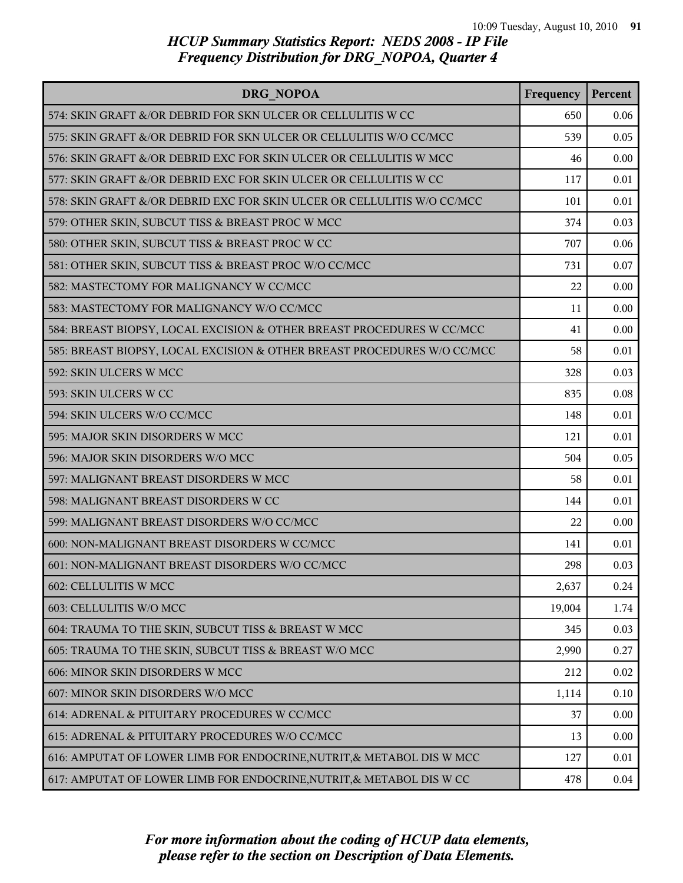*HCUP Summary Statistics Report: NEDS 2008 - IP File*
*Frequency Distribution for DRG_NOPOA, Quarter 4*

| DRG_NOPOA | Frequency | Percent |
| --- | --- | --- |
| 574: SKIN GRAFT &/OR DEBRID FOR SKN ULCER OR CELLULITIS W CC | 650 | 0.06 |
| 575: SKIN GRAFT &/OR DEBRID FOR SKN ULCER OR CELLULITIS W/O CC/MCC | 539 | 0.05 |
| 576: SKIN GRAFT &/OR DEBRID EXC FOR SKIN ULCER OR CELLULITIS W MCC | 46 | 0.00 |
| 577: SKIN GRAFT &/OR DEBRID EXC FOR SKIN ULCER OR CELLULITIS W CC | 117 | 0.01 |
| 578: SKIN GRAFT &/OR DEBRID EXC FOR SKIN ULCER OR CELLULITIS W/O CC/MCC | 101 | 0.01 |
| 579: OTHER SKIN, SUBCUT TISS & BREAST PROC W MCC | 374 | 0.03 |
| 580: OTHER SKIN, SUBCUT TISS & BREAST PROC W CC | 707 | 0.06 |
| 581: OTHER SKIN, SUBCUT TISS & BREAST PROC W/O CC/MCC | 731 | 0.07 |
| 582: MASTECTOMY FOR MALIGNANCY W CC/MCC | 22 | 0.00 |
| 583: MASTECTOMY FOR MALIGNANCY W/O CC/MCC | 11 | 0.00 |
| 584: BREAST BIOPSY, LOCAL EXCISION & OTHER BREAST PROCEDURES W CC/MCC | 41 | 0.00 |
| 585: BREAST BIOPSY, LOCAL EXCISION & OTHER BREAST PROCEDURES W/O CC/MCC | 58 | 0.01 |
| 592: SKIN ULCERS W MCC | 328 | 0.03 |
| 593: SKIN ULCERS W CC | 835 | 0.08 |
| 594: SKIN ULCERS W/O CC/MCC | 148 | 0.01 |
| 595: MAJOR SKIN DISORDERS W MCC | 121 | 0.01 |
| 596: MAJOR SKIN DISORDERS W/O MCC | 504 | 0.05 |
| 597: MALIGNANT BREAST DISORDERS W MCC | 58 | 0.01 |
| 598: MALIGNANT BREAST DISORDERS W CC | 144 | 0.01 |
| 599: MALIGNANT BREAST DISORDERS W/O CC/MCC | 22 | 0.00 |
| 600: NON-MALIGNANT BREAST DISORDERS W CC/MCC | 141 | 0.01 |
| 601: NON-MALIGNANT BREAST DISORDERS W/O CC/MCC | 298 | 0.03 |
| 602: CELLULITIS W MCC | 2,637 | 0.24 |
| 603: CELLULITIS W/O MCC | 19,004 | 1.74 |
| 604: TRAUMA TO THE SKIN, SUBCUT TISS & BREAST W MCC | 345 | 0.03 |
| 605: TRAUMA TO THE SKIN, SUBCUT TISS & BREAST W/O MCC | 2,990 | 0.27 |
| 606: MINOR SKIN DISORDERS W MCC | 212 | 0.02 |
| 607: MINOR SKIN DISORDERS W/O MCC | 1,114 | 0.10 |
| 614: ADRENAL & PITUITARY PROCEDURES W CC/MCC | 37 | 0.00 |
| 615: ADRENAL & PITUITARY PROCEDURES W/O CC/MCC | 13 | 0.00 |
| 616: AMPUTAT OF LOWER LIMB FOR ENDOCRINE,NUTRIT,& METABOL DIS W MCC | 127 | 0.01 |
| 617: AMPUTAT OF LOWER LIMB FOR ENDOCRINE,NUTRIT,& METABOL DIS W CC | 478 | 0.04 |

*For more information about the coding of HCUP data elements, please refer to the section on Description of Data Elements.*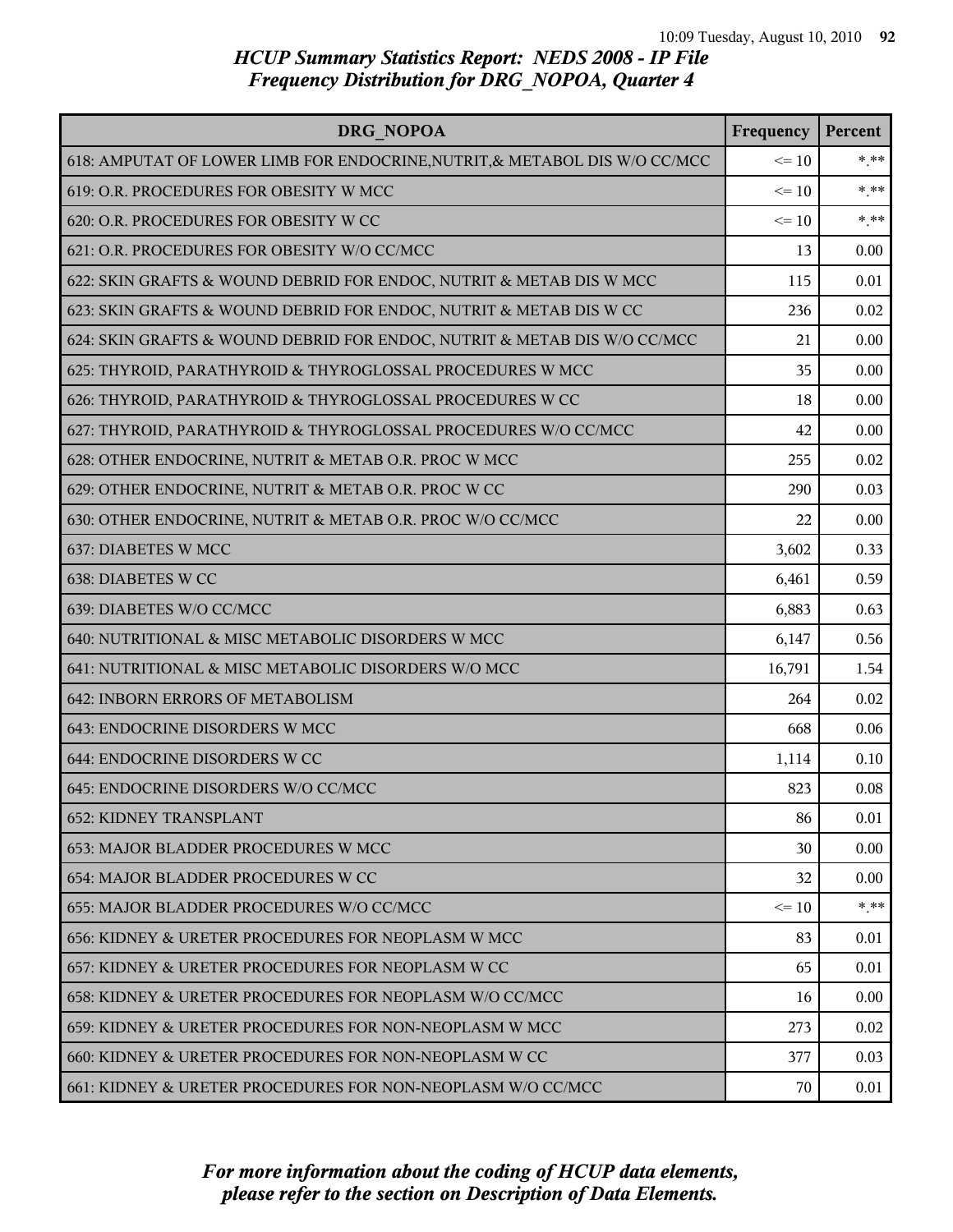# HCUP Summary Statistics Report: NEDS 2008 - IP File
# Frequency Distribution for DRG_NOPOA, Quarter 4

| DRG_NOPOA | Frequency | Percent |
|---|---|---|
| 618: AMPUTAT OF LOWER LIMB FOR ENDOCRINE,NUTRIT,& METABOL DIS W/O CC/MCC | <= 10 | *.** |
| 619: O.R. PROCEDURES FOR OBESITY W MCC | <= 10 | *.** |
| 620: O.R. PROCEDURES FOR OBESITY W CC | <= 10 | *.** |
| 621: O.R. PROCEDURES FOR OBESITY W/O CC/MCC | 13 | 0.00 |
| 622: SKIN GRAFTS & WOUND DEBRID FOR ENDOC, NUTRIT & METAB DIS W MCC | 115 | 0.01 |
| 623: SKIN GRAFTS & WOUND DEBRID FOR ENDOC, NUTRIT & METAB DIS W CC | 236 | 0.02 |
| 624: SKIN GRAFTS & WOUND DEBRID FOR ENDOC, NUTRIT & METAB DIS W/O CC/MCC | 21 | 0.00 |
| 625: THYROID, PARATHYROID & THYROGLOSSAL PROCEDURES W MCC | 35 | 0.00 |
| 626: THYROID, PARATHYROID & THYROGLOSSAL PROCEDURES W CC | 18 | 0.00 |
| 627: THYROID, PARATHYROID & THYROGLOSSAL PROCEDURES W/O CC/MCC | 42 | 0.00 |
| 628: OTHER ENDOCRINE, NUTRIT & METAB O.R. PROC W MCC | 255 | 0.02 |
| 629: OTHER ENDOCRINE, NUTRIT & METAB O.R. PROC W CC | 290 | 0.03 |
| 630: OTHER ENDOCRINE, NUTRIT & METAB O.R. PROC W/O CC/MCC | 22 | 0.00 |
| 637: DIABETES W MCC | 3,602 | 0.33 |
| 638: DIABETES W CC | 6,461 | 0.59 |
| 639: DIABETES W/O CC/MCC | 6,883 | 0.63 |
| 640: NUTRITIONAL & MISC METABOLIC DISORDERS W MCC | 6,147 | 0.56 |
| 641: NUTRITIONAL & MISC METABOLIC DISORDERS W/O MCC | 16,791 | 1.54 |
| 642: INBORN ERRORS OF METABOLISM | 264 | 0.02 |
| 643: ENDOCRINE DISORDERS W MCC | 668 | 0.06 |
| 644: ENDOCRINE DISORDERS W CC | 1,114 | 0.10 |
| 645: ENDOCRINE DISORDERS W/O CC/MCC | 823 | 0.08 |
| 652: KIDNEY TRANSPLANT | 86 | 0.01 |
| 653: MAJOR BLADDER PROCEDURES W MCC | 30 | 0.00 |
| 654: MAJOR BLADDER PROCEDURES W CC | 32 | 0.00 |
| 655: MAJOR BLADDER PROCEDURES W/O CC/MCC | <= 10 | *.** |
| 656: KIDNEY & URETER PROCEDURES FOR NEOPLASM W MCC | 83 | 0.01 |
| 657: KIDNEY & URETER PROCEDURES FOR NEOPLASM W CC | 65 | 0.01 |
| 658: KIDNEY & URETER PROCEDURES FOR NEOPLASM W/O CC/MCC | 16 | 0.00 |
| 659: KIDNEY & URETER PROCEDURES FOR NON-NEOPLASM W MCC | 273 | 0.02 |
| 660: KIDNEY & URETER PROCEDURES FOR NON-NEOPLASM W CC | 377 | 0.03 |
| 661: KIDNEY & URETER PROCEDURES FOR NON-NEOPLASM W/O CC/MCC | 70 | 0.01 |

*For more information about the coding of HCUP data elements, please refer to the section on Description of Data Elements.*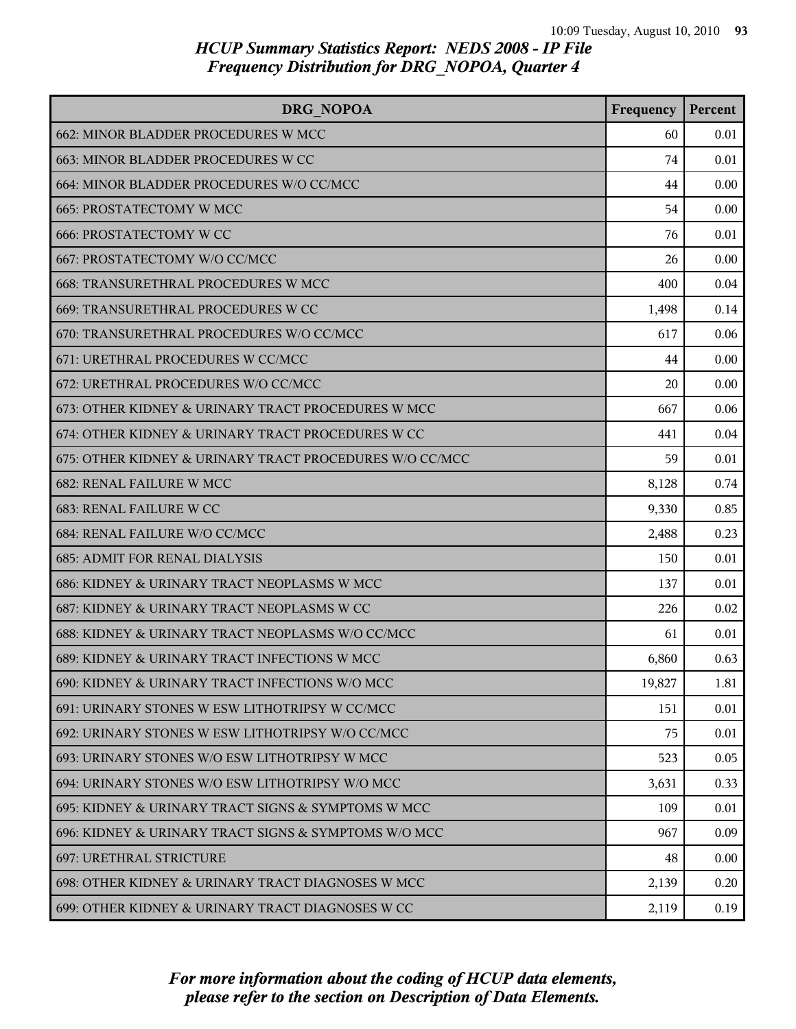## HCUP Summary Statistics Report: NEDS 2008 - IP File
## Frequency Distribution for DRG_NOPOA, Quarter 4

| DRG_NOPOA | Frequency | Percent |
|---|---|---|
| 662: MINOR BLADDER PROCEDURES W MCC | 60 | 0.01 |
| 663: MINOR BLADDER PROCEDURES W CC | 74 | 0.01 |
| 664: MINOR BLADDER PROCEDURES W/O CC/MCC | 44 | 0.00 |
| 665: PROSTATECTOMY W MCC | 54 | 0.00 |
| 666: PROSTATECTOMY W CC | 76 | 0.01 |
| 667: PROSTATECTOMY W/O CC/MCC | 26 | 0.00 |
| 668: TRANSURETHRAL PROCEDURES W MCC | 400 | 0.04 |
| 669: TRANSURETHRAL PROCEDURES W CC | 1,498 | 0.14 |
| 670: TRANSURETHRAL PROCEDURES W/O CC/MCC | 617 | 0.06 |
| 671: URETHRAL PROCEDURES W CC/MCC | 44 | 0.00 |
| 672: URETHRAL PROCEDURES W/O CC/MCC | 20 | 0.00 |
| 673: OTHER KIDNEY & URINARY TRACT PROCEDURES W MCC | 667 | 0.06 |
| 674: OTHER KIDNEY & URINARY TRACT PROCEDURES W CC | 441 | 0.04 |
| 675: OTHER KIDNEY & URINARY TRACT PROCEDURES W/O CC/MCC | 59 | 0.01 |
| 682: RENAL FAILURE W MCC | 8,128 | 0.74 |
| 683: RENAL FAILURE W CC | 9,330 | 0.85 |
| 684: RENAL FAILURE W/O CC/MCC | 2,488 | 0.23 |
| 685: ADMIT FOR RENAL DIALYSIS | 150 | 0.01 |
| 686: KIDNEY & URINARY TRACT NEOPLASMS W MCC | 137 | 0.01 |
| 687: KIDNEY & URINARY TRACT NEOPLASMS W CC | 226 | 0.02 |
| 688: KIDNEY & URINARY TRACT NEOPLASMS W/O CC/MCC | 61 | 0.01 |
| 689: KIDNEY & URINARY TRACT INFECTIONS W MCC | 6,860 | 0.63 |
| 690: KIDNEY & URINARY TRACT INFECTIONS W/O MCC | 19,827 | 1.81 |
| 691: URINARY STONES W ESW LITHOTRIPSY W CC/MCC | 151 | 0.01 |
| 692: URINARY STONES W ESW LITHOTRIPSY W/O CC/MCC | 75 | 0.01 |
| 693: URINARY STONES W/O ESW LITHOTRIPSY W MCC | 523 | 0.05 |
| 694: URINARY STONES W/O ESW LITHOTRIPSY W/O MCC | 3,631 | 0.33 |
| 695: KIDNEY & URINARY TRACT SIGNS & SYMPTOMS W MCC | 109 | 0.01 |
| 696: KIDNEY & URINARY TRACT SIGNS & SYMPTOMS W/O MCC | 967 | 0.09 |
| 697: URETHRAL STRICTURE | 48 | 0.00 |
| 698: OTHER KIDNEY & URINARY TRACT DIAGNOSES W MCC | 2,139 | 0.20 |
| 699: OTHER KIDNEY & URINARY TRACT DIAGNOSES W CC | 2,119 | 0.19 |

*For more information about the coding of HCUP data elements, please refer to the section on Description of Data Elements.*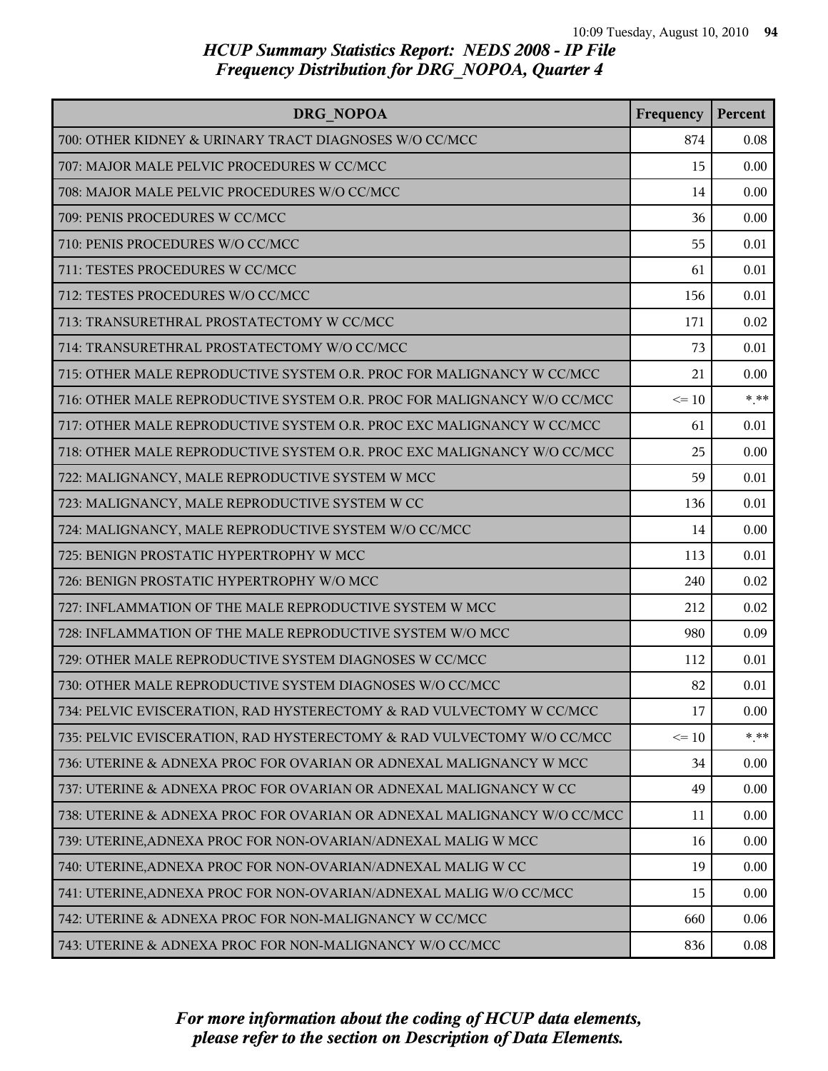## HCUP Summary Statistics Report: NEDS 2008 - IP File
## Frequency Distribution for DRG_NOPOA, Quarter 4

| DRG_NOPOA | Frequency | Percent |
|---|---|---|
| 700: OTHER KIDNEY & URINARY TRACT DIAGNOSES W/O CC/MCC | 874 | 0.08 |
| 707: MAJOR MALE PELVIC PROCEDURES W CC/MCC | 15 | 0.00 |
| 708: MAJOR MALE PELVIC PROCEDURES W/O CC/MCC | 14 | 0.00 |
| 709: PENIS PROCEDURES W CC/MCC | 36 | 0.00 |
| 710: PENIS PROCEDURES W/O CC/MCC | 55 | 0.01 |
| 711: TESTES PROCEDURES W CC/MCC | 61 | 0.01 |
| 712: TESTES PROCEDURES W/O CC/MCC | 156 | 0.01 |
| 713: TRANSURETHRAL PROSTATECTOMY W CC/MCC | 171 | 0.02 |
| 714: TRANSURETHRAL PROSTATECTOMY W/O CC/MCC | 73 | 0.01 |
| 715: OTHER MALE REPRODUCTIVE SYSTEM O.R. PROC FOR MALIGNANCY W CC/MCC | 21 | 0.00 |
| 716: OTHER MALE REPRODUCTIVE SYSTEM O.R. PROC FOR MALIGNANCY W/O CC/MCC | <= 10 | *.** |
| 717: OTHER MALE REPRODUCTIVE SYSTEM O.R. PROC EXC MALIGNANCY W CC/MCC | 61 | 0.01 |
| 718: OTHER MALE REPRODUCTIVE SYSTEM O.R. PROC EXC MALIGNANCY W/O CC/MCC | 25 | 0.00 |
| 722: MALIGNANCY, MALE REPRODUCTIVE SYSTEM W MCC | 59 | 0.01 |
| 723: MALIGNANCY, MALE REPRODUCTIVE SYSTEM W CC | 136 | 0.01 |
| 724: MALIGNANCY, MALE REPRODUCTIVE SYSTEM W/O CC/MCC | 14 | 0.00 |
| 725: BENIGN PROSTATIC HYPERTROPHY W MCC | 113 | 0.01 |
| 726: BENIGN PROSTATIC HYPERTROPHY W/O MCC | 240 | 0.02 |
| 727: INFLAMMATION OF THE MALE REPRODUCTIVE SYSTEM W MCC | 212 | 0.02 |
| 728: INFLAMMATION OF THE MALE REPRODUCTIVE SYSTEM W/O MCC | 980 | 0.09 |
| 729: OTHER MALE REPRODUCTIVE SYSTEM DIAGNOSES W CC/MCC | 112 | 0.01 |
| 730: OTHER MALE REPRODUCTIVE SYSTEM DIAGNOSES W/O CC/MCC | 82 | 0.01 |
| 734: PELVIC EVISCERATION, RAD HYSTERECTOMY & RAD VULVECTOMY W CC/MCC | 17 | 0.00 |
| 735: PELVIC EVISCERATION, RAD HYSTERECTOMY & RAD VULVECTOMY W/O CC/MCC | <= 10 | *.** |
| 736: UTERINE & ADNEXA PROC FOR OVARIAN OR ADNEXAL MALIGNANCY W MCC | 34 | 0.00 |
| 737: UTERINE & ADNEXA PROC FOR OVARIAN OR ADNEXAL MALIGNANCY W CC | 49 | 0.00 |
| 738: UTERINE & ADNEXA PROC FOR OVARIAN OR ADNEXAL MALIGNANCY W/O CC/MCC | 11 | 0.00 |
| 739: UTERINE,ADNEXA PROC FOR NON-OVARIAN/ADNEXAL MALIG W MCC | 16 | 0.00 |
| 740: UTERINE,ADNEXA PROC FOR NON-OVARIAN/ADNEXAL MALIG W CC | 19 | 0.00 |
| 741: UTERINE,ADNEXA PROC FOR NON-OVARIAN/ADNEXAL MALIG W/O CC/MCC | 15 | 0.00 |
| 742: UTERINE & ADNEXA PROC FOR NON-MALIGNANCY W CC/MCC | 660 | 0.06 |
| 743: UTERINE & ADNEXA PROC FOR NON-MALIGNANCY W/O CC/MCC | 836 | 0.08 |

*For more information about the coding of HCUP data elements, please refer to the section on Description of Data Elements.*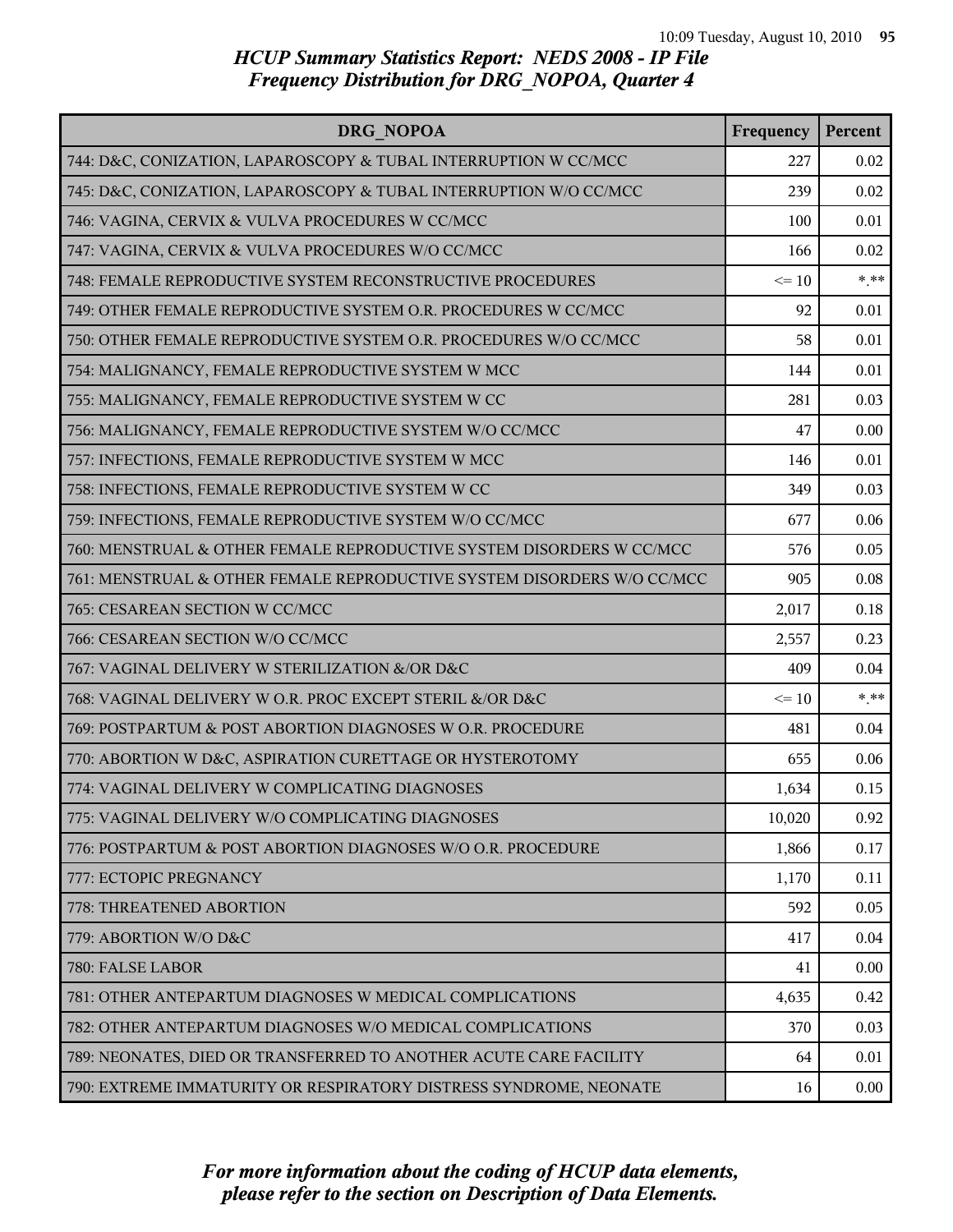## HCUP Summary Statistics Report: NEDS 2008 - IP File
## Frequency Distribution for DRG_NOPOA, Quarter 4

| DRG_NOPOA | Frequency | Percent |
|---|---|---|
| 744: D&C, CONIZATION, LAPAROSCOPY & TUBAL INTERRUPTION W CC/MCC | 227 | 0.02 |
| 745: D&C, CONIZATION, LAPAROSCOPY & TUBAL INTERRUPTION W/O CC/MCC | 239 | 0.02 |
| 746: VAGINA, CERVIX & VULVA PROCEDURES W CC/MCC | 100 | 0.01 |
| 747: VAGINA, CERVIX & VULVA PROCEDURES W/O CC/MCC | 166 | 0.02 |
| 748: FEMALE REPRODUCTIVE SYSTEM RECONSTRUCTIVE PROCEDURES | <= 10 | *.** |
| 749: OTHER FEMALE REPRODUCTIVE SYSTEM O.R. PROCEDURES W CC/MCC | 92 | 0.01 |
| 750: OTHER FEMALE REPRODUCTIVE SYSTEM O.R. PROCEDURES W/O CC/MCC | 58 | 0.01 |
| 754: MALIGNANCY, FEMALE REPRODUCTIVE SYSTEM W MCC | 144 | 0.01 |
| 755: MALIGNANCY, FEMALE REPRODUCTIVE SYSTEM W CC | 281 | 0.03 |
| 756: MALIGNANCY, FEMALE REPRODUCTIVE SYSTEM W/O CC/MCC | 47 | 0.00 |
| 757: INFECTIONS, FEMALE REPRODUCTIVE SYSTEM W MCC | 146 | 0.01 |
| 758: INFECTIONS, FEMALE REPRODUCTIVE SYSTEM W CC | 349 | 0.03 |
| 759: INFECTIONS, FEMALE REPRODUCTIVE SYSTEM W/O CC/MCC | 677 | 0.06 |
| 760: MENSTRUAL & OTHER FEMALE REPRODUCTIVE SYSTEM DISORDERS W CC/MCC | 576 | 0.05 |
| 761: MENSTRUAL & OTHER FEMALE REPRODUCTIVE SYSTEM DISORDERS W/O CC/MCC | 905 | 0.08 |
| 765: CESAREAN SECTION W CC/MCC | 2,017 | 0.18 |
| 766: CESAREAN SECTION W/O CC/MCC | 2,557 | 0.23 |
| 767: VAGINAL DELIVERY W STERILIZATION &/OR D&C | 409 | 0.04 |
| 768: VAGINAL DELIVERY W O.R. PROC EXCEPT STERIL &/OR D&C | <= 10 | *.** |
| 769: POSTPARTUM & POST ABORTION DIAGNOSES W O.R. PROCEDURE | 481 | 0.04 |
| 770: ABORTION W D&C, ASPIRATION CURETTAGE OR HYSTEROTOMY | 655 | 0.06 |
| 774: VAGINAL DELIVERY W COMPLICATING DIAGNOSES | 1,634 | 0.15 |
| 775: VAGINAL DELIVERY W/O COMPLICATING DIAGNOSES | 10,020 | 0.92 |
| 776: POSTPARTUM & POST ABORTION DIAGNOSES W/O O.R. PROCEDURE | 1,866 | 0.17 |
| 777: ECTOPIC PREGNANCY | 1,170 | 0.11 |
| 778: THREATENED ABORTION | 592 | 0.05 |
| 779: ABORTION W/O D&C | 417 | 0.04 |
| 780: FALSE LABOR | 41 | 0.00 |
| 781: OTHER ANTEPARTUM DIAGNOSES W MEDICAL COMPLICATIONS | 4,635 | 0.42 |
| 782: OTHER ANTEPARTUM DIAGNOSES W/O MEDICAL COMPLICATIONS | 370 | 0.03 |
| 789: NEONATES, DIED OR TRANSFERRED TO ANOTHER ACUTE CARE FACILITY | 64 | 0.01 |
| 790: EXTREME IMMATURITY OR RESPIRATORY DISTRESS SYNDROME, NEONATE | 16 | 0.00 |

*For more information about the coding of HCUP data elements, please refer to the section on Description of Data Elements.*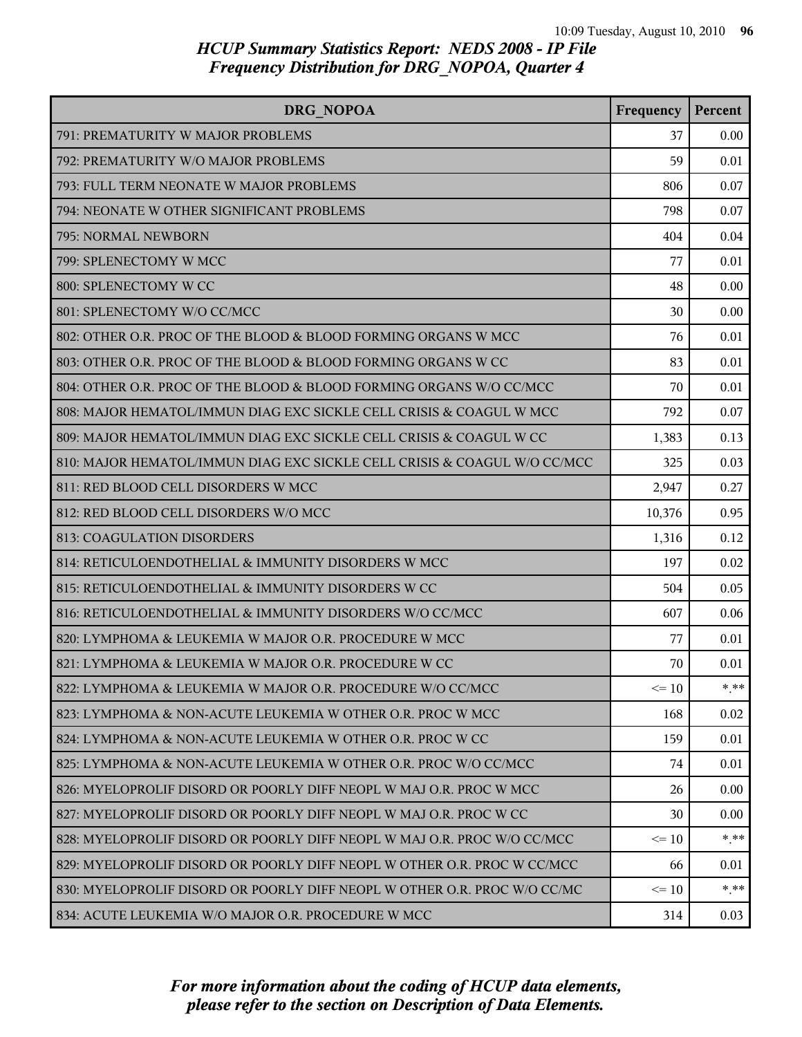# HCUP Summary Statistics Report: NEDS 2008 - IP File
## Frequency Distribution for DRG_NOPOA, Quarter 4

| DRG_NOPOA | Frequency | Percent |
|---|---|---|
| 791: PREMATURITY W MAJOR PROBLEMS | 37 | 0.00 |
| 792: PREMATURITY W/O MAJOR PROBLEMS | 59 | 0.01 |
| 793: FULL TERM NEONATE W MAJOR PROBLEMS | 806 | 0.07 |
| 794: NEONATE W OTHER SIGNIFICANT PROBLEMS | 798 | 0.07 |
| 795: NORMAL NEWBORN | 404 | 0.04 |
| 799: SPLENECTOMY W MCC | 77 | 0.01 |
| 800: SPLENECTOMY W CC | 48 | 0.00 |
| 801: SPLENECTOMY W/O CC/MCC | 30 | 0.00 |
| 802: OTHER O.R. PROC OF THE BLOOD & BLOOD FORMING ORGANS W MCC | 76 | 0.01 |
| 803: OTHER O.R. PROC OF THE BLOOD & BLOOD FORMING ORGANS W CC | 83 | 0.01 |
| 804: OTHER O.R. PROC OF THE BLOOD & BLOOD FORMING ORGANS W/O CC/MCC | 70 | 0.01 |
| 808: MAJOR HEMATOL/IMMUN DIAG EXC SICKLE CELL CRISIS & COAGUL W MCC | 792 | 0.07 |
| 809: MAJOR HEMATOL/IMMUN DIAG EXC SICKLE CELL CRISIS & COAGUL W CC | 1,383 | 0.13 |
| 810: MAJOR HEMATOL/IMMUN DIAG EXC SICKLE CELL CRISIS & COAGUL W/O CC/MCC | 325 | 0.03 |
| 811: RED BLOOD CELL DISORDERS W MCC | 2,947 | 0.27 |
| 812: RED BLOOD CELL DISORDERS W/O MCC | 10,376 | 0.95 |
| 813: COAGULATION DISORDERS | 1,316 | 0.12 |
| 814: RETICULOENDOTHELIAL & IMMUNITY DISORDERS W MCC | 197 | 0.02 |
| 815: RETICULOENDOTHELIAL & IMMUNITY DISORDERS W CC | 504 | 0.05 |
| 816: RETICULOENDOTHELIAL & IMMUNITY DISORDERS W/O CC/MCC | 607 | 0.06 |
| 820: LYMPHOMA & LEUKEMIA W MAJOR O.R. PROCEDURE W MCC | 77 | 0.01 |
| 821: LYMPHOMA & LEUKEMIA W MAJOR O.R. PROCEDURE W CC | 70 | 0.01 |
| 822: LYMPHOMA & LEUKEMIA W MAJOR O.R. PROCEDURE W/O CC/MCC | <= 10 | *.** |
| 823: LYMPHOMA & NON-ACUTE LEUKEMIA W OTHER O.R. PROC W MCC | 168 | 0.02 |
| 824: LYMPHOMA & NON-ACUTE LEUKEMIA W OTHER O.R. PROC W CC | 159 | 0.01 |
| 825: LYMPHOMA & NON-ACUTE LEUKEMIA W OTHER O.R. PROC W/O CC/MCC | 74 | 0.01 |
| 826: MYELOPROLIF DISORD OR POORLY DIFF NEOPL W MAJ O.R. PROC W MCC | 26 | 0.00 |
| 827: MYELOPROLIF DISORD OR POORLY DIFF NEOPL W MAJ O.R. PROC W CC | 30 | 0.00 |
| 828: MYELOPROLIF DISORD OR POORLY DIFF NEOPL W MAJ O.R. PROC W/O CC/MCC | <= 10 | *.** |
| 829: MYELOPROLIF DISORD OR POORLY DIFF NEOPL W OTHER O.R. PROC W CC/MCC | 66 | 0.01 |
| 830: MYELOPROLIF DISORD OR POORLY DIFF NEOPL W OTHER O.R. PROC W/O CC/MC | <= 10 | *.** |
| 834: ACUTE LEUKEMIA W/O MAJOR O.R. PROCEDURE W MCC | 314 | 0.03 |

*For more information about the coding of HCUP data elements, please refer to the section on Description of Data Elements.*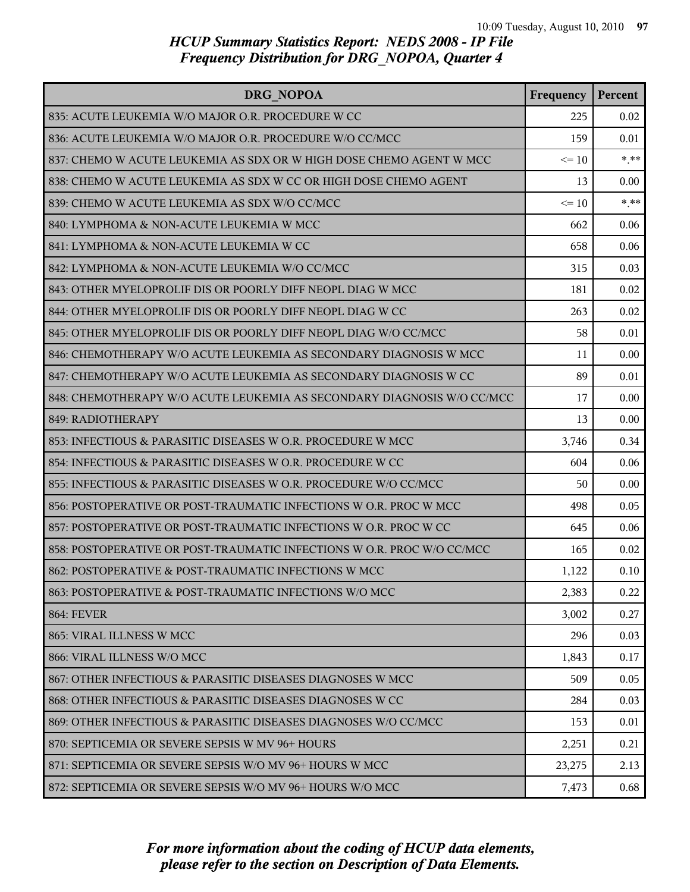## HCUP Summary Statistics Report: NEDS 2008 - IP File
## Frequency Distribution for DRG_NOPOA, Quarter 4

| DRG_NOPOA | Frequency | Percent |
|---|---|---|
| 835: ACUTE LEUKEMIA W/O MAJOR O.R. PROCEDURE W CC | 225 | 0.02 |
| 836: ACUTE LEUKEMIA W/O MAJOR O.R. PROCEDURE W/O CC/MCC | 159 | 0.01 |
| 837: CHEMO W ACUTE LEUKEMIA AS SDX OR W HIGH DOSE CHEMO AGENT W MCC | <= 10 | *.** |
| 838: CHEMO W ACUTE LEUKEMIA AS SDX W CC OR HIGH DOSE CHEMO AGENT | 13 | 0.00 |
| 839: CHEMO W ACUTE LEUKEMIA AS SDX W/O CC/MCC | <= 10 | *.** |
| 840: LYMPHOMA & NON-ACUTE LEUKEMIA W MCC | 662 | 0.06 |
| 841: LYMPHOMA & NON-ACUTE LEUKEMIA W CC | 658 | 0.06 |
| 842: LYMPHOMA & NON-ACUTE LEUKEMIA W/O CC/MCC | 315 | 0.03 |
| 843: OTHER MYELOPROLIF DIS OR POORLY DIFF NEOPL DIAG W MCC | 181 | 0.02 |
| 844: OTHER MYELOPROLIF DIS OR POORLY DIFF NEOPL DIAG W CC | 263 | 0.02 |
| 845: OTHER MYELOPROLIF DIS OR POORLY DIFF NEOPL DIAG W/O CC/MCC | 58 | 0.01 |
| 846: CHEMOTHERAPY W/O ACUTE LEUKEMIA AS SECONDARY DIAGNOSIS W MCC | 11 | 0.00 |
| 847: CHEMOTHERAPY W/O ACUTE LEUKEMIA AS SECONDARY DIAGNOSIS W CC | 89 | 0.01 |
| 848: CHEMOTHERAPY W/O ACUTE LEUKEMIA AS SECONDARY DIAGNOSIS W/O CC/MCC | 17 | 0.00 |
| 849: RADIOTHERAPY | 13 | 0.00 |
| 853: INFECTIOUS & PARASITIC DISEASES W O.R. PROCEDURE W MCC | 3,746 | 0.34 |
| 854: INFECTIOUS & PARASITIC DISEASES W O.R. PROCEDURE W CC | 604 | 0.06 |
| 855: INFECTIOUS & PARASITIC DISEASES W O.R. PROCEDURE W/O CC/MCC | 50 | 0.00 |
| 856: POSTOPERATIVE OR POST-TRAUMATIC INFECTIONS W O.R. PROC W MCC | 498 | 0.05 |
| 857: POSTOPERATIVE OR POST-TRAUMATIC INFECTIONS W O.R. PROC W CC | 645 | 0.06 |
| 858: POSTOPERATIVE OR POST-TRAUMATIC INFECTIONS W O.R. PROC W/O CC/MCC | 165 | 0.02 |
| 862: POSTOPERATIVE & POST-TRAUMATIC INFECTIONS W MCC | 1,122 | 0.10 |
| 863: POSTOPERATIVE & POST-TRAUMATIC INFECTIONS W/O MCC | 2,383 | 0.22 |
| 864: FEVER | 3,002 | 0.27 |
| 865: VIRAL ILLNESS W MCC | 296 | 0.03 |
| 866: VIRAL ILLNESS W/O MCC | 1,843 | 0.17 |
| 867: OTHER INFECTIOUS & PARASITIC DISEASES DIAGNOSES W MCC | 509 | 0.05 |
| 868: OTHER INFECTIOUS & PARASITIC DISEASES DIAGNOSES W CC | 284 | 0.03 |
| 869: OTHER INFECTIOUS & PARASITIC DISEASES DIAGNOSES W/O CC/MCC | 153 | 0.01 |
| 870: SEPTICEMIA OR SEVERE SEPSIS W MV 96+ HOURS | 2,251 | 0.21 |
| 871: SEPTICEMIA OR SEVERE SEPSIS W/O MV 96+ HOURS W MCC | 23,275 | 2.13 |
| 872: SEPTICEMIA OR SEVERE SEPSIS W/O MV 96+ HOURS W/O MCC | 7,473 | 0.68 |

*For more information about the coding of HCUP data elements, please refer to the section on Description of Data Elements.*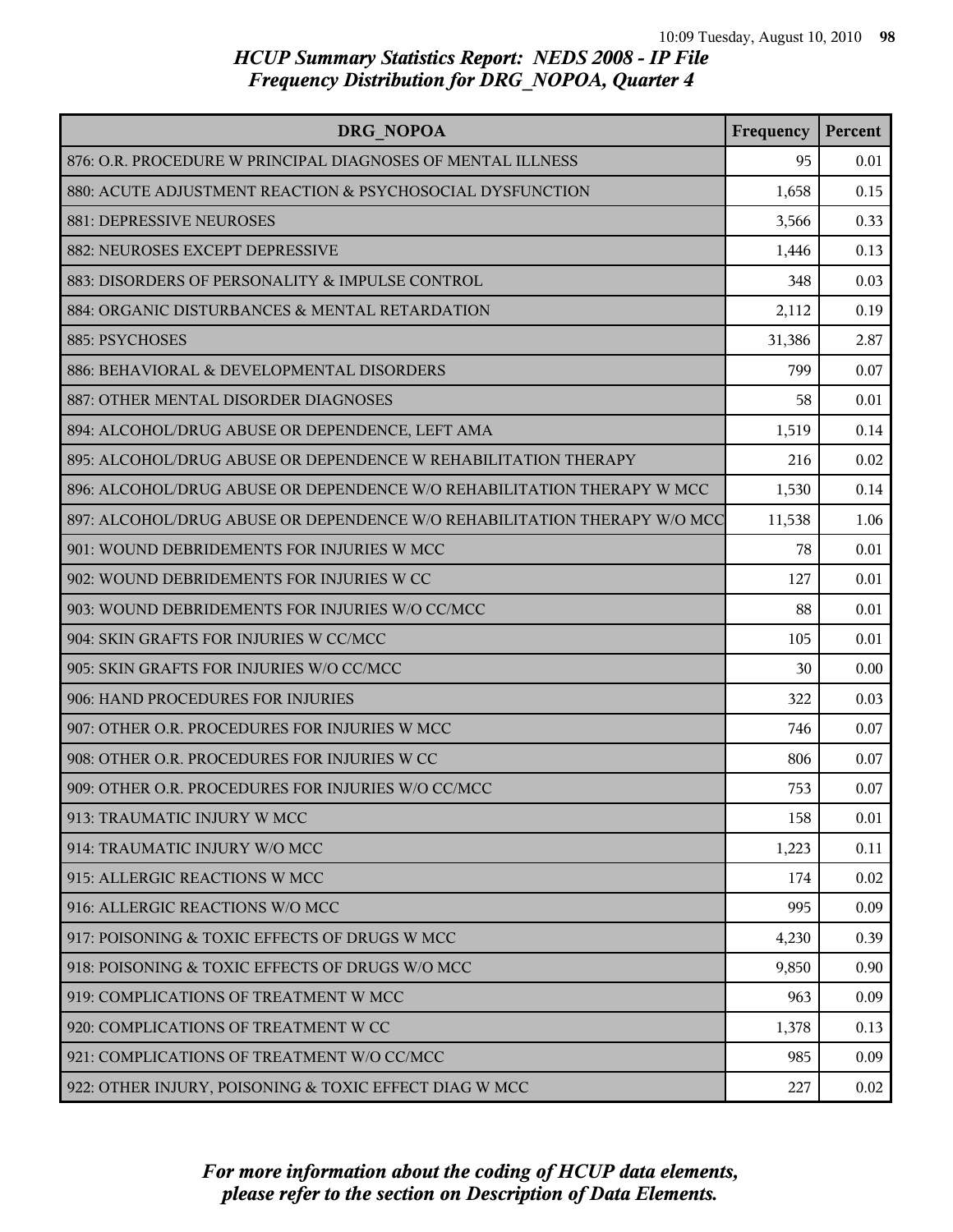# HCUP Summary Statistics Report: NEDS 2008 - IP File
## Frequency Distribution for DRG_NOPOA, Quarter 4

| DRG_NOPOA | Frequency | Percent |
|---|---|---|
| 876: O.R. PROCEDURE W PRINCIPAL DIAGNOSES OF MENTAL ILLNESS | 95 | 0.01 |
| 880: ACUTE ADJUSTMENT REACTION & PSYCHOSOCIAL DYSFUNCTION | 1,658 | 0.15 |
| 881: DEPRESSIVE NEUROSES | 3,566 | 0.33 |
| 882: NEUROSES EXCEPT DEPRESSIVE | 1,446 | 0.13 |
| 883: DISORDERS OF PERSONALITY & IMPULSE CONTROL | 348 | 0.03 |
| 884: ORGANIC DISTURBANCES & MENTAL RETARDATION | 2,112 | 0.19 |
| 885: PSYCHOSES | 31,386 | 2.87 |
| 886: BEHAVIORAL & DEVELOPMENTAL DISORDERS | 799 | 0.07 |
| 887: OTHER MENTAL DISORDER DIAGNOSES | 58 | 0.01 |
| 894: ALCOHOL/DRUG ABUSE OR DEPENDENCE, LEFT AMA | 1,519 | 0.14 |
| 895: ALCOHOL/DRUG ABUSE OR DEPENDENCE W REHABILITATION THERAPY | 216 | 0.02 |
| 896: ALCOHOL/DRUG ABUSE OR DEPENDENCE W/O REHABILITATION THERAPY W MCC | 1,530 | 0.14 |
| 897: ALCOHOL/DRUG ABUSE OR DEPENDENCE W/O REHABILITATION THERAPY W/O MCC | 11,538 | 1.06 |
| 901: WOUND DEBRIDEMENTS FOR INJURIES W MCC | 78 | 0.01 |
| 902: WOUND DEBRIDEMENTS FOR INJURIES W CC | 127 | 0.01 |
| 903: WOUND DEBRIDEMENTS FOR INJURIES W/O CC/MCC | 88 | 0.01 |
| 904: SKIN GRAFTS FOR INJURIES W CC/MCC | 105 | 0.01 |
| 905: SKIN GRAFTS FOR INJURIES W/O CC/MCC | 30 | 0.00 |
| 906: HAND PROCEDURES FOR INJURIES | 322 | 0.03 |
| 907: OTHER O.R. PROCEDURES FOR INJURIES W MCC | 746 | 0.07 |
| 908: OTHER O.R. PROCEDURES FOR INJURIES W CC | 806 | 0.07 |
| 909: OTHER O.R. PROCEDURES FOR INJURIES W/O CC/MCC | 753 | 0.07 |
| 913: TRAUMATIC INJURY W MCC | 158 | 0.01 |
| 914: TRAUMATIC INJURY W/O MCC | 1,223 | 0.11 |
| 915: ALLERGIC REACTIONS W MCC | 174 | 0.02 |
| 916: ALLERGIC REACTIONS W/O MCC | 995 | 0.09 |
| 917: POISONING & TOXIC EFFECTS OF DRUGS W MCC | 4,230 | 0.39 |
| 918: POISONING & TOXIC EFFECTS OF DRUGS W/O MCC | 9,850 | 0.90 |
| 919: COMPLICATIONS OF TREATMENT W MCC | 963 | 0.09 |
| 920: COMPLICATIONS OF TREATMENT W CC | 1,378 | 0.13 |
| 921: COMPLICATIONS OF TREATMENT W/O CC/MCC | 985 | 0.09 |
| 922: OTHER INJURY, POISONING & TOXIC EFFECT DIAG W MCC | 227 | 0.02 |

*For more information about the coding of HCUP data elements, please refer to the section on Description of Data Elements.*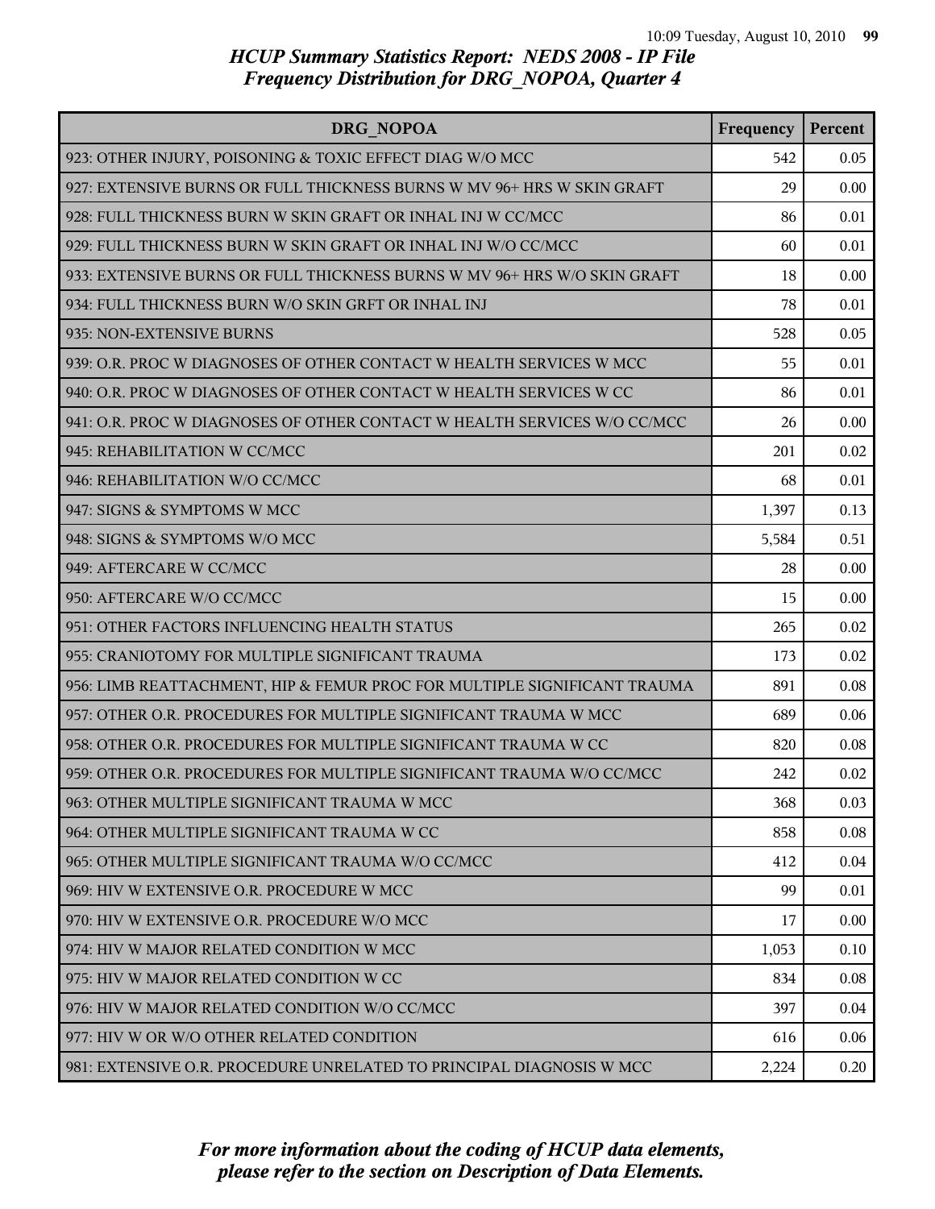# HCUP Summary Statistics Report: NEDS 2008 - IP File
## Frequency Distribution for DRG_NOPOA, Quarter 4

| DRG_NOPOA | Frequency | Percent |
|---|---|---|
| 923: OTHER INJURY, POISONING & TOXIC EFFECT DIAG W/O MCC | 542 | 0.05 |
| 927: EXTENSIVE BURNS OR FULL THICKNESS BURNS W MV 96+ HRS W SKIN GRAFT | 29 | 0.00 |
| 928: FULL THICKNESS BURN W SKIN GRAFT OR INHAL INJ W CC/MCC | 86 | 0.01 |
| 929: FULL THICKNESS BURN W SKIN GRAFT OR INHAL INJ W/O CC/MCC | 60 | 0.01 |
| 933: EXTENSIVE BURNS OR FULL THICKNESS BURNS W MV 96+ HRS W/O SKIN GRAFT | 18 | 0.00 |
| 934: FULL THICKNESS BURN W/O SKIN GRFT OR INHAL INJ | 78 | 0.01 |
| 935: NON-EXTENSIVE BURNS | 528 | 0.05 |
| 939: O.R. PROC W DIAGNOSES OF OTHER CONTACT W HEALTH SERVICES W MCC | 55 | 0.01 |
| 940: O.R. PROC W DIAGNOSES OF OTHER CONTACT W HEALTH SERVICES W CC | 86 | 0.01 |
| 941: O.R. PROC W DIAGNOSES OF OTHER CONTACT W HEALTH SERVICES W/O CC/MCC | 26 | 0.00 |
| 945: REHABILITATION W CC/MCC | 201 | 0.02 |
| 946: REHABILITATION W/O CC/MCC | 68 | 0.01 |
| 947: SIGNS & SYMPTOMS W MCC | 1,397 | 0.13 |
| 948: SIGNS & SYMPTOMS W/O MCC | 5,584 | 0.51 |
| 949: AFTERCARE W CC/MCC | 28 | 0.00 |
| 950: AFTERCARE W/O CC/MCC | 15 | 0.00 |
| 951: OTHER FACTORS INFLUENCING HEALTH STATUS | 265 | 0.02 |
| 955: CRANIOTOMY FOR MULTIPLE SIGNIFICANT TRAUMA | 173 | 0.02 |
| 956: LIMB REATTACHMENT, HIP & FEMUR PROC FOR MULTIPLE SIGNIFICANT TRAUMA | 891 | 0.08 |
| 957: OTHER O.R. PROCEDURES FOR MULTIPLE SIGNIFICANT TRAUMA W MCC | 689 | 0.06 |
| 958: OTHER O.R. PROCEDURES FOR MULTIPLE SIGNIFICANT TRAUMA W CC | 820 | 0.08 |
| 959: OTHER O.R. PROCEDURES FOR MULTIPLE SIGNIFICANT TRAUMA W/O CC/MCC | 242 | 0.02 |
| 963: OTHER MULTIPLE SIGNIFICANT TRAUMA W MCC | 368 | 0.03 |
| 964: OTHER MULTIPLE SIGNIFICANT TRAUMA W CC | 858 | 0.08 |
| 965: OTHER MULTIPLE SIGNIFICANT TRAUMA W/O CC/MCC | 412 | 0.04 |
| 969: HIV W EXTENSIVE O.R. PROCEDURE W MCC | 99 | 0.01 |
| 970: HIV W EXTENSIVE O.R. PROCEDURE W/O MCC | 17 | 0.00 |
| 974: HIV W MAJOR RELATED CONDITION W MCC | 1,053 | 0.10 |
| 975: HIV W MAJOR RELATED CONDITION W CC | 834 | 0.08 |
| 976: HIV W MAJOR RELATED CONDITION W/O CC/MCC | 397 | 0.04 |
| 977: HIV W OR W/O OTHER RELATED CONDITION | 616 | 0.06 |
| 981: EXTENSIVE O.R. PROCEDURE UNRELATED TO PRINCIPAL DIAGNOSIS W MCC | 2,224 | 0.20 |

*For more information about the coding of HCUP data elements, please refer to the section on Description of Data Elements.*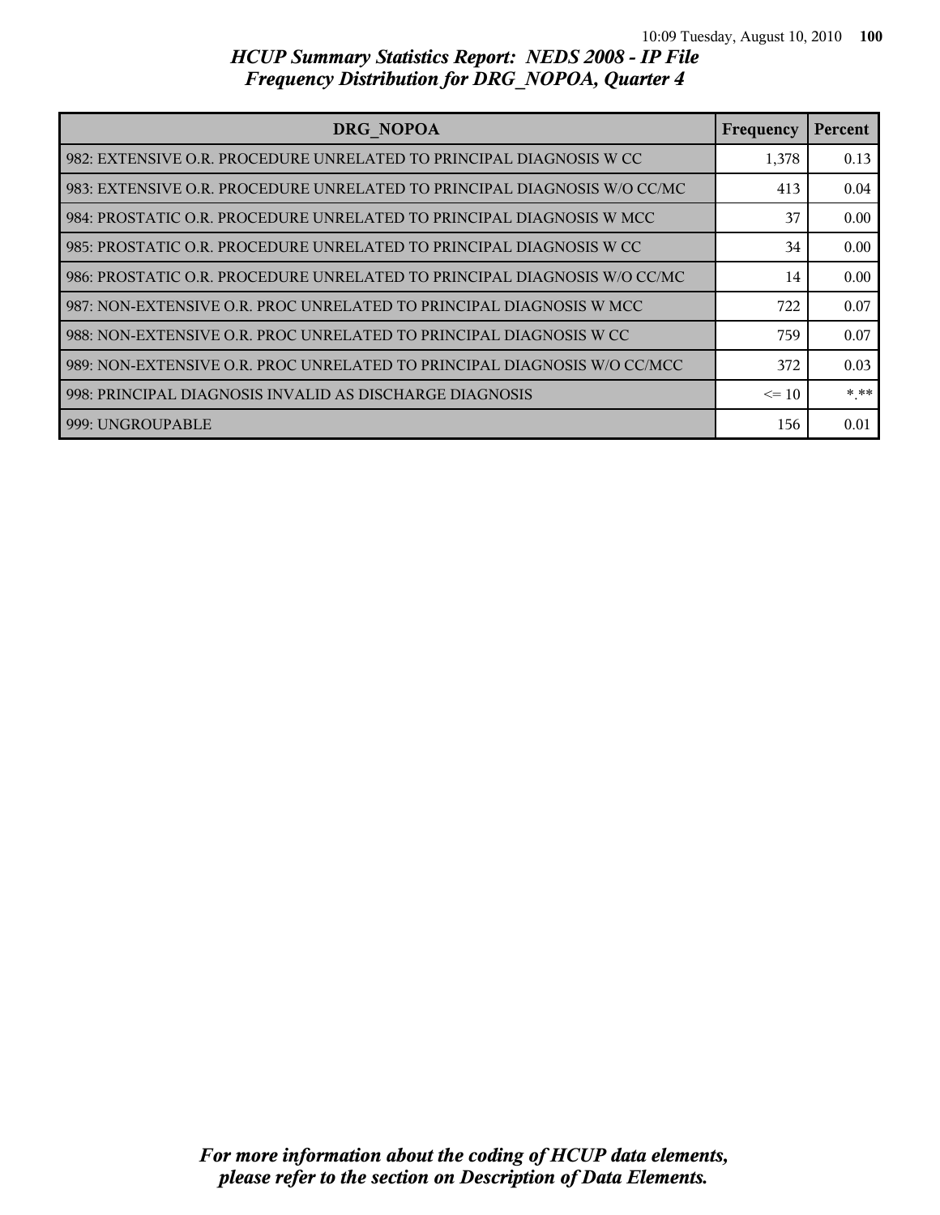# HCUP Summary Statistics Report: NEDS 2008 - IP File
## Frequency Distribution for DRG_NOPOA, Quarter 4

| DRG_NOPOA | Frequency | Percent |
|---|---|---|
| 982: EXTENSIVE O.R. PROCEDURE UNRELATED TO PRINCIPAL DIAGNOSIS W CC | 1,378 | 0.13 |
| 983: EXTENSIVE O.R. PROCEDURE UNRELATED TO PRINCIPAL DIAGNOSIS W/O CC/MC | 413 | 0.04 |
| 984: PROSTATIC O.R. PROCEDURE UNRELATED TO PRINCIPAL DIAGNOSIS W MCC | 37 | 0.00 |
| 985: PROSTATIC O.R. PROCEDURE UNRELATED TO PRINCIPAL DIAGNOSIS W CC | 34 | 0.00 |
| 986: PROSTATIC O.R. PROCEDURE UNRELATED TO PRINCIPAL DIAGNOSIS W/O CC/MC | 14 | 0.00 |
| 987: NON-EXTENSIVE O.R. PROC UNRELATED TO PRINCIPAL DIAGNOSIS W MCC | 722 | 0.07 |
| 988: NON-EXTENSIVE O.R. PROC UNRELATED TO PRINCIPAL DIAGNOSIS W CC | 759 | 0.07 |
| 989: NON-EXTENSIVE O.R. PROC UNRELATED TO PRINCIPAL DIAGNOSIS W/O CC/MCC | 372 | 0.03 |
| 998: PRINCIPAL DIAGNOSIS INVALID AS DISCHARGE DIAGNOSIS | <= 10 | *.** |
| 999: UNGROUPABLE | 156 | 0.01 |

*For more information about the coding of HCUP data elements, please refer to the section on Description of Data Elements.*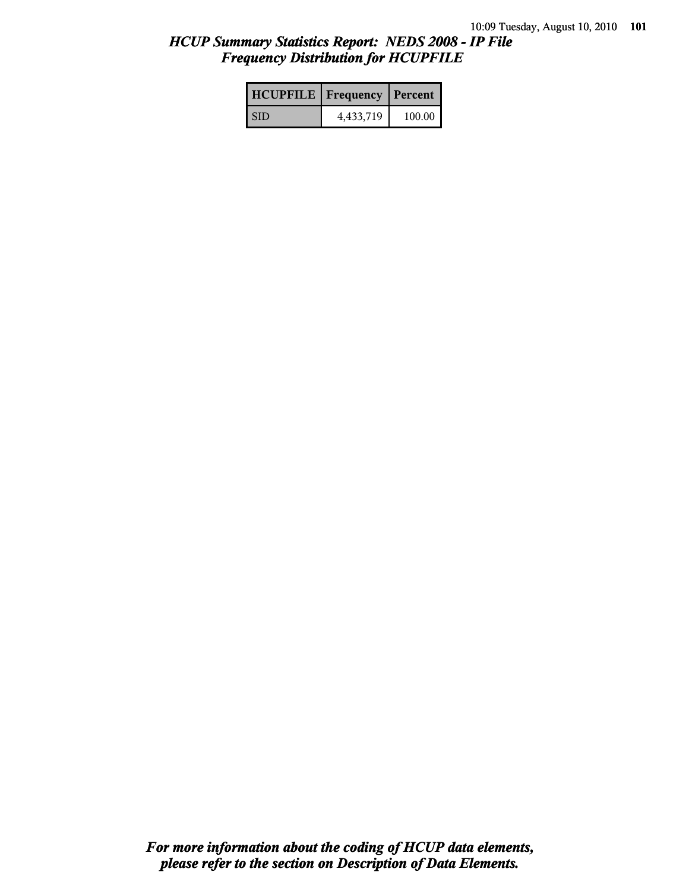## *HCUP Summary Statistics Report: NEDS 2008 - IP File*
## *Frequency Distribution for HCUPFILE*

| HCUPFILE | Frequency | Percent |
|---|---|---|
| SID | 4,433,719 | 100.00 |

***For more information about the coding of HCUP data elements, please refer to the section on Description of Data Elements.***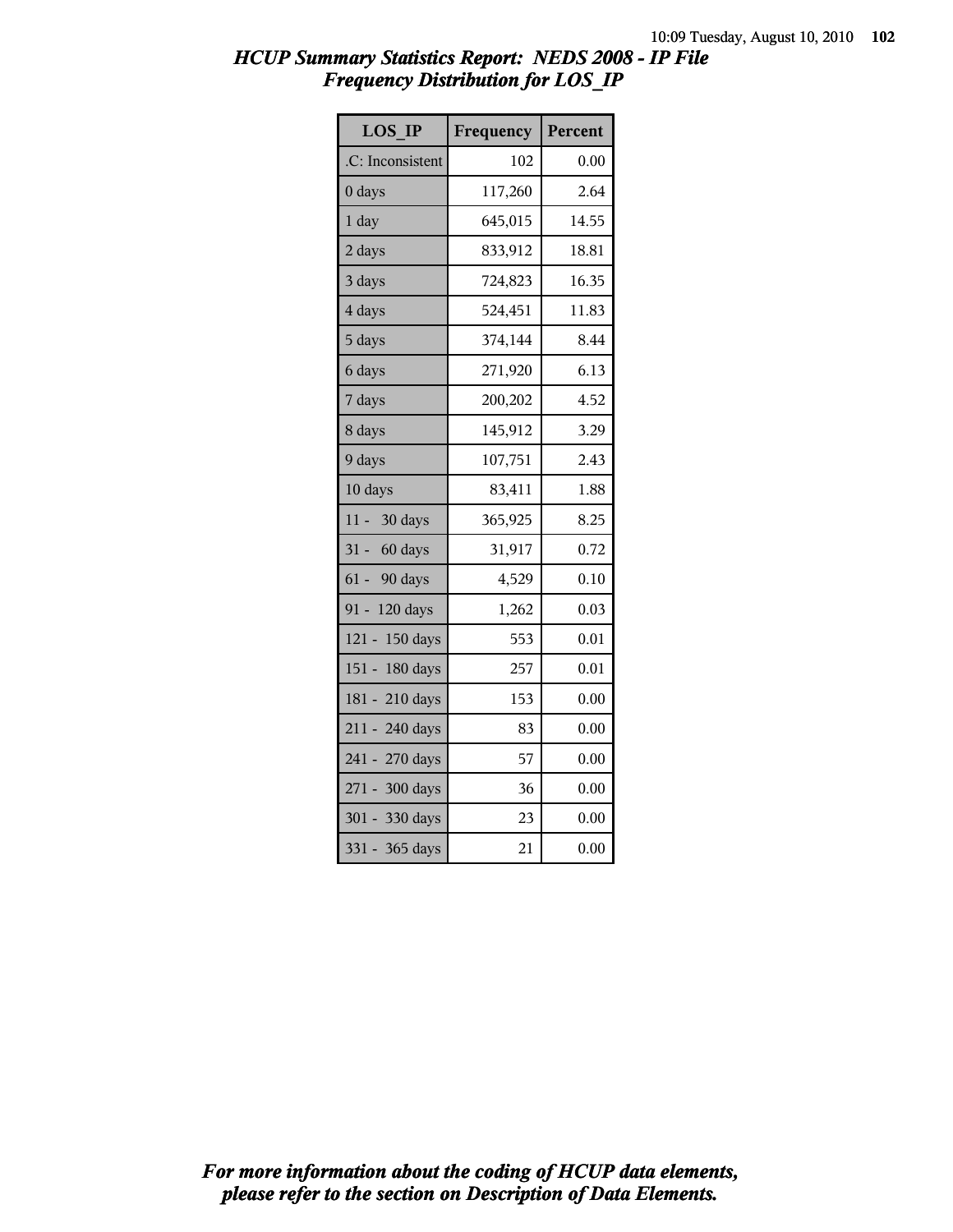## *HCUP Summary Statistics Report: NEDS 2008 - IP File*
## *Frequency Distribution for LOS_IP*

| LOS_IP | Frequency | Percent |
|---|---|---|
| .C: Inconsistent | 102 | 0.00 |
| 0 days | 117,260 | 2.64 |
| 1 day | 645,015 | 14.55 |
| 2 days | 833,912 | 18.81 |
| 3 days | 724,823 | 16.35 |
| 4 days | 524,451 | 11.83 |
| 5 days | 374,144 | 8.44 |
| 6 days | 271,920 | 6.13 |
| 7 days | 200,202 | 4.52 |
| 8 days | 145,912 | 3.29 |
| 9 days | 107,751 | 2.43 |
| 10 days | 83,411 | 1.88 |
| 11 - 30 days | 365,925 | 8.25 |
| 31 - 60 days | 31,917 | 0.72 |
| 61 - 90 days | 4,529 | 0.10 |
| 91 - 120 days | 1,262 | 0.03 |
| 121 - 150 days | 553 | 0.01 |
| 151 - 180 days | 257 | 0.01 |
| 181 - 210 days | 153 | 0.00 |
| 211 - 240 days | 83 | 0.00 |
| 241 - 270 days | 57 | 0.00 |
| 271 - 300 days | 36 | 0.00 |
| 301 - 330 days | 23 | 0.00 |
| 331 - 365 days | 21 | 0.00 |

*For more information about the coding of HCUP data elements, please refer to the section on Description of Data Elements.*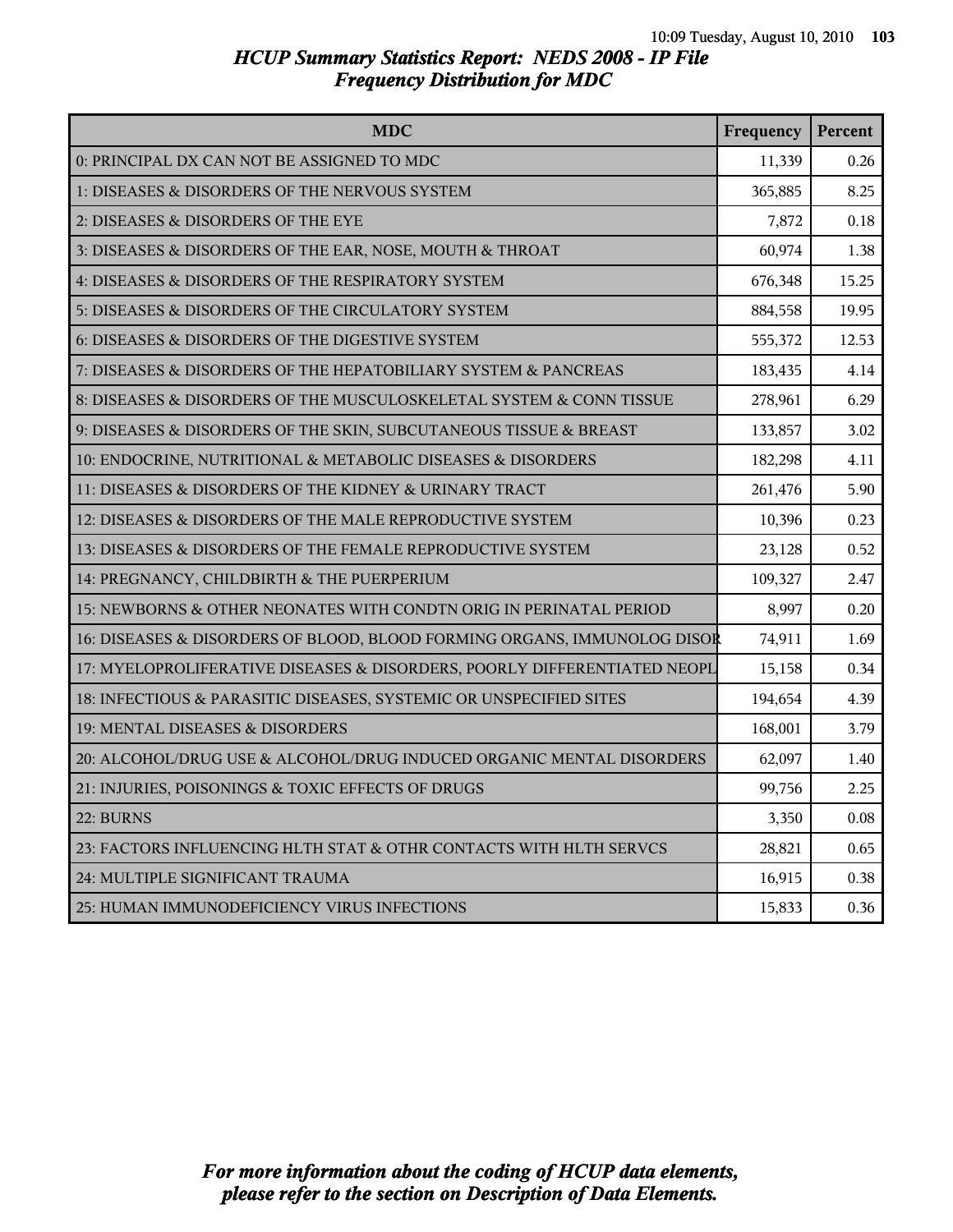# HCUP Summary Statistics Report: NEDS 2008 - IP File
## Frequency Distribution for MDC

| MDC | Frequency | Percent |
|---|---|---|
| 0: PRINCIPAL DX CAN NOT BE ASSIGNED TO MDC | 11,339 | 0.26 |
| 1: DISEASES & DISORDERS OF THE NERVOUS SYSTEM | 365,885 | 8.25 |
| 2: DISEASES & DISORDERS OF THE EYE | 7,872 | 0.18 |
| 3: DISEASES & DISORDERS OF THE EAR, NOSE, MOUTH & THROAT | 60,974 | 1.38 |
| 4: DISEASES & DISORDERS OF THE RESPIRATORY SYSTEM | 676,348 | 15.25 |
| 5: DISEASES & DISORDERS OF THE CIRCULATORY SYSTEM | 884,558 | 19.95 |
| 6: DISEASES & DISORDERS OF THE DIGESTIVE SYSTEM | 555,372 | 12.53 |
| 7: DISEASES & DISORDERS OF THE HEPATOBILIARY SYSTEM & PANCREAS | 183,435 | 4.14 |
| 8: DISEASES & DISORDERS OF THE MUSCULOSKELETAL SYSTEM & CONN TISSUE | 278,961 | 6.29 |
| 9: DISEASES & DISORDERS OF THE SKIN, SUBCUTANEOUS TISSUE & BREAST | 133,857 | 3.02 |
| 10: ENDOCRINE, NUTRITIONAL & METABOLIC DISEASES & DISORDERS | 182,298 | 4.11 |
| 11: DISEASES & DISORDERS OF THE KIDNEY & URINARY TRACT | 261,476 | 5.90 |
| 12: DISEASES & DISORDERS OF THE MALE REPRODUCTIVE SYSTEM | 10,396 | 0.23 |
| 13: DISEASES & DISORDERS OF THE FEMALE REPRODUCTIVE SYSTEM | 23,128 | 0.52 |
| 14: PREGNANCY, CHILDBIRTH & THE PUERPERIUM | 109,327 | 2.47 |
| 15: NEWBORNS & OTHER NEONATES WITH CONDTN ORIG IN PERINATAL PERIOD | 8,997 | 0.20 |
| 16: DISEASES & DISORDERS OF BLOOD, BLOOD FORMING ORGANS, IMMUNOLOG DISOR | 74,911 | 1.69 |
| 17: MYELOPROLIFERATIVE DISEASES & DISORDERS, POORLY DIFFERENTIATED NEOPL | 15,158 | 0.34 |
| 18: INFECTIOUS & PARASITIC DISEASES, SYSTEMIC OR UNSPECIFIED SITES | 194,654 | 4.39 |
| 19: MENTAL DISEASES & DISORDERS | 168,001 | 3.79 |
| 20: ALCOHOL/DRUG USE & ALCOHOL/DRUG INDUCED ORGANIC MENTAL DISORDERS | 62,097 | 1.40 |
| 21: INJURIES, POISONINGS & TOXIC EFFECTS OF DRUGS | 99,756 | 2.25 |
| 22: BURNS | 3,350 | 0.08 |
| 23: FACTORS INFLUENCING HLTH STAT & OTHR CONTACTS WITH HLTH SERVCS | 28,821 | 0.65 |
| 24: MULTIPLE SIGNIFICANT TRAUMA | 16,915 | 0.38 |
| 25: HUMAN IMMUNODEFICIENCY VIRUS INFECTIONS | 15,833 | 0.36 |

*For more information about the coding of HCUP data elements, please refer to the section on Description of Data Elements.*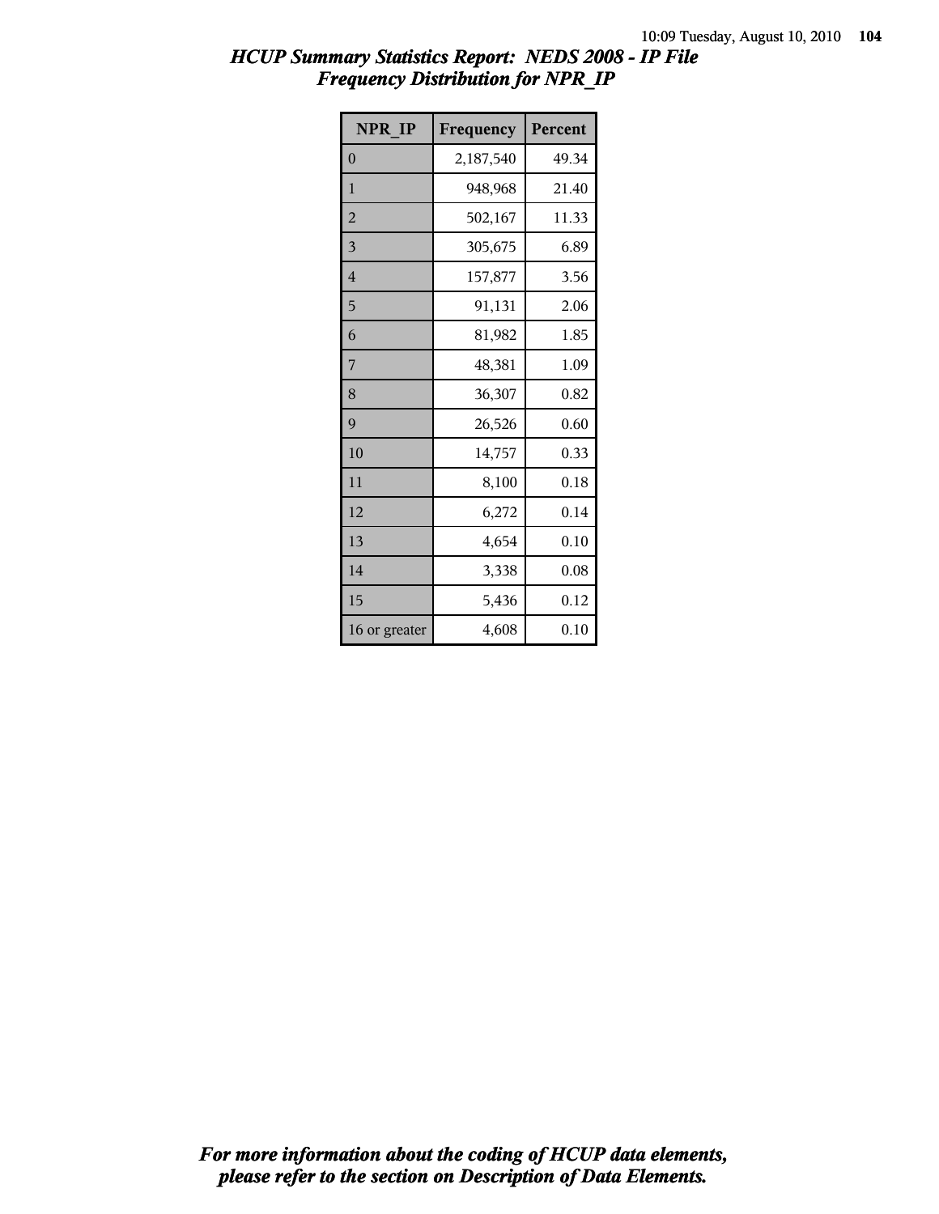# *HCUP Summary Statistics Report: NEDS 2008 - IP File*
## *Frequency Distribution for NPR_IP*

| NPR_IP | Frequency | Percent |
|---|---|---|
| 0 | 2,187,540 | 49.34 |
| 1 | 948,968 | 21.40 |
| 2 | 502,167 | 11.33 |
| 3 | 305,675 | 6.89 |
| 4 | 157,877 | 3.56 |
| 5 | 91,131 | 2.06 |
| 6 | 81,982 | 1.85 |
| 7 | 48,381 | 1.09 |
| 8 | 36,307 | 0.82 |
| 9 | 26,526 | 0.60 |
| 10 | 14,757 | 0.33 |
| 11 | 8,100 | 0.18 |
| 12 | 6,272 | 0.14 |
| 13 | 4,654 | 0.10 |
| 14 | 3,338 | 0.08 |
| 15 | 5,436 | 0.12 |
| 16 or greater | 4,608 | 0.10 |

***For more information about the coding of HCUP data elements, please refer to the section on Description of Data Elements.***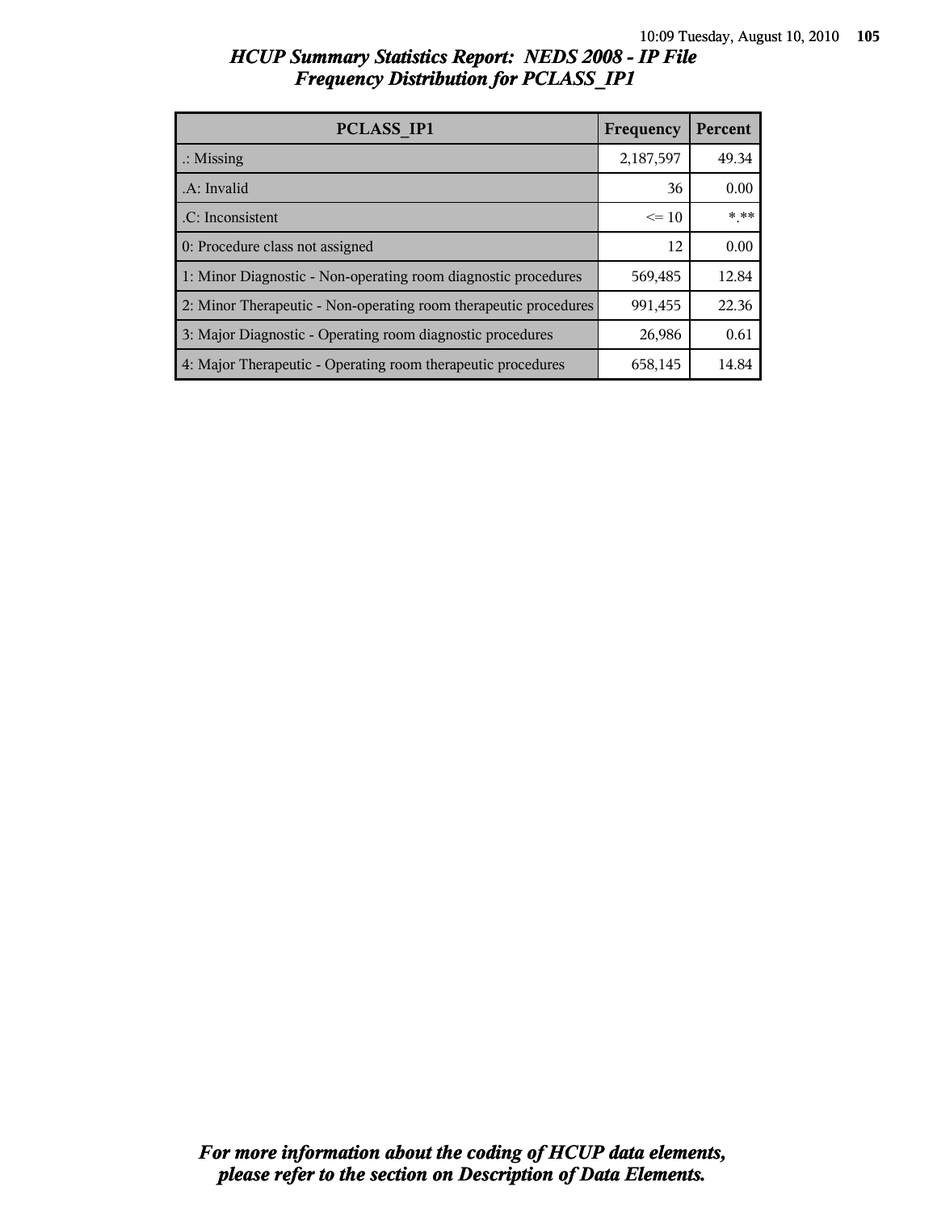# HCUP Summary Statistics Report: NEDS 2008 - IP File
## Frequency Distribution for PCLASS_IP1

| PCLASS_IP1 | Frequency | Percent |
|---|---|---|
| .: Missing | 2,187,597 | 49.34 |
| .A: Invalid | 36 | 0.00 |
| .C: Inconsistent | <= 10 | *.** |
| 0: Procedure class not assigned | 12 | 0.00 |
| 1: Minor Diagnostic - Non-operating room diagnostic procedures | 569,485 | 12.84 |
| 2: Minor Therapeutic - Non-operating room therapeutic procedures | 991,455 | 22.36 |
| 3: Major Diagnostic - Operating room diagnostic procedures | 26,986 | 0.61 |
| 4: Major Therapeutic - Operating room therapeutic procedures | 658,145 | 14.84 |

*For more information about the coding of HCUP data elements, please refer to the section on Description of Data Elements.*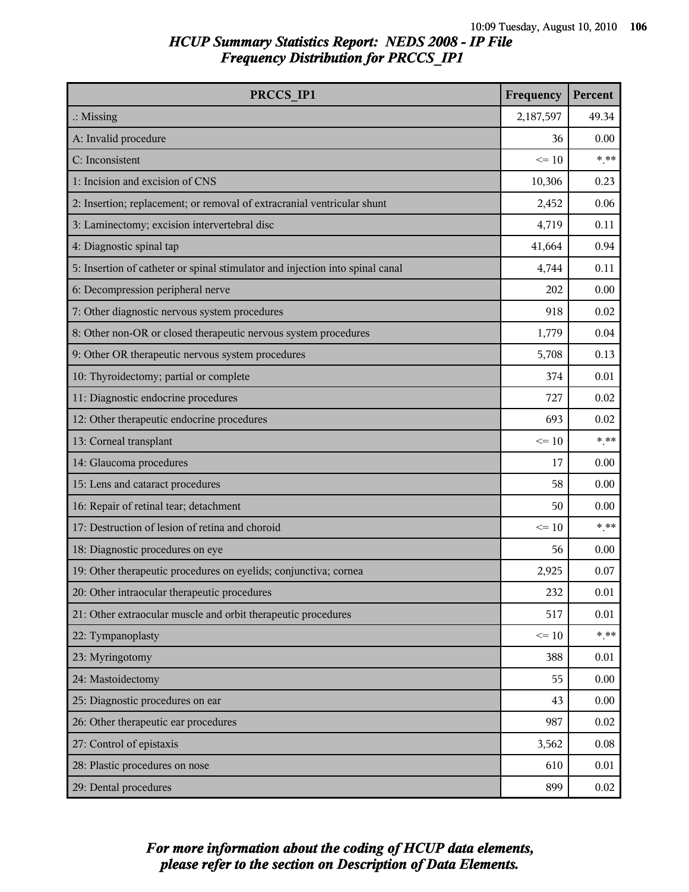# HCUP Summary Statistics Report: NEDS 2008 - IP File
## Frequency Distribution for PRCCS_IP1

| PRCCS_IP1 | Frequency | Percent |
|---|---|---|
| .: Missing | 2,187,597 | 49.34 |
| A: Invalid procedure | 36 | 0.00 |
| C: Inconsistent | <= 10 | *.** |
| 1: Incision and excision of CNS | 10,306 | 0.23 |
| 2: Insertion; replacement; or removal of extracranial ventricular shunt | 2,452 | 0.06 |
| 3: Laminectomy; excision intervertebral disc | 4,719 | 0.11 |
| 4: Diagnostic spinal tap | 41,664 | 0.94 |
| 5: Insertion of catheter or spinal stimulator and injection into spinal canal | 4,744 | 0.11 |
| 6: Decompression peripheral nerve | 202 | 0.00 |
| 7: Other diagnostic nervous system procedures | 918 | 0.02 |
| 8: Other non-OR or closed therapeutic nervous system procedures | 1,779 | 0.04 |
| 9: Other OR therapeutic nervous system procedures | 5,708 | 0.13 |
| 10: Thyroidectomy; partial or complete | 374 | 0.01 |
| 11: Diagnostic endocrine procedures | 727 | 0.02 |
| 12: Other therapeutic endocrine procedures | 693 | 0.02 |
| 13: Corneal transplant | <= 10 | *.** |
| 14: Glaucoma procedures | 17 | 0.00 |
| 15: Lens and cataract procedures | 58 | 0.00 |
| 16: Repair of retinal tear; detachment | 50 | 0.00 |
| 17: Destruction of lesion of retina and choroid | <= 10 | *.** |
| 18: Diagnostic procedures on eye | 56 | 0.00 |
| 19: Other therapeutic procedures on eyelids; conjunctiva; cornea | 2,925 | 0.07 |
| 20: Other intraocular therapeutic procedures | 232 | 0.01 |
| 21: Other extraocular muscle and orbit therapeutic procedures | 517 | 0.01 |
| 22: Tympanoplasty | <= 10 | *.** |
| 23: Myringotomy | 388 | 0.01 |
| 24: Mastoidectomy | 55 | 0.00 |
| 25: Diagnostic procedures on ear | 43 | 0.00 |
| 26: Other therapeutic ear procedures | 987 | 0.02 |
| 27: Control of epistaxis | 3,562 | 0.08 |
| 28: Plastic procedures on nose | 610 | 0.01 |
| 29: Dental procedures | 899 | 0.02 |

*For more information about the coding of HCUP data elements, please refer to the section on Description of Data Elements.*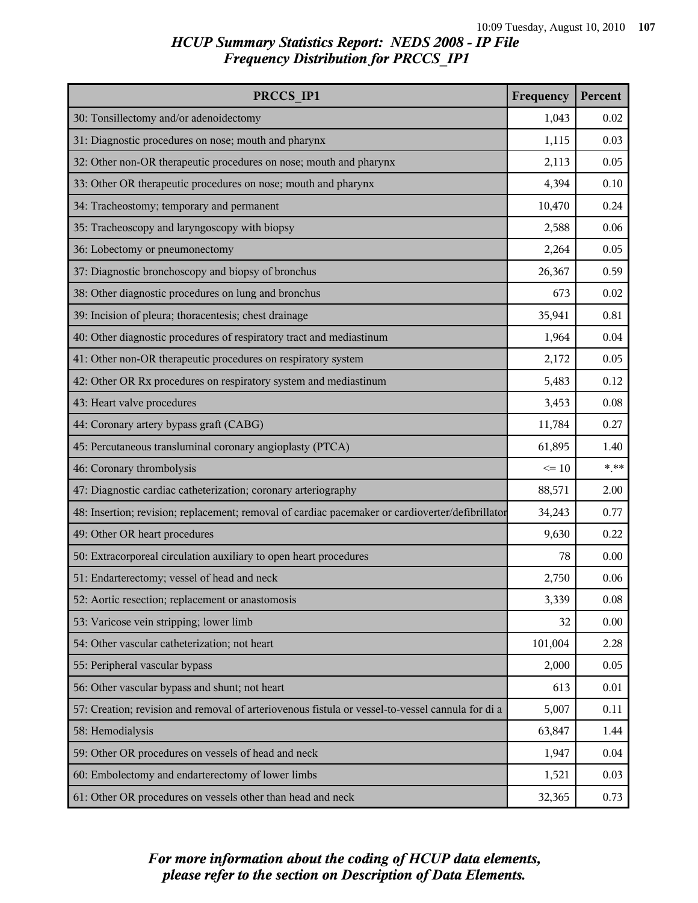# HCUP Summary Statistics Report: NEDS 2008 - IP File
## Frequency Distribution for PRCCS_IP1

| PRCCS_IP1 | Frequency | Percent |
|---|---|---|
| 30: Tonsillectomy and/or adenoidectomy | 1,043 | 0.02 |
| 31: Diagnostic procedures on nose; mouth and pharynx | 1,115 | 0.03 |
| 32: Other non-OR therapeutic procedures on nose; mouth and pharynx | 2,113 | 0.05 |
| 33: Other OR therapeutic procedures on nose; mouth and pharynx | 4,394 | 0.10 |
| 34: Tracheostomy; temporary and permanent | 10,470 | 0.24 |
| 35: Tracheoscopy and laryngoscopy with biopsy | 2,588 | 0.06 |
| 36: Lobectomy or pneumonectomy | 2,264 | 0.05 |
| 37: Diagnostic bronchoscopy and biopsy of bronchus | 26,367 | 0.59 |
| 38: Other diagnostic procedures on lung and bronchus | 673 | 0.02 |
| 39: Incision of pleura; thoracentesis; chest drainage | 35,941 | 0.81 |
| 40: Other diagnostic procedures of respiratory tract and mediastinum | 1,964 | 0.04 |
| 41: Other non-OR therapeutic procedures on respiratory system | 2,172 | 0.05 |
| 42: Other OR Rx procedures on respiratory system and mediastinum | 5,483 | 0.12 |
| 43: Heart valve procedures | 3,453 | 0.08 |
| 44: Coronary artery bypass graft (CABG) | 11,784 | 0.27 |
| 45: Percutaneous transluminal coronary angioplasty (PTCA) | 61,895 | 1.40 |
| 46: Coronary thrombolysis | <= 10 | *.** |
| 47: Diagnostic cardiac catheterization; coronary arteriography | 88,571 | 2.00 |
| 48: Insertion; revision; replacement; removal of cardiac pacemaker or cardioverter/defibrillator | 34,243 | 0.77 |
| 49: Other OR heart procedures | 9,630 | 0.22 |
| 50: Extracorporeal circulation auxiliary to open heart procedures | 78 | 0.00 |
| 51: Endarterectomy; vessel of head and neck | 2,750 | 0.06 |
| 52: Aortic resection; replacement or anastomosis | 3,339 | 0.08 |
| 53: Varicose vein stripping; lower limb | 32 | 0.00 |
| 54: Other vascular catheterization; not heart | 101,004 | 2.28 |
| 55: Peripheral vascular bypass | 2,000 | 0.05 |
| 56: Other vascular bypass and shunt; not heart | 613 | 0.01 |
| 57: Creation; revision and removal of arteriovenous fistula or vessel-to-vessel cannula for di a | 5,007 | 0.11 |
| 58: Hemodialysis | 63,847 | 1.44 |
| 59: Other OR procedures on vessels of head and neck | 1,947 | 0.04 |
| 60: Embolectomy and endarterectomy of lower limbs | 1,521 | 0.03 |
| 61: Other OR procedures on vessels other than head and neck | 32,365 | 0.73 |

*For more information about the coding of HCUP data elements, please refer to the section on Description of Data Elements.*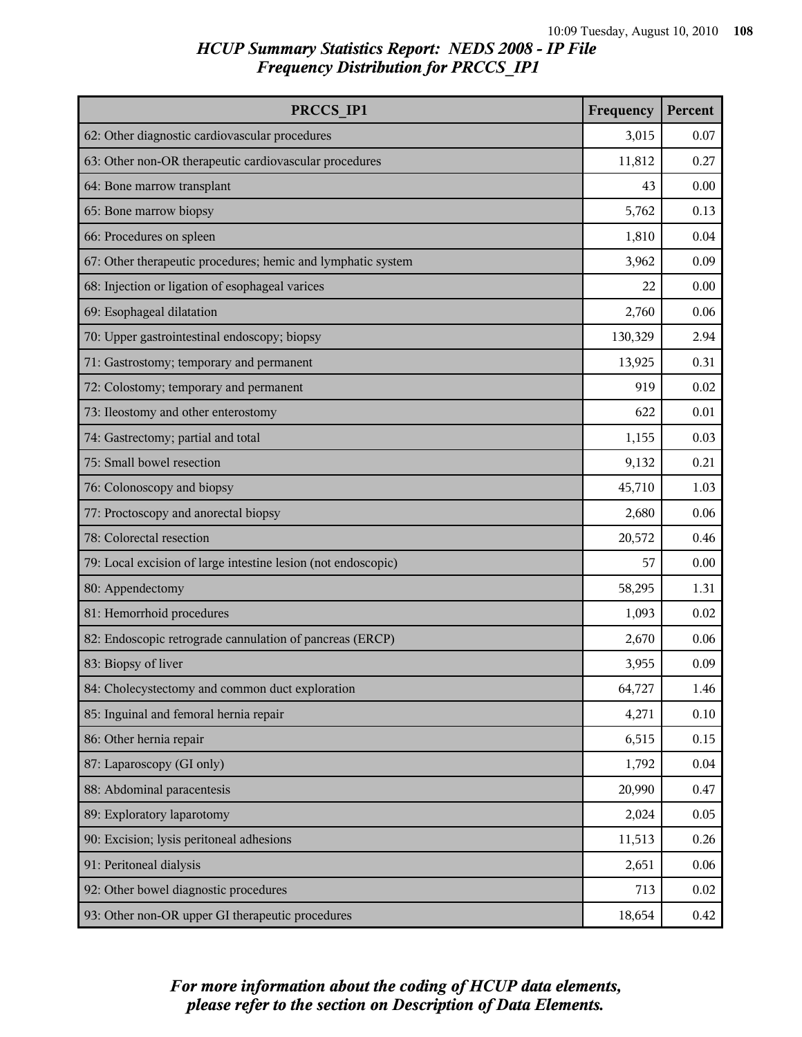*HCUP Summary Statistics Report: NEDS 2008 - IP File*
*Frequency Distribution for PRCCS_IP1*

| PRCCS_IP1 | Frequency | Percent |
|---|---|---|
| 62: Other diagnostic cardiovascular procedures | 3,015 | 0.07 |
| 63: Other non-OR therapeutic cardiovascular procedures | 11,812 | 0.27 |
| 64: Bone marrow transplant | 43 | 0.00 |
| 65: Bone marrow biopsy | 5,762 | 0.13 |
| 66: Procedures on spleen | 1,810 | 0.04 |
| 67: Other therapeutic procedures; hemic and lymphatic system | 3,962 | 0.09 |
| 68: Injection or ligation of esophageal varices | 22 | 0.00 |
| 69: Esophageal dilatation | 2,760 | 0.06 |
| 70: Upper gastrointestinal endoscopy; biopsy | 130,329 | 2.94 |
| 71: Gastrostomy; temporary and permanent | 13,925 | 0.31 |
| 72: Colostomy; temporary and permanent | 919 | 0.02 |
| 73: Ileostomy and other enterostomy | 622 | 0.01 |
| 74: Gastrectomy; partial and total | 1,155 | 0.03 |
| 75: Small bowel resection | 9,132 | 0.21 |
| 76: Colonoscopy and biopsy | 45,710 | 1.03 |
| 77: Proctoscopy and anorectal biopsy | 2,680 | 0.06 |
| 78: Colorectal resection | 20,572 | 0.46 |
| 79: Local excision of large intestine lesion (not endoscopic) | 57 | 0.00 |
| 80: Appendectomy | 58,295 | 1.31 |
| 81: Hemorrhoid procedures | 1,093 | 0.02 |
| 82: Endoscopic retrograde cannulation of pancreas (ERCP) | 2,670 | 0.06 |
| 83: Biopsy of liver | 3,955 | 0.09 |
| 84: Cholecystectomy and common duct exploration | 64,727 | 1.46 |
| 85: Inguinal and femoral hernia repair | 4,271 | 0.10 |
| 86: Other hernia repair | 6,515 | 0.15 |
| 87: Laparoscopy (GI only) | 1,792 | 0.04 |
| 88: Abdominal paracentesis | 20,990 | 0.47 |
| 89: Exploratory laparotomy | 2,024 | 0.05 |
| 90: Excision; lysis peritoneal adhesions | 11,513 | 0.26 |
| 91: Peritoneal dialysis | 2,651 | 0.06 |
| 92: Other bowel diagnostic procedures | 713 | 0.02 |
| 93: Other non-OR upper GI therapeutic procedures | 18,654 | 0.42 |

*For more information about the coding of HCUP data elements, please refer to the section on Description of Data Elements.*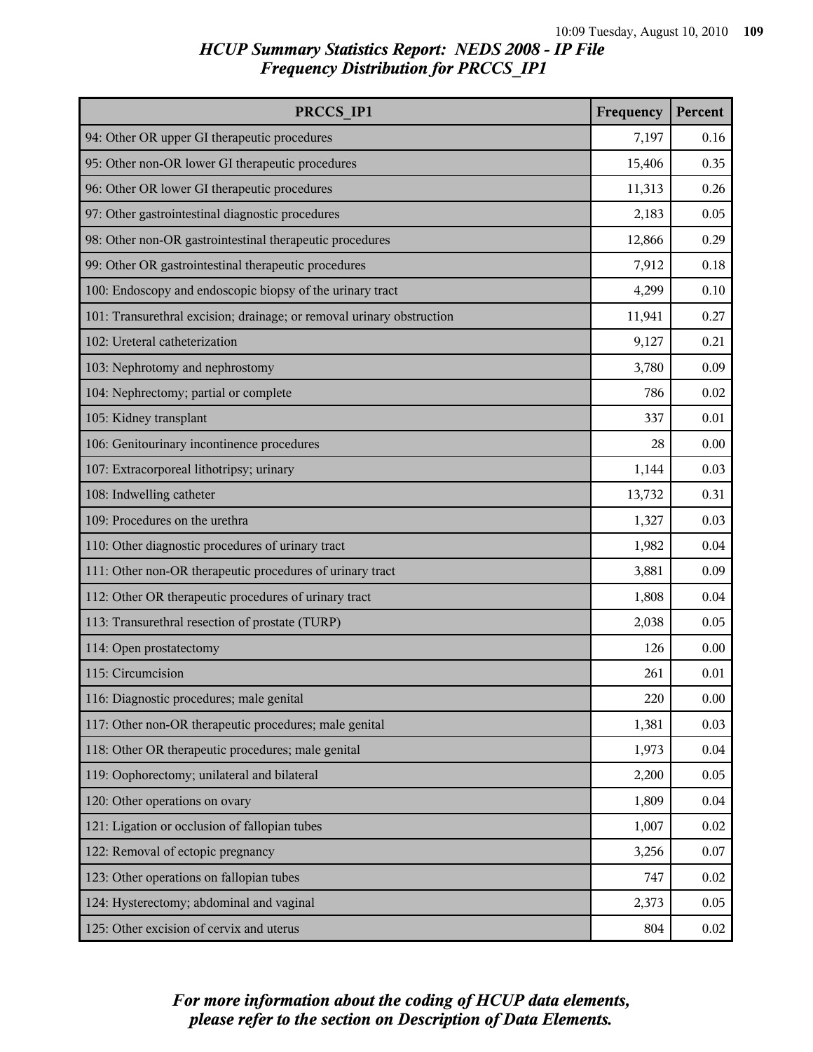# HCUP Summary Statistics Report: NEDS 2008 - IP File
## Frequency Distribution for PRCCS_IP1

| PRCCS_IP1 | Frequency | Percent |
|---|---|---|
| 94: Other OR upper GI therapeutic procedures | 7,197 | 0.16 |
| 95: Other non-OR lower GI therapeutic procedures | 15,406 | 0.35 |
| 96: Other OR lower GI therapeutic procedures | 11,313 | 0.26 |
| 97: Other gastrointestinal diagnostic procedures | 2,183 | 0.05 |
| 98: Other non-OR gastrointestinal therapeutic procedures | 12,866 | 0.29 |
| 99: Other OR gastrointestinal therapeutic procedures | 7,912 | 0.18 |
| 100: Endoscopy and endoscopic biopsy of the urinary tract | 4,299 | 0.10 |
| 101: Transurethral excision; drainage; or removal urinary obstruction | 11,941 | 0.27 |
| 102: Ureteral catheterization | 9,127 | 0.21 |
| 103: Nephrotomy and nephrostomy | 3,780 | 0.09 |
| 104: Nephrectomy; partial or complete | 786 | 0.02 |
| 105: Kidney transplant | 337 | 0.01 |
| 106: Genitourinary incontinence procedures | 28 | 0.00 |
| 107: Extracorporeal lithotripsy; urinary | 1,144 | 0.03 |
| 108: Indwelling catheter | 13,732 | 0.31 |
| 109: Procedures on the urethra | 1,327 | 0.03 |
| 110: Other diagnostic procedures of urinary tract | 1,982 | 0.04 |
| 111: Other non-OR therapeutic procedures of urinary tract | 3,881 | 0.09 |
| 112: Other OR therapeutic procedures of urinary tract | 1,808 | 0.04 |
| 113: Transurethral resection of prostate (TURP) | 2,038 | 0.05 |
| 114: Open prostatectomy | 126 | 0.00 |
| 115: Circumcision | 261 | 0.01 |
| 116: Diagnostic procedures; male genital | 220 | 0.00 |
| 117: Other non-OR therapeutic procedures; male genital | 1,381 | 0.03 |
| 118: Other OR therapeutic procedures; male genital | 1,973 | 0.04 |
| 119: Oophorectomy; unilateral and bilateral | 2,200 | 0.05 |
| 120: Other operations on ovary | 1,809 | 0.04 |
| 121: Ligation or occlusion of fallopian tubes | 1,007 | 0.02 |
| 122: Removal of ectopic pregnancy | 3,256 | 0.07 |
| 123: Other operations on fallopian tubes | 747 | 0.02 |
| 124: Hysterectomy; abdominal and vaginal | 2,373 | 0.05 |
| 125: Other excision of cervix and uterus | 804 | 0.02 |

*For more information about the coding of HCUP data elements, please refer to the section on Description of Data Elements.*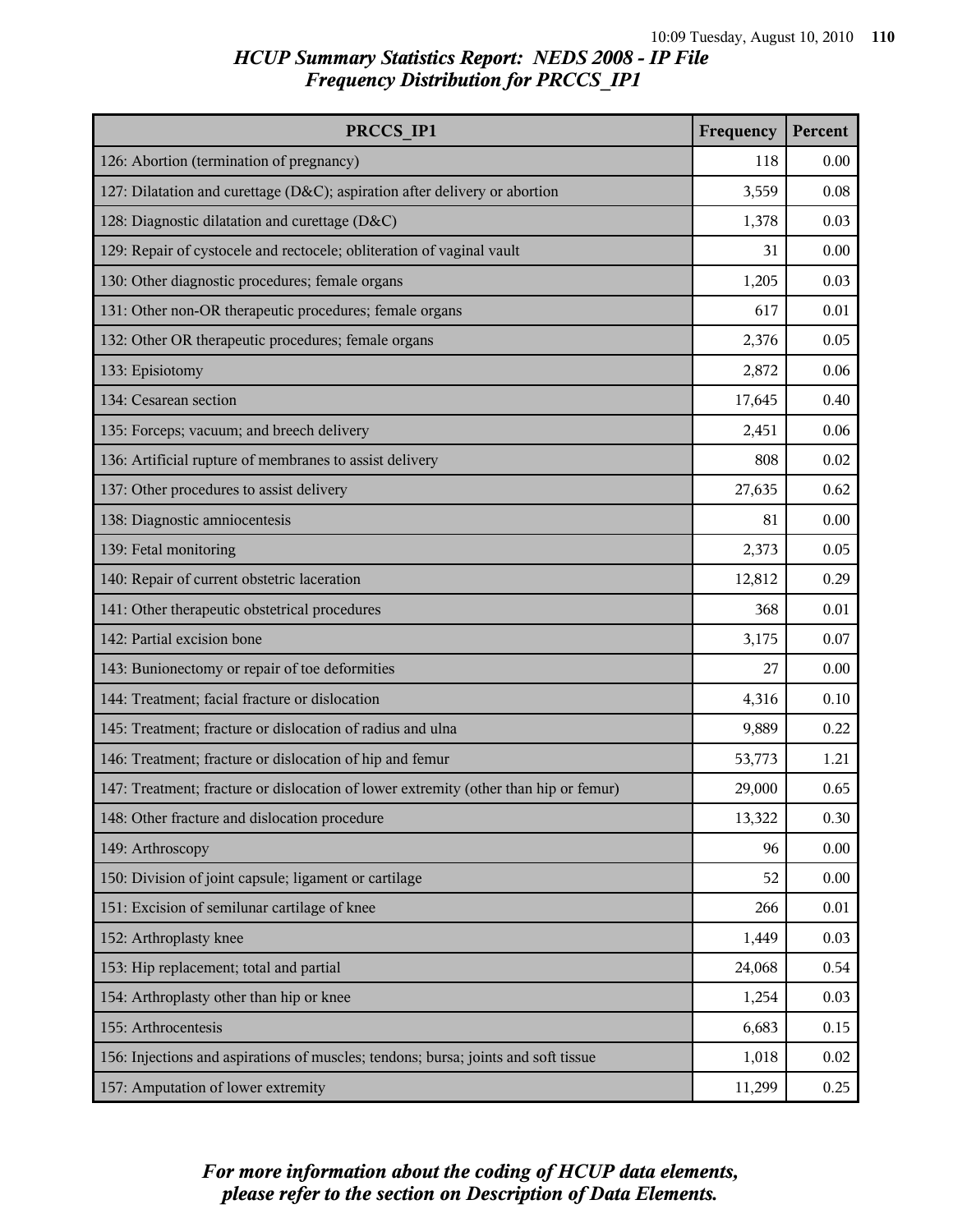## HCUP Summary Statistics Report: NEDS 2008 - IP File
## Frequency Distribution for PRCCS_IP1

| PRCCS_IP1 | Frequency | Percent |
|---|---|---|
| 126: Abortion (termination of pregnancy) | 118 | 0.00 |
| 127: Dilatation and curettage (D&C); aspiration after delivery or abortion | 3,559 | 0.08 |
| 128: Diagnostic dilatation and curettage (D&C) | 1,378 | 0.03 |
| 129: Repair of cystocele and rectocele; obliteration of vaginal vault | 31 | 0.00 |
| 130: Other diagnostic procedures; female organs | 1,205 | 0.03 |
| 131: Other non-OR therapeutic procedures; female organs | 617 | 0.01 |
| 132: Other OR therapeutic procedures; female organs | 2,376 | 0.05 |
| 133: Episiotomy | 2,872 | 0.06 |
| 134: Cesarean section | 17,645 | 0.40 |
| 135: Forceps; vacuum; and breech delivery | 2,451 | 0.06 |
| 136: Artificial rupture of membranes to assist delivery | 808 | 0.02 |
| 137: Other procedures to assist delivery | 27,635 | 0.62 |
| 138: Diagnostic amniocentesis | 81 | 0.00 |
| 139: Fetal monitoring | 2,373 | 0.05 |
| 140: Repair of current obstetric laceration | 12,812 | 0.29 |
| 141: Other therapeutic obstetrical procedures | 368 | 0.01 |
| 142: Partial excision bone | 3,175 | 0.07 |
| 143: Bunionectomy or repair of toe deformities | 27 | 0.00 |
| 144: Treatment; facial fracture or dislocation | 4,316 | 0.10 |
| 145: Treatment; fracture or dislocation of radius and ulna | 9,889 | 0.22 |
| 146: Treatment; fracture or dislocation of hip and femur | 53,773 | 1.21 |
| 147: Treatment; fracture or dislocation of lower extremity (other than hip or femur) | 29,000 | 0.65 |
| 148: Other fracture and dislocation procedure | 13,322 | 0.30 |
| 149: Arthroscopy | 96 | 0.00 |
| 150: Division of joint capsule; ligament or cartilage | 52 | 0.00 |
| 151: Excision of semilunar cartilage of knee | 266 | 0.01 |
| 152: Arthroplasty knee | 1,449 | 0.03 |
| 153: Hip replacement; total and partial | 24,068 | 0.54 |
| 154: Arthroplasty other than hip or knee | 1,254 | 0.03 |
| 155: Arthrocentesis | 6,683 | 0.15 |
| 156: Injections and aspirations of muscles; tendons; bursa; joints and soft tissue | 1,018 | 0.02 |
| 157: Amputation of lower extremity | 11,299 | 0.25 |

*For more information about the coding of HCUP data elements, please refer to the section on Description of Data Elements.*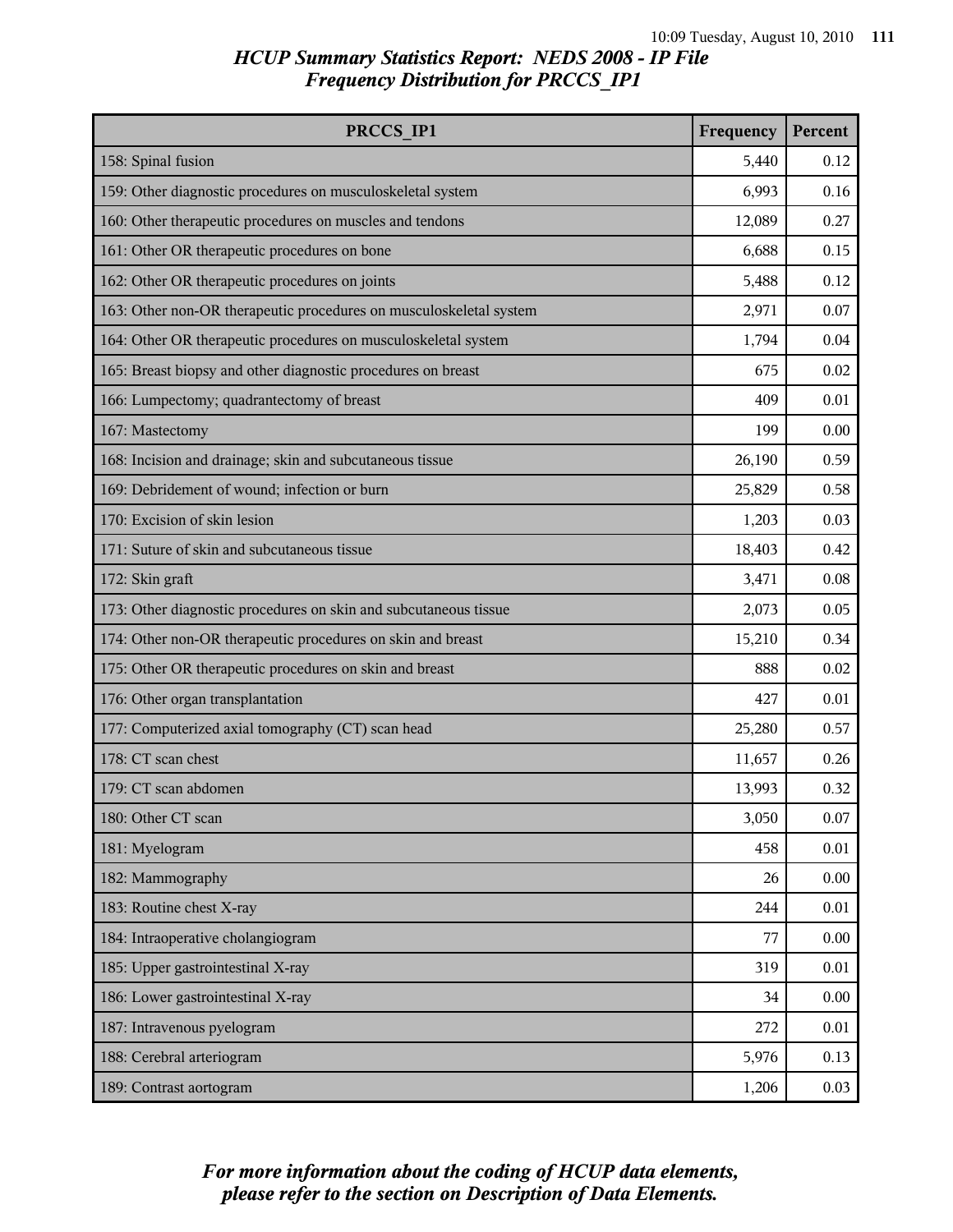# HCUP Summary Statistics Report: NEDS 2008 - IP File
## Frequency Distribution for PRCCS_IP1

| PRCCS_IP1 | Frequency | Percent |
|---|---|---|
| 158: Spinal fusion | 5,440 | 0.12 |
| 159: Other diagnostic procedures on musculoskeletal system | 6,993 | 0.16 |
| 160: Other therapeutic procedures on muscles and tendons | 12,089 | 0.27 |
| 161: Other OR therapeutic procedures on bone | 6,688 | 0.15 |
| 162: Other OR therapeutic procedures on joints | 5,488 | 0.12 |
| 163: Other non-OR therapeutic procedures on musculoskeletal system | 2,971 | 0.07 |
| 164: Other OR therapeutic procedures on musculoskeletal system | 1,794 | 0.04 |
| 165: Breast biopsy and other diagnostic procedures on breast | 675 | 0.02 |
| 166: Lumpectomy; quadrantectomy of breast | 409 | 0.01 |
| 167: Mastectomy | 199 | 0.00 |
| 168: Incision and drainage; skin and subcutaneous tissue | 26,190 | 0.59 |
| 169: Debridement of wound; infection or burn | 25,829 | 0.58 |
| 170: Excision of skin lesion | 1,203 | 0.03 |
| 171: Suture of skin and subcutaneous tissue | 18,403 | 0.42 |
| 172: Skin graft | 3,471 | 0.08 |
| 173: Other diagnostic procedures on skin and subcutaneous tissue | 2,073 | 0.05 |
| 174: Other non-OR therapeutic procedures on skin and breast | 15,210 | 0.34 |
| 175: Other OR therapeutic procedures on skin and breast | 888 | 0.02 |
| 176: Other organ transplantation | 427 | 0.01 |
| 177: Computerized axial tomography (CT) scan head | 25,280 | 0.57 |
| 178: CT scan chest | 11,657 | 0.26 |
| 179: CT scan abdomen | 13,993 | 0.32 |
| 180: Other CT scan | 3,050 | 0.07 |
| 181: Myelogram | 458 | 0.01 |
| 182: Mammography | 26 | 0.00 |
| 183: Routine chest X-ray | 244 | 0.01 |
| 184: Intraoperative cholangiogram | 77 | 0.00 |
| 185: Upper gastrointestinal X-ray | 319 | 0.01 |
| 186: Lower gastrointestinal X-ray | 34 | 0.00 |
| 187: Intravenous pyelogram | 272 | 0.01 |
| 188: Cerebral arteriogram | 5,976 | 0.13 |
| 189: Contrast aortogram | 1,206 | 0.03 |

*For more information about the coding of HCUP data elements, please refer to the section on Description of Data Elements.*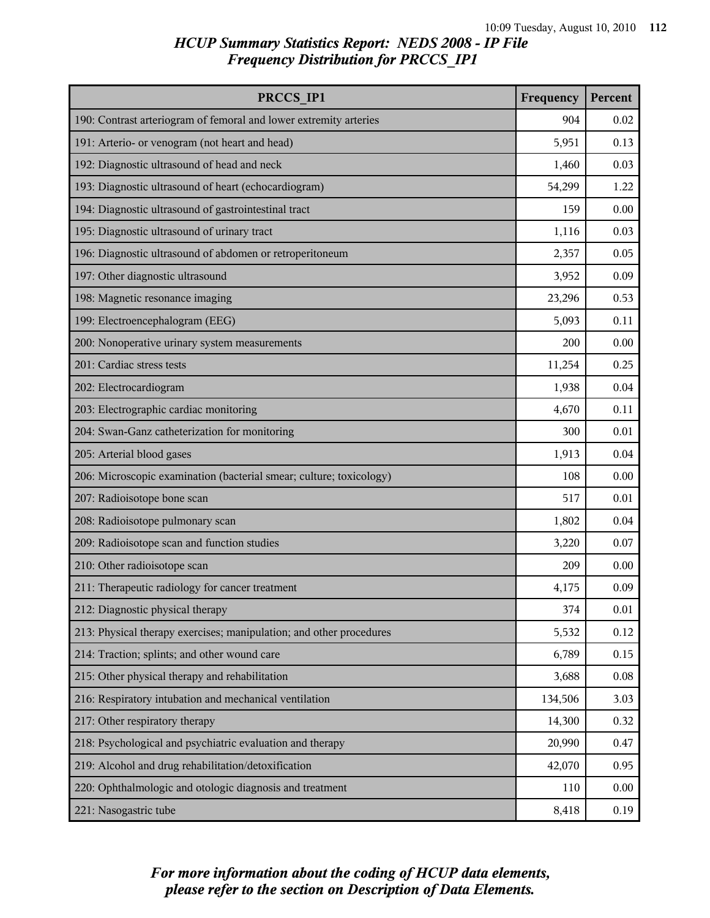## *HCUP Summary Statistics Report: NEDS 2008 - IP File*
## *Frequency Distribution for PRCCS_IP1*

| PRCCS_IP1 | Frequency | Percent |
|---|---|---|
| 190: Contrast arteriogram of femoral and lower extremity arteries | 904 | 0.02 |
| 191: Arterio- or venogram (not heart and head) | 5,951 | 0.13 |
| 192: Diagnostic ultrasound of head and neck | 1,460 | 0.03 |
| 193: Diagnostic ultrasound of heart (echocardiogram) | 54,299 | 1.22 |
| 194: Diagnostic ultrasound of gastrointestinal tract | 159 | 0.00 |
| 195: Diagnostic ultrasound of urinary tract | 1,116 | 0.03 |
| 196: Diagnostic ultrasound of abdomen or retroperitoneum | 2,357 | 0.05 |
| 197: Other diagnostic ultrasound | 3,952 | 0.09 |
| 198: Magnetic resonance imaging | 23,296 | 0.53 |
| 199: Electroencephalogram (EEG) | 5,093 | 0.11 |
| 200: Nonoperative urinary system measurements | 200 | 0.00 |
| 201: Cardiac stress tests | 11,254 | 0.25 |
| 202: Electrocardiogram | 1,938 | 0.04 |
| 203: Electrographic cardiac monitoring | 4,670 | 0.11 |
| 204: Swan-Ganz catheterization for monitoring | 300 | 0.01 |
| 205: Arterial blood gases | 1,913 | 0.04 |
| 206: Microscopic examination (bacterial smear; culture; toxicology) | 108 | 0.00 |
| 207: Radioisotope bone scan | 517 | 0.01 |
| 208: Radioisotope pulmonary scan | 1,802 | 0.04 |
| 209: Radioisotope scan and function studies | 3,220 | 0.07 |
| 210: Other radioisotope scan | 209 | 0.00 |
| 211: Therapeutic radiology for cancer treatment | 4,175 | 0.09 |
| 212: Diagnostic physical therapy | 374 | 0.01 |
| 213: Physical therapy exercises; manipulation; and other procedures | 5,532 | 0.12 |
| 214: Traction; splints; and other wound care | 6,789 | 0.15 |
| 215: Other physical therapy and rehabilitation | 3,688 | 0.08 |
| 216: Respiratory intubation and mechanical ventilation | 134,506 | 3.03 |
| 217: Other respiratory therapy | 14,300 | 0.32 |
| 218: Psychological and psychiatric evaluation and therapy | 20,990 | 0.47 |
| 219: Alcohol and drug rehabilitation/detoxification | 42,070 | 0.95 |
| 220: Ophthalmologic and otologic diagnosis and treatment | 110 | 0.00 |
| 221: Nasogastric tube | 8,418 | 0.19 |

*For more information about the coding of HCUP data elements, please refer to the section on Description of Data Elements.*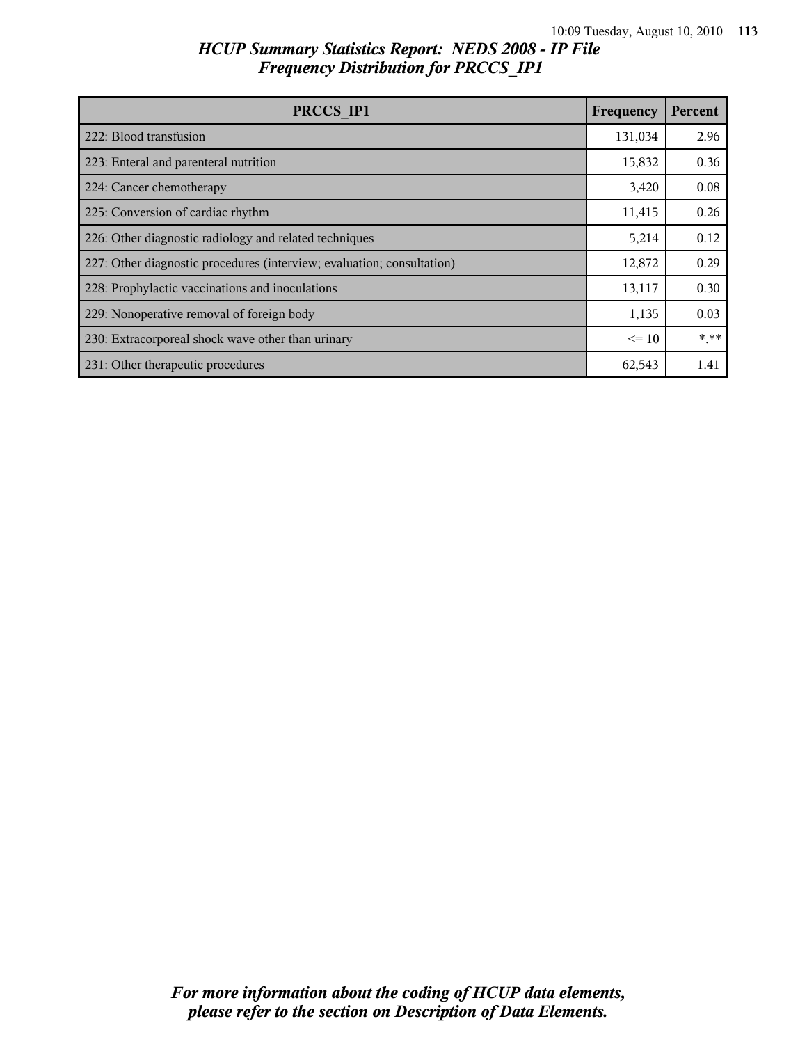# HCUP Summary Statistics Report: NEDS 2008 - IP File
## Frequency Distribution for PRCCS_IP1

| PRCCS_IP1 | Frequency | Percent |
|---|---|---|
| 222: Blood transfusion | 131,034 | 2.96 |
| 223: Enteral and parenteral nutrition | 15,832 | 0.36 |
| 224: Cancer chemotherapy | 3,420 | 0.08 |
| 225: Conversion of cardiac rhythm | 11,415 | 0.26 |
| 226: Other diagnostic radiology and related techniques | 5,214 | 0.12 |
| 227: Other diagnostic procedures (interview; evaluation; consultation) | 12,872 | 0.29 |
| 228: Prophylactic vaccinations and inoculations | 13,117 | 0.30 |
| 229: Nonoperative removal of foreign body | 1,135 | 0.03 |
| 230: Extracorporeal shock wave other than urinary | <= 10 | *.** |
| 231: Other therapeutic procedures | 62,543 | 1.41 |

*For more information about the coding of HCUP data elements, please refer to the section on Description of Data Elements.*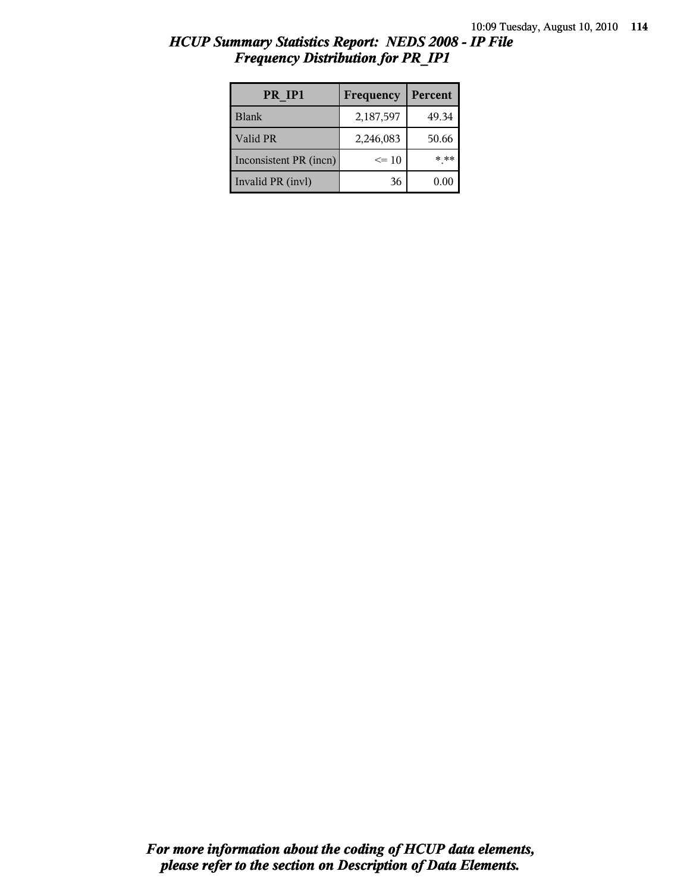# HCUP Summary Statistics Report: NEDS 2008 - IP File
## Frequency Distribution for PR_IP1

| PR_IP1 | Frequency | Percent |
|---|---|---|
| Blank | 2,187,597 | 49.34 |
| Valid PR | 2,246,083 | 50.66 |
| Inconsistent PR (incn) | <= 10 | *.** |
| Invalid PR (invl) | 36 | 0.00 |

*For more information about the coding of HCUP data elements, please refer to the section on Description of Data Elements.*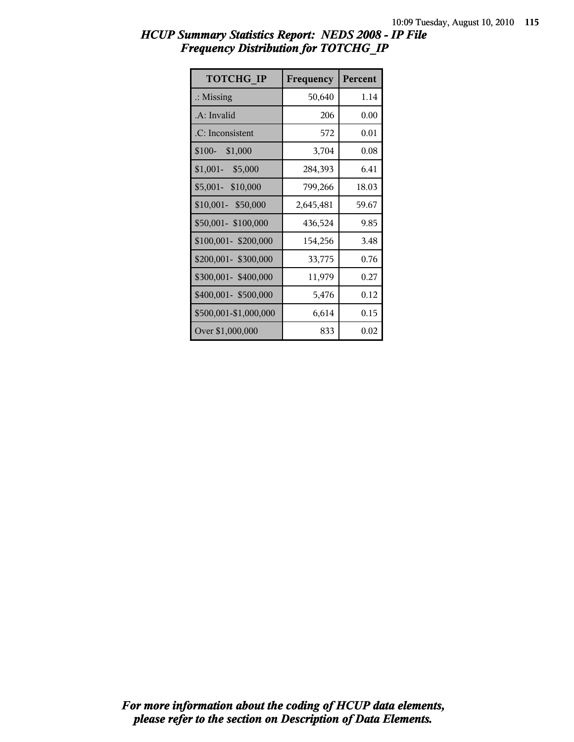# HCUP Summary Statistics Report: NEDS 2008 - IP File
## Frequency Distribution for TOTCHG_IP

| TOTCHG_IP | Frequency | Percent |
|---|---|---|
| .: Missing | 50,640 | 1.14 |
| .A: Invalid | 206 | 0.00 |
| .C: Inconsistent | 572 | 0.01 |
| $100- $1,000 | 3,704 | 0.08 |
| $1,001- $5,000 | 284,393 | 6.41 |
| $5,001- $10,000 | 799,266 | 18.03 |
| $10,001- $50,000 | 2,645,481 | 59.67 |
| $50,001- $100,000 | 436,524 | 9.85 |
| $100,001- $200,000 | 154,256 | 3.48 |
| $200,001- $300,000 | 33,775 | 0.76 |
| $300,001- $400,000 | 11,979 | 0.27 |
| $400,001- $500,000 | 5,476 | 0.12 |
| $500,001-$1,000,000 | 6,614 | 0.15 |
| Over $1,000,000 | 833 | 0.02 |

*For more information about the coding of HCUP data elements, please refer to the section on Description of Data Elements.*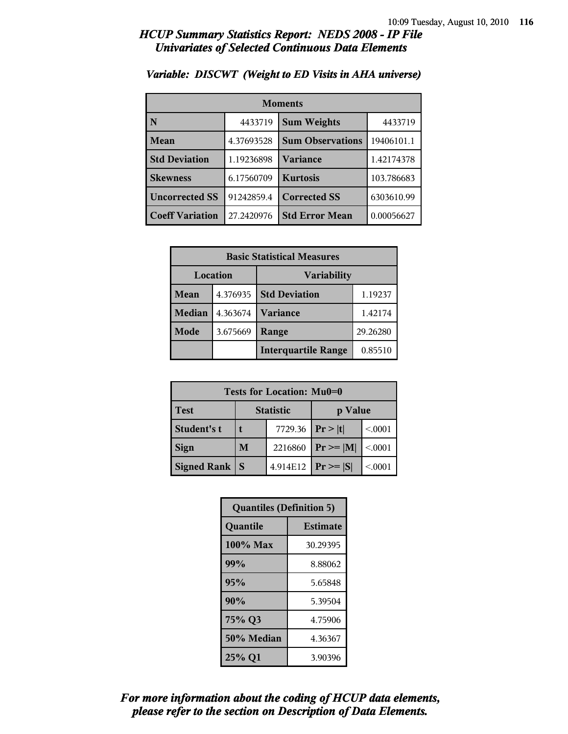# HCUP Summary Statistics Report: NEDS 2008 - IP File
## Univariates of Selected Continuous Data Elements

### Variable: DISCWT (Weight to ED Visits in AHA universe)

| Moments | | | |
|---|---|---|---|
| **N** | 4433719 | **Sum Weights** | 4433719 |
| **Mean** | 4.37693528 | **Sum Observations** | 19406101.1 |
| **Std Deviation** | 1.19236898 | **Variance** | 1.42174378 |
| **Skewness** | 6.17560709 | **Kurtosis** | 103.786683 |
| **Uncorrected SS** | 91242859.4 | **Corrected SS** | 6303610.99 |
| **Coeff Variation** | 27.2420976 | **Std Error Mean** | 0.00056627 |

| Basic Statistical Measures | | | |
|---|---|---|---|
| **Location** | | **Variability** | |
| **Mean** | 4.376935 | **Std Deviation** | 1.19237 |
| **Median** | 4.363674 | **Variance** | 1.42174 |
| **Mode** | 3.675669 | **Range** | 29.26280 |
| | | **Interquartile Range** | 0.85510 |

| Tests for Location: Mu0=0 | | | | |
|---|---|---|---|---|
| **Test** | **Statistic** | | **p Value** | |
| **Student's t** | **t** | 7729.36 | **Pr > \|t\|** | <.0001 |
| **Sign** | **M** | 2216860 | **Pr >= \|M\|** | <.0001 |
| **Signed Rank** | **S** | 4.914E12 | **Pr >= \|S\|** | <.0001 |

| Quantiles (Definition 5) | |
|---|---|
| **Quantile** | **Estimate** |
| **100% Max** | 30.29395 |
| **99%** | 8.88062 |
| **95%** | 5.65848 |
| **90%** | 5.39504 |
| **75% Q3** | 4.75906 |
| **50% Median** | 4.36367 |
| **25% Q1** | 3.90396 |

*For more information about the coding of HCUP data elements, please refer to the section on Description of Data Elements.*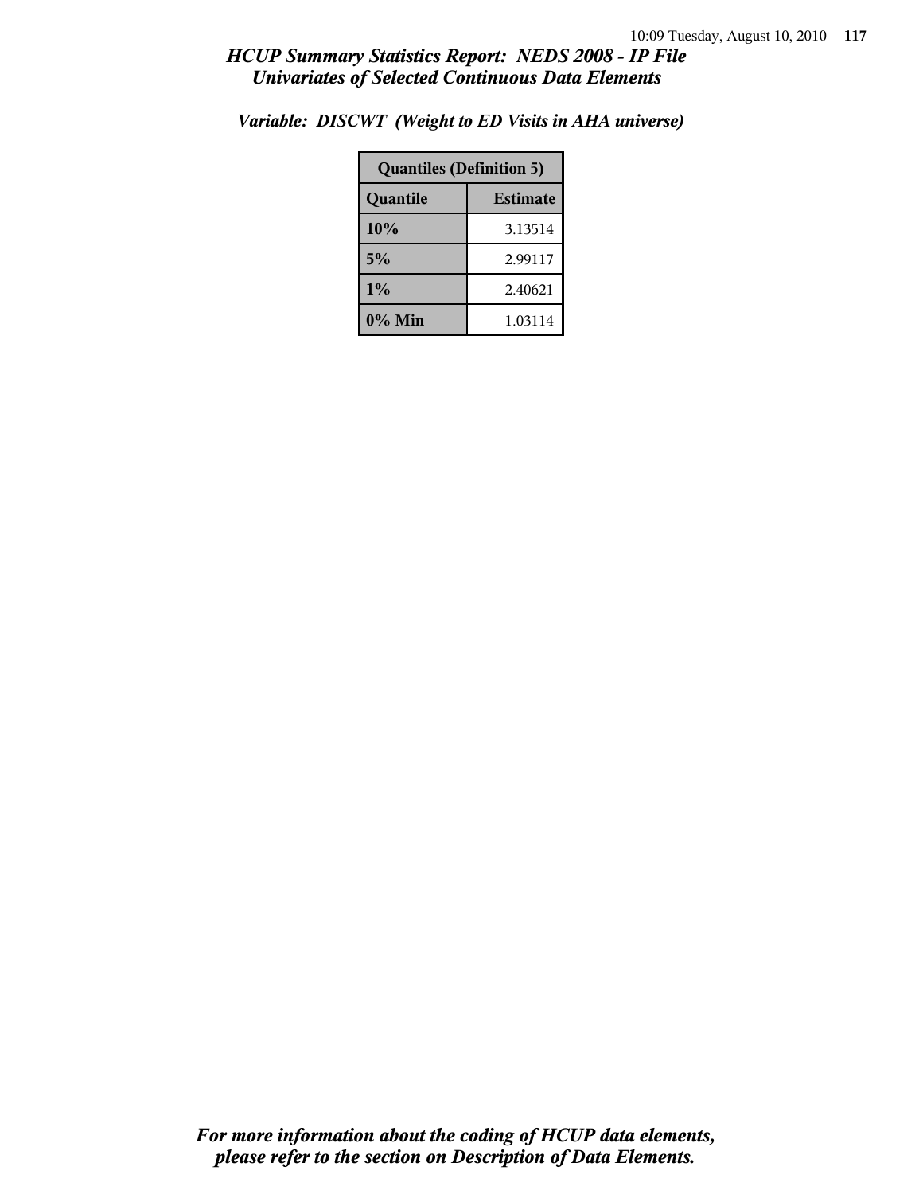*Variable: DISCWT (Weight to ED Visits in AHA universe)*

| Quantiles (Definition 5) | |
|---|---|
| **Quantile** | **Estimate** |
| **10%** | 3.13514 |
| **5%** | 2.99117 |
| **1%** | 2.40621 |
| **0% Min** | 1.03114 |

***For more information about the coding of HCUP data elements, please refer to the section on Description of Data Elements.***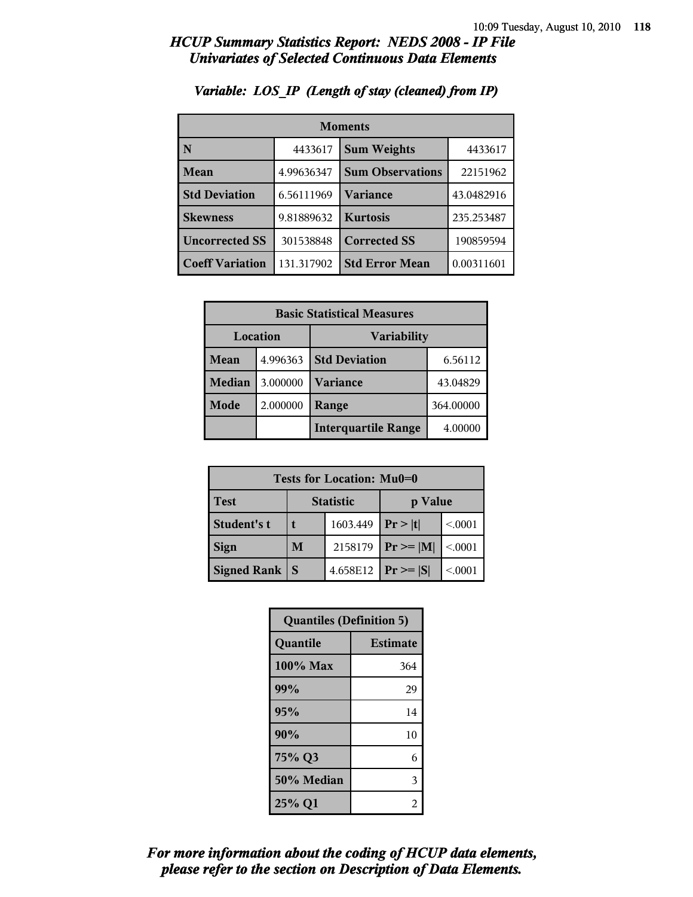# HCUP Summary Statistics Report: NEDS 2008 - IP File
## Univariates of Selected Continuous Data Elements

### Variable: LOS_IP (Length of stay (cleaned) from IP)

| Moments | | | |
|---|---|---|---|
| **N** | 4433617 | **Sum Weights** | 4433617 |
| **Mean** | 4.99636347 | **Sum Observations** | 22151962 |
| **Std Deviation** | 6.56111969 | **Variance** | 43.0482916 |
| **Skewness** | 9.81889632 | **Kurtosis** | 235.253487 |
| **Uncorrected SS** | 301538848 | **Corrected SS** | 190859594 |
| **Coeff Variation** | 131.317902 | **Std Error Mean** | 0.00311601 |

| Basic Statistical Measures | | | |
|---|---|---|---|
| Location | | Variability | |
| **Mean** | 4.996363 | **Std Deviation** | 6.56112 |
| **Median** | 3.000000 | **Variance** | 43.04829 |
| **Mode** | 2.000000 | **Range** | 364.00000 |
| | | **Interquartile Range** | 4.00000 |

| Tests for Location: Mu0=0 | | | | |
|---|---|---|---|---|
| **Test** | Statistic | | p Value | |
| **Student's t** | **t** | 1603.449 | **Pr > \|t\|** | <.0001 |
| **Sign** | **M** | 2158179 | **Pr >= \|M\|** | <.0001 |
| **Signed Rank** | **S** | 4.658E12 | **Pr >= \|S\|** | <.0001 |

| Quantiles (Definition 5) | |
|---|---|
| **Quantile** | **Estimate** |
| **100% Max** | 364 |
| **99%** | 29 |
| **95%** | 14 |
| **90%** | 10 |
| **75% Q3** | 6 |
| **50% Median** | 3 |
| **25% Q1** | 2 |

*For more information about the coding of HCUP data elements, please refer to the section on Description of Data Elements.*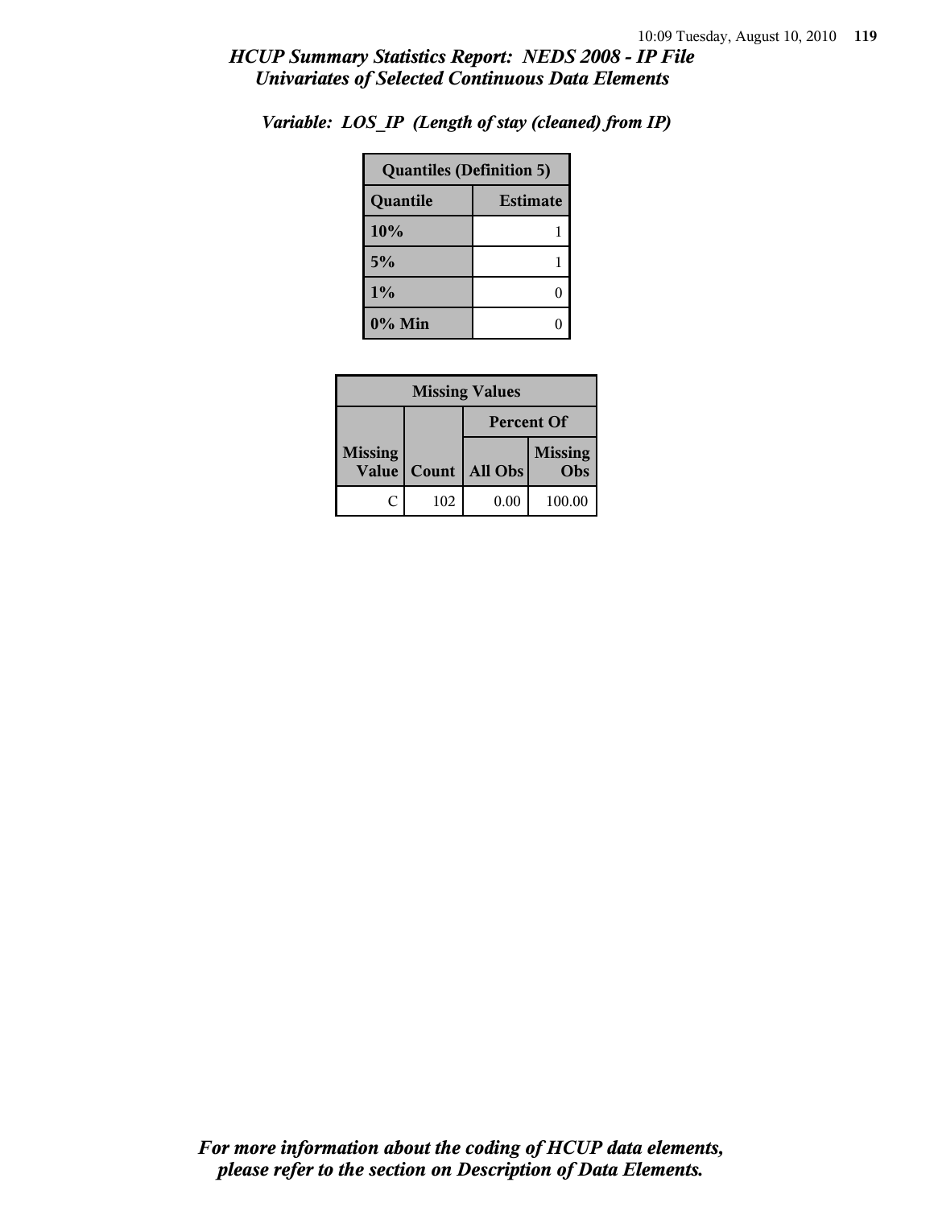*HCUP Summary Statistics Report: NEDS 2008 - IP File*
*Univariates of Selected Continuous Data Elements*

*Variable: LOS_IP (Length of stay (cleaned) from IP)*

| Quantiles (Definition 5) | |
|---|---|
| **Quantile** | **Estimate** |
| **10%** | 1 |
| **5%** | 1 |
| **1%** | 0 |
| **0% Min** | 0 |

| Missing Values | | | |
|---|---|---|---|
| | | Percent Of | |
| Missing Value | Count | All Obs | Missing Obs |
| C | 102 | 0.00 | 100.00 |

*For more information about the coding of HCUP data elements, please refer to the section on Description of Data Elements.*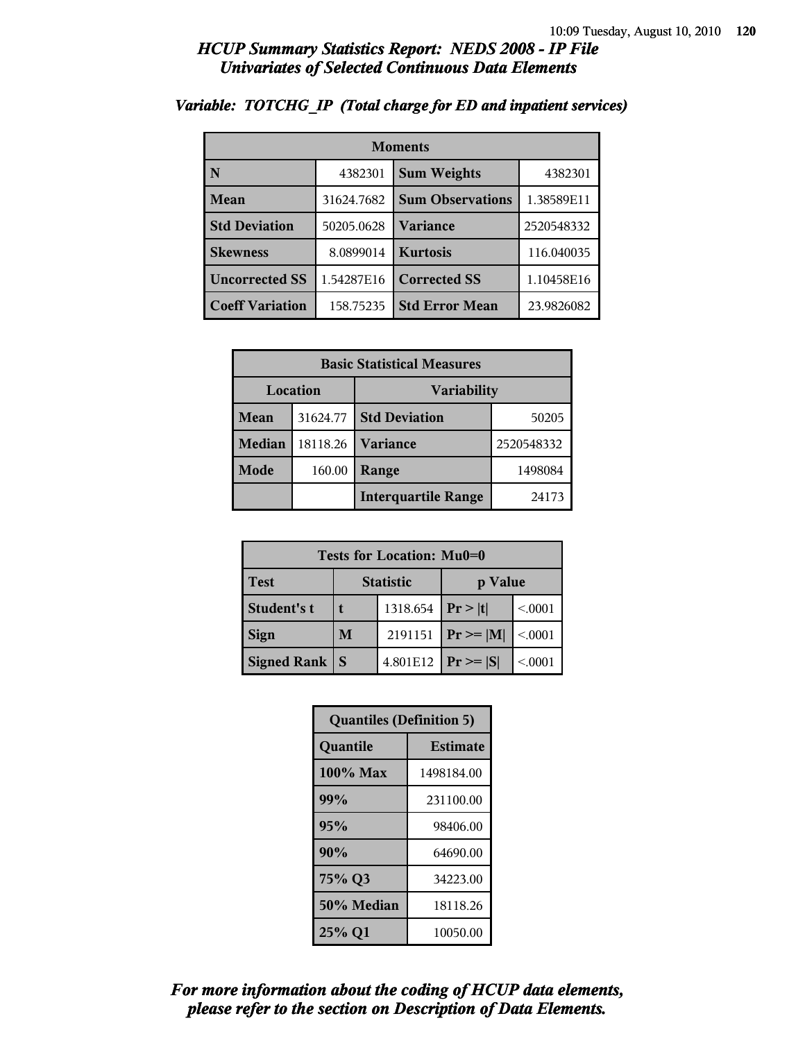# HCUP Summary Statistics Report: NEDS 2008 - IP File
## Univariates of Selected Continuous Data Elements

### Variable: TOTCHG_IP (Total charge for ED and inpatient services)

| Moments | | | |
|---|---|---|---|
| N | 4382301 | Sum Weights | 4382301 |
| Mean | 31624.7682 | Sum Observations | 1.38589E11 |
| Std Deviation | 50205.0628 | Variance | 2520548332 |
| Skewness | 8.0899014 | Kurtosis | 116.040035 |
| Uncorrected SS | 1.54287E16 | Corrected SS | 1.10458E16 |
| Coeff Variation | 158.75235 | Std Error Mean | 23.9826082 |

| Basic Statistical Measures | | | |
|---|---|---|---|
| Location | | Variability | |
| Mean | 31624.77 | Std Deviation | 50205 |
| Median | 18118.26 | Variance | 2520548332 |
| Mode | 160.00 | Range | 1498084 |
| | | Interquartile Range | 24173 |

| Tests for Location: Mu0=0 | | | | |
|---|---|---|---|---|
| Test | Statistic | | p Value | |
| Student's t | t | 1318.654 | Pr > \|t\| | <.0001 |
| Sign | M | 2191151 | Pr >= \|M\| | <.0001 |
| Signed Rank | S | 4.801E12 | Pr >= \|S\| | <.0001 |

| Quantiles (Definition 5) | |
|---|---|
| Quantile | Estimate |
| 100% Max | 1498184.00 |
| 99% | 231100.00 |
| 95% | 98406.00 |
| 90% | 64690.00 |
| 75% Q3 | 34223.00 |
| 50% Median | 18118.26 |
| 25% Q1 | 10050.00 |

*For more information about the coding of HCUP data elements, please refer to the section on Description of Data Elements.*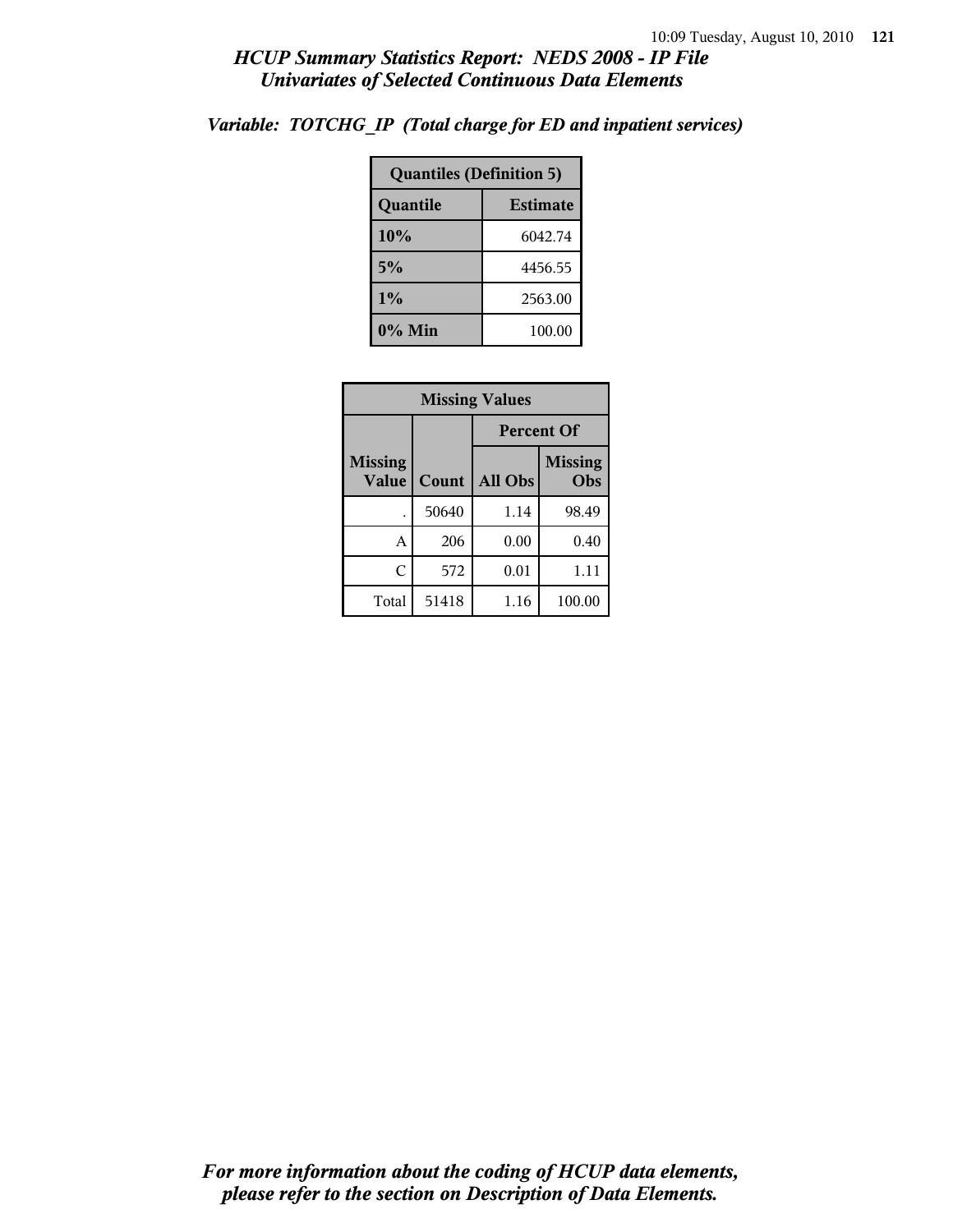## Variable: TOTCHG_IP (Total charge for ED and inpatient services)

| Quantiles (Definition 5) | |
|---|---|
| **Quantile** | **Estimate** |
| 10% | 6042.74 |
| 5% | 4456.55 |
| 1% | 2563.00 |
| 0% Min | 100.00 |

| Missing Values | | | |
|---|---|---|---|
| | | Percent Of | |
| Missing Value | Count | All Obs | Missing Obs |
| . | 50640 | 1.14 | 98.49 |
| A | 206 | 0.00 | 0.40 |
| C | 572 | 0.01 | 1.11 |
| Total | 51418 | 1.16 | 100.00 |

*For more information about the coding of HCUP data elements, please refer to the section on Description of Data Elements.*